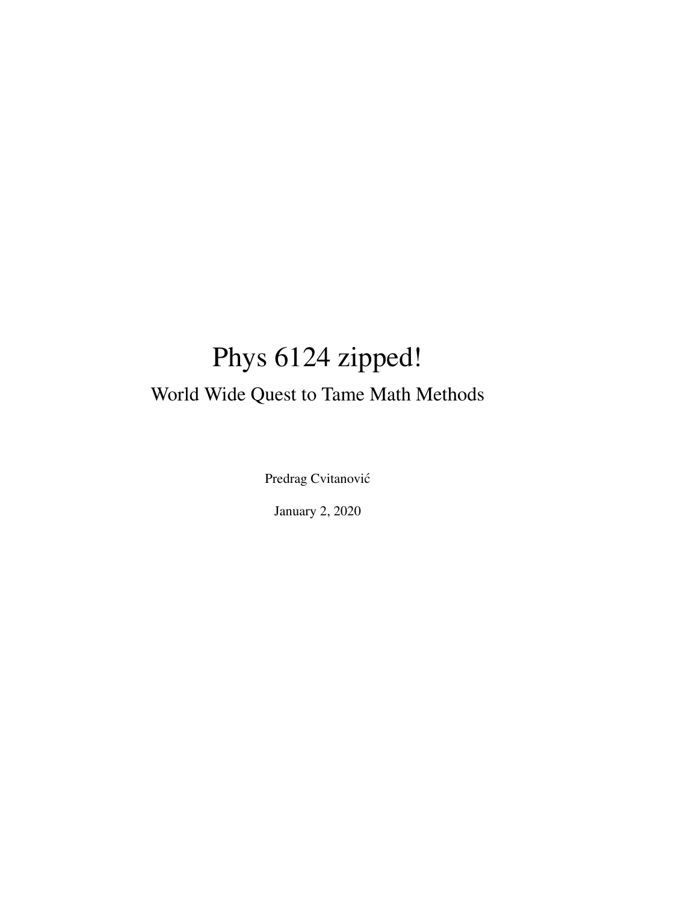# Phys 6124 zipped!

## World Wide Quest to Tame Math Methods

Predrag Cvitanović

January 2, 2020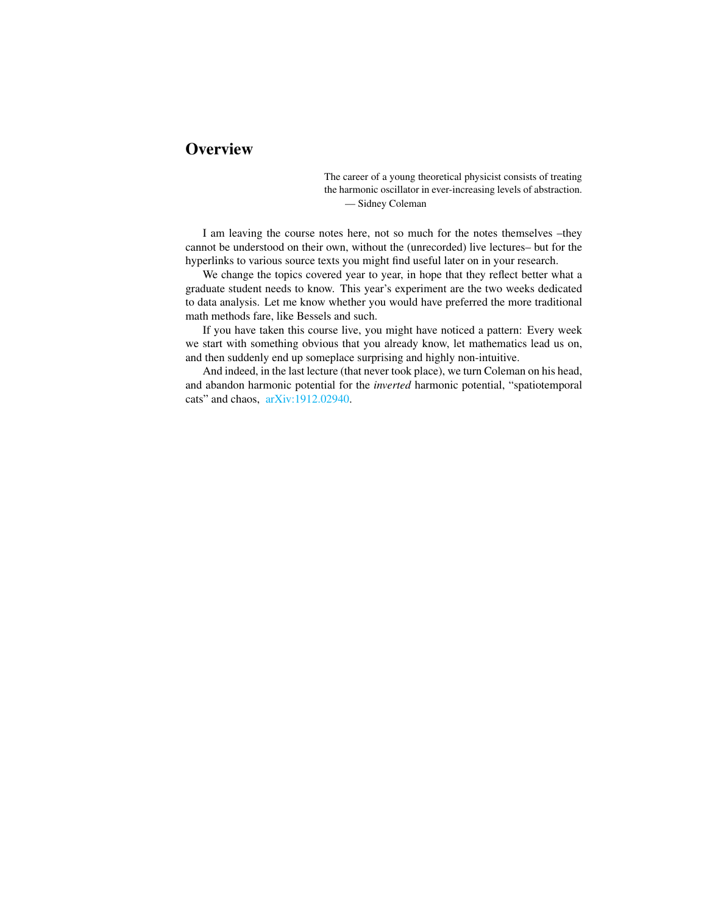# Overview

> The career of a young theoretical physicist consists of treating the harmonic oscillator in ever-increasing levels of abstraction.
> — Sidney Coleman

I am leaving the course notes here, not so much for the notes themselves –they cannot be understood on their own, without the (unrecorded) live lectures– but for the hyperlinks to various source texts you might find useful later on in your research.

We change the topics covered year to year, in hope that they reflect better what a graduate student needs to know. This year's experiment are the two weeks dedicated to data analysis. Let me know whether you would have preferred the more traditional math methods fare, like Bessels and such.

If you have taken this course live, you might have noticed a pattern: Every week we start with something obvious that you already know, let mathematics lead us on, and then suddenly end up someplace surprising and highly non-intuitive.

And indeed, in the last lecture (that never took place), we turn Coleman on his head, and abandon harmonic potential for the *inverted* harmonic potential, "spatiotemporal cats" and chaos, arXiv:1912.02940.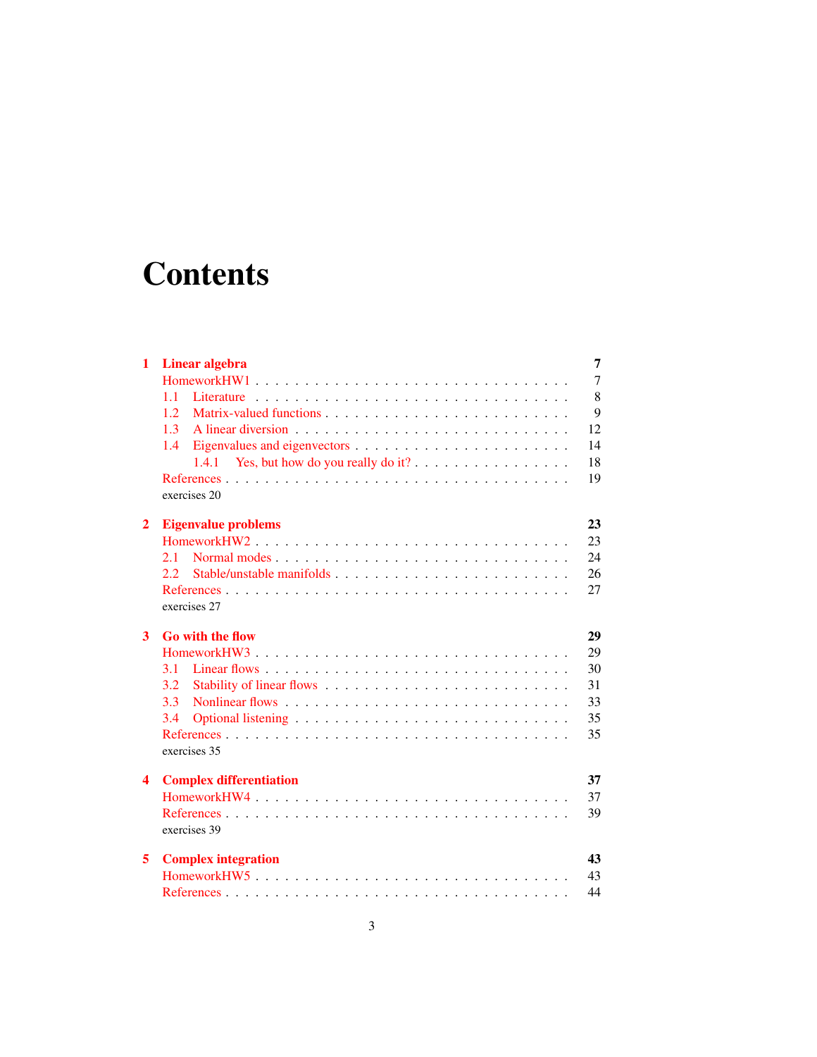# Contents

**1 Linear algebra** . . . **7**
- HomeworkHW1 . . . 7
- 1.1 Literature . . . 8
- 1.2 Matrix-valued functions . . . 9
- 1.3 A linear diversion . . . 12
- 1.4 Eigenvalues and eigenvectors . . . 14
  - 1.4.1 Yes, but how do you really do it? . . . 18
- References . . . 19
- exercises 20

**2 Eigenvalue problems** . . . **23**
- HomeworkHW2 . . . 23
- 2.1 Normal modes . . . 24
- 2.2 Stable/unstable manifolds . . . 26
- References . . . 27
- exercises 27

**3 Go with the flow** . . . **29**
- HomeworkHW3 . . . 29
- 3.1 Linear flows . . . 30
- 3.2 Stability of linear flows . . . 31
- 3.3 Nonlinear flows . . . 33
- 3.4 Optional listening . . . 35
- References . . . 35
- exercises 35

**4 Complex differentiation** . . . **37**
- HomeworkHW4 . . . 37
- References . . . 39
- exercises 39

**5 Complex integration** . . . **43**
- HomeworkHW5 . . . 43
- References . . . 44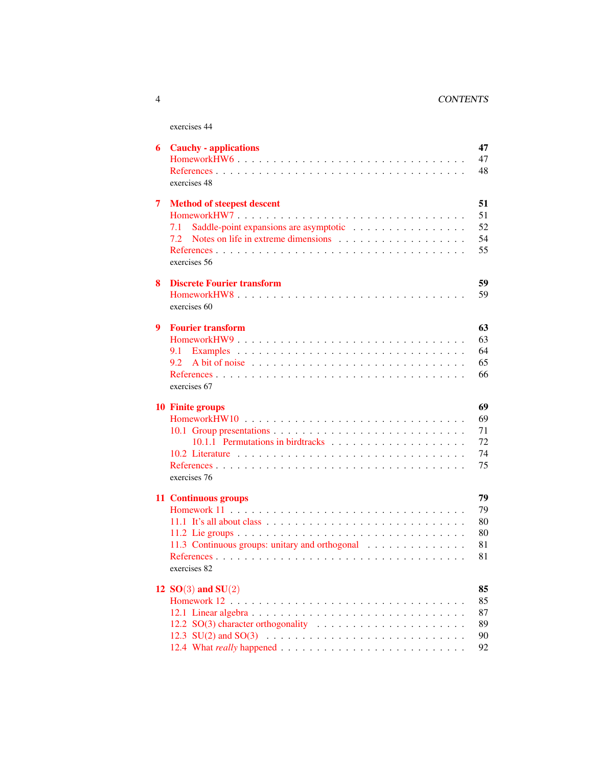exercises 44

**6 Cauchy - applications** 47
- HomeworkHW6 . . . 47
- References . . . 48
- exercises 48

**7 Method of steepest descent** 51
- HomeworkHW7 . . . 51
- 7.1 Saddle-point expansions are asymptotic . . . 52
- 7.2 Notes on life in extreme dimensions . . . 54
- References . . . 55
- exercises 56

**8 Discrete Fourier transform** 59
- HomeworkHW8 . . . 59
- exercises 60

**9 Fourier transform** 63
- HomeworkHW9 . . . 63
- 9.1 Examples . . . 64
- 9.2 A bit of noise . . . 65
- References . . . 66
- exercises 67

**10 Finite groups** 69
- HomeworkHW10 . . . 69
- 10.1 Group presentations . . . 71
  - 10.1.1 Permutations in birdtracks . . . 72
- 10.2 Literature . . . 74
- References . . . 75
- exercises 76

**11 Continuous groups** 79
- Homework 11 . . . 79
- 11.1 It's all about class . . . 80
- 11.2 Lie groups . . . 80
- 11.3 Continuous groups: unitary and orthogonal . . . 81
- References . . . 81
- exercises 82

**12 SO(3) and SU(2)** 85
- Homework 12 . . . 85
- 12.1 Linear algebra . . . 87
- 12.2 SO(3) character orthogonality . . . 89
- 12.3 SU(2) and SO(3) . . . 90
- 12.4 What *really* happened . . . 92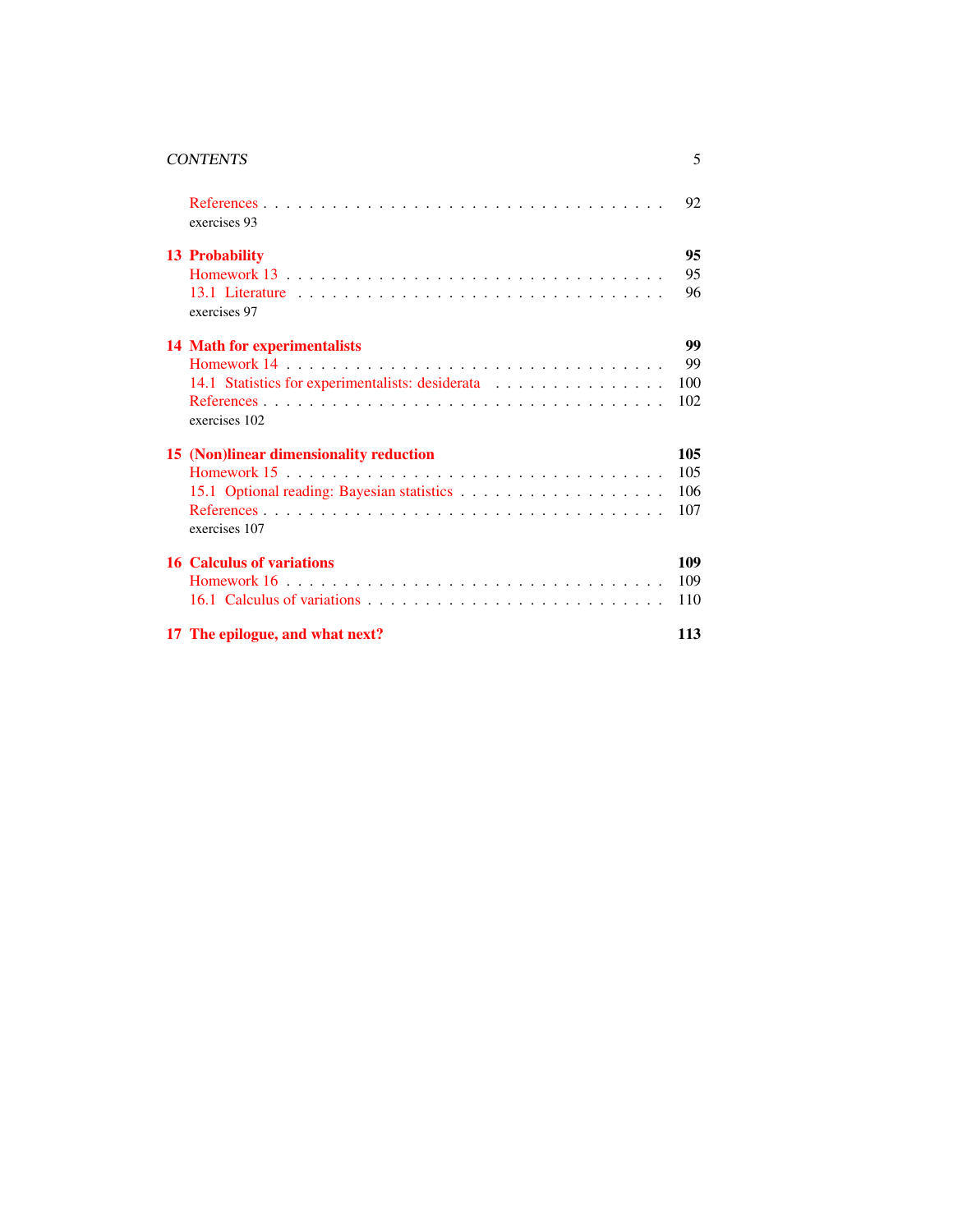References . . . . . . . . . . . . . . . . . . . . . . . . . . . . . . . . . . 92
exercises 93

**13 Probability** **95**
Homework 13 . . . . . . . . . . . . . . . . . . . . . . . . . . . . . . . . . 95
13.1 Literature . . . . . . . . . . . . . . . . . . . . . . . . . . . . . . . . 96
exercises 97

**14 Math for experimentalists** **99**
Homework 14 . . . . . . . . . . . . . . . . . . . . . . . . . . . . . . . . . 99
14.1 Statistics for experimentalists: desiderata . . . . . . . . . . . . . . . 100
References . . . . . . . . . . . . . . . . . . . . . . . . . . . . . . . . . . 102
exercises 102

**15 (Non)linear dimensionality reduction** **105**
Homework 15 . . . . . . . . . . . . . . . . . . . . . . . . . . . . . . . . . 105
15.1 Optional reading: Bayesian statistics . . . . . . . . . . . . . . . . . . 106
References . . . . . . . . . . . . . . . . . . . . . . . . . . . . . . . . . . 107
exercises 107

**16 Calculus of variations** **109**
Homework 16 . . . . . . . . . . . . . . . . . . . . . . . . . . . . . . . . . 109
16.1 Calculus of variations . . . . . . . . . . . . . . . . . . . . . . . . . . 110

**17 The epilogue, and what next?** **113**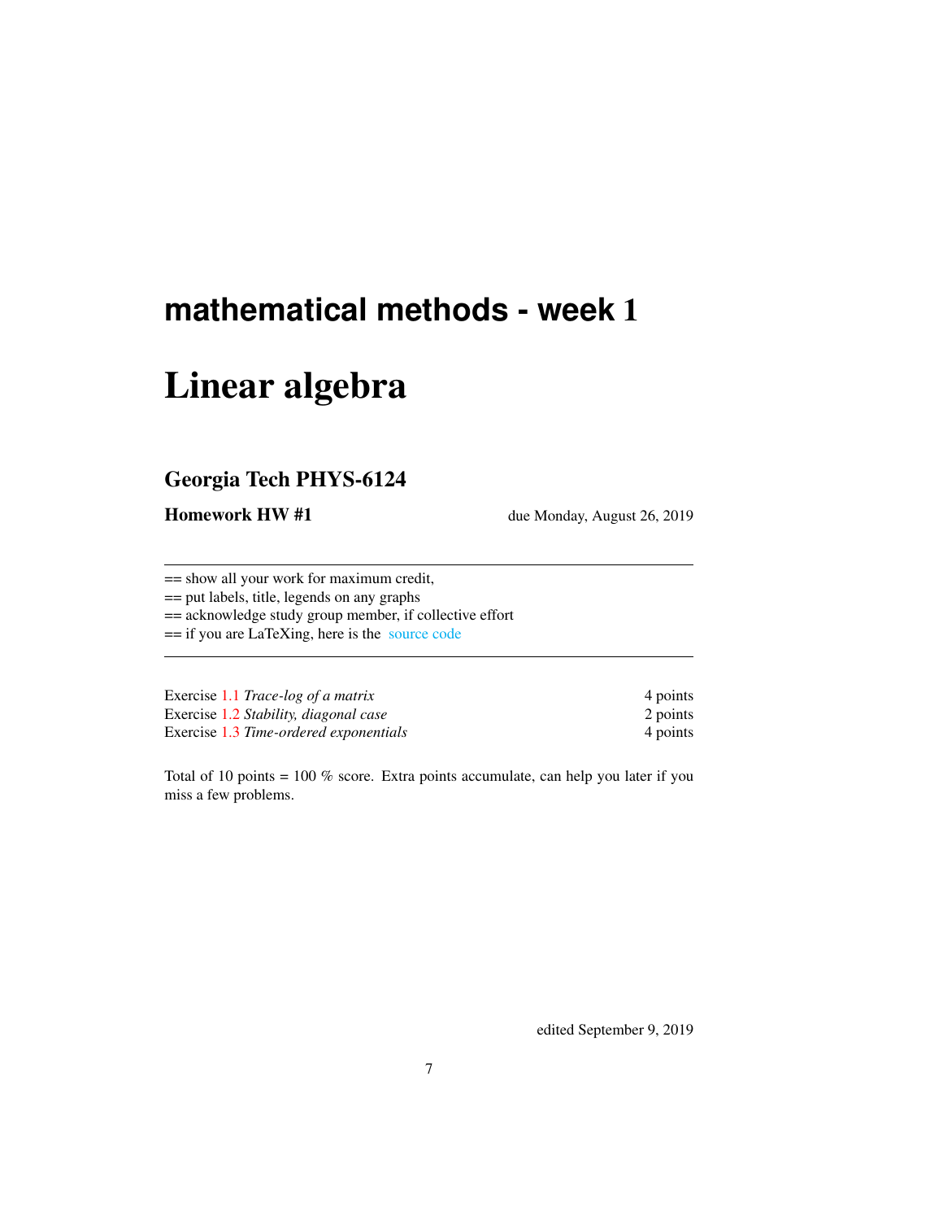## mathematical methods - week 1

# Linear algebra

## Georgia Tech PHYS-6124

**Homework HW #1** due Monday, August 26, 2019

---

== show all your work for maximum credit,
== put labels, title, legends on any graphs
== acknowledge study group member, if collective effort
== if you are LaTeXing, here is the source code

---

| | |
|---|---|
| Exercise 1.1 *Trace-log of a matrix* | 4 points |
| Exercise 1.2 *Stability, diagonal case* | 2 points |
| Exercise 1.3 *Time-ordered exponentials* | 4 points |

Total of 10 points = 100 % score. Extra points accumulate, can help you later if you miss a few problems.

edited September 9, 2019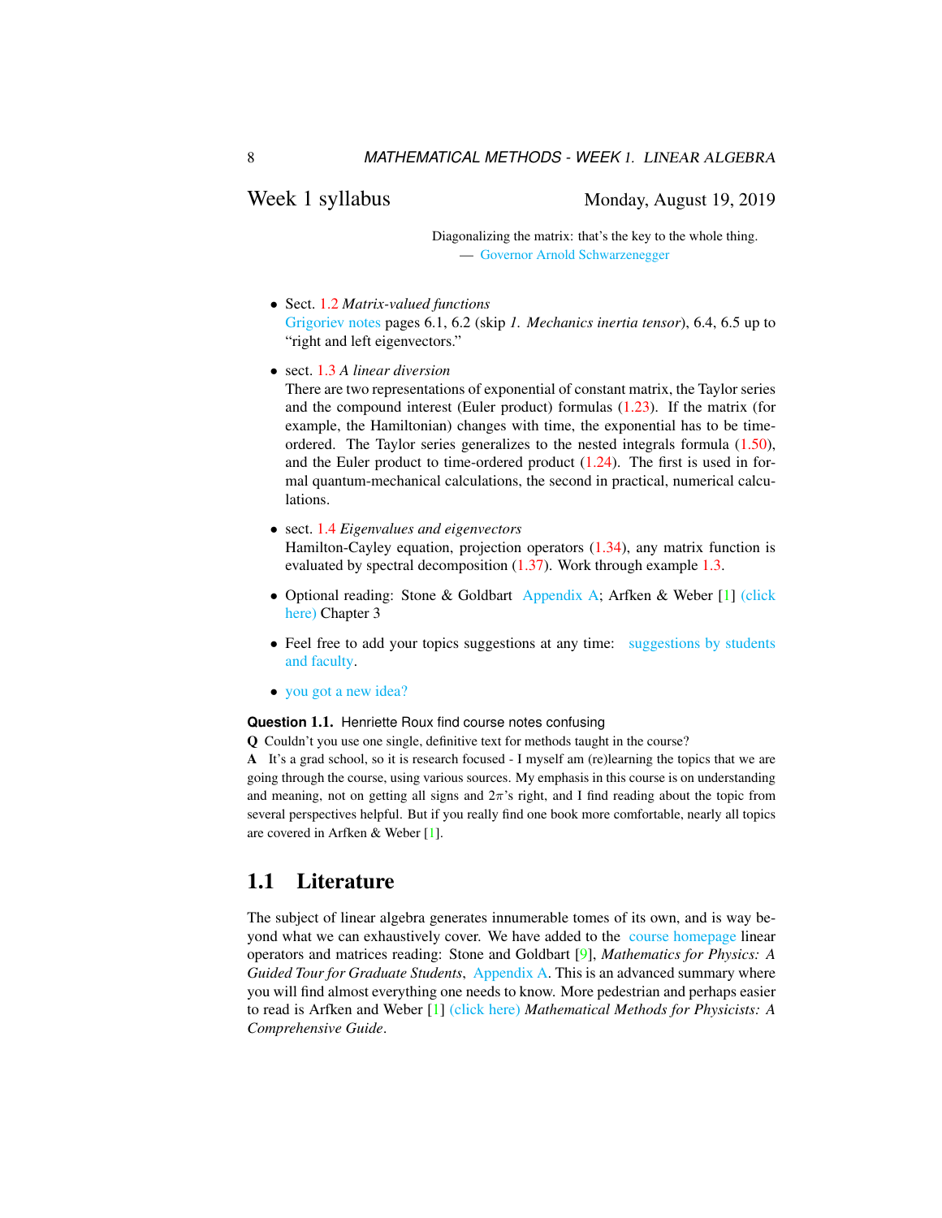## Week 1 syllabus

Monday, August 19, 2019

> Diagonalizing the matrix: that's the key to the whole thing.
> — Governor Arnold Schwarzenegger

- Sect. 1.2 *Matrix-valued functions*
  Grigoriev notes pages 6.1, 6.2 (skip *1. Mechanics inertia tensor*), 6.4, 6.5 up to "right and left eigenvectors."
- sect. 1.3 *A linear diversion*
  There are two representations of exponential of constant matrix, the Taylor series and the compound interest (Euler product) formulas (1.23). If the matrix (for example, the Hamiltonian) changes with time, the exponential has to be time-ordered. The Taylor series generalizes to the nested integrals formula (1.50), and the Euler product to time-ordered product (1.24). The first is used in formal quantum-mechanical calculations, the second in practical, numerical calculations.
- sect. 1.4 *Eigenvalues and eigenvectors*
  Hamilton-Cayley equation, projection operators (1.34), any matrix function is evaluated by spectral decomposition (1.37). Work through example 1.3.
- Optional reading: Stone & Goldbart Appendix A; Arfken & Weber [1] (click here) Chapter 3
- Feel free to add your topics suggestions at any time: suggestions by students and faculty.
- you got a new idea?

**Question 1.1.** Henriette Roux find course notes confusing

**Q** Couldn't you use one single, definitive text for methods taught in the course?

**A** It's a grad school, so it is research focused - I myself am (re)learning the topics that we are going through the course, using various sources. My emphasis in this course is on understanding and meaning, not on getting all signs and $2\pi$'s right, and I find reading about the topic from several perspectives helpful. But if you really find one book more comfortable, nearly all topics are covered in Arfken & Weber [1].

## 1.1 Literature

The subject of linear algebra generates innumerable tomes of its own, and is way beyond what we can exhaustively cover. We have added to the course homepage linear operators and matrices reading: Stone and Goldbart [9], *Mathematics for Physics: A Guided Tour for Graduate Students*, Appendix A. This is an advanced summary where you will find almost everything one needs to know. More pedestrian and perhaps easier to read is Arfken and Weber [1] (click here) *Mathematical Methods for Physicists: A Comprehensive Guide*.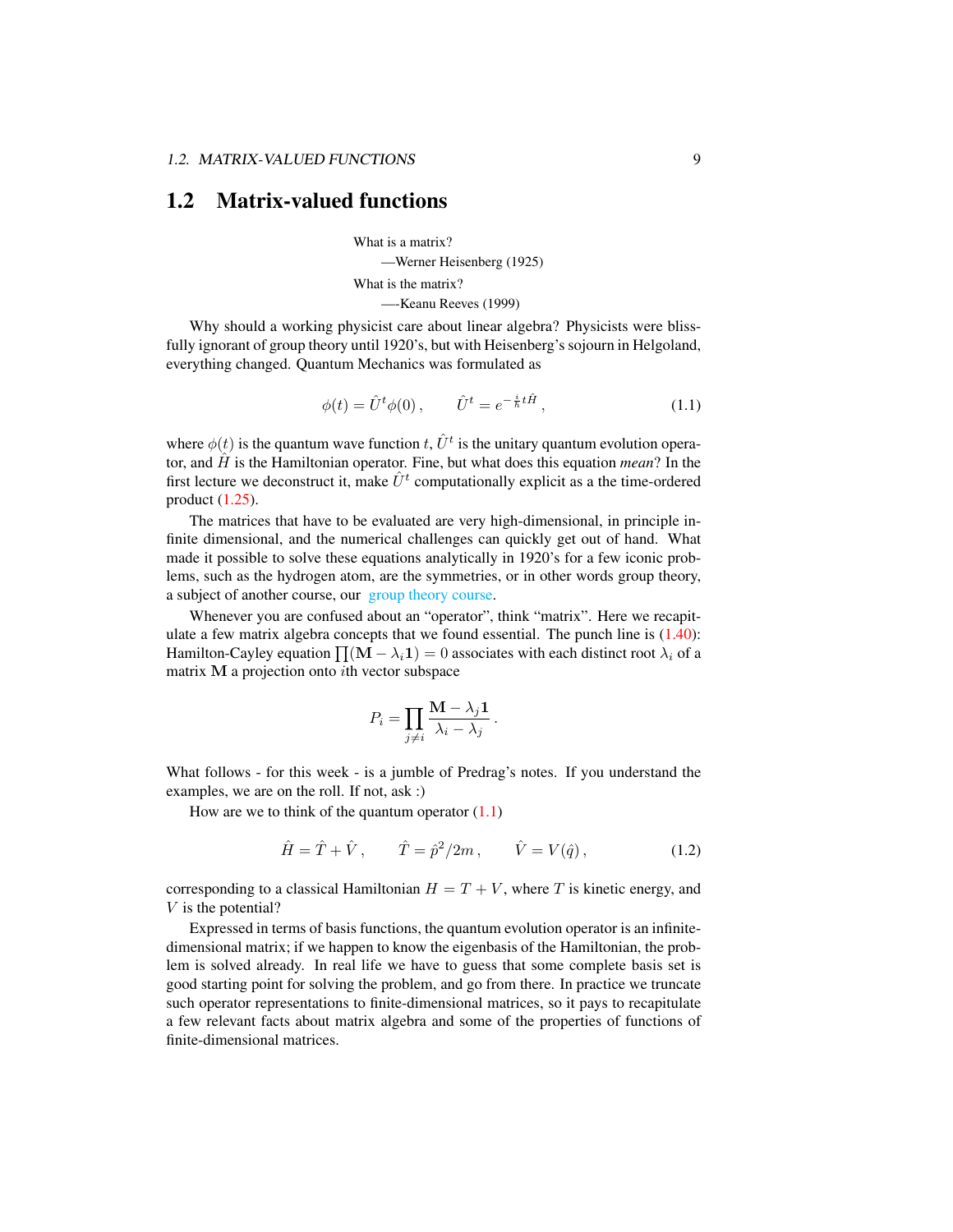## 1.2 Matrix-valued functions

What is a matrix?

—Werner Heisenberg (1925)

What is the matrix?

—-Keanu Reeves (1999)

Why should a working physicist care about linear algebra? Physicists were blissfully ignorant of group theory until 1920's, but with Heisenberg's sojourn in Helgoland, everything changed. Quantum Mechanics was formulated as

$$\phi(t) = \hat{U}^t \phi(0) , \qquad \hat{U}^t = e^{-\frac{i}{\hbar} t \hat{H}} , \tag{1.1}$$

where $\phi(t)$ is the quantum wave function $t$, $\hat{U}^t$ is the unitary quantum evolution operator, and $\hat{H}$ is the Hamiltonian operator. Fine, but what does this equation *mean*? In the first lecture we deconstruct it, make $\hat{U}^t$ computationally explicit as a the time-ordered product (1.25).

The matrices that have to be evaluated are very high-dimensional, in principle infinite dimensional, and the numerical challenges can quickly get out of hand. What made it possible to solve these equations analytically in 1920's for a few iconic problems, such as the hydrogen atom, are the symmetries, or in other words group theory, a subject of another course, our group theory course.

Whenever you are confused about an "operator", think "matrix". Here we recapitulate a few matrix algebra concepts that we found essential. The punch line is (1.40): Hamilton-Cayley equation $\prod(\mathbf{M} - \lambda_i \mathbf{1}) = 0$ associates with each distinct root $\lambda_i$ of a matrix $\mathbf{M}$ a projection onto $i$th vector subspace

$$P_i = \prod_{j \neq i} \frac{\mathbf{M} - \lambda_j \mathbf{1}}{\lambda_i - \lambda_j} .$$

What follows - for this week - is a jumble of Predrag's notes. If you understand the examples, we are on the roll. If not, ask :)

How are we to think of the quantum operator (1.1)

$$\hat{H} = \hat{T} + \hat{V} , \qquad \hat{T} = \hat{p}^2/2m , \qquad \hat{V} = V(\hat{q}) , \tag{1.2}$$

corresponding to a classical Hamiltonian $H = T + V$, where $T$ is kinetic energy, and $V$ is the potential?

Expressed in terms of basis functions, the quantum evolution operator is an infinite-dimensional matrix; if we happen to know the eigenbasis of the Hamiltonian, the problem is solved already. In real life we have to guess that some complete basis set is good starting point for solving the problem, and go from there. In practice we truncate such operator representations to finite-dimensional matrices, so it pays to recapitulate a few relevant facts about matrix algebra and some of the properties of functions of finite-dimensional matrices.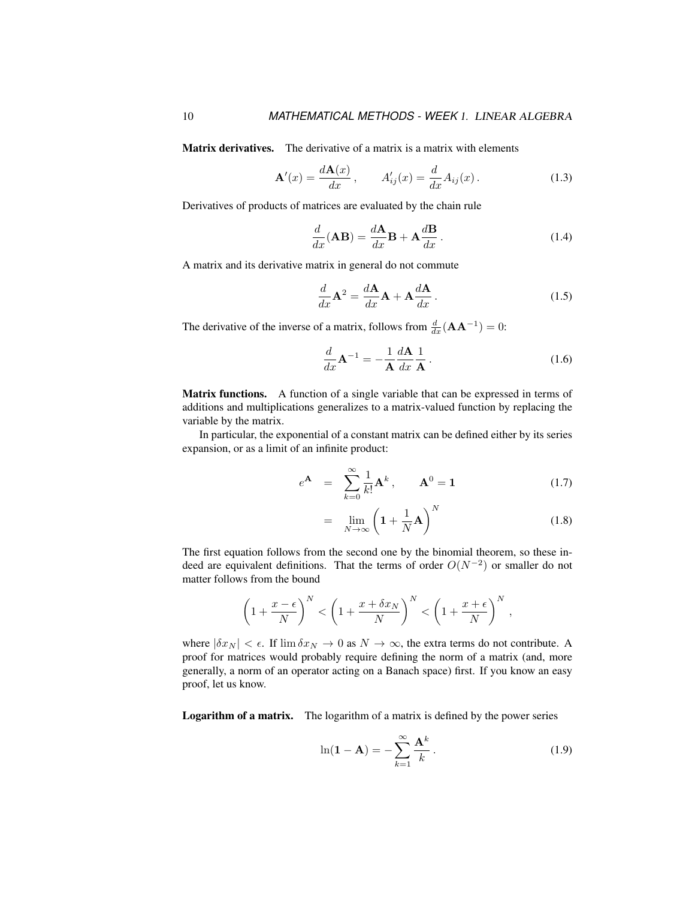**Matrix derivatives.** The derivative of a matrix is a matrix with elements

$$\mathbf{A}'(x) = \frac{d\mathbf{A}(x)}{dx}\,, \qquad A'_{ij}(x) = \frac{d}{dx}A_{ij}(x)\,. \tag{1.3}$$

Derivatives of products of matrices are evaluated by the chain rule

$$\frac{d}{dx}(\mathbf{AB}) = \frac{d\mathbf{A}}{dx}\mathbf{B} + \mathbf{A}\frac{d\mathbf{B}}{dx}\,. \tag{1.4}$$

A matrix and its derivative matrix in general do not commute

$$\frac{d}{dx}\mathbf{A}^2 = \frac{d\mathbf{A}}{dx}\mathbf{A} + \mathbf{A}\frac{d\mathbf{A}}{dx}\,. \tag{1.5}$$

The derivative of the inverse of a matrix, follows from $\frac{d}{dx}(\mathbf{A}\mathbf{A}^{-1}) = 0$:

$$\frac{d}{dx}\mathbf{A}^{-1} = -\frac{1}{\mathbf{A}}\frac{d\mathbf{A}}{dx}\frac{1}{\mathbf{A}}\,. \tag{1.6}$$

**Matrix functions.** A function of a single variable that can be expressed in terms of additions and multiplications generalizes to a matrix-valued function by replacing the variable by the matrix.

In particular, the exponential of a constant matrix can be defined either by its series expansion, or as a limit of an infinite product:

$$e^{\mathbf{A}} = \sum_{k=0}^{\infty}\frac{1}{k!}\mathbf{A}^k\,, \qquad \mathbf{A}^0 = \mathbf{1} \tag{1.7}$$

$$= \lim_{N\to\infty}\left(\mathbf{1} + \frac{1}{N}\mathbf{A}\right)^N \tag{1.8}$$

The first equation follows from the second one by the binomial theorem, so these indeed are equivalent definitions. That the terms of order $O(N^{-2})$ or smaller do not matter follows from the bound

$$\left(1 + \frac{x-\epsilon}{N}\right)^N < \left(1 + \frac{x+\delta x_N}{N}\right)^N < \left(1 + \frac{x+\epsilon}{N}\right)^N\,,$$

where $|\delta x_N| < \epsilon$. If $\lim \delta x_N \to 0$ as $N \to \infty$, the extra terms do not contribute. A proof for matrices would probably require defining the norm of a matrix (and, more generally, a norm of an operator acting on a Banach space) first. If you know an easy proof, let us know.

**Logarithm of a matrix.** The logarithm of a matrix is defined by the power series

$$\ln(\mathbf{1} - \mathbf{A}) = -\sum_{k=1}^{\infty}\frac{\mathbf{A}^k}{k}\,. \tag{1.9}$$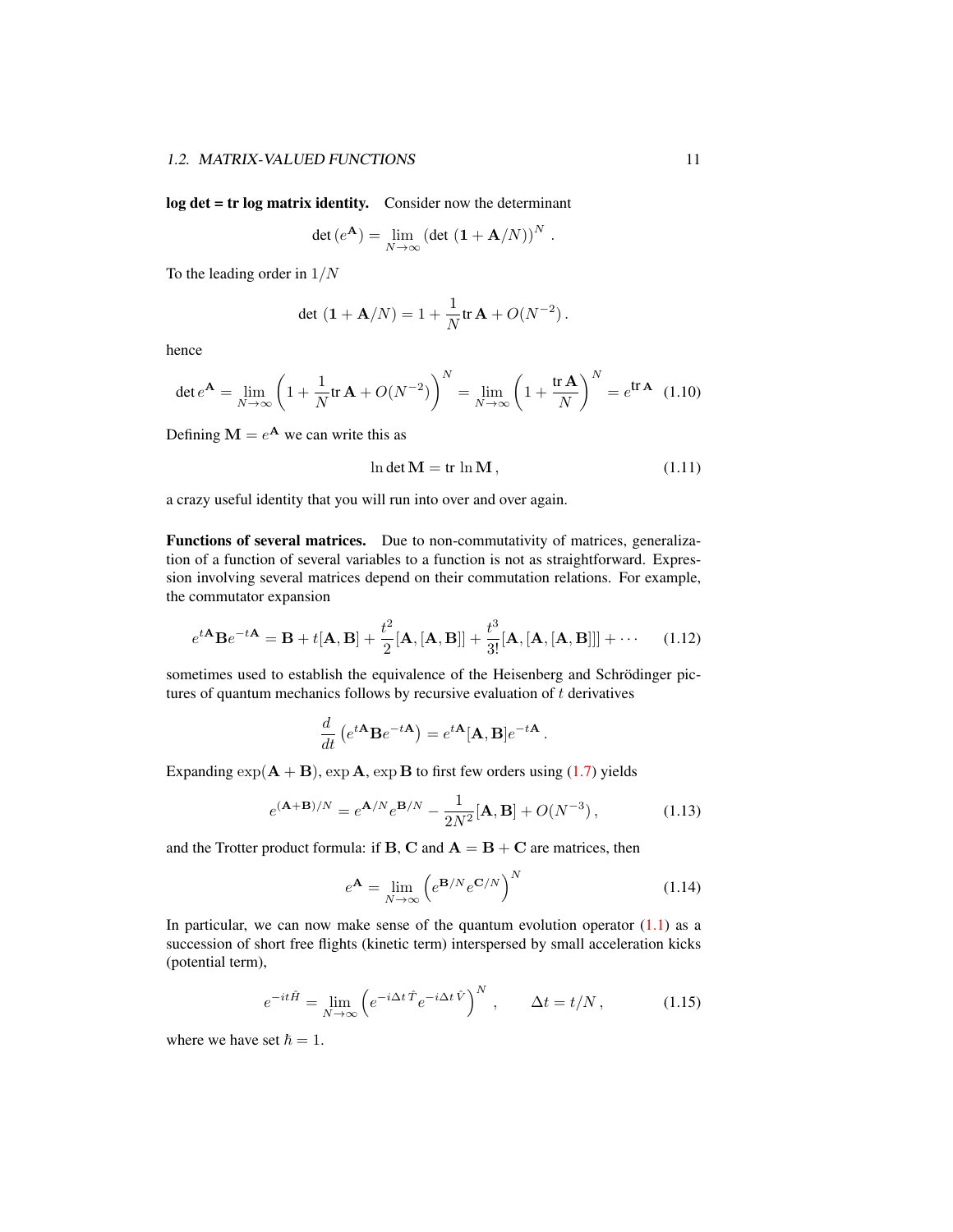**log det = tr log matrix identity.** Consider now the determinant

$$\det\left(e^{\mathbf{A}}\right) = \lim_{N\to\infty} \left(\det\left(\mathbf{1} + \mathbf{A}/N\right)\right)^N .$$

To the leading order in $1/N$

$$\det\left(\mathbf{1} + \mathbf{A}/N\right) = 1 + \frac{1}{N}\mathrm{tr}\,\mathbf{A} + O(N^{-2}) .$$

hence

$$\det e^{\mathbf{A}} = \lim_{N\to\infty}\left(1 + \frac{1}{N}\mathrm{tr}\,\mathbf{A} + O(N^{-2})\right)^N = \lim_{N\to\infty}\left(1 + \frac{\mathrm{tr}\,\mathbf{A}}{N}\right)^N = e^{\mathrm{tr}\,\mathbf{A}} \quad (1.10)$$

Defining $\mathbf{M} = e^{\mathbf{A}}$ we can write this as

$$\ln\det\mathbf{M} = \mathrm{tr}\,\ln\mathbf{M} , \quad (1.11)$$

a crazy useful identity that you will run into over and over again.

**Functions of several matrices.** Due to non-commutativity of matrices, generalization of a function of several variables to a function is not as straightforward. Expression involving several matrices depend on their commutation relations. For example, the commutator expansion

$$e^{t\mathbf{A}}\mathbf{B}e^{-t\mathbf{A}} = \mathbf{B} + t[\mathbf{A},\mathbf{B}] + \frac{t^2}{2}[\mathbf{A},[\mathbf{A},\mathbf{B}]] + \frac{t^3}{3!}[\mathbf{A},[\mathbf{A},[\mathbf{A},\mathbf{B}]]] + \cdots \quad (1.12)$$

sometimes used to establish the equivalence of the Heisenberg and Schrödinger pictures of quantum mechanics follows by recursive evaluation of $t$ derivatives

$$\frac{d}{dt}\left(e^{t\mathbf{A}}\mathbf{B}e^{-t\mathbf{A}}\right) = e^{t\mathbf{A}}[\mathbf{A},\mathbf{B}]e^{-t\mathbf{A}} .$$

Expanding $\exp(\mathbf{A}+\mathbf{B})$, $\exp\mathbf{A}$, $\exp\mathbf{B}$ to first few orders using (1.7) yields

$$e^{(\mathbf{A}+\mathbf{B})/N} = e^{\mathbf{A}/N}e^{\mathbf{B}/N} - \frac{1}{2N^2}[\mathbf{A},\mathbf{B}] + O(N^{-3}) , \quad (1.13)$$

and the Trotter product formula: if $\mathbf{B}$, $\mathbf{C}$ and $\mathbf{A} = \mathbf{B} + \mathbf{C}$ are matrices, then

$$e^{\mathbf{A}} = \lim_{N\to\infty}\left(e^{\mathbf{B}/N}e^{\mathbf{C}/N}\right)^N \quad (1.14)$$

In particular, we can now make sense of the quantum evolution operator (1.1) as a succession of short free flights (kinetic term) interspersed by small acceleration kicks (potential term),

$$e^{-it\hat{H}} = \lim_{N\to\infty}\left(e^{-i\Delta t\,\hat{T}}e^{-i\Delta t\,\hat{V}}\right)^N , \qquad \Delta t = t/N , \quad (1.15)$$

where we have set $\hbar = 1$.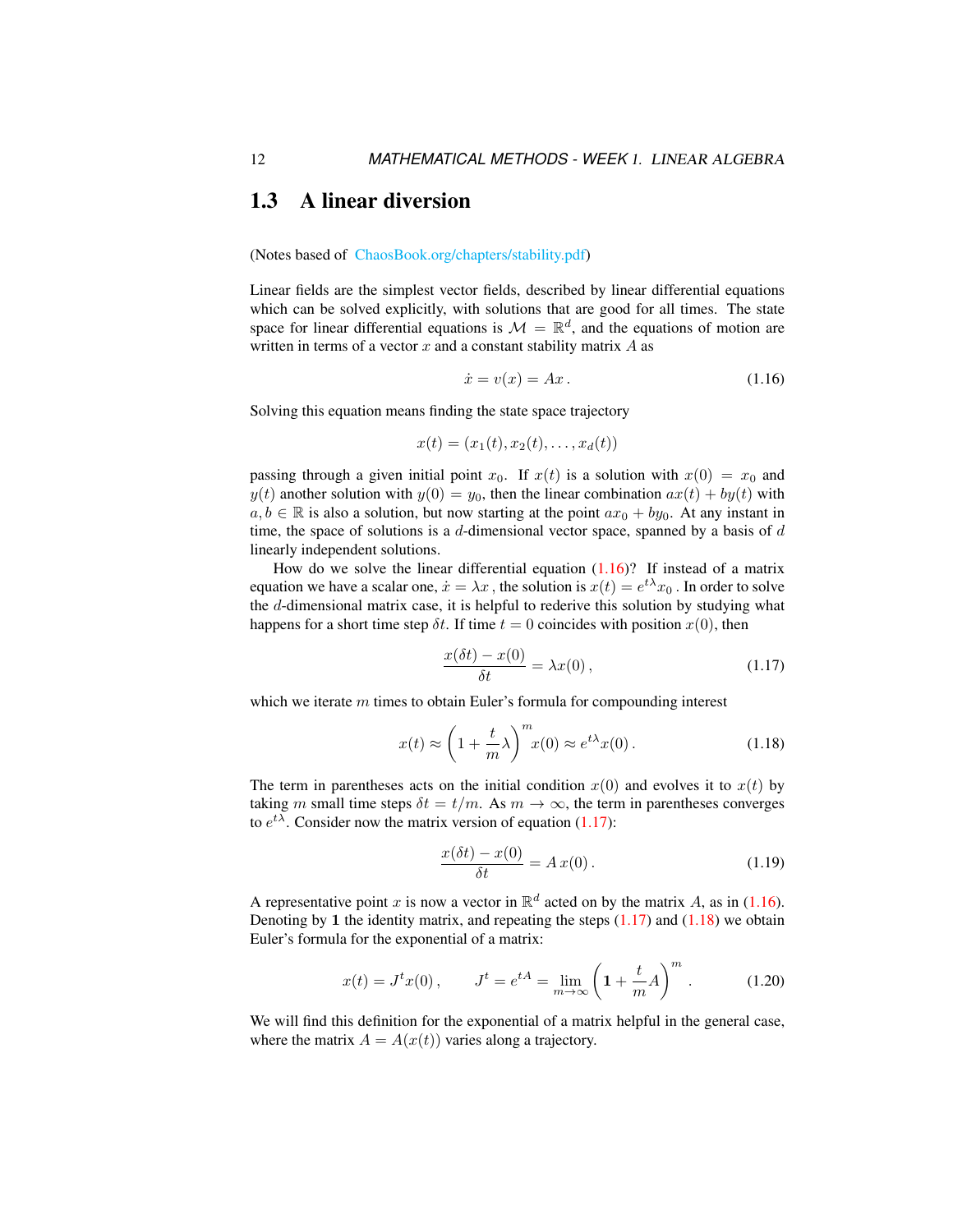## 1.3 A linear diversion

(Notes based of ChaosBook.org/chapters/stability.pdf)

Linear fields are the simplest vector fields, described by linear differential equations which can be solved explicitly, with solutions that are good for all times. The state space for linear differential equations is $\mathcal{M} = \mathbb{R}^d$, and the equations of motion are written in terms of a vector $x$ and a constant stability matrix $A$ as

$$\dot{x} = v(x) = Ax\,. \tag{1.16}$$

Solving this equation means finding the state space trajectory

$$x(t) = (x_1(t), x_2(t), \ldots, x_d(t))$$

passing through a given initial point $x_0$. If $x(t)$ is a solution with $x(0) = x_0$ and $y(t)$ another solution with $y(0) = y_0$, then the linear combination $ax(t) + by(t)$ with $a, b \in \mathbb{R}$ is also a solution, but now starting at the point $ax_0 + by_0$. At any instant in time, the space of solutions is a $d$-dimensional vector space, spanned by a basis of $d$ linearly independent solutions.

How do we solve the linear differential equation (1.16)? If instead of a matrix equation we have a scalar one, $\dot{x} = \lambda x$ , the solution is $x(t) = e^{t\lambda}x_0$ . In order to solve the $d$-dimensional matrix case, it is helpful to rederive this solution by studying what happens for a short time step $\delta t$. If time $t = 0$ coincides with position $x(0)$, then

$$\frac{x(\delta t) - x(0)}{\delta t} = \lambda x(0)\,, \tag{1.17}$$

which we iterate $m$ times to obtain Euler's formula for compounding interest

$$x(t) \approx \left(1 + \frac{t}{m}\lambda\right)^m x(0) \approx e^{t\lambda}x(0)\,. \tag{1.18}$$

The term in parentheses acts on the initial condition $x(0)$ and evolves it to $x(t)$ by taking $m$ small time steps $\delta t = t/m$. As $m \to \infty$, the term in parentheses converges to $e^{t\lambda}$. Consider now the matrix version of equation (1.17):

$$\frac{x(\delta t) - x(0)}{\delta t} = A\,x(0)\,. \tag{1.19}$$

A representative point $x$ is now a vector in $\mathbb{R}^d$ acted on by the matrix $A$, as in (1.16). Denoting by $\mathbf{1}$ the identity matrix, and repeating the steps (1.17) and (1.18) we obtain Euler's formula for the exponential of a matrix:

$$x(t) = J^t x(0)\,, \qquad J^t = e^{tA} = \lim_{m\to\infty}\left(\mathbf{1} + \frac{t}{m}A\right)^m\,. \tag{1.20}$$

We will find this definition for the exponential of a matrix helpful in the general case, where the matrix $A = A(x(t))$ varies along a trajectory.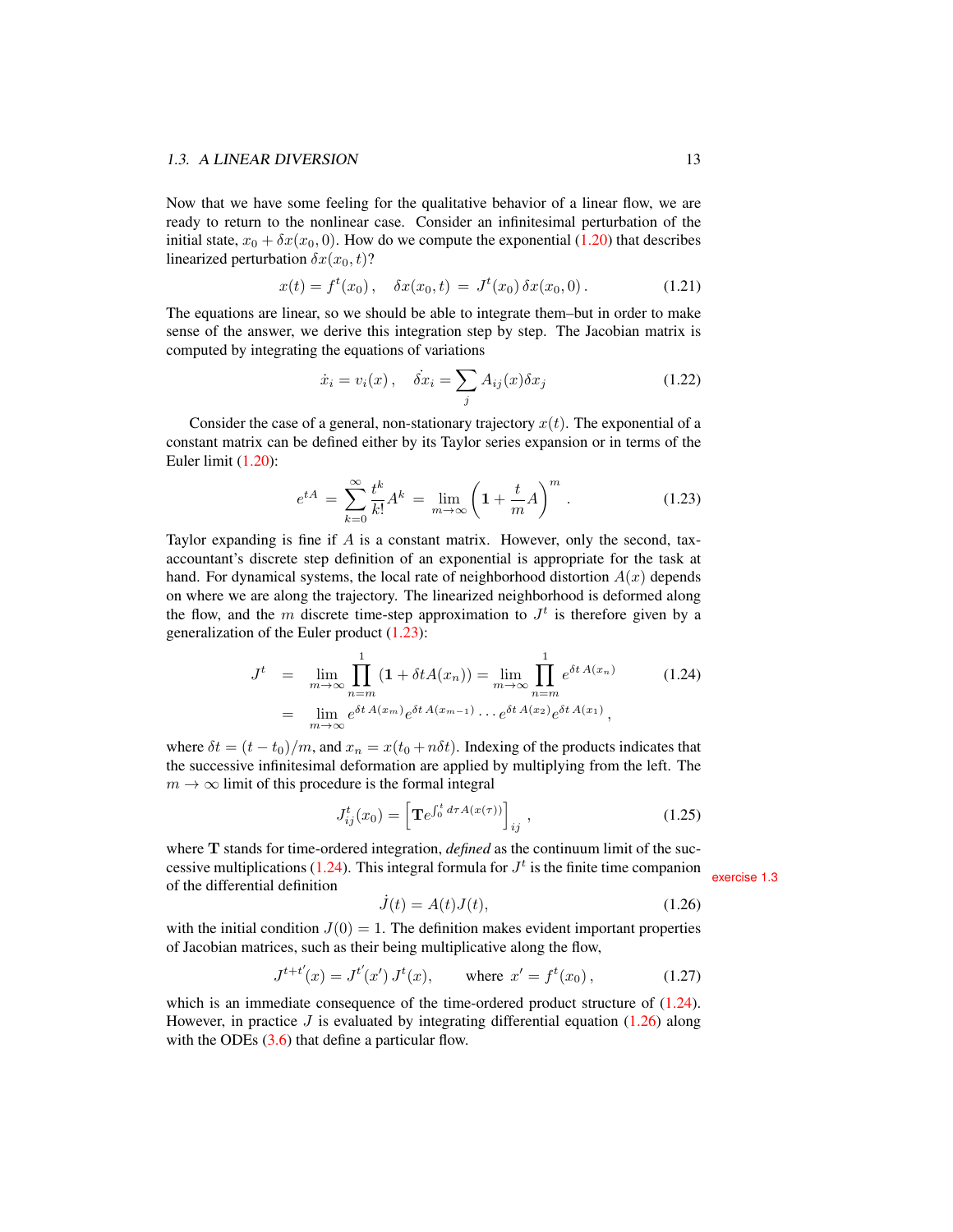Now that we have some feeling for the qualitative behavior of a linear flow, we are ready to return to the nonlinear case. Consider an infinitesimal perturbation of the initial state, $x_0 + \delta x(x_0, 0)$. How do we compute the exponential (1.20) that describes linearized perturbation $\delta x(x_0, t)$?

$$x(t) = f^t(x_0)\,, \quad \delta x(x_0, t) \;=\; J^t(x_0)\,\delta x(x_0, 0)\,. \tag{1.21}$$

The equations are linear, so we should be able to integrate them–but in order to make sense of the answer, we derive this integration step by step. The Jacobian matrix is computed by integrating the equations of variations

$$\dot{x}_i = v_i(x)\,, \quad \dot{\delta x}_i = \sum_j A_{ij}(x)\delta x_j \tag{1.22}$$

Consider the case of a general, non-stationary trajectory $x(t)$. The exponential of a constant matrix can be defined either by its Taylor series expansion or in terms of the Euler limit (1.20):

$$e^{tA} \;=\; \sum_{k=0}^{\infty} \frac{t^k}{k!} A^k \;=\; \lim_{m\to\infty} \left( \mathbf{1} + \frac{t}{m} A \right)^m . \tag{1.23}$$

Taylor expanding is fine if $A$ is a constant matrix. However, only the second, tax-accountant's discrete step definition of an exponential is appropriate for the task at hand. For dynamical systems, the local rate of neighborhood distortion $A(x)$ depends on where we are along the trajectory. The linearized neighborhood is deformed along the flow, and the $m$ discrete time-step approximation to $J^t$ is therefore given by a generalization of the Euler product (1.23):

$$\begin{aligned} J^t \;&=\; \lim_{m\to\infty} \prod_{n=m}^{1} (\mathbf{1} + \delta t A(x_n)) = \lim_{m\to\infty} \prod_{n=m}^{1} e^{\delta t\, A(x_n)} \\ &=\; \lim_{m\to\infty} e^{\delta t\, A(x_m)} e^{\delta t\, A(x_{m-1})} \cdots e^{\delta t\, A(x_2)} e^{\delta t\, A(x_1)}\,, \end{aligned} \tag{1.24}$$

where $\delta t = (t - t_0)/m$, and $x_n = x(t_0 + n\delta t)$. Indexing of the products indicates that the successive infinitesimal deformation are applied by multiplying from the left. The $m \to \infty$ limit of this procedure is the formal integral

$$J^t_{ij}(x_0) = \left[ \mathbf{T} e^{\int_0^t d\tau A(x(\tau))} \right]_{ij}\,, \tag{1.25}$$

where $\mathbf{T}$ stands for time-ordered integration, *defined* as the continuum limit of the successive multiplications (1.24). This integral formula for $J^t$ is the finite time companion of the differential definition

exercise 1.3

$$\dot{J}(t) = A(t)J(t), \tag{1.26}$$

with the initial condition $J(0) = 1$. The definition makes evident important properties of Jacobian matrices, such as their being multiplicative along the flow,

$$J^{t+t'}(x) = J^{t'}(x')\,J^t(x), \qquad \text{where } x' = f^t(x_0)\,, \tag{1.27}$$

which is an immediate consequence of the time-ordered product structure of (1.24). However, in practice $J$ is evaluated by integrating differential equation (1.26) along with the ODEs (3.6) that define a particular flow.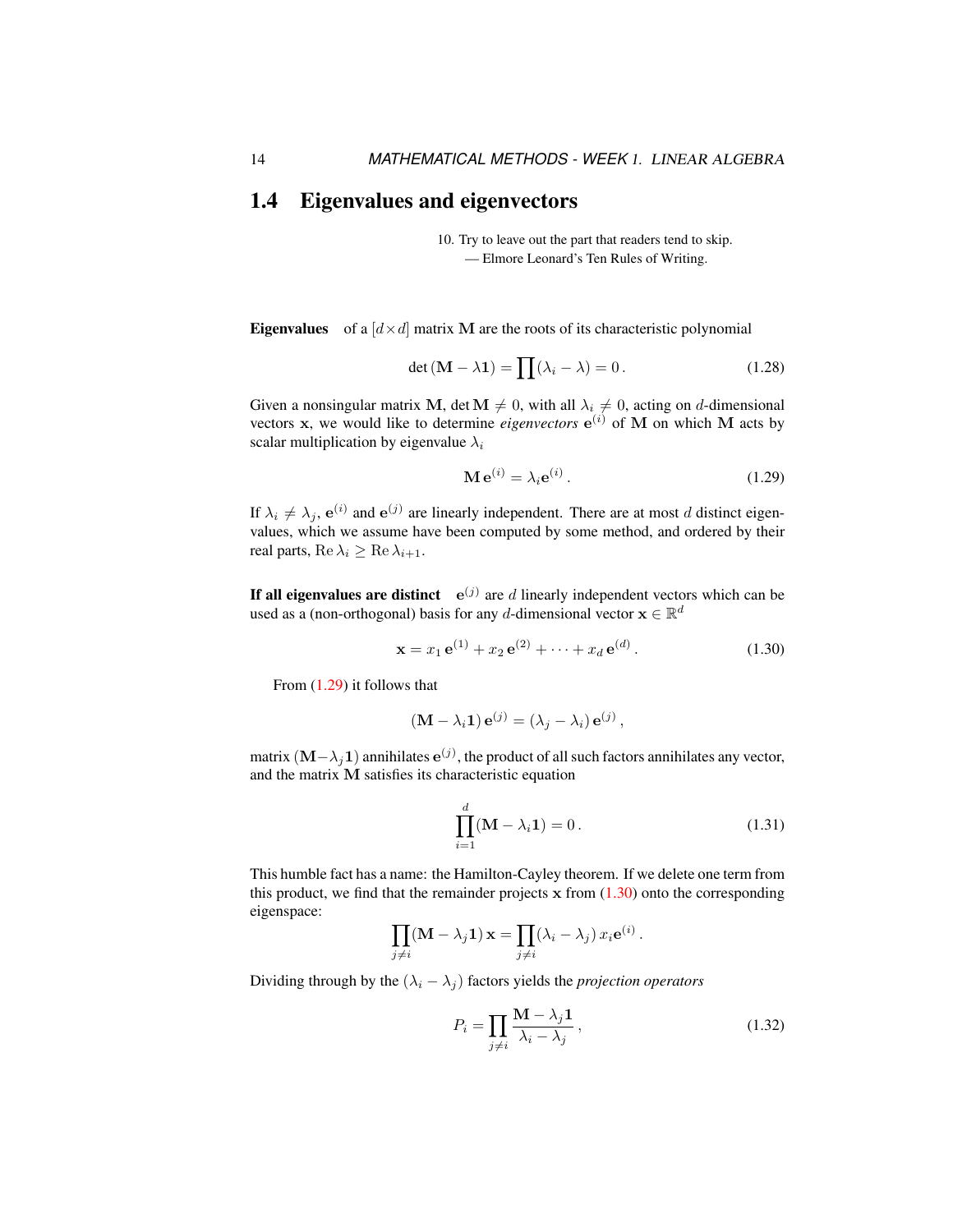## 1.4 Eigenvalues and eigenvectors

> 10. Try to leave out the part that readers tend to skip.
> — Elmore Leonard's Ten Rules of Writing.

**Eigenvalues** of a $[d \times d]$ matrix $\mathbf{M}$ are the roots of its characteristic polynomial

$$\det(\mathbf{M} - \lambda \mathbf{1}) = \prod (\lambda_i - \lambda) = 0 . \tag{1.28}$$

Given a nonsingular matrix $\mathbf{M}$, $\det \mathbf{M} \neq 0$, with all $\lambda_i \neq 0$, acting on $d$-dimensional vectors $\mathbf{x}$, we would like to determine *eigenvectors* $\mathbf{e}^{(i)}$ of $\mathbf{M}$ on which $\mathbf{M}$ acts by scalar multiplication by eigenvalue $\lambda_i$

$$\mathbf{M}\, \mathbf{e}^{(i)} = \lambda_i \mathbf{e}^{(i)} . \tag{1.29}$$

If $\lambda_i \neq \lambda_j$, $\mathbf{e}^{(i)}$ and $\mathbf{e}^{(j)}$ are linearly independent. There are at most $d$ distinct eigenvalues, which we assume have been computed by some method, and ordered by their real parts, $\mathrm{Re}\, \lambda_i \geq \mathrm{Re}\, \lambda_{i+1}$.

**If all eigenvalues are distinct** $\mathbf{e}^{(j)}$ are $d$ linearly independent vectors which can be used as a (non-orthogonal) basis for any $d$-dimensional vector $\mathbf{x} \in \mathbb{R}^d$

$$\mathbf{x} = x_1\, \mathbf{e}^{(1)} + x_2\, \mathbf{e}^{(2)} + \cdots + x_d\, \mathbf{e}^{(d)} . \tag{1.30}$$

From (1.29) it follows that

$$(\mathbf{M} - \lambda_i \mathbf{1})\, \mathbf{e}^{(j)} = (\lambda_j - \lambda_i)\, \mathbf{e}^{(j)} ,$$

matrix $(\mathbf{M} - \lambda_j \mathbf{1})$ annihilates $\mathbf{e}^{(j)}$, the product of all such factors annihilates any vector, and the matrix $\mathbf{M}$ satisfies its characteristic equation

$$\prod_{i=1}^{d} (\mathbf{M} - \lambda_i \mathbf{1}) = 0 . \tag{1.31}$$

This humble fact has a name: the Hamilton-Cayley theorem. If we delete one term from this product, we find that the remainder projects $\mathbf{x}$ from (1.30) onto the corresponding eigenspace:

$$\prod_{j \neq i} (\mathbf{M} - \lambda_j \mathbf{1})\, \mathbf{x} = \prod_{j \neq i} (\lambda_i - \lambda_j)\, x_i \mathbf{e}^{(i)} .$$

Dividing through by the $(\lambda_i - \lambda_j)$ factors yields the *projection operators*

$$P_i = \prod_{j \neq i} \frac{\mathbf{M} - \lambda_j \mathbf{1}}{\lambda_i - \lambda_j} , \tag{1.32}$$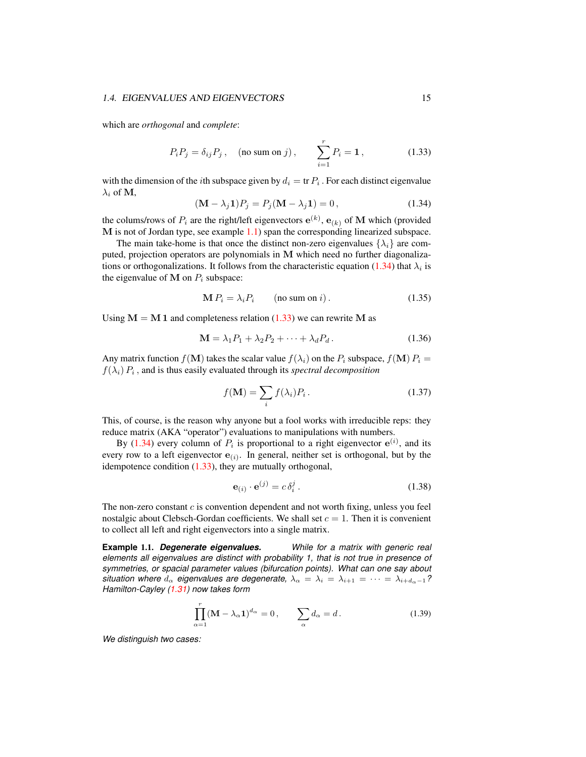which are *orthogonal* and *complete*:

$$P_i P_j = \delta_{ij} P_j \,, \quad \text{(no sum on } j) \,, \qquad \sum_{i=1}^{r} P_i = \mathbf{1} \,, \tag{1.33}$$

with the dimension of the $i$th subspace given by $d_i = \text{tr}\, P_i$ . For each distinct eigenvalue $\lambda_i$ of $\mathbf{M}$,

$$(\mathbf{M} - \lambda_j \mathbf{1}) P_j = P_j (\mathbf{M} - \lambda_j \mathbf{1}) = 0 \,, \tag{1.34}$$

the colums/rows of $P_i$ are the right/left eigenvectors $\mathbf{e}^{(k)}$, $\mathbf{e}_{(k)}$ of $\mathbf{M}$ which (provided $\mathbf{M}$ is not of Jordan type, see example 1.1) span the corresponding linearized subspace.

The main take-home is that once the distinct non-zero eigenvalues $\{\lambda_i\}$ are computed, projection operators are polynomials in $\mathbf{M}$ which need no further diagonalizations or orthogonalizations. It follows from the characteristic equation (1.34) that $\lambda_i$ is the eigenvalue of $\mathbf{M}$ on $P_i$ subspace:

$$\mathbf{M}\, P_i = \lambda_i P_i \qquad \text{(no sum on } i) \,. \tag{1.35}$$

Using $\mathbf{M} = \mathbf{M}\,\mathbf{1}$ and completeness relation (1.33) we can rewrite $\mathbf{M}$ as

$$\mathbf{M} = \lambda_1 P_1 + \lambda_2 P_2 + \cdots + \lambda_d P_d \,. \tag{1.36}$$

Any matrix function $f(\mathbf{M})$ takes the scalar value $f(\lambda_i)$ on the $P_i$ subspace, $f(\mathbf{M})\, P_i = f(\lambda_i)\, P_i$ , and is thus easily evaluated through its *spectral decomposition*

$$f(\mathbf{M}) = \sum_i f(\lambda_i) P_i \,. \tag{1.37}$$

This, of course, is the reason why anyone but a fool works with irreducible reps: they reduce matrix (AKA "operator") evaluations to manipulations with numbers.

By (1.34) every column of $P_i$ is proportional to a right eigenvector $\mathbf{e}^{(i)}$, and its every row to a left eigenvector $\mathbf{e}_{(i)}$. In general, neither set is orthogonal, but by the idempotence condition (1.33), they are mutually orthogonal,

$$\mathbf{e}_{(i)} \cdot \mathbf{e}^{(j)} = c\, \delta_i^j \,. \tag{1.38}$$

The non-zero constant $c$ is convention dependent and not worth fixing, unless you feel nostalgic about Clebsch-Gordan coefficients. We shall set $c = 1$. Then it is convenient to collect all left and right eigenvectors into a single matrix.

**Example 1.1.** ***Degenerate eigenvalues.*** *While for a matrix with generic real elements all eigenvalues are distinct with probability 1, that is not true in presence of symmetries, or spacial parameter values (bifurcation points). What can one say about situation where $d_\alpha$ eigenvalues are degenerate, $\lambda_\alpha = \lambda_i = \lambda_{i+1} = \cdots = \lambda_{i+d_\alpha-1}$? Hamilton-Cayley (1.31) now takes form*

$$\prod_{\alpha=1}^{r} (\mathbf{M} - \lambda_\alpha \mathbf{1})^{d_\alpha} = 0 \,, \qquad \sum_\alpha d_\alpha = d \,. \tag{1.39}$$

*We distinguish two cases:*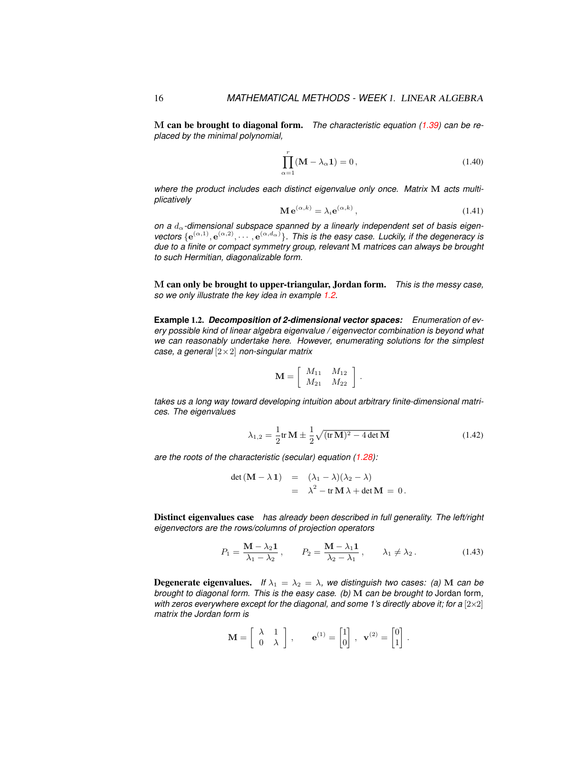**$\mathbf{M}$ can be brought to diagonal form.** *The characteristic equation (1.39) can be replaced by the minimal polynomial,*

$$\prod_{\alpha=1}^{r} (\mathbf{M} - \lambda_\alpha \mathbf{1}) = 0\,, \tag{1.40}$$

*where the product includes each distinct eigenvalue only once. Matrix $\mathbf{M}$ acts multiplicatively*

$$\mathbf{M}\,\mathbf{e}^{(\alpha,k)} = \lambda_i \mathbf{e}^{(\alpha,k)}\,, \tag{1.41}$$

*on a $d_\alpha$-dimensional subspace spanned by a linearly independent set of basis eigenvectors $\{\mathbf{e}^{(\alpha,1)}, \mathbf{e}^{(\alpha,2)}, \cdots, \mathbf{e}^{(\alpha,d_\alpha)}\}$. This is the easy case. Luckily, if the degeneracy is due to a finite or compact symmetry group, relevant $\mathbf{M}$ matrices can always be brought to such Hermitian, diagonalizable form.*

**$\mathbf{M}$ can only be brought to upper-triangular, Jordan form.** *This is the messy case, so we only illustrate the key idea in example 1.2.*

**Example 1.2.** ***Decomposition of 2-dimensional vector spaces:*** *Enumeration of every possible kind of linear algebra eigenvalue / eigenvector combination is beyond what we can reasonably undertake here. However, enumerating solutions for the simplest case, a general $[2\times2]$ non-singular matrix*

$$\mathbf{M} = \left[ \begin{array}{cc} M_{11} & M_{12} \\ M_{21} & M_{22} \end{array} \right].$$

*takes us a long way toward developing intuition about arbitrary finite-dimensional matrices. The eigenvalues*

$$\lambda_{1,2} = \frac{1}{2}\mathrm{tr}\,\mathbf{M} \pm \frac{1}{2}\sqrt{(\mathrm{tr}\,\mathbf{M})^2 - 4\det\mathbf{M}} \tag{1.42}$$

*are the roots of the characteristic (secular) equation (1.28):*

$$\begin{aligned} \det(\mathbf{M} - \lambda\,\mathbf{1}) &= (\lambda_1 - \lambda)(\lambda_2 - \lambda) \\ &= \lambda^2 - \mathrm{tr}\,\mathbf{M}\,\lambda + \det\mathbf{M} \;=\; 0\,. \end{aligned}$$

**Distinct eigenvalues case** *has already been described in full generality. The left/right eigenvectors are the rows/columns of projection operators*

$$P_1 = \frac{\mathbf{M} - \lambda_2 \mathbf{1}}{\lambda_1 - \lambda_2}\,, \qquad P_2 = \frac{\mathbf{M} - \lambda_1 \mathbf{1}}{\lambda_2 - \lambda_1}\,, \qquad \lambda_1 \neq \lambda_2\,. \tag{1.43}$$

**Degenerate eigenvalues.** *If $\lambda_1 = \lambda_2 = \lambda$, we distinguish two cases: (a) $\mathbf{M}$ can be brought to diagonal form. This is the easy case. (b) $\mathbf{M}$ can be brought to* Jordan form, *with zeros everywhere except for the diagonal, and some 1's directly above it; for a $[2\times2]$ matrix the Jordan form is*

$$\mathbf{M} = \left[ \begin{array}{cc} \lambda & 1 \\ 0 & \lambda \end{array} \right], \qquad \mathbf{e}^{(1)} = \begin{bmatrix} 1 \\ 0 \end{bmatrix}, \quad \mathbf{v}^{(2)} = \begin{bmatrix} 0 \\ 1 \end{bmatrix}.$$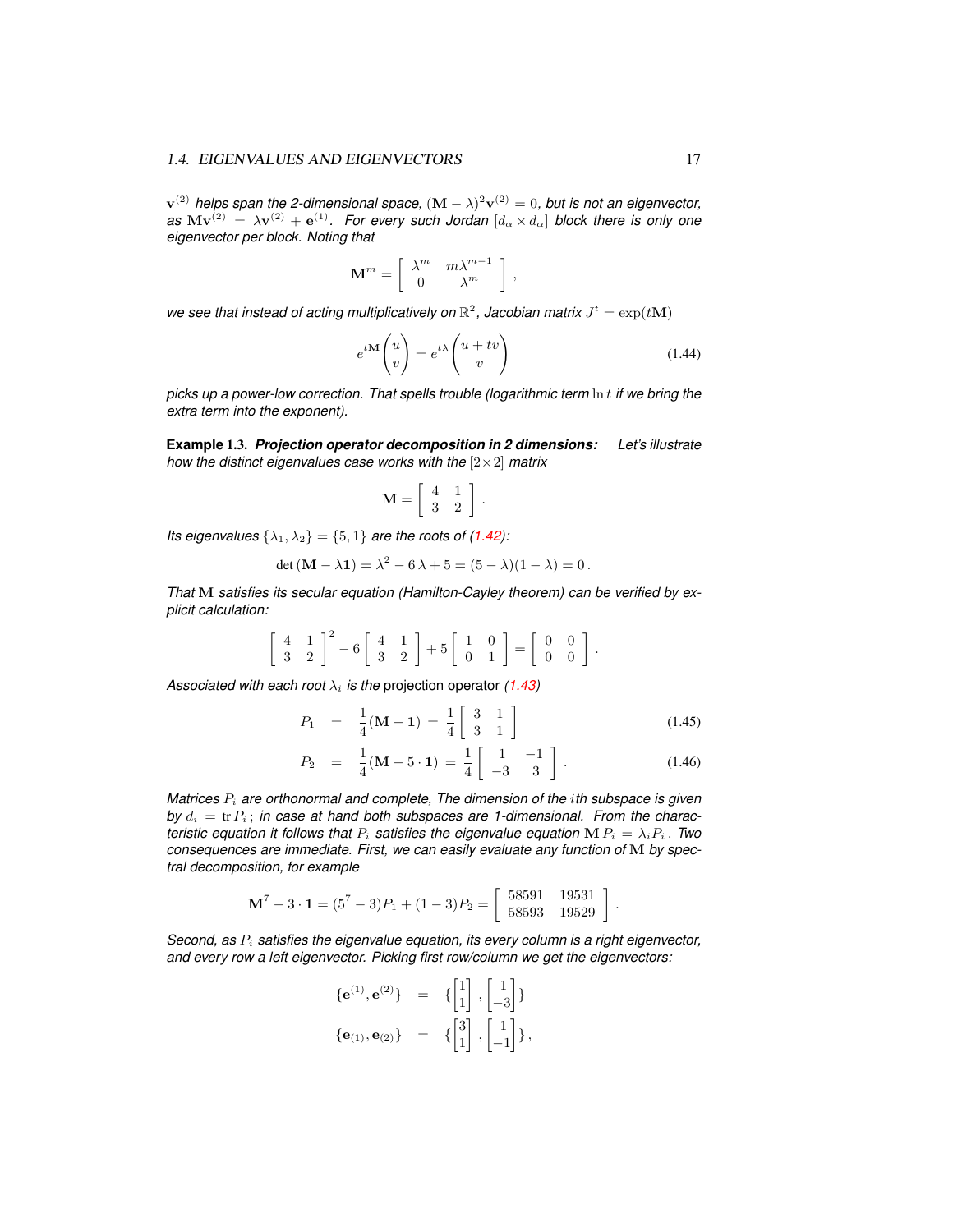$\mathbf{v}^{(2)}$ *helps span the 2-dimensional space,* $(\mathbf{M}-\lambda)^2\mathbf{v}^{(2)} = 0$*, but is not an eigenvector, as* $\mathbf{M}\mathbf{v}^{(2)} = \lambda\mathbf{v}^{(2)} + \mathbf{e}^{(1)}$*. For every such Jordan* $[d_\alpha \times d_\alpha]$ *block there is only one eigenvector per block. Noting that*

$$
\mathbf{M}^m = \left[\begin{array}{cc} \lambda^m & m\lambda^{m-1} \\ 0 & \lambda^m \end{array}\right],
$$

*we see that instead of acting multiplicatively on* $\mathbb{R}^2$*, Jacobian matrix* $J^t = \exp(t\mathbf{M})$

$$
e^{t\mathbf{M}}\begin{pmatrix} u \\ v \end{pmatrix} = e^{t\lambda}\begin{pmatrix} u + tv \\ v \end{pmatrix} \tag{1.44}
$$

*picks up a power-low correction. That spells trouble (logarithmic term* $\ln t$ *if we bring the extra term into the exponent).*

**Example 1.3.** ***Projection operator decomposition in 2 dimensions:*** *Let's illustrate how the distinct eigenvalues case works with the* $[2\times 2]$ *matrix*

$$
\mathbf{M} = \left[\begin{array}{cc} 4 & 1 \\ 3 & 2 \end{array}\right].
$$

*Its eigenvalues* $\{\lambda_1, \lambda_2\} = \{5, 1\}$ *are the roots of (1.42):*

$$
\det(\mathbf{M} - \lambda\mathbf{1}) = \lambda^2 - 6\,\lambda + 5 = (5-\lambda)(1-\lambda) = 0\,.
$$

*That* $\mathbf{M}$ *satisfies its secular equation (Hamilton-Cayley theorem) can be verified by explicit calculation:*

$$
\left[\begin{array}{cc} 4 & 1 \\ 3 & 2 \end{array}\right]^2 - 6\left[\begin{array}{cc} 4 & 1 \\ 3 & 2 \end{array}\right] + 5\left[\begin{array}{cc} 1 & 0 \\ 0 & 1 \end{array}\right] = \left[\begin{array}{cc} 0 & 0 \\ 0 & 0 \end{array}\right].
$$

*Associated with each root* $\lambda_i$ *is the* projection operator *(1.43)*

$$
P_1 \;=\; \frac{1}{4}(\mathbf{M}-\mathbf{1}) \;=\; \frac{1}{4}\left[\begin{array}{cc} 3 & 1 \\ 3 & 1 \end{array}\right] \tag{1.45}
$$

$$
P_2 \;=\; \frac{1}{4}(\mathbf{M}-5\cdot\mathbf{1}) \;=\; \frac{1}{4}\left[\begin{array}{cc} 1 & -1 \\ -3 & 3 \end{array}\right]. \tag{1.46}
$$

*Matrices* $P_i$ *are orthonormal and complete, The dimension of the* $i$*th subspace is given by* $d_i = \mathrm{tr}\, P_i$*; in case at hand both subspaces are 1-dimensional. From the characteristic equation it follows that* $P_i$ *satisfies the eigenvalue equation* $\mathbf{M}\,P_i = \lambda_i P_i$*. Two consequences are immediate. First, we can easily evaluate any function of* $\mathbf{M}$ *by spectral decomposition, for example*

$$
\mathbf{M}^7 - 3\cdot\mathbf{1} = (5^7-3)P_1 + (1-3)P_2 = \left[\begin{array}{cc} 58591 & 19531 \\ 58593 & 19529 \end{array}\right].
$$

*Second, as* $P_i$ *satisfies the eigenvalue equation, its every column is a right eigenvector, and every row a left eigenvector. Picking first row/column we get the eigenvectors:*

$$
\begin{aligned}
\{\mathbf{e}^{(1)}, \mathbf{e}^{(2)}\} &= \left\{\begin{bmatrix} 1 \\ 1 \end{bmatrix}, \begin{bmatrix} 1 \\ -3 \end{bmatrix}\right\} \\
\{\mathbf{e}_{(1)}, \mathbf{e}_{(2)}\} &= \left\{\begin{bmatrix} 3 \\ 1 \end{bmatrix}, \begin{bmatrix} 1 \\ -1 \end{bmatrix}\right\},
\end{aligned}
$$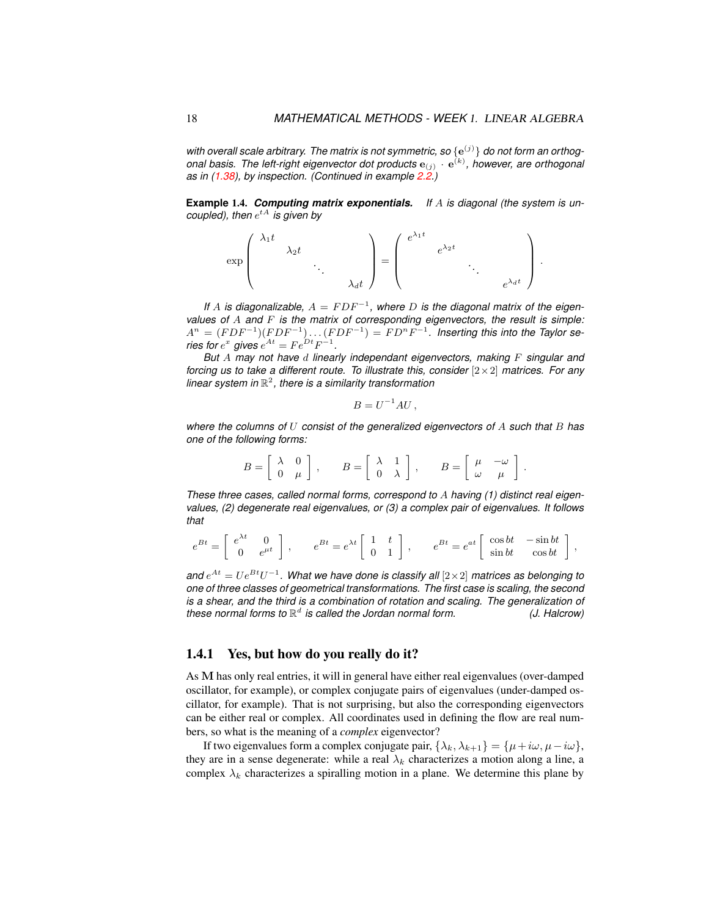*with overall scale arbitrary. The matrix is not symmetric, so $\{\mathbf{e}^{(j)}\}$ do not form an orthogonal basis. The left-right eigenvector dot products $\mathbf{e}_{(j)} \cdot \mathbf{e}^{(k)}$, however, are orthogonal as in (1.38), by inspection. (Continued in example 2.2.)*

**Example 1.4. *Computing matrix exponentials.*** *If $A$ is diagonal (the system is uncoupled), then $e^{tA}$ is given by*

$$\exp\begin{pmatrix} \lambda_1 t & & & \\ & \lambda_2 t & & \\ & & \ddots & \\ & & & \lambda_d t \end{pmatrix} = \begin{pmatrix} e^{\lambda_1 t} & & & \\ & e^{\lambda_2 t} & & \\ & & \ddots & \\ & & & e^{\lambda_d t} \end{pmatrix}.$$

*If $A$ is diagonalizable, $A = FDF^{-1}$, where $D$ is the diagonal matrix of the eigenvalues of $A$ and $F$ is the matrix of corresponding eigenvectors, the result is simple: $A^n = (FDF^{-1})(FDF^{-1})\dots(FDF^{-1}) = FD^nF^{-1}$. Inserting this into the Taylor series for $e^x$ gives $e^{At} = Fe^{Dt}F^{-1}$.*

*But $A$ may not have $d$ linearly independant eigenvectors, making $F$ singular and forcing us to take a different route. To illustrate this, consider $[2\times 2]$ matrices. For any linear system in $\mathbb{R}^2$, there is a similarity transformation*

$$B = U^{-1}AU\,,$$

*where the columns of $U$ consist of the generalized eigenvectors of $A$ such that $B$ has one of the following forms:*

$$B = \left[\begin{array}{cc} \lambda & 0 \\ 0 & \mu \end{array}\right], \qquad B = \left[\begin{array}{cc} \lambda & 1 \\ 0 & \lambda \end{array}\right], \qquad B = \left[\begin{array}{cc} \mu & -\omega \\ \omega & \mu \end{array}\right].$$

*These three cases, called normal forms, correspond to $A$ having (1) distinct real eigenvalues, (2) degenerate real eigenvalues, or (3) a complex pair of eigenvalues. It follows that*

$$e^{Bt} = \left[\begin{array}{cc} e^{\lambda t} & 0 \\ 0 & e^{\mu t} \end{array}\right], \qquad e^{Bt} = e^{\lambda t}\left[\begin{array}{cc} 1 & t \\ 0 & 1 \end{array}\right], \qquad e^{Bt} = e^{at}\left[\begin{array}{cc} \cos bt & -\sin bt \\ \sin bt & \cos bt \end{array}\right],$$

*and $e^{At} = Ue^{Bt}U^{-1}$. What we have done is classify all $[2\times 2]$ matrices as belonging to one of three classes of geometrical transformations. The first case is scaling, the second is a shear, and the third is a combination of rotation and scaling. The generalization of these normal forms to $\mathbb{R}^d$ is called the Jordan normal form.* *(J. Halcrow)*

### 1.4.1 Yes, but how do you really do it?

As $\mathbf{M}$ has only real entries, it will in general have either real eigenvalues (over-damped oscillator, for example), or complex conjugate pairs of eigenvalues (under-damped oscillator, for example). That is not surprising, but also the corresponding eigenvectors can be either real or complex. All coordinates used in defining the flow are real numbers, so what is the meaning of a *complex* eigenvector?

If two eigenvalues form a complex conjugate pair, $\{\lambda_k, \lambda_{k+1}\} = \{\mu + i\omega, \mu - i\omega\}$, they are in a sense degenerate: while a real $\lambda_k$ characterizes a motion along a line, a complex $\lambda_k$ characterizes a spiralling motion in a plane. We determine this plane by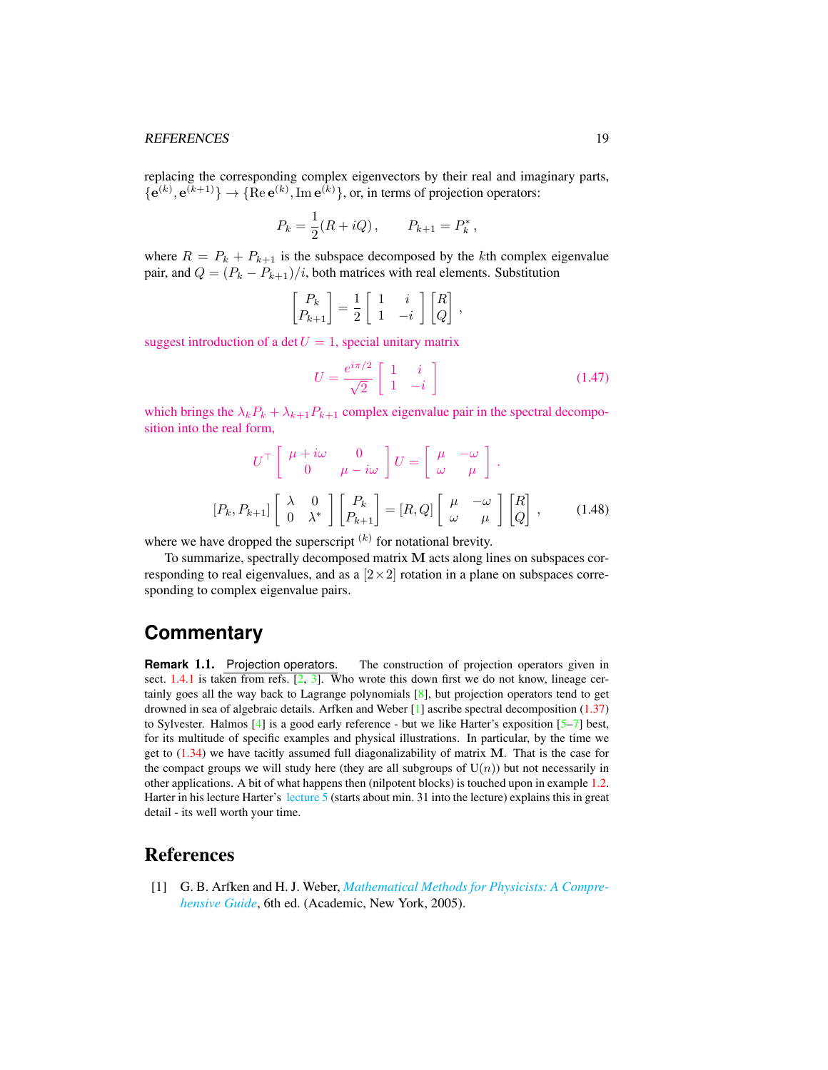replacing the corresponding complex eigenvectors by their real and imaginary parts, $\{\mathbf{e}^{(k)}, \mathbf{e}^{(k+1)}\} \to \{\mathrm{Re}\,\mathbf{e}^{(k)}, \mathrm{Im}\,\mathbf{e}^{(k)}\}$, or, in terms of projection operators:

$$P_k = \frac{1}{2}(R + iQ)\,, \qquad P_{k+1} = P_k^*\,,$$

where $R = P_k + P_{k+1}$ is the subspace decomposed by the $k$th complex eigenvalue pair, and $Q = (P_k - P_{k+1})/i$, both matrices with real elements. Substitution

$$\begin{bmatrix} P_k \\ P_{k+1} \end{bmatrix} = \frac{1}{2} \begin{bmatrix} 1 & i \\ 1 & -i \end{bmatrix} \begin{bmatrix} R \\ Q \end{bmatrix},$$

suggest introduction of a $\det U = 1$, special unitary matrix

$$U = \frac{e^{i\pi/2}}{\sqrt{2}} \begin{bmatrix} 1 & i \\ 1 & -i \end{bmatrix} \tag{1.47}$$

which brings the $\lambda_k P_k + \lambda_{k+1} P_{k+1}$ complex eigenvalue pair in the spectral decomposition into the real form,

$$U^\top \begin{bmatrix} \mu + i\omega & 0 \\ 0 & \mu - i\omega \end{bmatrix} U = \begin{bmatrix} \mu & -\omega \\ \omega & \mu \end{bmatrix}.$$

$$[P_k, P_{k+1}] \begin{bmatrix} \lambda & 0 \\ 0 & \lambda^* \end{bmatrix} \begin{bmatrix} P_k \\ P_{k+1} \end{bmatrix} = [R, Q] \begin{bmatrix} \mu & -\omega \\ \omega & \mu \end{bmatrix} \begin{bmatrix} R \\ Q \end{bmatrix}, \tag{1.48}$$

where we have dropped the superscript $^{(k)}$ for notational brevity.

To summarize, spectrally decomposed matrix $\mathbf{M}$ acts along lines on subspaces corresponding to real eigenvalues, and as a $[2\times 2]$ rotation in a plane on subspaces corresponding to complex eigenvalue pairs.

## Commentary

**Remark 1.1.** Projection operators. The construction of projection operators given in sect. 1.4.1 is taken from refs. [2, 3]. Who wrote this down first we do not know, lineage certainly goes all the way back to Lagrange polynomials [8], but projection operators tend to get drowned in sea of algebraic details. Arfken and Weber [1] ascribe spectral decomposition (1.37) to Sylvester. Halmos [4] is a good early reference - but we like Harter's exposition [5–7] best, for its multitude of specific examples and physical illustrations. In particular, by the time we get to (1.34) we have tacitly assumed full diagonalizability of matrix $\mathbf{M}$. That is the case for the compact groups we will study here (they are all subgroups of U($n$)) but not necessarily in other applications. A bit of what happens then (nilpotent blocks) is touched upon in example 1.2. Harter in his lecture Harter's lecture 5 (starts about min. 31 into the lecture) explains this in great detail - its well worth your time.

## References

[1] G. B. Arfken and H. J. Weber, *Mathematical Methods for Physicists: A Comprehensive Guide*, 6th ed. (Academic, New York, 2005).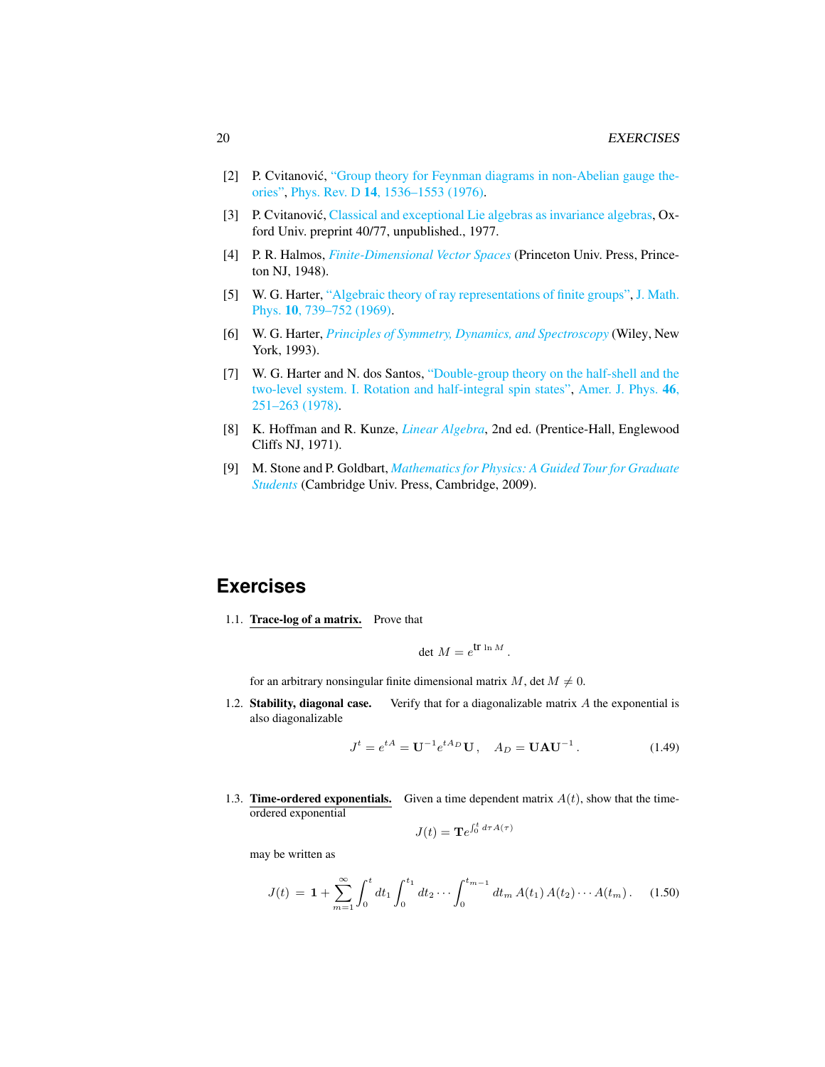[2] P. Cvitanović, "Group theory for Feynman diagrams in non-Abelian gauge theories", Phys. Rev. D **14**, 1536–1553 (1976).

[3] P. Cvitanović, Classical and exceptional Lie algebras as invariance algebras, Oxford Univ. preprint 40/77, unpublished., 1977.

[4] P. R. Halmos, *Finite-Dimensional Vector Spaces* (Princeton Univ. Press, Princeton NJ, 1948).

[5] W. G. Harter, "Algebraic theory of ray representations of finite groups", J. Math. Phys. **10**, 739–752 (1969).

[6] W. G. Harter, *Principles of Symmetry, Dynamics, and Spectroscopy* (Wiley, New York, 1993).

[7] W. G. Harter and N. dos Santos, "Double-group theory on the half-shell and the two-level system. I. Rotation and half-integral spin states", Amer. J. Phys. **46**, 251–263 (1978).

[8] K. Hoffman and R. Kunze, *Linear Algebra*, 2nd ed. (Prentice-Hall, Englewood Cliffs NJ, 1971).

[9] M. Stone and P. Goldbart, *Mathematics for Physics: A Guided Tour for Graduate Students* (Cambridge Univ. Press, Cambridge, 2009).

# Exercises

1.1. **Trace-log of a matrix.** Prove that

$$\det M = e^{\operatorname{tr} \ln M} .$$

for an arbitrary nonsingular finite dimensional matrix $M$, $\det M \neq 0$.

1.2. **Stability, diagonal case.** Verify that for a diagonalizable matrix $A$ the exponential is also diagonalizable

$$J^t = e^{tA} = \mathbf{U}^{-1} e^{tA_D} \mathbf{U} , \quad A_D = \mathbf{U}\mathbf{A}\mathbf{U}^{-1} . \tag{1.49}$$

1.3. **Time-ordered exponentials.** Given a time dependent matrix $A(t)$, show that the time-ordered exponential

$$J(t) = \mathbf{T} e^{\int_0^t d\tau A(\tau)}$$

may be written as

$$J(t) = \mathbf{1} + \sum_{m=1}^{\infty} \int_0^t dt_1 \int_0^{t_1} dt_2 \cdots \int_0^{t_{m-1}} dt_m \, A(t_1) \, A(t_2) \cdots A(t_m) . \tag{1.50}$$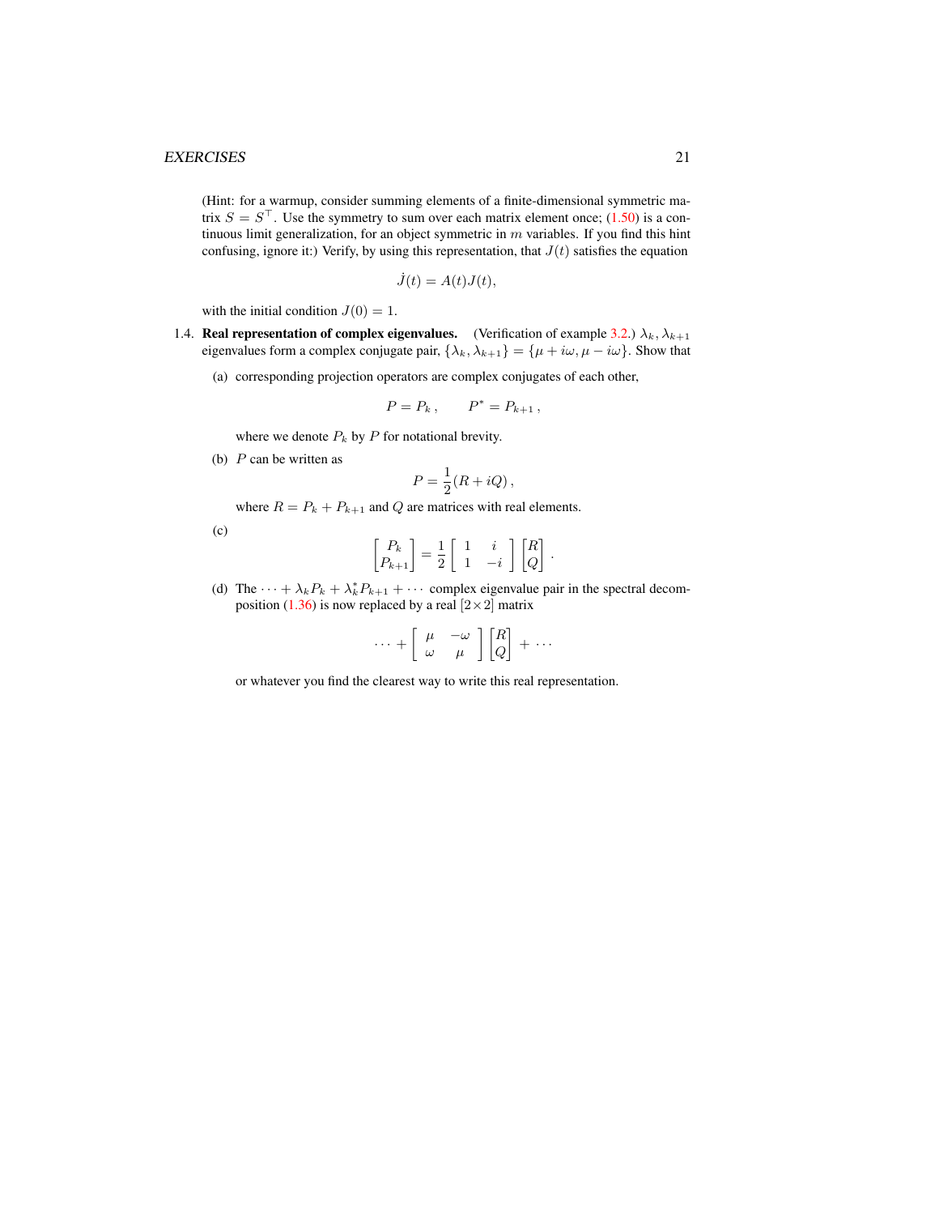(Hint: for a warmup, consider summing elements of a finite-dimensional symmetric matrix $S = S^\top$. Use the symmetry to sum over each matrix element once; (1.50) is a continuous limit generalization, for an object symmetric in $m$ variables. If you find this hint confusing, ignore it:) Verify, by using this representation, that $J(t)$ satisfies the equation

$$\dot{J}(t) = A(t)J(t),$$

with the initial condition $J(0) = 1$.

1.4. **Real representation of complex eigenvalues.** (Verification of example 3.2.) $\lambda_k, \lambda_{k+1}$ eigenvalues form a complex conjugate pair, $\{\lambda_k, \lambda_{k+1}\} = \{\mu + i\omega, \mu - i\omega\}$. Show that

   (a) corresponding projection operators are complex conjugates of each other,

   $$P = P_k\,, \qquad P^* = P_{k+1}\,,$$

   where we denote $P_k$ by $P$ for notational brevity.

   (b) $P$ can be written as

   $$P = \frac{1}{2}(R + iQ)\,,$$

   where $R = P_k + P_{k+1}$ and $Q$ are matrices with real elements.

   (c)

   $$\begin{bmatrix} P_k \\ P_{k+1} \end{bmatrix} = \frac{1}{2}\begin{bmatrix} 1 & i \\ 1 & -i \end{bmatrix}\begin{bmatrix} R \\ Q \end{bmatrix}.$$

   (d) The $\cdots + \lambda_k P_k + \lambda_k^* P_{k+1} + \cdots$ complex eigenvalue pair in the spectral decomposition (1.36) is now replaced by a real $[2\times 2]$ matrix

   $$\cdots + \begin{bmatrix} \mu & -\omega \\ \omega & \mu \end{bmatrix}\begin{bmatrix} R \\ Q \end{bmatrix} + \cdots$$

   or whatever you find the clearest way to write this real representation.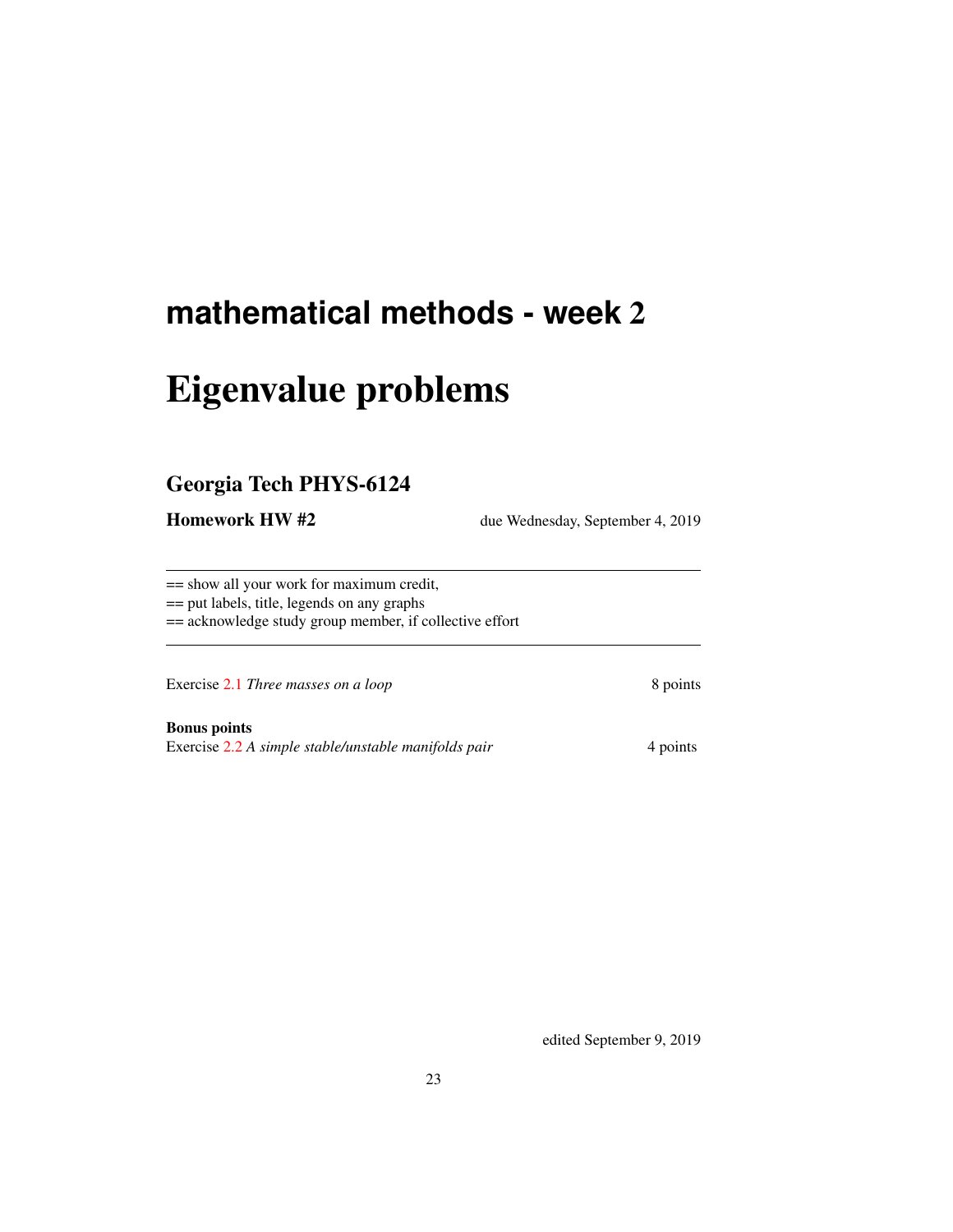# mathematical methods - week 2

# Eigenvalue problems

## Georgia Tech PHYS-6124

**Homework HW #2** due Wednesday, September 4, 2019

---

== show all your work for maximum credit,
== put labels, title, legends on any graphs
== acknowledge study group member, if collective effort

---

Exercise 2.1 *Three masses on a loop* 8 points

**Bonus points**
Exercise 2.2 *A simple stable/unstable manifolds pair* 4 points

edited September 9, 2019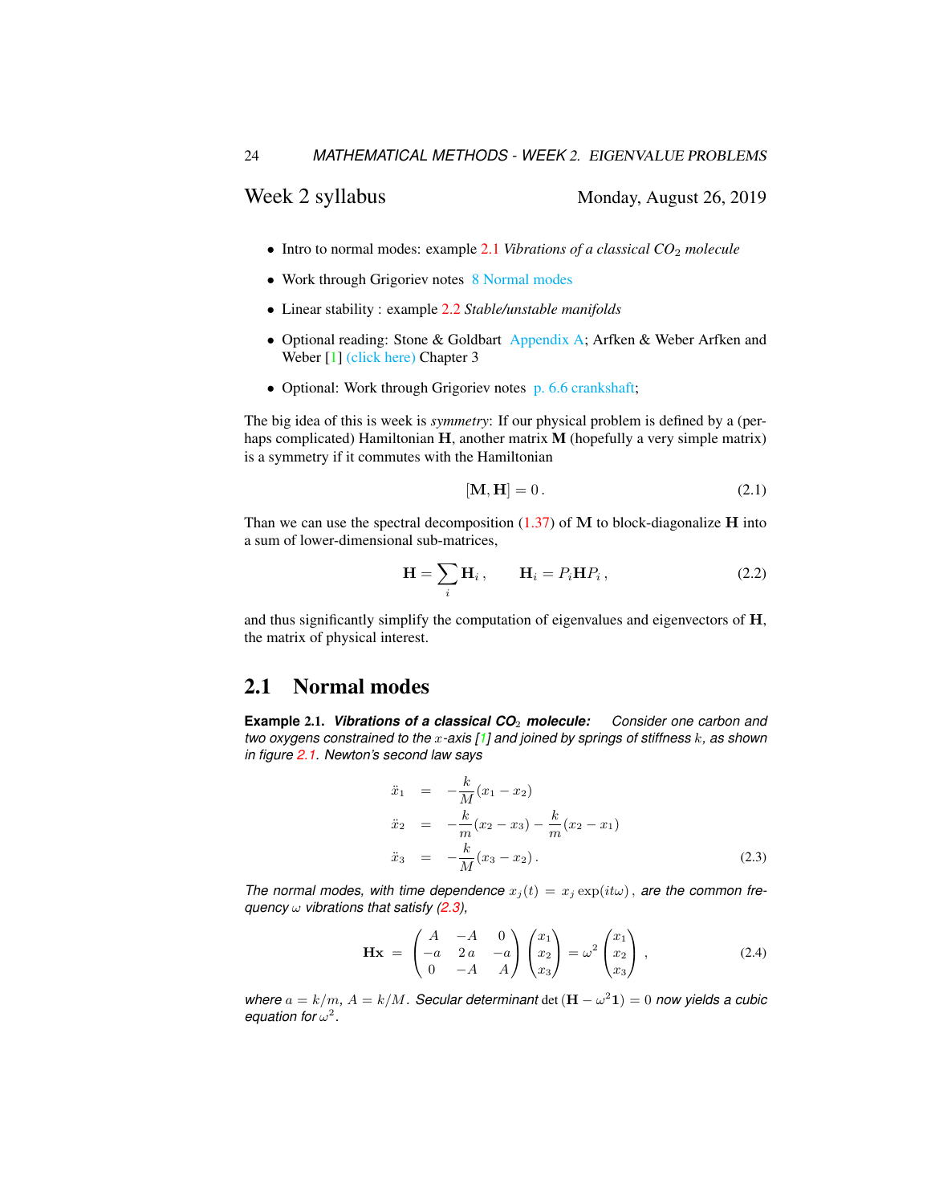## Week 2 syllabus

Monday, August 26, 2019

- Intro to normal modes: example 2.1 *Vibrations of a classical $CO_2$ molecule*
- Work through Grigoriev notes 8 Normal modes
- Linear stability : example 2.2 *Stable/unstable manifolds*
- Optional reading: Stone & Goldbart Appendix A; Arfken & Weber Arfken and Weber [1] (click here) Chapter 3
- Optional: Work through Grigoriev notes p. 6.6 crankshaft;

The big idea of this is week is *symmetry*: If our physical problem is defined by a (perhaps complicated) Hamiltonian $\mathbf{H}$, another matrix $\mathbf{M}$ (hopefully a very simple matrix) is a symmetry if it commutes with the Hamiltonian

$$[\mathbf{M}, \mathbf{H}] = 0 \,. \tag{2.1}$$

Than we can use the spectral decomposition (1.37) of $\mathbf{M}$ to block-diagonalize $\mathbf{H}$ into a sum of lower-dimensional sub-matrices,

$$\mathbf{H} = \sum_i \mathbf{H}_i \,, \qquad \mathbf{H}_i = P_i \mathbf{H} P_i \,, \tag{2.2}$$

and thus significantly simplify the computation of eigenvalues and eigenvectors of $\mathbf{H}$, the matrix of physical interest.

## 2.1 Normal modes

**Example 2.1.** ***Vibrations of a classical $CO_2$ molecule:*** *Consider one carbon and two oxygens constrained to the $x$-axis [1] and joined by springs of stiffness $k$, as shown in figure 2.1. Newton's second law says*

$$\begin{aligned}
\ddot{x}_1 &= -\frac{k}{M}(x_1 - x_2) \\
\ddot{x}_2 &= -\frac{k}{m}(x_2 - x_3) - \frac{k}{m}(x_2 - x_1) \\
\ddot{x}_3 &= -\frac{k}{M}(x_3 - x_2) \,.
\end{aligned} \tag{2.3}$$

*The normal modes, with time dependence $x_j(t) = x_j \exp(it\omega)$, are the common frequency $\omega$ vibrations that satisfy (2.3),*

$$\mathbf{H}\mathbf{x} = \begin{pmatrix} A & -A & 0 \\ -a & 2\,a & -a \\ 0 & -A & A \end{pmatrix} \begin{pmatrix} x_1 \\ x_2 \\ x_3 \end{pmatrix} = \omega^2 \begin{pmatrix} x_1 \\ x_2 \\ x_3 \end{pmatrix} , \tag{2.4}$$

*where $a = k/m$, $A = k/M$. Secular determinant $\det(\mathbf{H} - \omega^2 \mathbf{1}) = 0$ now yields a cubic equation for $\omega^2$.*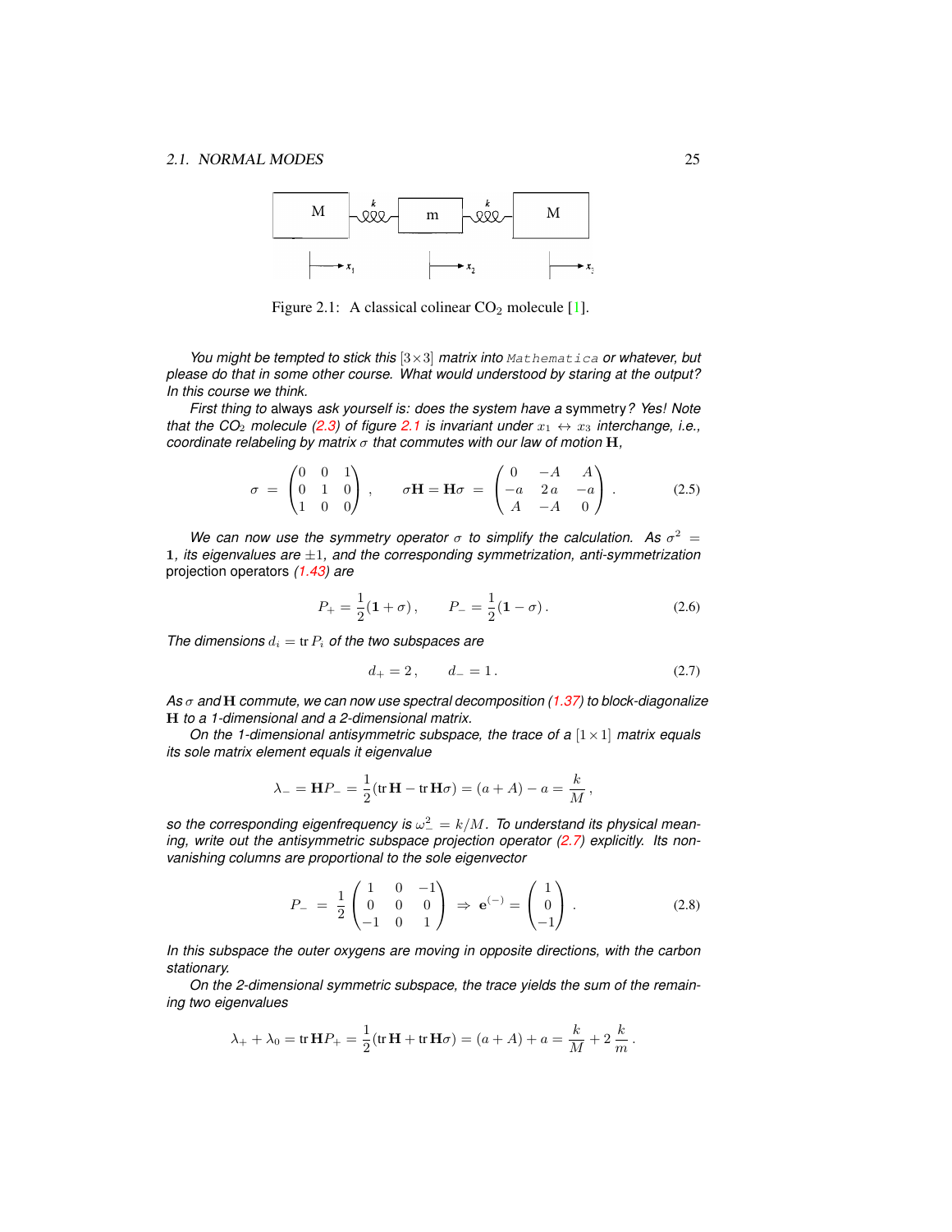Figure 2.1: A classical colinear $CO_2$ molecule [1].

*You might be tempted to stick this $[3\times3]$ matrix into* `Mathematica` *or whatever, but please do that in some other course. What would understood by staring at the output? In this course we think.*

*First thing to* always *ask yourself is: does the system have a* symmetry*? Yes! Note that the $CO_2$ molecule (2.3) of figure 2.1 is invariant under $x_1 \leftrightarrow x_3$ interchange, i.e., coordinate relabeling by matrix $\sigma$ that commutes with our law of motion $\mathbf{H}$,*

$$\sigma = \begin{pmatrix} 0 & 0 & 1 \\ 0 & 1 & 0 \\ 1 & 0 & 0 \end{pmatrix}, \qquad \sigma\mathbf{H} = \mathbf{H}\sigma = \begin{pmatrix} 0 & -A & A \\ -a & 2a & -a \\ A & -A & 0 \end{pmatrix}. \tag{2.5}$$

*We can now use the symmetry operator $\sigma$ to simplify the calculation. As $\sigma^2 = \mathbf{1}$, its eigenvalues are $\pm 1$, and the corresponding symmetrization, anti-symmetrization* projection operators *(1.43) are*

$$P_+ = \frac{1}{2}(\mathbf{1} + \sigma), \qquad P_- = \frac{1}{2}(\mathbf{1} - \sigma). \tag{2.6}$$

*The dimensions $d_i = \mathrm{tr}\, P_i$ of the two subspaces are*

$$d_+ = 2, \qquad d_- = 1. \tag{2.7}$$

*As $\sigma$ and $\mathbf{H}$ commute, we can now use spectral decomposition (1.37) to block-diagonalize $\mathbf{H}$ to a 1-dimensional and a 2-dimensional matrix.*

*On the 1-dimensional antisymmetric subspace, the trace of a $[1\times1]$ matrix equals its sole matrix element equals it eigenvalue*

$$\lambda_- = \mathbf{H}P_- = \frac{1}{2}(\mathrm{tr}\,\mathbf{H} - \mathrm{tr}\,\mathbf{H}\sigma) = (a + A) - a = \frac{k}{M},$$

*so the corresponding eigenfrequency is $\omega_-^2 = k/M$. To understand its physical meaning, write out the antisymmetric subspace projection operator (2.7) explicitly. Its non-vanishing columns are proportional to the sole eigenvector*

$$P_- = \frac{1}{2}\begin{pmatrix} 1 & 0 & -1 \\ 0 & 0 & 0 \\ -1 & 0 & 1 \end{pmatrix} \Rightarrow \mathbf{e}^{(-)} = \begin{pmatrix} 1 \\ 0 \\ -1 \end{pmatrix}. \tag{2.8}$$

*In this subspace the outer oxygens are moving in opposite directions, with the carbon stationary.*

*On the 2-dimensional symmetric subspace, the trace yields the sum of the remaining two eigenvalues*

$$\lambda_+ + \lambda_0 = \mathrm{tr}\,\mathbf{H}P_+ = \frac{1}{2}(\mathrm{tr}\,\mathbf{H} + \mathrm{tr}\,\mathbf{H}\sigma) = (a + A) + a = \frac{k}{M} + 2\,\frac{k}{m}.$$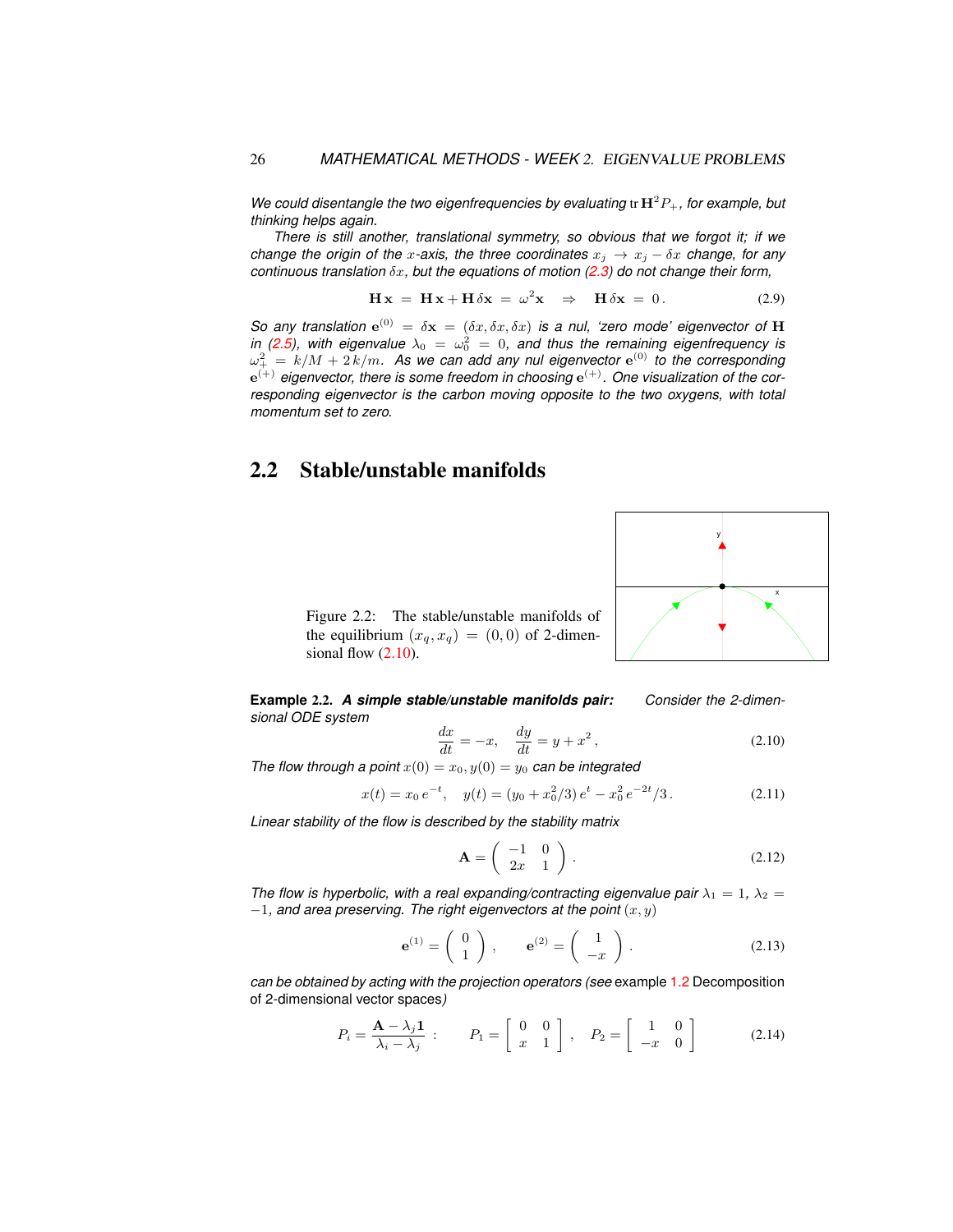*We could disentangle the two eigenfrequencies by evaluating* $\mathrm{tr}\,\mathbf{H}^2 P_+$*, for example, but thinking helps again.*

*There is still another, translational symmetry, so obvious that we forgot it; if we change the origin of the* $x$*-axis, the three coordinates* $x_j \to x_j - \delta x$ *change, for any continuous translation* $\delta x$*, but the equations of motion (2.3) do not change their form,*

$$\mathbf{H}\,\mathbf{x} \;=\; \mathbf{H}\,\mathbf{x} + \mathbf{H}\,\delta\mathbf{x} \;=\; \omega^2\mathbf{x} \quad \Rightarrow \quad \mathbf{H}\,\delta\mathbf{x} \;=\; 0\,. \tag{2.9}$$

*So any translation* $\mathbf{e}^{(0)} = \delta\mathbf{x} = (\delta x, \delta x, \delta x)$ *is a nul, 'zero mode' eigenvector of* $\mathbf{H}$ *in (2.5), with eigenvalue* $\lambda_0 = \omega_0^2 = 0$*, and thus the remaining eigenfrequency is* $\omega_+^2 = k/M + 2\,k/m$*. As we can add any nul eigenvector* $\mathbf{e}^{(0)}$ *to the corresponding* $\mathbf{e}^{(+)}$ *eigenvector, there is some freedom in choosing* $\mathbf{e}^{(+)}$*. One visualization of the corresponding eigenvector is the carbon moving opposite to the two oxygens, with total momentum set to zero.*

## 2.2 Stable/unstable manifolds

Figure 2.2: The stable/unstable manifolds of the equilibrium $(x_q, x_q) = (0, 0)$ of 2-dimensional flow (2.10).

**Example 2.2.** ***A simple stable/unstable manifolds pair:*** *Consider the 2-dimensional ODE system*

$$\frac{dx}{dt} = -x, \quad \frac{dy}{dt} = y + x^2\,, \tag{2.10}$$

*The flow through a point* $x(0) = x_0, y(0) = y_0$ *can be integrated*

$$x(t) = x_0\, e^{-t}, \quad y(t) = (y_0 + x_0^2/3)\, e^{t} - x_0^2\, e^{-2t}/3\,. \tag{2.11}$$

*Linear stability of the flow is described by the stability matrix*

$$\mathbf{A} = \begin{pmatrix} -1 & 0 \\ 2x & 1 \end{pmatrix}. \tag{2.12}$$

*The flow is hyperbolic, with a real expanding/contracting eigenvalue pair* $\lambda_1 = 1$*,* $\lambda_2 = -1$*, and area preserving. The right eigenvectors at the point* $(x, y)$

$$\mathbf{e}^{(1)} = \begin{pmatrix} 0 \\ 1 \end{pmatrix}, \qquad \mathbf{e}^{(2)} = \begin{pmatrix} 1 \\ -x \end{pmatrix}. \tag{2.13}$$

*can be obtained by acting with the projection operators (see* example 1.2 Decomposition of 2-dimensional vector spaces*)*

$$P_i = \frac{\mathbf{A} - \lambda_j \mathbf{1}}{\lambda_i - \lambda_j} \;: \qquad P_1 = \begin{bmatrix} 0 & 0 \\ x & 1 \end{bmatrix}, \quad P_2 = \begin{bmatrix} 1 & 0 \\ -x & 0 \end{bmatrix} \tag{2.14}$$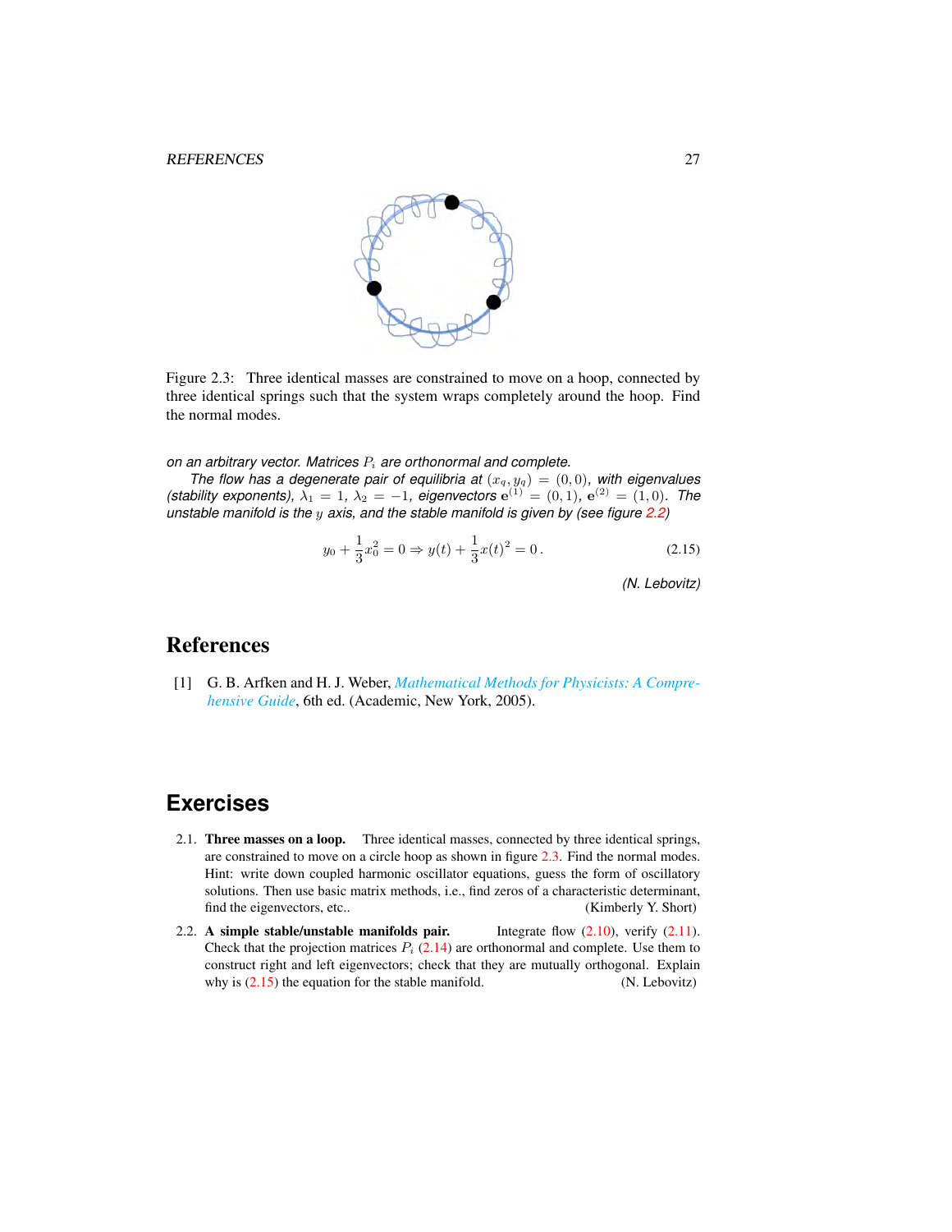Figure 2.3: Three identical masses are constrained to move on a hoop, connected by three identical springs such that the system wraps completely around the hoop. Find the normal modes.

*on an arbitrary vector. Matrices $P_i$ are orthonormal and complete.*

*The flow has a degenerate pair of equilibria at $(x_q, y_q) = (0, 0)$, with eigenvalues (stability exponents), $\lambda_1 = 1$, $\lambda_2 = -1$, eigenvectors $\mathbf{e}^{(1)} = (0, 1)$, $\mathbf{e}^{(2)} = (1, 0)$. The unstable manifold is the $y$ axis, and the stable manifold is given by (see figure 2.2)*

$$y_0 + \frac{1}{3}x_0^2 = 0 \Rightarrow y(t) + \frac{1}{3}x(t)^2 = 0\,. \tag{2.15}$$

*(N. Lebovitz)*

## References

[1] G. B. Arfken and H. J. Weber, *Mathematical Methods for Physicists: A Comprehensive Guide*, 6th ed. (Academic, New York, 2005).

## Exercises

2.1. **Three masses on a loop.** Three identical masses, connected by three identical springs, are constrained to move on a circle hoop as shown in figure 2.3. Find the normal modes. Hint: write down coupled harmonic oscillator equations, guess the form of oscillatory solutions. Then use basic matrix methods, i.e., find zeros of a characteristic determinant, find the eigenvectors, etc.. (Kimberly Y. Short)

2.2. **A simple stable/unstable manifolds pair.** Integrate flow (2.10), verify (2.11). Check that the projection matrices $P_i$ (2.14) are orthonormal and complete. Use them to construct right and left eigenvectors; check that they are mutually orthogonal. Explain why is (2.15) the equation for the stable manifold. (N. Lebovitz)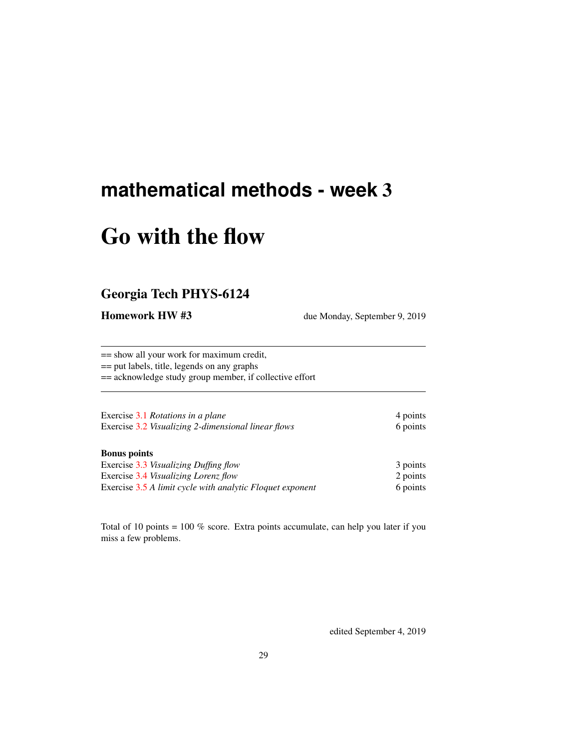# mathematical methods - week 3

# Go with the flow

## Georgia Tech PHYS-6124

**Homework HW #3** due Monday, September 9, 2019

---

== show all your work for maximum credit,
== put labels, title, legends on any graphs
== acknowledge study group member, if collective effort

---

| | |
|---|---|
| Exercise 3.1 *Rotations in a plane* | 4 points |
| Exercise 3.2 *Visualizing 2-dimensional linear flows* | 6 points |

**Bonus points**

| | |
|---|---|
| Exercise 3.3 *Visualizing Duffing flow* | 3 points |
| Exercise 3.4 *Visualizing Lorenz flow* | 2 points |
| Exercise 3.5 *A limit cycle with analytic Floquet exponent* | 6 points |

Total of 10 points = 100 % score. Extra points accumulate, can help you later if you miss a few problems.

edited September 4, 2019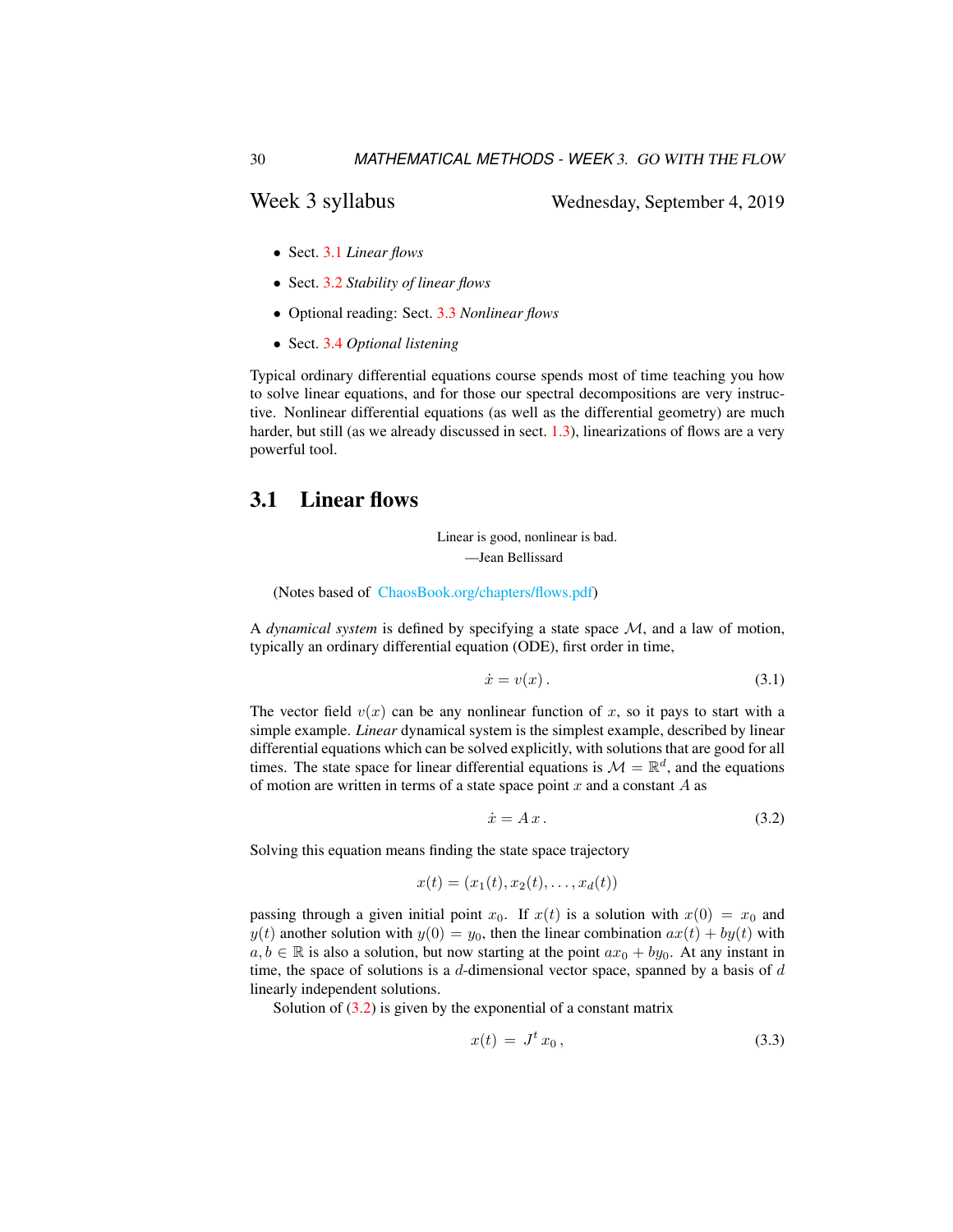## Week 3 syllabus

Wednesday, September 4, 2019

- Sect. 3.1 *Linear flows*
- Sect. 3.2 *Stability of linear flows*
- Optional reading: Sect. 3.3 *Nonlinear flows*
- Sect. 3.4 *Optional listening*

Typical ordinary differential equations course spends most of time teaching you how to solve linear equations, and for those our spectral decompositions are very instructive. Nonlinear differential equations (as well as the differential geometry) are much harder, but still (as we already discussed in sect. 1.3), linearizations of flows are a very powerful tool.

## 3.1 Linear flows

> Linear is good, nonlinear is bad.
> —Jean Bellissard

(Notes based of ChaosBook.org/chapters/flows.pdf)

A *dynamical system* is defined by specifying a state space $\mathcal{M}$, and a law of motion, typically an ordinary differential equation (ODE), first order in time,

$$\dot{x} = v(x)\,. \tag{3.1}$$

The vector field $v(x)$ can be any nonlinear function of $x$, so it pays to start with a simple example. *Linear* dynamical system is the simplest example, described by linear differential equations which can be solved explicitly, with solutions that are good for all times. The state space for linear differential equations is $\mathcal{M} = \mathbb{R}^d$, and the equations of motion are written in terms of a state space point $x$ and a constant $A$ as

$$\dot{x} = A\,x\,. \tag{3.2}$$

Solving this equation means finding the state space trajectory

$$x(t) = (x_1(t), x_2(t), \ldots, x_d(t))$$

passing through a given initial point $x_0$. If $x(t)$ is a solution with $x(0) = x_0$ and $y(t)$ another solution with $y(0) = y_0$, then the linear combination $ax(t) + by(t)$ with $a, b \in \mathbb{R}$ is also a solution, but now starting at the point $ax_0 + by_0$. At any instant in time, the space of solutions is a $d$-dimensional vector space, spanned by a basis of $d$ linearly independent solutions.

Solution of (3.2) is given by the exponential of a constant matrix

$$x(t) \;=\; J^t\, x_0\,, \tag{3.3}$$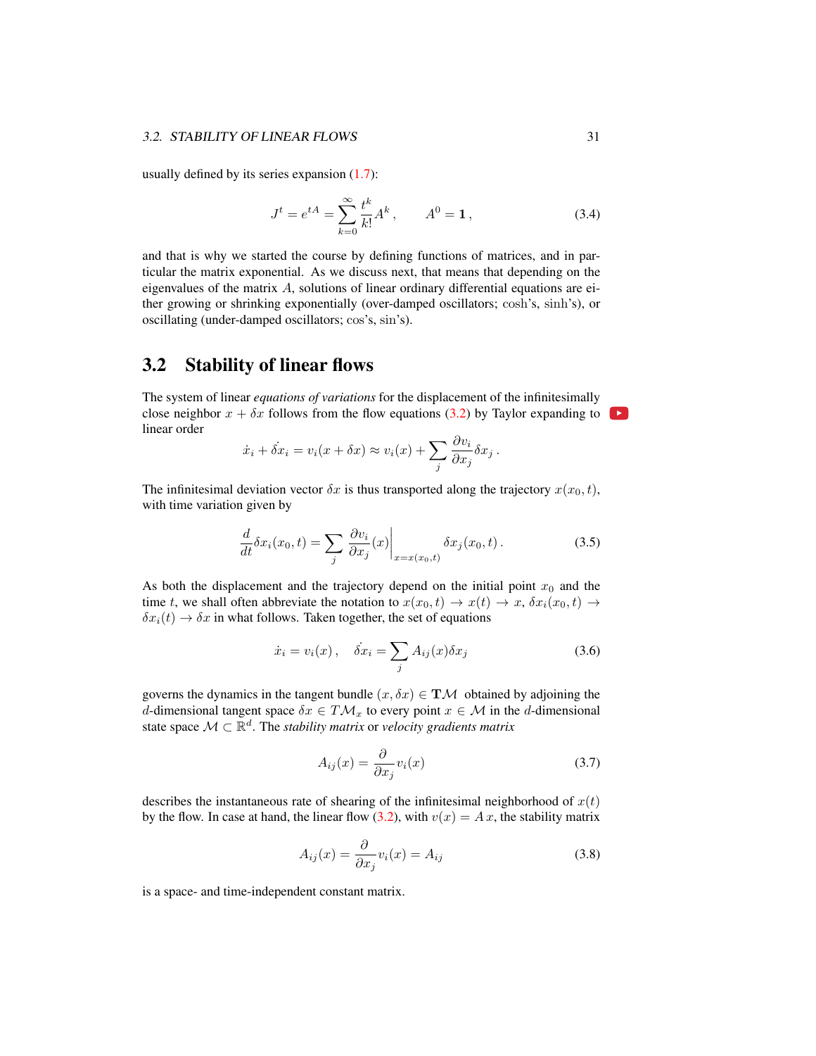usually defined by its series expansion (1.7):

$$J^t = e^{tA} = \sum_{k=0}^{\infty} \frac{t^k}{k!} A^k \,, \qquad A^0 = \mathbf{1} \,, \tag{3.4}$$

and that is why we started the course by defining functions of matrices, and in particular the matrix exponential. As we discuss next, that means that depending on the eigenvalues of the matrix $A$, solutions of linear ordinary differential equations are either growing or shrinking exponentially (over-damped oscillators; $\cosh$'s, $\sinh$'s), or oscillating (under-damped oscillators; $\cos$'s, $\sin$'s).

## 3.2 Stability of linear flows

The system of linear *equations of variations* for the displacement of the infinitesimally close neighbor $x + \delta x$ follows from the flow equations (3.2) by Taylor expanding to linear order

$$\dot{x}_i + \dot{\delta x}_i = v_i(x + \delta x) \approx v_i(x) + \sum_j \frac{\partial v_i}{\partial x_j} \delta x_j \,.$$

The infinitesimal deviation vector $\delta x$ is thus transported along the trajectory $x(x_0, t)$, with time variation given by

$$\frac{d}{dt} \delta x_i(x_0, t) = \sum_j \left. \frac{\partial v_i}{\partial x_j}(x) \right|_{x = x(x_0,t)} \delta x_j(x_0, t) \,. \tag{3.5}$$

As both the displacement and the trajectory depend on the initial point $x_0$ and the time $t$, we shall often abbreviate the notation to $x(x_0, t) \to x(t) \to x$, $\delta x_i(x_0, t) \to \delta x_i(t) \to \delta x$ in what follows. Taken together, the set of equations

$$\dot{x}_i = v_i(x) \,, \quad \dot{\delta x}_i = \sum_j A_{ij}(x) \delta x_j \tag{3.6}$$

governs the dynamics in the tangent bundle $(x, \delta x) \in \mathbf{T}\mathcal{M}$ obtained by adjoining the $d$-dimensional tangent space $\delta x \in T\mathcal{M}_x$ to every point $x \in \mathcal{M}$ in the $d$-dimensional state space $\mathcal{M} \subset \mathbb{R}^d$. The *stability matrix* or *velocity gradients matrix*

$$A_{ij}(x) = \frac{\partial}{\partial x_j} v_i(x) \tag{3.7}$$

describes the instantaneous rate of shearing of the infinitesimal neighborhood of $x(t)$ by the flow. In case at hand, the linear flow (3.2), with $v(x) = A\, x$, the stability matrix

$$A_{ij}(x) = \frac{\partial}{\partial x_j} v_i(x) = A_{ij} \tag{3.8}$$

is a space- and time-independent constant matrix.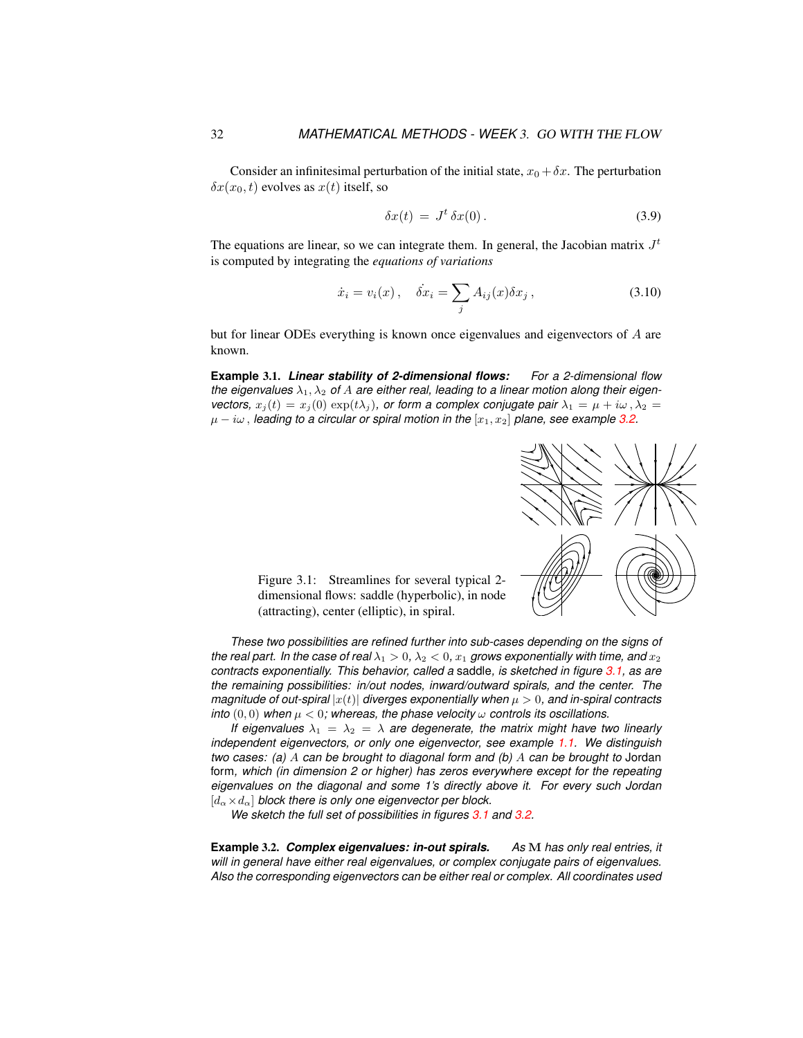Consider an infinitesimal perturbation of the initial state, $x_0 + \delta x$. The perturbation $\delta x(x_0, t)$ evolves as $x(t)$ itself, so

$$\delta x(t) = J^t \, \delta x(0) \,. \tag{3.9}$$

The equations are linear, so we can integrate them. In general, the Jacobian matrix $J^t$ is computed by integrating the *equations of variations*

$$\dot{x}_i = v_i(x) \,, \quad \dot{\delta x}_i = \sum_j A_{ij}(x) \delta x_j \,, \tag{3.10}$$

but for linear ODEs everything is known once eigenvalues and eigenvectors of $A$ are known.

**Example 3.1.** ***Linear stability of 2-dimensional flows:*** *For a 2-dimensional flow the eigenvalues $\lambda_1, \lambda_2$ of $A$ are either real, leading to a linear motion along their eigenvectors, $x_j(t) = x_j(0) \exp(t\lambda_j)$, or form a complex conjugate pair $\lambda_1 = \mu + i\omega \,, \lambda_2 = \mu - i\omega \,,$ leading to a circular or spiral motion in the $[x_1, x_2]$ plane, see example 3.2.*

Figure 3.1: Streamlines for several typical 2-dimensional flows: saddle (hyperbolic), in node (attracting), center (elliptic), in spiral.

*These two possibilities are refined further into sub-cases depending on the signs of the real part. In the case of real $\lambda_1 > 0$, $\lambda_2 < 0$, $x_1$ grows exponentially with time, and $x_2$ contracts exponentially. This behavior, called a* saddle, *is sketched in figure 3.1, as are the remaining possibilities: in/out nodes, inward/outward spirals, and the center. The magnitude of out-spiral $|x(t)|$ diverges exponentially when $\mu > 0$, and in-spiral contracts into $(0, 0)$ when $\mu < 0$; whereas, the phase velocity $\omega$ controls its oscillations.*

*If eigenvalues $\lambda_1 = \lambda_2 = \lambda$ are degenerate, the matrix might have two linearly independent eigenvectors, or only one eigenvector, see example 1.1. We distinguish two cases: (a) $A$ can be brought to diagonal form and (b) $A$ can be brought to* Jordan form, *which (in dimension 2 or higher) has zeros everywhere except for the repeating eigenvalues on the diagonal and some 1's directly above it. For every such Jordan $[d_\alpha \times d_\alpha]$ block there is only one eigenvector per block.*

*We sketch the full set of possibilities in figures 3.1 and 3.2.*

**Example 3.2.** ***Complex eigenvalues: in-out spirals.*** *As $\mathrm{M}$ has only real entries, it will in general have either real eigenvalues, or complex conjugate pairs of eigenvalues. Also the corresponding eigenvectors can be either real or complex. All coordinates used*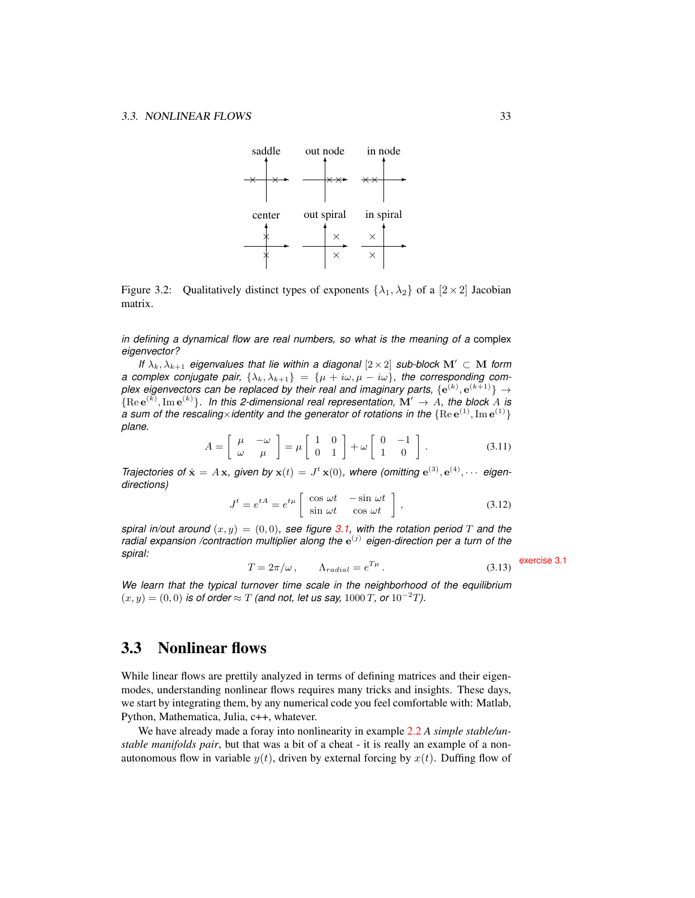saddle out node in node

center out spiral in spiral

Figure 3.2: Qualitatively distinct types of exponents $\{\lambda_1, \lambda_2\}$ of a $[2\times 2]$ Jacobian matrix.

*in defining a dynamical flow are real numbers, so what is the meaning of a* complex *eigenvector?*

*If $\lambda_k, \lambda_{k+1}$ eigenvalues that lie within a diagonal $[2\times 2]$ sub-block $\mathbf{M}' \subset \mathbf{M}$ form a complex conjugate pair, $\{\lambda_k, \lambda_{k+1}\} = \{\mu + i\omega, \mu - i\omega\}$, the corresponding complex eigenvectors can be replaced by their real and imaginary parts, $\{\mathbf{e}^{(k)}, \mathbf{e}^{(k+1)}\} \to \{\mathrm{Re}\,\mathbf{e}^{(k)}, \mathrm{Im}\,\mathbf{e}^{(k)}\}$. In this 2-dimensional real representation, $\mathbf{M}' \to A$, the block $A$ is a sum of the rescaling×identity and the generator of rotations in the $\{\mathrm{Re}\,\mathbf{e}^{(1)}, \mathrm{Im}\,\mathbf{e}^{(1)}\}$ plane.*

$$A = \begin{bmatrix} \mu & -\omega \\ \omega & \mu \end{bmatrix} = \mu \begin{bmatrix} 1 & 0 \\ 0 & 1 \end{bmatrix} + \omega \begin{bmatrix} 0 & -1 \\ 1 & 0 \end{bmatrix} . \tag{3.11}$$

*Trajectories of $\dot{\mathbf{x}} = A\,\mathbf{x}$, given by $\mathbf{x}(t) = J^t\,\mathbf{x}(0)$, where (omitting $\mathbf{e}^{(3)}, \mathbf{e}^{(4)}, \cdots$ eigen-directions)*

$$J^t = e^{tA} = e^{t\mu} \begin{bmatrix} \cos\,\omega t & -\sin\,\omega t \\ \sin\,\omega t & \cos\,\omega t \end{bmatrix} , \tag{3.12}$$

*spiral in/out around $(x, y) = (0, 0)$, see figure 3.1, with the rotation period $T$ and the radial expansion /contraction multiplier along the $\mathbf{e}^{(j)}$ eigen-direction per a turn of the spiral:*

$$T = 2\pi/\omega\,, \qquad \Lambda_{radial} = e^{T\mu}\,. \tag{3.13}$$

exercise 3.1

*We learn that the typical turnover time scale in the neighborhood of the equilibrium $(x, y) = (0, 0)$ is of order $\approx T$ (and not, let us say, $1000\,T$, or $10^{-2}T$).*

## 3.3 Nonlinear flows

While linear flows are prettily analyzed in terms of defining matrices and their eigenmodes, understanding nonlinear flows requires many tricks and insights. These days, we start by integrating them, by any numerical code you feel comfortable with: Matlab, Python, Mathematica, Julia, c++, whatever.

We have already made a foray into nonlinearity in example 2.2 *A simple stable/unstable manifolds pair*, but that was a bit of a cheat - it is really an example of a non-autonomous flow in variable $y(t)$, driven by external forcing by $x(t)$. Duffing flow of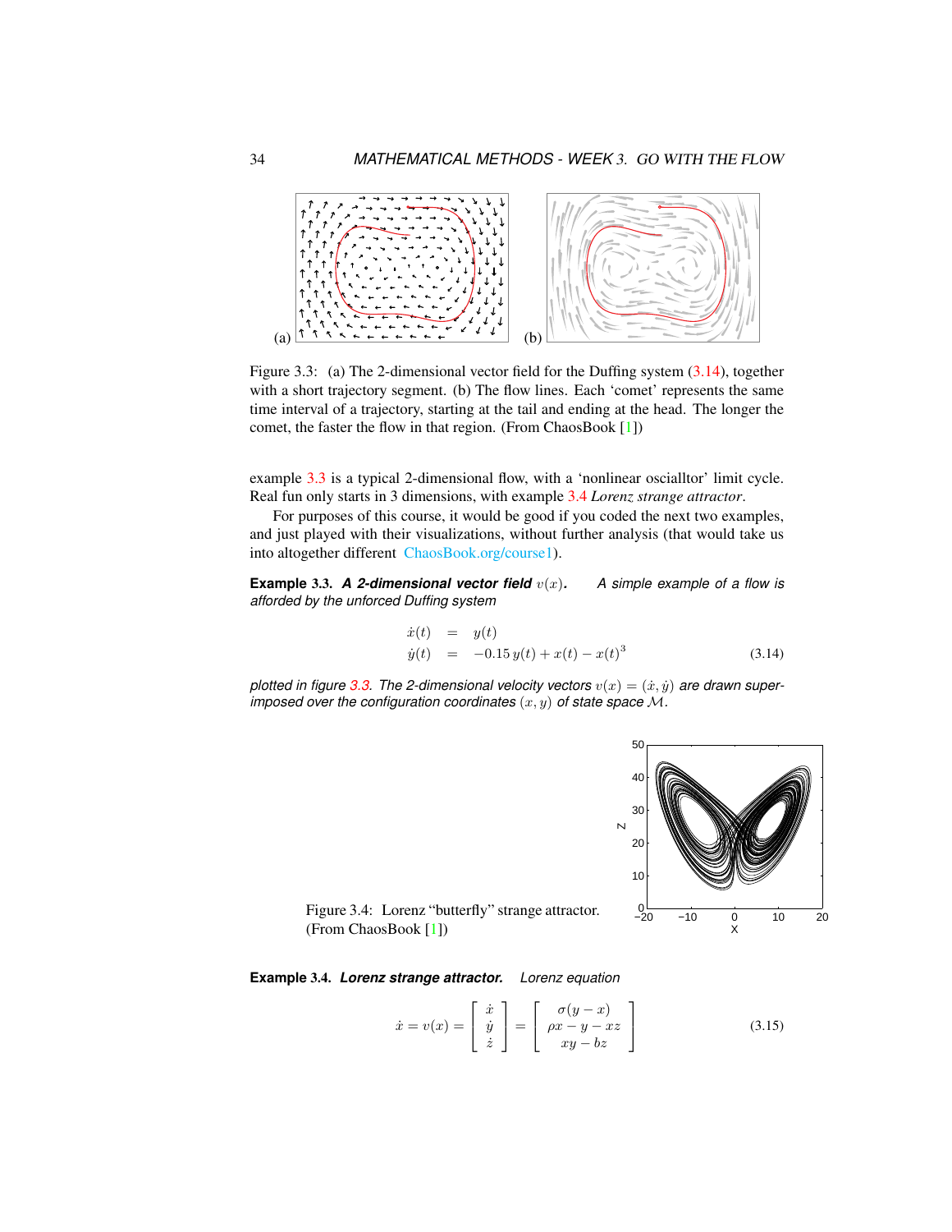Figure 3.3: (a) The 2-dimensional vector field for the Duffing system (3.14), together with a short trajectory segment. (b) The flow lines. Each 'comet' represents the same time interval of a trajectory, starting at the tail and ending at the head. The longer the comet, the faster the flow in that region. (From ChaosBook [1])

example 3.3 is a typical 2-dimensional flow, with a 'nonlinear oscialltor' limit cycle. Real fun only starts in 3 dimensions, with example 3.4 *Lorenz strange attractor*.

For purposes of this course, it would be good if you coded the next two examples, and just played with their visualizations, without further analysis (that would take us into altogether different ChaosBook.org/course1).

**Example 3.3.** ***A 2-dimensional vector field*** $v(x)$**.** *A simple example of a flow is afforded by the unforced Duffing system*

$$
\begin{aligned}
\dot{x}(t) &= y(t) \\
\dot{y}(t) &= -0.15\, y(t) + x(t) - x(t)^3
\end{aligned}
\tag{3.14}
$$

*plotted in figure 3.3. The 2-dimensional velocity vectors* $v(x) = (\dot{x}, \dot{y})$ *are drawn superimposed over the configuration coordinates* $(x, y)$ *of state space* $\mathcal{M}$*.*

Figure 3.4: Lorenz "butterfly" strange attractor. (From ChaosBook [1])

**Example 3.4.** ***Lorenz strange attractor.*** *Lorenz equation*

$$
\dot{x} = v(x) = \begin{bmatrix} \dot{x} \\ \dot{y} \\ \dot{z} \end{bmatrix} = \begin{bmatrix} \sigma(y - x) \\ \rho x - y - xz \\ xy - bz \end{bmatrix}
\tag{3.15}
$$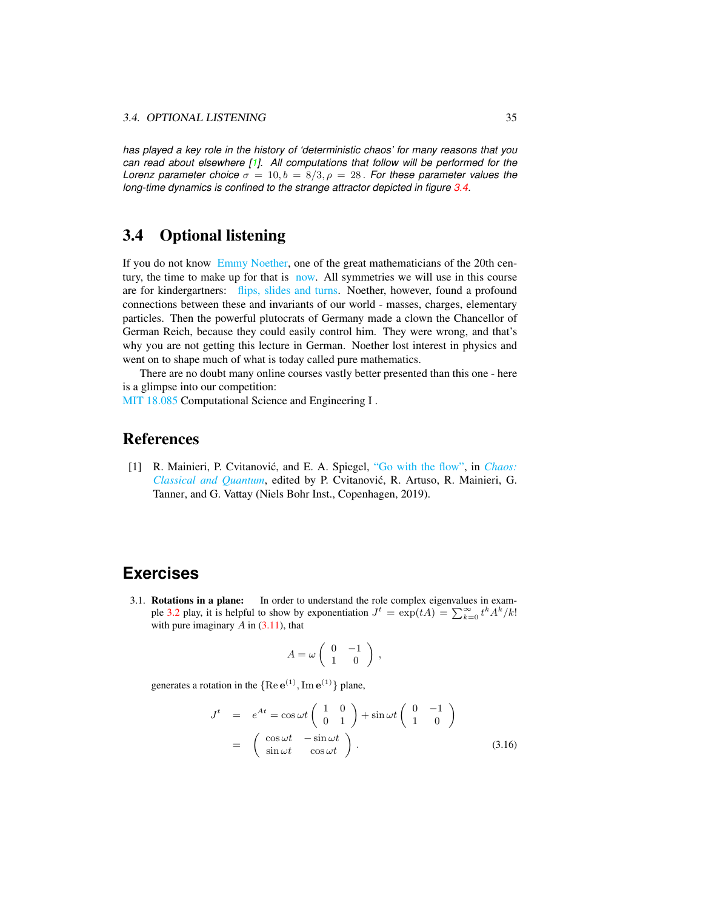*has played a key role in the history of 'deterministic chaos' for many reasons that you can read about elsewhere [1]. All computations that follow will be performed for the Lorenz parameter choice $\sigma = 10, b = 8/3, \rho = 28$ . For these parameter values the long-time dynamics is confined to the strange attractor depicted in figure 3.4.*

## 3.4 Optional listening

If you do not know Emmy Noether, one of the great mathematicians of the 20th century, the time to make up for that is now. All symmetries we will use in this course are for kindergartners: flips, slides and turns. Noether, however, found a profound connections between these and invariants of our world - masses, charges, elementary particles. Then the powerful plutocrats of Germany made a clown the Chancellor of German Reich, because they could easily control him. They were wrong, and that's why you are not getting this lecture in German. Noether lost interest in physics and went on to shape much of what is today called pure mathematics.

There are no doubt many online courses vastly better presented than this one - here is a glimpse into our competition:
MIT 18.085 Computational Science and Engineering I .

## References

[1] R. Mainieri, P. Cvitanović, and E. A. Spiegel, "Go with the flow", in *Chaos: Classical and Quantum*, edited by P. Cvitanović, R. Artuso, R. Mainieri, G. Tanner, and G. Vattay (Niels Bohr Inst., Copenhagen, 2019).

## Exercises

3.1. **Rotations in a plane:** In order to understand the role complex eigenvalues in example 3.2 play, it is helpful to show by exponentiation $J^t = \exp(tA) = \sum_{k=0}^{\infty} t^k A^k/k!$ with pure imaginary $A$ in (3.11), that

$$A = \omega \begin{pmatrix} 0 & -1 \\ 1 & 0 \end{pmatrix} ,$$

generates a rotation in the $\{\mathrm{Re}\,\mathbf{e}^{(1)}, \mathrm{Im}\,\mathbf{e}^{(1)}\}$ plane,

$$\begin{aligned} J^t &= e^{At} = \cos\omega t \begin{pmatrix} 1 & 0 \\ 0 & 1 \end{pmatrix} + \sin\omega t \begin{pmatrix} 0 & -1 \\ 1 & 0 \end{pmatrix} \\ &= \begin{pmatrix} \cos\omega t & -\sin\omega t \\ \sin\omega t & \cos\omega t \end{pmatrix} . \end{aligned} \tag{3.16}$$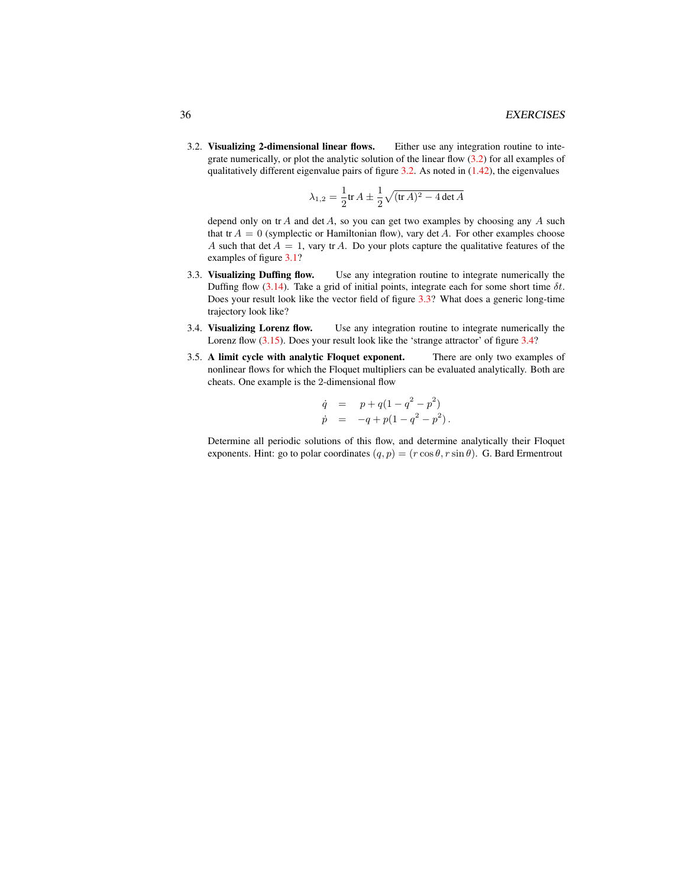3.2. **Visualizing 2-dimensional linear flows.** Either use any integration routine to integrate numerically, or plot the analytic solution of the linear flow (3.2) for all examples of qualitatively different eigenvalue pairs of figure 3.2. As noted in (1.42), the eigenvalues

$$\lambda_{1,2} = \frac{1}{2}\mathrm{tr}\, A \pm \frac{1}{2}\sqrt{(\mathrm{tr}\, A)^2 - 4 \det A}$$

depend only on $\mathrm{tr}\, A$ and $\det A$, so you can get two examples by choosing any $A$ such that $\mathrm{tr}\, A = 0$ (symplectic or Hamiltonian flow), vary $\det A$. For other examples choose $A$ such that $\det A = 1$, vary $\mathrm{tr}\, A$. Do your plots capture the qualitative features of the examples of figure 3.1?

3.3. **Visualizing Duffing flow.** Use any integration routine to integrate numerically the Duffing flow (3.14). Take a grid of initial points, integrate each for some short time $\delta t$. Does your result look like the vector field of figure 3.3? What does a generic long-time trajectory look like?

3.4. **Visualizing Lorenz flow.** Use any integration routine to integrate numerically the Lorenz flow (3.15). Does your result look like the 'strange attractor' of figure 3.4?

3.5. **A limit cycle with analytic Floquet exponent.** There are only two examples of nonlinear flows for which the Floquet multipliers can be evaluated analytically. Both are cheats. One example is the 2-dimensional flow

$$\begin{aligned}
\dot{q} &= p + q(1 - q^2 - p^2) \\
\dot{p} &= -q + p(1 - q^2 - p^2)\,.
\end{aligned}$$

Determine all periodic solutions of this flow, and determine analytically their Floquet exponents. Hint: go to polar coordinates $(q, p) = (r\cos\theta, r\sin\theta)$. G. Bard Ermentrout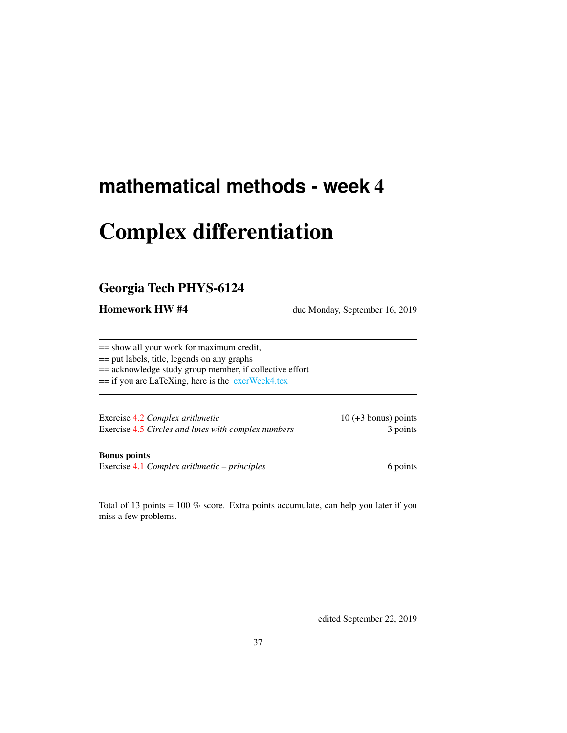# mathematical methods - week 4

# Complex differentiation

## Georgia Tech PHYS-6124

**Homework HW #4** due Monday, September 16, 2019

---

== show all your work for maximum credit,
== put labels, title, legends on any graphs
== acknowledge study group member, if collective effort
== if you are LaTeXing, here is the exerWeek4.tex

---

| | |
|---|---|
| Exercise 4.2 *Complex arithmetic* | 10 (+3 bonus) points |
| Exercise 4.5 *Circles and lines with complex numbers* | 3 points |

**Bonus points**

| | |
|---|---|
| Exercise 4.1 *Complex arithmetic – principles* | 6 points |

Total of 13 points = 100 % score. Extra points accumulate, can help you later if you miss a few problems.

edited September 22, 2019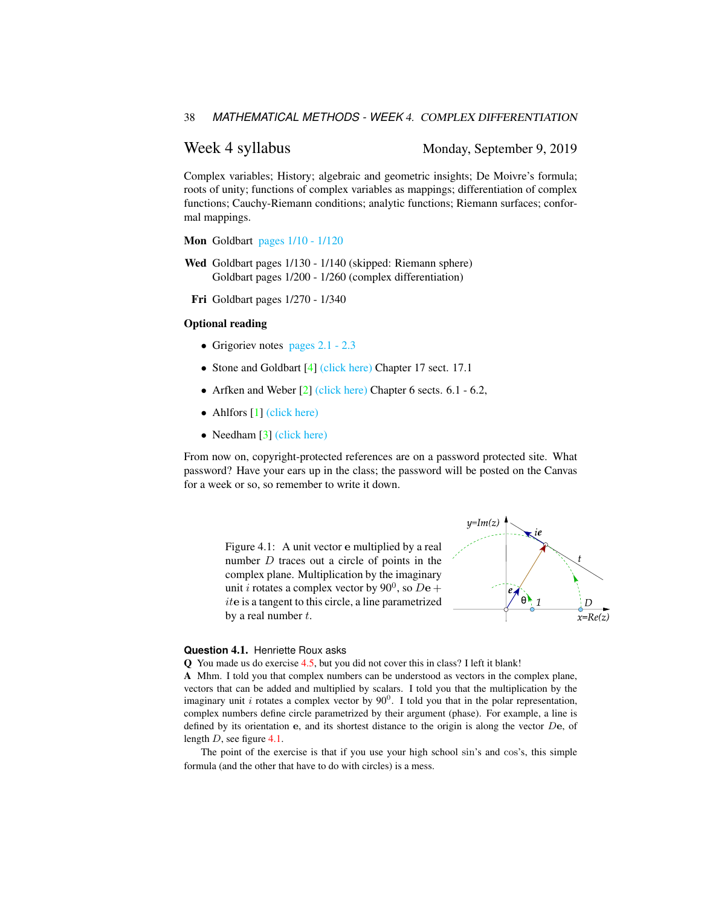## Week 4 syllabus

Monday, September 9, 2019

Complex variables; History; algebraic and geometric insights; De Moivre's formula; roots of unity; functions of complex variables as mappings; differentiation of complex functions; Cauchy-Riemann conditions; analytic functions; Riemann surfaces; conformal mappings.

**Mon** Goldbart pages 1/10 - 1/120

**Wed** Goldbart pages 1/130 - 1/140 (skipped: Riemann sphere)
Goldbart pages 1/200 - 1/260 (complex differentiation)

**Fri** Goldbart pages 1/270 - 1/340

### Optional reading

- Grigoriev notes pages 2.1 - 2.3
- Stone and Goldbart [4] (click here) Chapter 17 sect. 17.1
- Arfken and Weber [2] (click here) Chapter 6 sects. 6.1 - 6.2,
- Ahlfors [1] (click here)
- Needham [3] (click here)

From now on, copyright-protected references are on a password protected site. What password? Have your ears up in the class; the password will be posted on the Canvas for a week or so, so remember to write it down.

Figure 4.1: A unit vector $\mathbf{e}$ multiplied by a real number $D$ traces out a circle of points in the complex plane. Multiplication by the imaginary unit $i$ rotates a complex vector by $90^0$, so $D\mathbf{e} + it\mathbf{e}$ is a tangent to this circle, a line parametrized by a real number $t$.

**Question 4.1.** Henriette Roux asks

**Q** You made us do exercise 4.5, but you did not cover this in class? I left it blank!

**A** Mhm. I told you that complex numbers can be understood as vectors in the complex plane, vectors that can be added and multiplied by scalars. I told you that the multiplication by the imaginary unit $i$ rotates a complex vector by $90^0$. I told you that in the polar representation, complex numbers define circle parametrized by their argument (phase). For example, a line is defined by its orientation $\mathbf{e}$, and its shortest distance to the origin is along the vector $D\mathbf{e}$, of length $D$, see figure 4.1.

The point of the exercise is that if you use your high school $\sin$'s and $\cos$'s, this simple formula (and the other that have to do with circles) is a mess.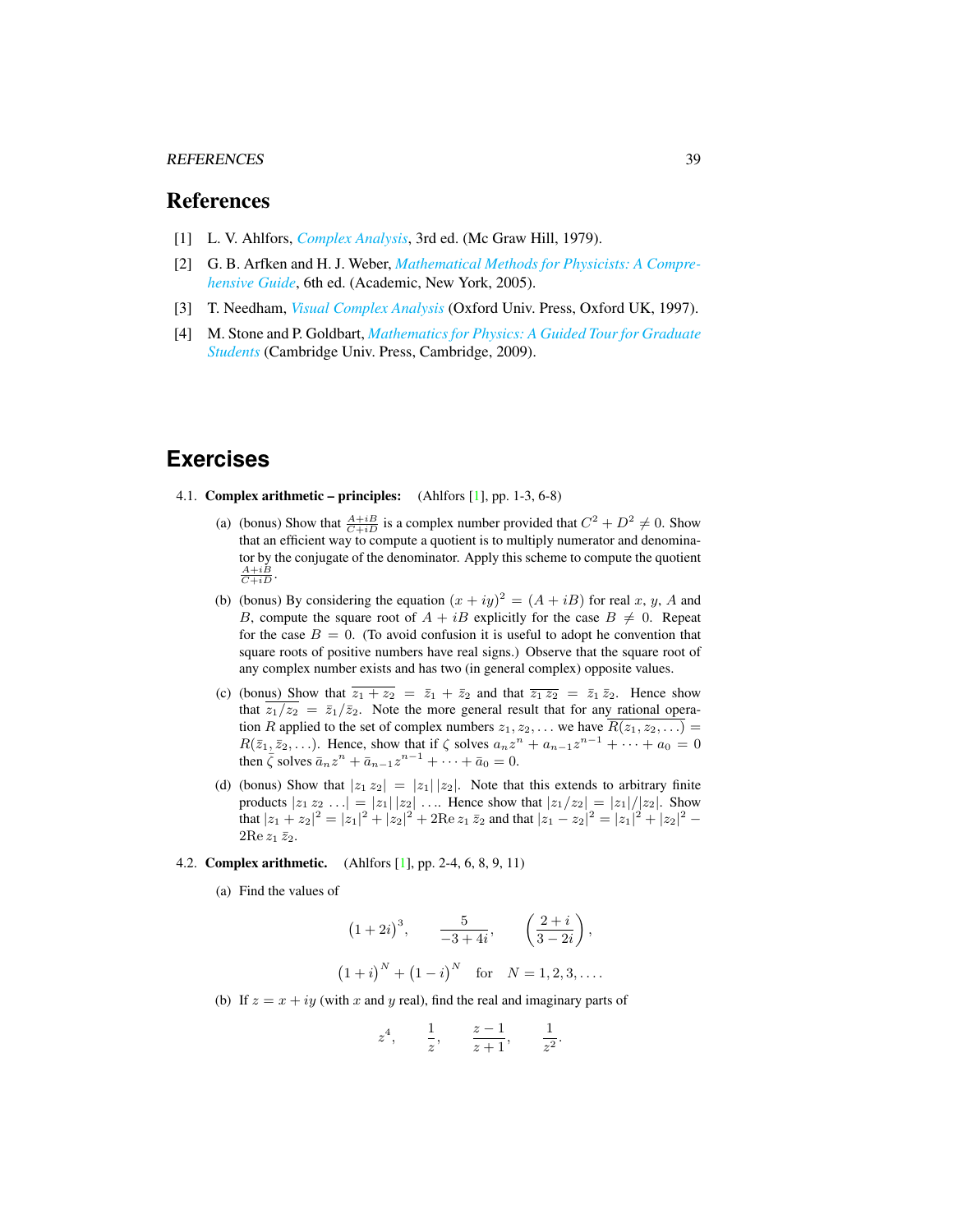## References

[1] L. V. Ahlfors, *Complex Analysis*, 3rd ed. (Mc Graw Hill, 1979).

[2] G. B. Arfken and H. J. Weber, *Mathematical Methods for Physicists: A Comprehensive Guide*, 6th ed. (Academic, New York, 2005).

[3] T. Needham, *Visual Complex Analysis* (Oxford Univ. Press, Oxford UK, 1997).

[4] M. Stone and P. Goldbart, *Mathematics for Physics: A Guided Tour for Graduate Students* (Cambridge Univ. Press, Cambridge, 2009).

## Exercises

4.1. **Complex arithmetic – principles:** (Ahlfors [1], pp. 1-3, 6-8)

(a) (bonus) Show that $\frac{A+iB}{C+iD}$ is a complex number provided that $C^2 + D^2 \neq 0$. Show that an efficient way to compute a quotient is to multiply numerator and denominator by the conjugate of the denominator. Apply this scheme to compute the quotient $\frac{A+iB}{C+iD}$.

(b) (bonus) By considering the equation $(x + iy)^2 = (A + iB)$ for real $x$, $y$, $A$ and $B$, compute the square root of $A + iB$ explicitly for the case $B \neq 0$. Repeat for the case $B = 0$. (To avoid confusion it is useful to adopt he convention that square roots of positive numbers have real signs.) Observe that the square root of any complex number exists and has two (in general complex) opposite values.

(c) (bonus) Show that $\overline{z_1 + z_2} = \bar{z}_1 + \bar{z}_2$ and that $\overline{z_1\, z_2} = \bar{z}_1\, \bar{z}_2$. Hence show that $\overline{z_1/z_2} = \bar{z}_1/\bar{z}_2$. Note the more general result that for any rational operation $R$ applied to the set of complex numbers $z_1, z_2, \ldots$ we have $\overline{R(z_1, z_2, \ldots)} = R(\bar{z}_1, \bar{z}_2, \ldots)$. Hence, show that if $\zeta$ solves $a_n z^n + a_{n-1} z^{n-1} + \cdots + a_0 = 0$ then $\bar{\zeta}$ solves $\bar{a}_n z^n + \bar{a}_{n-1} z^{n-1} + \cdots + \bar{a}_0 = 0$.

(d) (bonus) Show that $|z_1\, z_2| = |z_1|\, |z_2|$. Note that this extends to arbitrary finite products $|z_1\, z_2\, \ldots| = |z_1|\, |z_2|\, \ldots$. Hence show that $|z_1/z_2| = |z_1|/|z_2|$. Show that $|z_1 + z_2|^2 = |z_1|^2 + |z_2|^2 + 2\mathrm{Re}\, z_1\, \bar{z}_2$ and that $|z_1 - z_2|^2 = |z_1|^2 + |z_2|^2 - 2\mathrm{Re}\, z_1\, \bar{z}_2$.

4.2. **Complex arithmetic.** (Ahlfors [1], pp. 2-4, 6, 8, 9, 11)

(a) Find the values of

$$(1+2i)^3, \qquad \frac{5}{-3+4i}, \qquad \left(\frac{2+i}{3-2i}\right),$$

$$(1+i)^N + (1-i)^N \quad \text{for} \quad N = 1, 2, 3, \ldots.$$

(b) If $z = x + iy$ (with $x$ and $y$ real), find the real and imaginary parts of

$$z^4, \qquad \frac{1}{z}, \qquad \frac{z-1}{z+1}, \qquad \frac{1}{z^2}.$$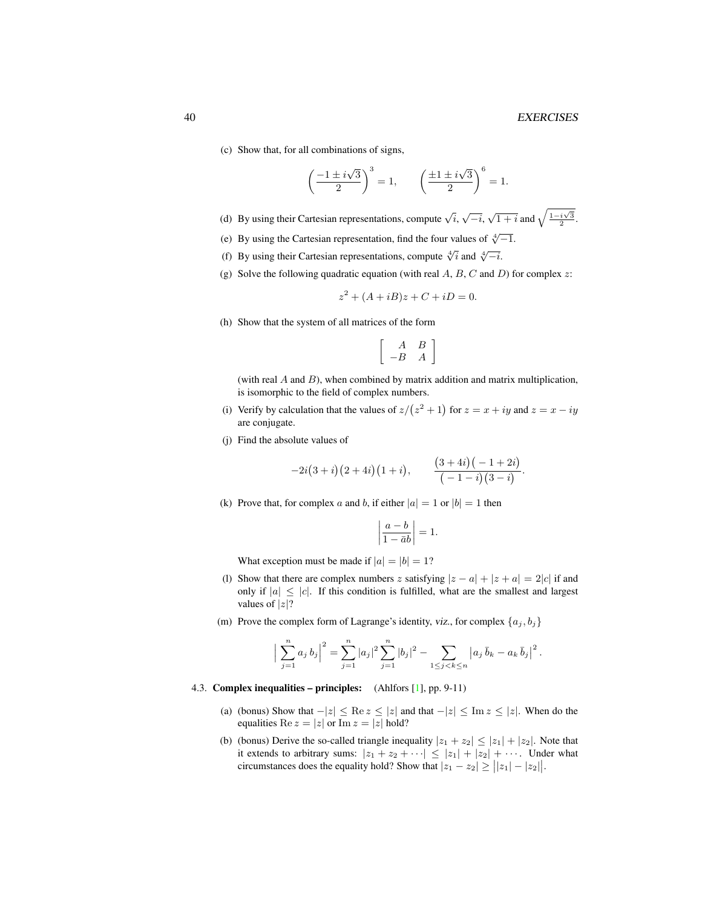(c) Show that, for all combinations of signs,

$$\left(\frac{-1 \pm i\sqrt{3}}{2}\right)^3 = 1, \qquad \left(\frac{\pm 1 \pm i\sqrt{3}}{2}\right)^6 = 1.$$

(d) By using their Cartesian representations, compute $\sqrt{i}$, $\sqrt{-i}$, $\sqrt{1+i}$ and $\sqrt{\frac{1-i\sqrt{3}}{2}}$.

(e) By using the Cartesian representation, find the four values of $\sqrt[4]{-1}$.

(f) By using their Cartesian representations, compute $\sqrt[4]{i}$ and $\sqrt[4]{-i}$.

(g) Solve the following quadratic equation (with real $A$, $B$, $C$ and $D$) for complex $z$:

$$z^2 + (A + iB)z + C + iD = 0.$$

(h) Show that the system of all matrices of the form

$$\begin{bmatrix} A & B \\ -B & A \end{bmatrix}$$

(with real $A$ and $B$), when combined by matrix addition and matrix multiplication, is isomorphic to the field of complex numbers.

(i) Verify by calculation that the values of $z/(z^2+1)$ for $z = x + iy$ and $z = x - iy$ are conjugate.

(j) Find the absolute values of

$$-2i(3+i)(2+4i)(1+i), \qquad \frac{(3+4i)(-1+2i)}{(-1-i)(3-i)}.$$

(k) Prove that, for complex $a$ and $b$, if either $|a| = 1$ or $|b| = 1$ then

$$\left|\frac{a-b}{1-\bar{a}b}\right| = 1.$$

What exception must be made if $|a| = |b| = 1$?

(l) Show that there are complex numbers $z$ satisfying $|z-a| + |z+a| = 2|c|$ if and only if $|a| \le |c|$. If this condition is fulfilled, what are the smallest and largest values of $|z|$?

(m) Prove the complex form of Lagrange's identity, *viz.*, for complex $\{a_j, b_j\}$

$$\Big|\sum_{j=1}^{n} a_j\, b_j\Big|^2 = \sum_{j=1}^{n} |a_j|^2 \sum_{j=1}^{n} |b_j|^2 - \sum_{1\le j<k\le n} \left|a_j\, \bar{b}_k - a_k\, \bar{b}_j\right|^2.$$

4.3. **Complex inequalities – principles:** (Ahlfors [1], pp. 9-11)

(a) (bonus) Show that $-|z| \le \operatorname{Re} z \le |z|$ and that $-|z| \le \operatorname{Im} z \le |z|$. When do the equalities $\operatorname{Re} z = |z|$ or $\operatorname{Im} z = |z|$ hold?

(b) (bonus) Derive the so-called triangle inequality $|z_1 + z_2| \le |z_1| + |z_2|$. Note that it extends to arbitrary sums: $|z_1 + z_2 + \cdots| \le |z_1| + |z_2| + \cdots$. Under what circumstances does the equality hold? Show that $|z_1 - z_2| \ge \big||z_1| - |z_2|\big|$.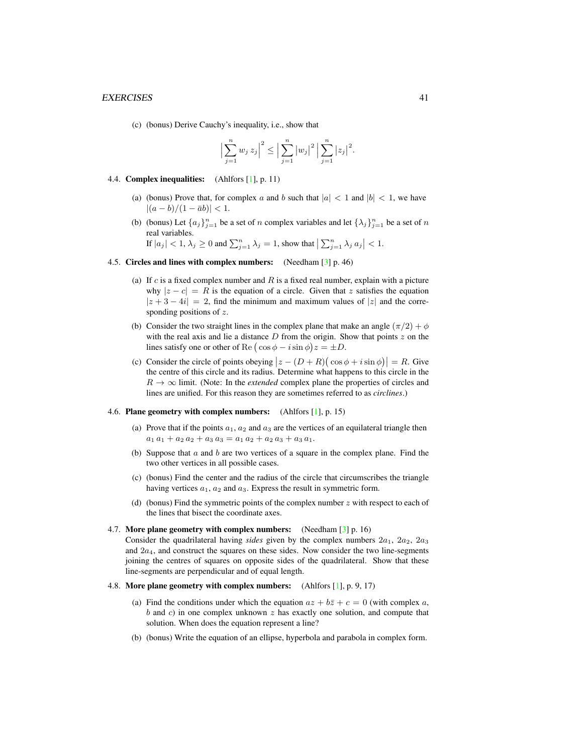(c) (bonus) Derive Cauchy's inequality, i.e., show that

$$\Big|\sum_{j=1}^{n} w_j\, z_j\Big|^2 \le \Big|\sum_{j=1}^{n} |w_j|^2\Big|\sum_{j=1}^{n} |z_j|^2.$$

4.4. **Complex inequalities:** (Ahlfors [1], p. 11)

(a) (bonus) Prove that, for complex $a$ and $b$ such that $|a| < 1$ and $|b| < 1$, we have $|(a-b)/(1-\bar{a}b)| < 1$.

(b) (bonus) Let $\{a_j\}_{j=1}^{n}$ be a set of $n$ complex variables and let $\{\lambda_j\}_{j=1}^{n}$ be a set of $n$ real variables.
If $|a_j| < 1$, $\lambda_j \ge 0$ and $\sum_{j=1}^{n} \lambda_j = 1$, show that $\big|\sum_{j=1}^{n} \lambda_j\, a_j\big| < 1$.

4.5. **Circles and lines with complex numbers:** (Needham [3] p. 46)

(a) If $c$ is a fixed complex number and $R$ is a fixed real number, explain with a picture why $|z-c| = R$ is the equation of a circle. Given that $z$ satisfies the equation $|z+3-4i| = 2$, find the minimum and maximum values of $|z|$ and the corresponding positions of $z$.

(b) Consider the two straight lines in the complex plane that make an angle $(\pi/2)+\phi$ with the real axis and lie a distance $D$ from the origin. Show that points $z$ on the lines satisfy one or other of $\mathrm{Re}\,\big(\cos\phi - i\sin\phi\big)z = \pm D$.

(c) Consider the circle of points obeying $\big|z-(D+R)\big(\cos\phi + i\sin\phi\big)\big| = R$. Give the centre of this circle and its radius. Determine what happens to this circle in the $R \to \infty$ limit. (Note: In the *extended* complex plane the properties of circles and lines are unified. For this reason they are sometimes referred to as *circlines*.)

4.6. **Plane geometry with complex numbers:** (Ahlfors [1], p. 15)

(a) Prove that if the points $a_1$, $a_2$ and $a_3$ are the vertices of an equilateral triangle then $a_1\,a_1 + a_2\,a_2 + a_3\,a_3 = a_1\,a_2 + a_2\,a_3 + a_3\,a_1$.

(b) Suppose that $a$ and $b$ are two vertices of a square in the complex plane. Find the two other vertices in all possible cases.

(c) (bonus) Find the center and the radius of the circle that circumscribes the triangle having vertices $a_1$, $a_2$ and $a_3$. Express the result in symmetric form.

(d) (bonus) Find the symmetric points of the complex number $z$ with respect to each of the lines that bisect the coordinate axes.

4.7. **More plane geometry with complex numbers:** (Needham [3] p. 16)
Consider the quadrilateral having *sides* given by the complex numbers $2a_1$, $2a_2$, $2a_3$ and $2a_4$, and construct the squares on these sides. Now consider the two line-segments joining the centres of squares on opposite sides of the quadrilateral. Show that these line-segments are perpendicular and of equal length.

4.8. **More plane geometry with complex numbers:** (Ahlfors [1], p. 9, 17)

(a) Find the conditions under which the equation $az + b\bar{z} + c = 0$ (with complex $a$, $b$ and $c$) in one complex unknown $z$ has exactly one solution, and compute that solution. When does the equation represent a line?

(b) (bonus) Write the equation of an ellipse, hyperbola and parabola in complex form.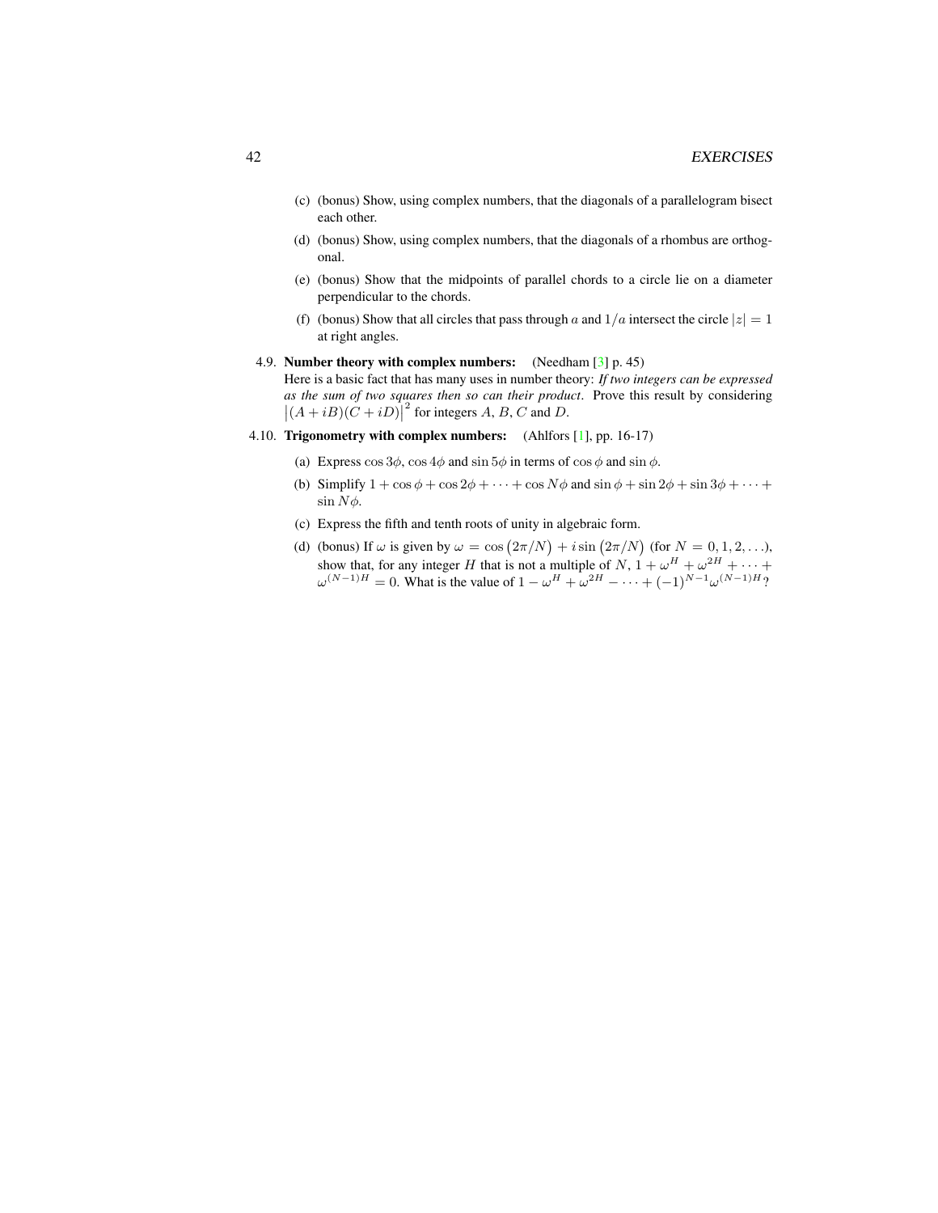(c) (bonus) Show, using complex numbers, that the diagonals of a parallelogram bisect each other.

(d) (bonus) Show, using complex numbers, that the diagonals of a rhombus are orthogonal.

(e) (bonus) Show that the midpoints of parallel chords to a circle lie on a diameter perpendicular to the chords.

(f) (bonus) Show that all circles that pass through $a$ and $1/a$ intersect the circle $|z| = 1$ at right angles.

4.9. **Number theory with complex numbers:** (Needham [3] p. 45)
Here is a basic fact that has many uses in number theory: *If two integers can be expressed as the sum of two squares then so can their product*. Prove this result by considering $\left|(A + iB)(C + iD)\right|^2$ for integers $A$, $B$, $C$ and $D$.

4.10. **Trigonometry with complex numbers:** (Ahlfors [1], pp. 16-17)

(a) Express $\cos 3\phi$, $\cos 4\phi$ and $\sin 5\phi$ in terms of $\cos\phi$ and $\sin\phi$.

(b) Simplify $1 + \cos\phi + \cos 2\phi + \cdots + \cos N\phi$ and $\sin\phi + \sin 2\phi + \sin 3\phi + \cdots + \sin N\phi$.

(c) Express the fifth and tenth roots of unity in algebraic form.

(d) (bonus) If $\omega$ is given by $\omega = \cos\left(2\pi/N\right) + i\sin\left(2\pi/N\right)$ (for $N = 0, 1, 2, \ldots$), show that, for any integer $H$ that is not a multiple of $N$, $1 + \omega^H + \omega^{2H} + \cdots + \omega^{(N-1)H} = 0$. What is the value of $1 - \omega^H + \omega^{2H} - \cdots + (-1)^{N-1}\omega^{(N-1)H}$?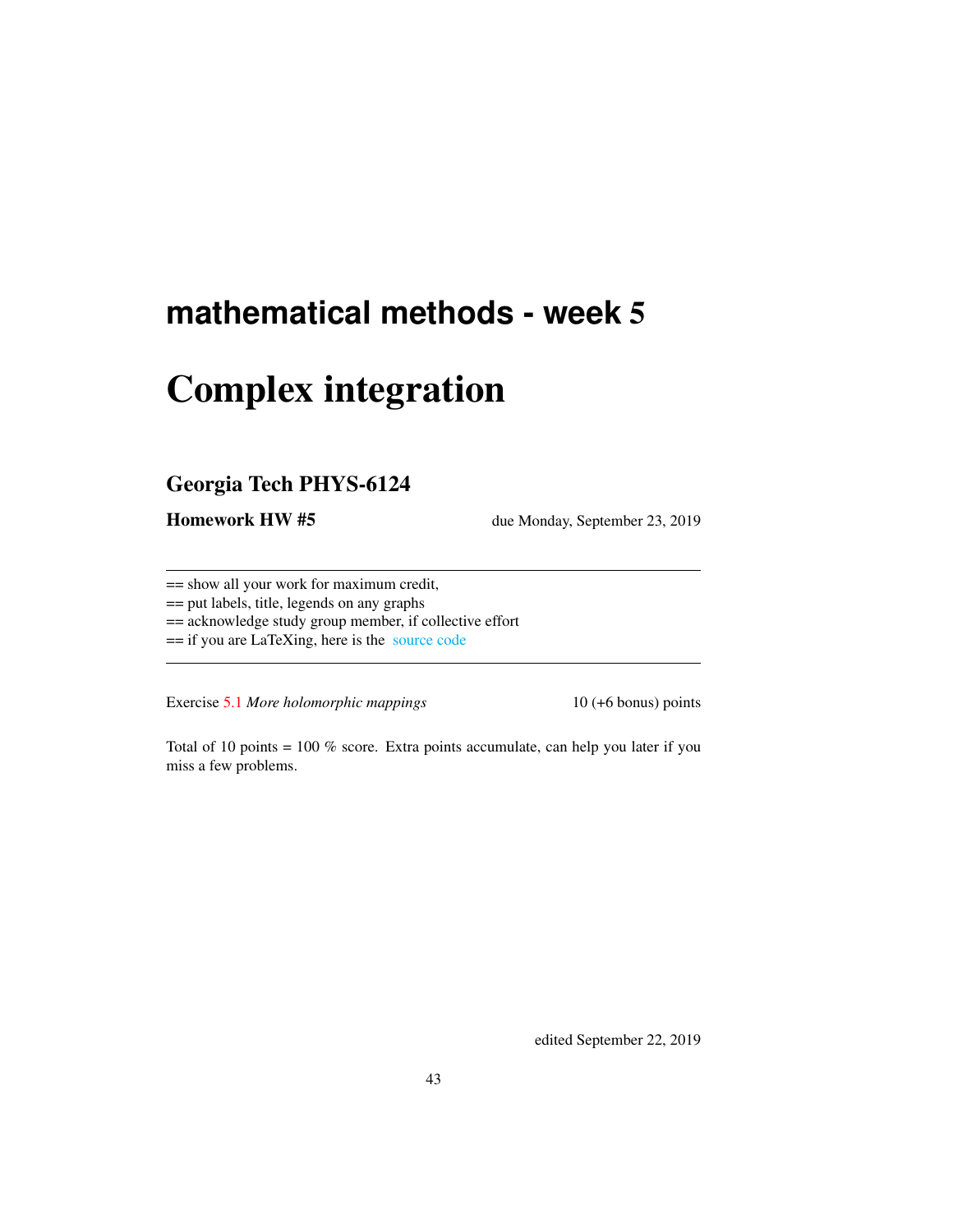# mathematical methods - week 5

# Complex integration

## Georgia Tech PHYS-6124

**Homework HW #5** due Monday, September 23, 2019

---

== show all your work for maximum credit,
== put labels, title, legends on any graphs
== acknowledge study group member, if collective effort
== if you are LaTeXing, here is the source code

---

Exercise 5.1 *More holomorphic mappings* 10 (+6 bonus) points

Total of 10 points = 100 % score. Extra points accumulate, can help you later if you miss a few problems.

edited September 22, 2019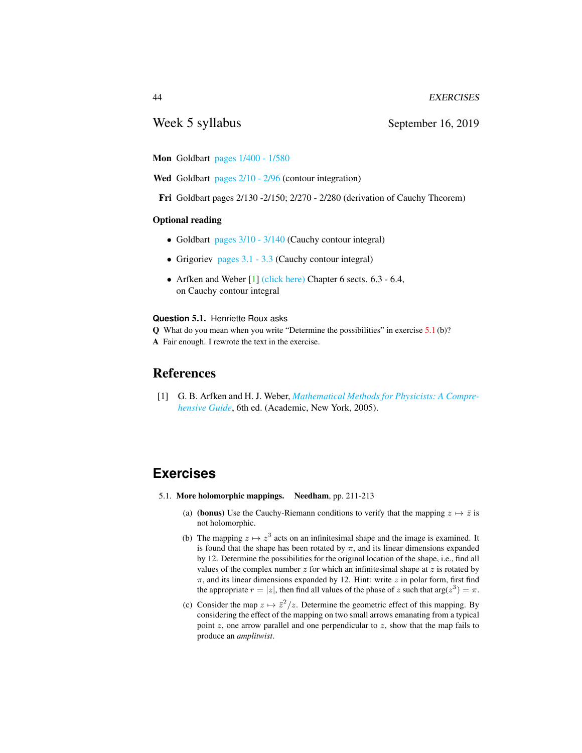## Week 5 syllabus

September 16, 2019

**Mon** Goldbart pages 1/400 - 1/580

**Wed** Goldbart pages 2/10 - 2/96 (contour integration)

**Fri** Goldbart pages 2/130 -2/150; 2/270 - 2/280 (derivation of Cauchy Theorem)

**Optional reading**

- Goldbart pages 3/10 - 3/140 (Cauchy contour integral)
- Grigoriev pages 3.1 - 3.3 (Cauchy contour integral)
- Arfken and Weber [1] (click here) Chapter 6 sects. 6.3 - 6.4, on Cauchy contour integral

**Question 5.1.** Henriette Roux asks

**Q** What do you mean when you write "Determine the possibilities" in exercise 5.1 (b)?

**A** Fair enough. I rewrote the text in the exercise.

## References

[1] G. B. Arfken and H. J. Weber, *Mathematical Methods for Physicists: A Comprehensive Guide*, 6th ed. (Academic, New York, 2005).

## Exercises

5.1. **More holomorphic mappings.** **Needham**, pp. 211-213

(a) **(bonus)** Use the Cauchy-Riemann conditions to verify that the mapping $z \mapsto \bar{z}$ is not holomorphic.

(b) The mapping $z \mapsto z^3$ acts on an infinitesimal shape and the image is examined. It is found that the shape has been rotated by $\pi$, and its linear dimensions expanded by 12. Determine the possibilities for the original location of the shape, i.e., find all values of the complex number $z$ for which an infinitesimal shape at $z$ is rotated by $\pi$, and its linear dimensions expanded by 12. Hint: write $z$ in polar form, first find the appropriate $r = |z|$, then find all values of the phase of $z$ such that $\arg(z^3) = \pi$.

(c) Consider the map $z \mapsto \bar{z}^2/z$. Determine the geometric effect of this mapping. By considering the effect of the mapping on two small arrows emanating from a typical point $z$, one arrow parallel and one perpendicular to $z$, show that the map fails to produce an *amplitwist*.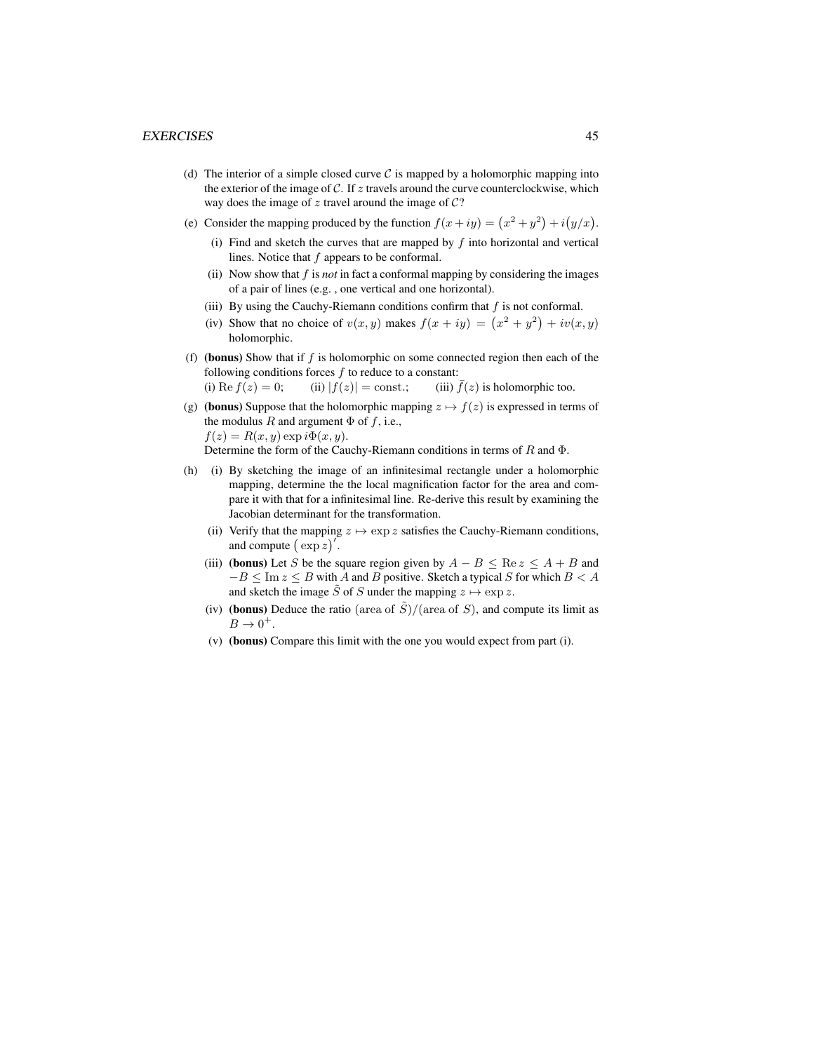(d) The interior of a simple closed curve $\mathcal{C}$ is mapped by a holomorphic mapping into the exterior of the image of $\mathcal{C}$. If $z$ travels around the curve counterclockwise, which way does the image of $z$ travel around the image of $\mathcal{C}$?

(e) Consider the mapping produced by the function $f(x+iy) = \big(x^2+y^2\big) + i\big(y/x\big)$.

  (i) Find and sketch the curves that are mapped by $f$ into horizontal and vertical lines. Notice that $f$ appears to be conformal.

  (ii) Now show that $f$ is *not* in fact a conformal mapping by considering the images of a pair of lines (e.g. , one vertical and one horizontal).

  (iii) By using the Cauchy-Riemann conditions confirm that $f$ is not conformal.

  (iv) Show that no choice of $v(x, y)$ makes $f(x+iy) = \big(x^2+y^2\big) + iv(x, y)$ holomorphic.

(f) **(bonus)** Show that if $f$ is holomorphic on some connected region then each of the following conditions forces $f$ to reduce to a constant:
(i) $\operatorname{Re} f(z) = 0$; (ii) $|f(z)| = \text{const.}$; (iii) $\bar{f}(z)$ is holomorphic too.

(g) **(bonus)** Suppose that the holomorphic mapping $z \mapsto f(z)$ is expressed in terms of the modulus $R$ and argument $\Phi$ of $f$, i.e.,
$f(z) = R(x, y) \exp i\Phi(x, y)$.
Determine the form of the Cauchy-Riemann conditions in terms of $R$ and $\Phi$.

(h) (i) By sketching the image of an infinitesimal rectangle under a holomorphic mapping, determine the the local magnification factor for the area and compare it with that for a infinitesimal line. Re-derive this result by examining the Jacobian determinant for the transformation.

  (ii) Verify that the mapping $z \mapsto \exp z$ satisfies the Cauchy-Riemann conditions, and compute $\big(\exp z\big)'$.

  (iii) **(bonus)** Let $S$ be the square region given by $A - B \leq \operatorname{Re} z \leq A + B$ and $-B \leq \operatorname{Im} z \leq B$ with $A$ and $B$ positive. Sketch a typical $S$ for which $B < A$ and sketch the image $\tilde{S}$ of $S$ under the mapping $z \mapsto \exp z$.

  (iv) **(bonus)** Deduce the ratio $(\text{area of } \tilde{S})/(\text{area of } S)$, and compute its limit as $B \to 0^+$.

  (v) **(bonus)** Compare this limit with the one you would expect from part (i).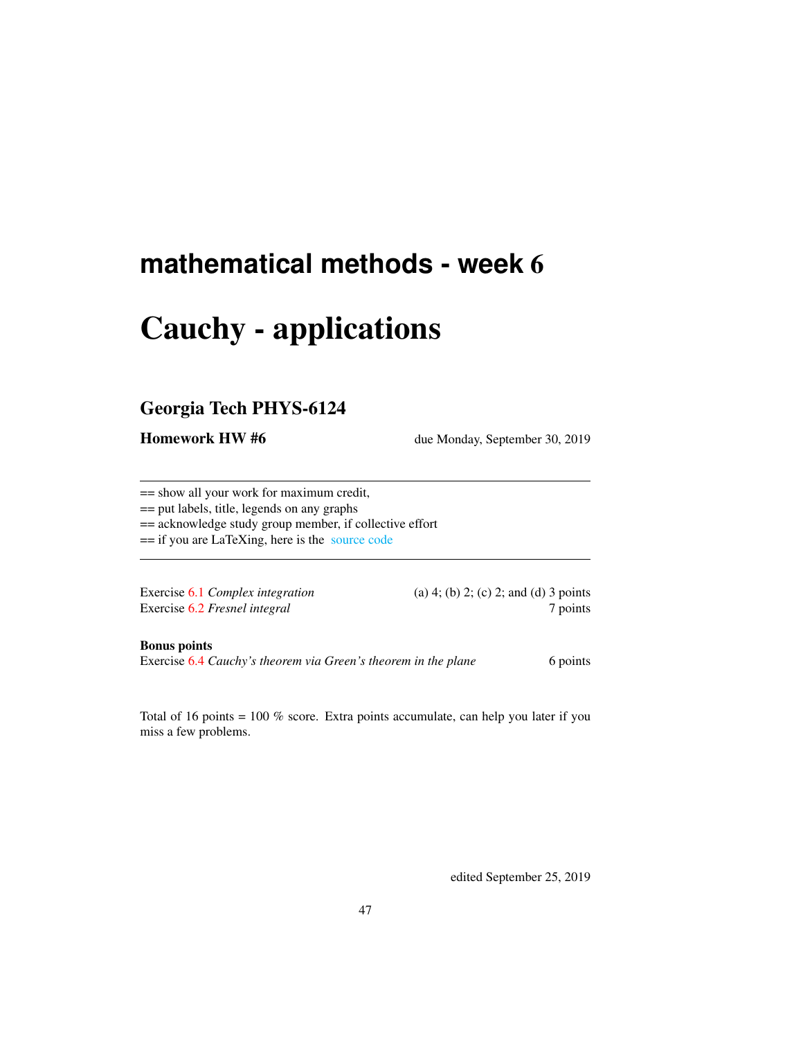# mathematical methods - week 6

# Cauchy - applications

## Georgia Tech PHYS-6124

**Homework HW #6** due Monday, September 30, 2019

---

== show all your work for maximum credit,
== put labels, title, legends on any graphs
== acknowledge study group member, if collective effort
== if you are LaTeXing, here is the source code

---

Exercise 6.1 *Complex integration* (a) 4; (b) 2; (c) 2; and (d) 3 points
Exercise 6.2 *Fresnel integral* 7 points

**Bonus points**
Exercise 6.4 *Cauchy's theorem via Green's theorem in the plane* 6 points

Total of 16 points = 100 % score. Extra points accumulate, can help you later if you miss a few problems.

edited September 25, 2019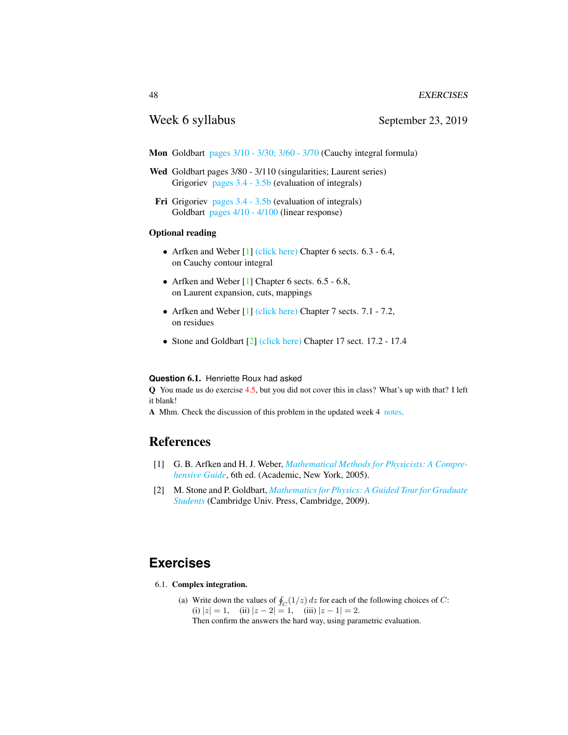## Week 6 syllabus

September 23, 2019

**Mon** Goldbart pages 3/10 - 3/30; 3/60 - 3/70 (Cauchy integral formula)

**Wed** Goldbart pages 3/80 - 3/110 (singularities; Laurent series)
Grigoriev pages 3.4 - 3.5b (evaluation of integrals)

**Fri** Grigoriev pages 3.4 - 3.5b (evaluation of integrals)
Goldbart pages 4/10 - 4/100 (linear response)

### Optional reading

- Arfken and Weber [1] (click here) Chapter 6 sects. 6.3 - 6.4, on Cauchy contour integral
- Arfken and Weber [1] Chapter 6 sects. 6.5 - 6.8, on Laurent expansion, cuts, mappings
- Arfken and Weber [1] (click here) Chapter 7 sects. 7.1 - 7.2, on residues
- Stone and Goldbart [2] (click here) Chapter 17 sect. 17.2 - 17.4

**Question 6.1.** Henriette Roux had asked

**Q** You made us do exercise 4.5, but you did not cover this in class? What's up with that? I left it blank!

**A** Mhm. Check the discussion of this problem in the updated week 4 notes.

## References

[1] G. B. Arfken and H. J. Weber, *Mathematical Methods for Physicists: A Comprehensive Guide*, 6th ed. (Academic, New York, 2005).

[2] M. Stone and P. Goldbart, *Mathematics for Physics: A Guided Tour for Graduate Students* (Cambridge Univ. Press, Cambridge, 2009).

## Exercises

6.1. **Complex integration.**

(a) Write down the values of $\oint_C (1/z)\, dz$ for each of the following choices of $C$:
(i) $|z| = 1$, (ii) $|z - 2| = 1$, (iii) $|z - 1| = 2$.
Then confirm the answers the hard way, using parametric evaluation.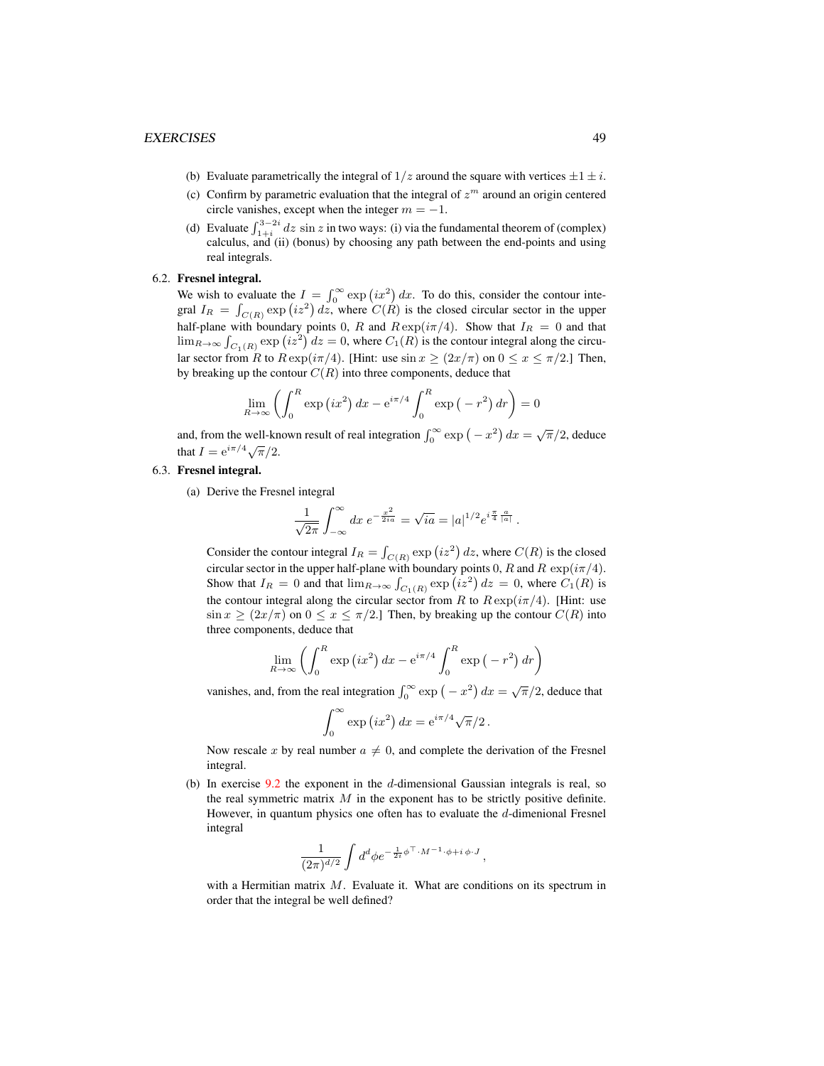(b) Evaluate parametrically the integral of $1/z$ around the square with vertices $\pm 1 \pm i$.

(c) Confirm by parametric evaluation that the integral of $z^m$ around an origin centered circle vanishes, except when the integer $m = -1$.

(d) Evaluate $\int_{1+i}^{3-2i} dz\, \sin z$ in two ways: (i) via the fundamental theorem of (complex) calculus, and (ii) (bonus) by choosing any path between the end-points and using real integrals.

6.2. **Fresnel integral.**

We wish to evaluate the $I = \int_0^\infty \exp\left(ix^2\right) dx$. To do this, consider the contour integral $I_R = \int_{C(R)} \exp\left(iz^2\right) dz$, where $C(R)$ is the closed circular sector in the upper half-plane with boundary points 0, $R$ and $R\exp(i\pi/4)$. Show that $I_R = 0$ and that $\lim_{R\to\infty} \int_{C_1(R)} \exp\left(iz^2\right) dz = 0$, where $C_1(R)$ is the contour integral along the circular sector from $R$ to $R\exp(i\pi/4)$. [Hint: use $\sin x \geq (2x/\pi)$ on $0 \leq x \leq \pi/2$.] Then, by breaking up the contour $C(R)$ into three components, deduce that

$$\lim_{R\to\infty} \left( \int_0^R \exp\left(ix^2\right) dx - \mathrm{e}^{i\pi/4} \int_0^R \exp\left(-r^2\right) dr \right) = 0$$

and, from the well-known result of real integration $\int_0^\infty \exp\left(-x^2\right) dx = \sqrt{\pi}/2$, deduce that $I = \mathrm{e}^{i\pi/4}\sqrt{\pi}/2$.

6.3. **Fresnel integral.**

(a) Derive the Fresnel integral

$$\frac{1}{\sqrt{2\pi}} \int_{-\infty}^{\infty} dx\, e^{-\frac{x^2}{2ia}} = \sqrt{ia} = |a|^{1/2} e^{i\frac{\pi}{4}\frac{a}{|a|}}\,.$$

Consider the contour integral $I_R = \int_{C(R)} \exp\left(iz^2\right) dz$, where $C(R)$ is the closed circular sector in the upper half-plane with boundary points 0, $R$ and $R\,\exp(i\pi/4)$. Show that $I_R = 0$ and that $\lim_{R\to\infty} \int_{C_1(R)} \exp\left(iz^2\right) dz = 0$, where $C_1(R)$ is the contour integral along the circular sector from $R$ to $R\exp(i\pi/4)$. [Hint: use $\sin x \geq (2x/\pi)$ on $0 \leq x \leq \pi/2$.] Then, by breaking up the contour $C(R)$ into three components, deduce that

$$\lim_{R\to\infty} \left( \int_0^R \exp\left(ix^2\right) dx - \mathrm{e}^{i\pi/4} \int_0^R \exp\left(-r^2\right) dr \right)$$

vanishes, and, from the real integration $\int_0^\infty \exp\left(-x^2\right) dx = \sqrt{\pi}/2$, deduce that

$$\int_0^\infty \exp\left(ix^2\right) dx = \mathrm{e}^{i\pi/4}\sqrt{\pi}/2\,.$$

Now rescale $x$ by real number $a \neq 0$, and complete the derivation of the Fresnel integral.

(b) In exercise 9.2 the exponent in the $d$-dimensional Gaussian integrals is real, so the real symmetric matrix $M$ in the exponent has to be strictly positive definite. However, in quantum physics one often has to evaluate the $d$-dimenional Fresnel integral

$$\frac{1}{(2\pi)^{d/2}} \int d^d\phi e^{-\frac{1}{2i}\phi^\top \cdot M^{-1} \cdot \phi + i\,\phi \cdot J}\,,$$

with a Hermitian matrix $M$. Evaluate it. What are conditions on its spectrum in order that the integral be well defined?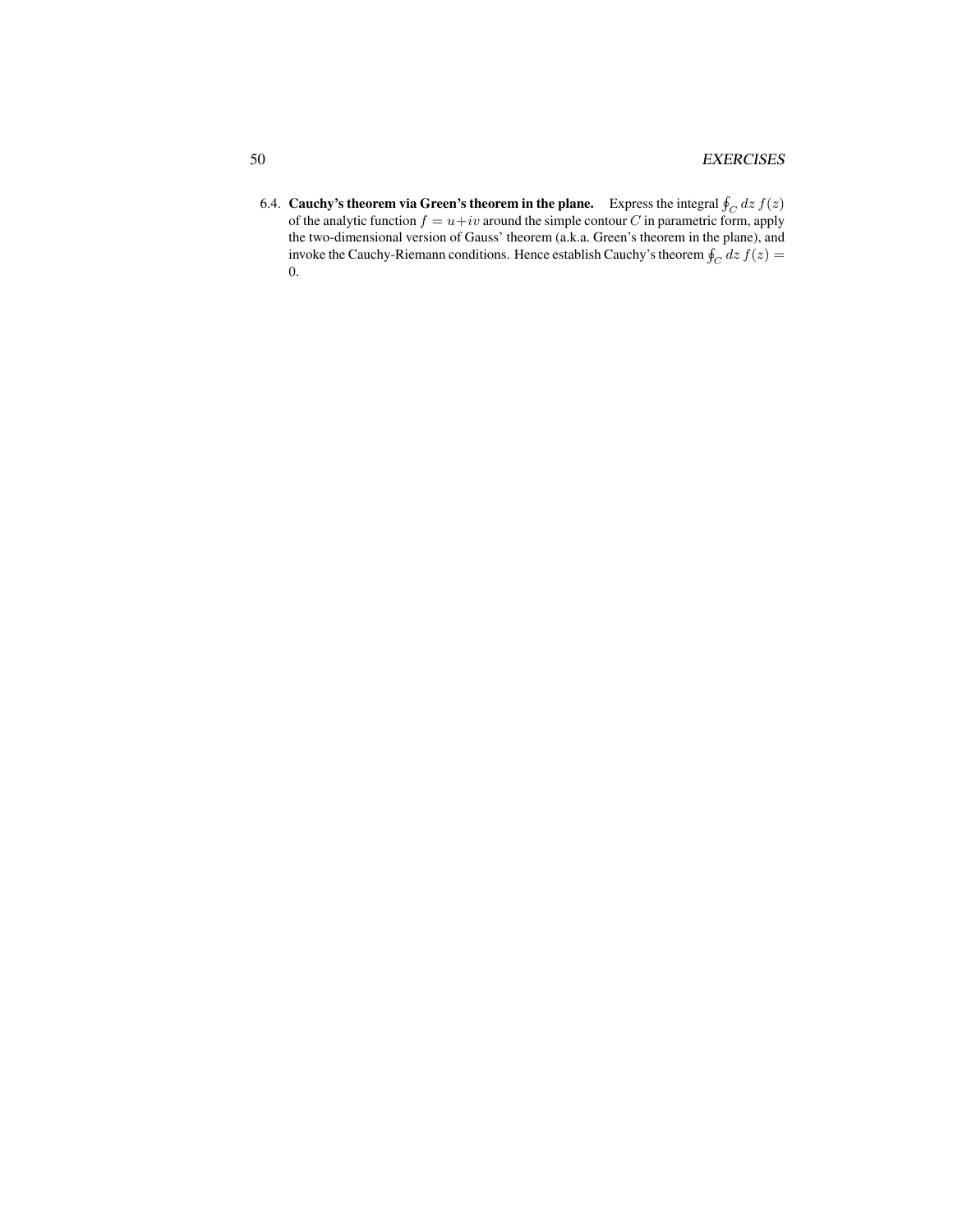6.4. **Cauchy's theorem via Green's theorem in the plane.** Express the integral $\oint_C dz\, f(z)$ of the analytic function $f = u + iv$ around the simple contour $C$ in parametric form, apply the two-dimensional version of Gauss' theorem (a.k.a. Green's theorem in the plane), and invoke the Cauchy-Riemann conditions. Hence establish Cauchy's theorem $\oint_C dz\, f(z) = 0$.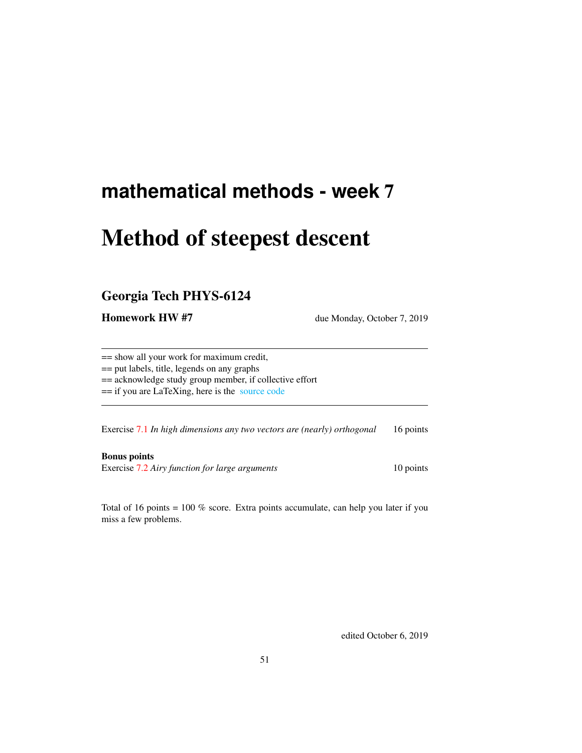**mathematical methods - week 7**

# Method of steepest descent

## Georgia Tech PHYS-6124

**Homework HW #7** due Monday, October 7, 2019

---

== show all your work for maximum credit,
== put labels, title, legends on any graphs
== acknowledge study group member, if collective effort
== if you are LaTeXing, here is the source code

---

Exercise 7.1 *In high dimensions any two vectors are (nearly) orthogonal* 16 points

**Bonus points**
Exercise 7.2 *Airy function for large arguments* 10 points

Total of 16 points = 100 % score. Extra points accumulate, can help you later if you miss a few problems.

edited October 6, 2019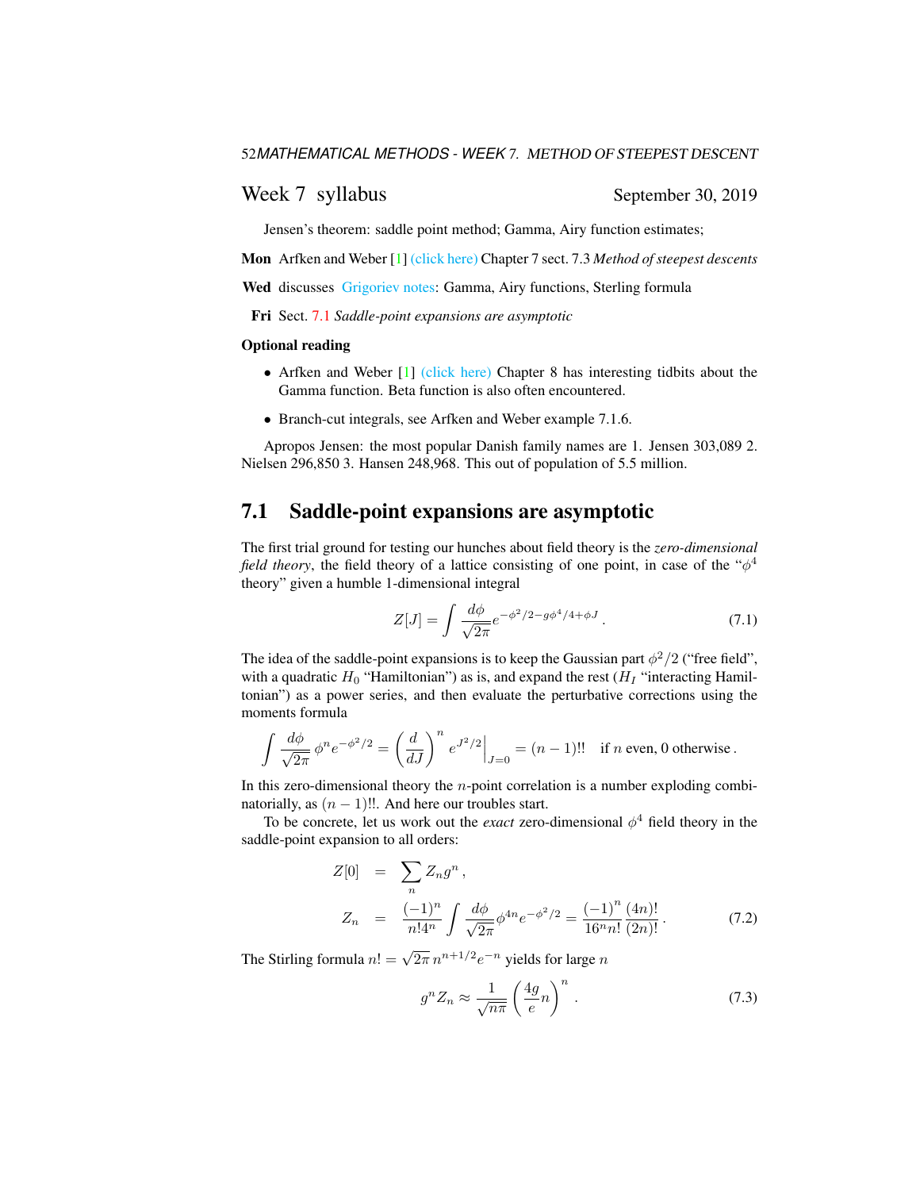## Week 7 syllabus

September 30, 2019

Jensen's theorem: saddle point method; Gamma, Airy function estimates;

**Mon** Arfken and Weber [1] (click here) Chapter 7 sect. 7.3 *Method of steepest descents*

**Wed** discusses Grigoriev notes: Gamma, Airy functions, Sterling formula

**Fri** Sect. 7.1 *Saddle-point expansions are asymptotic*

**Optional reading**

- Arfken and Weber [1] (click here) Chapter 8 has interesting tidbits about the Gamma function. Beta function is also often encountered.
- Branch-cut integrals, see Arfken and Weber example 7.1.6.

Apropos Jensen: the most popular Danish family names are 1. Jensen 303,089 2. Nielsen 296,850 3. Hansen 248,968. This out of population of 5.5 million.

## 7.1 Saddle-point expansions are asymptotic

The first trial ground for testing our hunches about field theory is the *zero-dimensional field theory*, the field theory of a lattice consisting of one point, in case of the "$\phi^4$ theory" given a humble 1-dimensional integral

$$Z[J] = \int \frac{d\phi}{\sqrt{2\pi}} e^{-\phi^2/2 - g\phi^4/4 + \phi J} \,. \tag{7.1}$$

The idea of the saddle-point expansions is to keep the Gaussian part $\phi^2/2$ ("free field", with a quadratic $H_0$ "Hamiltonian") as is, and expand the rest ($H_I$ "interacting Hamiltonian") as a power series, and then evaluate the perturbative corrections using the moments formula

$$\int \frac{d\phi}{\sqrt{2\pi}} \phi^n e^{-\phi^2/2} = \left(\frac{d}{dJ}\right)^n e^{J^2/2}\Big|_{J=0} = (n-1)!! \quad \text{if } n \text{ even, 0 otherwise} \,.$$

In this zero-dimensional theory the $n$-point correlation is a number exploding combinatorially, as $(n-1)!!$. And here our troubles start.

To be concrete, let us work out the *exact* zero-dimensional $\phi^4$ field theory in the saddle-point expansion to all orders:

$$\begin{aligned} Z[0] &= \sum_n Z_n g^n \,, \\ Z_n &= \frac{(-1)^n}{n!4^n} \int \frac{d\phi}{\sqrt{2\pi}} \phi^{4n} e^{-\phi^2/2} = \frac{(-1)^n}{16^n n!} \frac{(4n)!}{(2n)!} \,. \end{aligned} \tag{7.2}$$

The Stirling formula $n! = \sqrt{2\pi}\, n^{n+1/2} e^{-n}$ yields for large $n$

$$g^n Z_n \approx \frac{1}{\sqrt{n\pi}} \left(\frac{4g}{e} n\right)^n \,. \tag{7.3}$$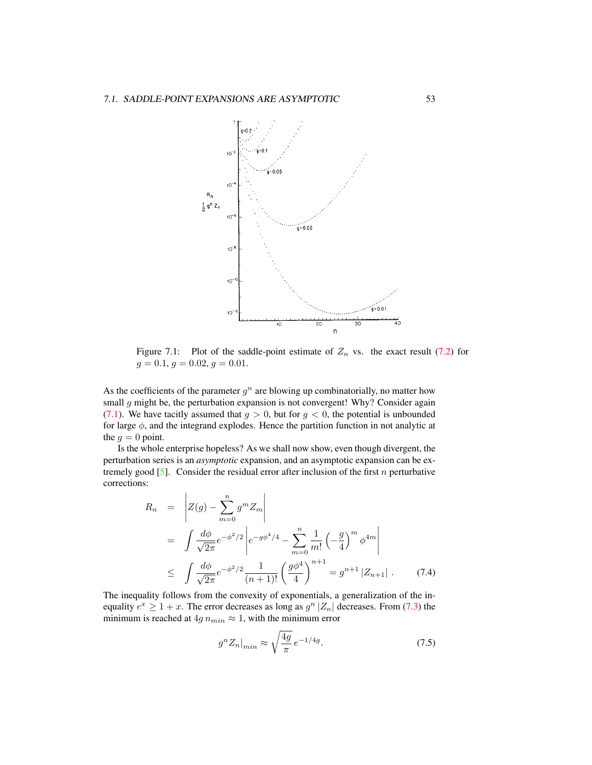Figure 7.1: Plot of the saddle-point estimate of $Z_n$ vs. the exact result (7.2) for $g = 0.1$, $g = 0.02$, $g = 0.01$.

As the coefficients of the parameter $g^n$ are blowing up combinatorially, no matter how small $g$ might be, the perturbation expansion is not convergent! Why? Consider again (7.1). We have tacitly assumed that $g > 0$, but for $g < 0$, the potential is unbounded for large $\phi$, and the integrand explodes. Hence the partition function in not analytic at the $g = 0$ point.

Is the whole enterprise hopeless? As we shall now show, even though divergent, the perturbation series is an *asymptotic* expansion, and an asymptotic expansion can be extremely good [5]. Consider the residual error after inclusion of the first $n$ perturbative corrections:

$$
\begin{aligned}
R_n &= \left| Z(g) - \sum_{m=0}^{n} g^m Z_m \right| \\
&= \int \frac{d\phi}{\sqrt{2\pi}} e^{-\phi^2/2} \left| e^{-g\phi^4/4} - \sum_{m=0}^{n} \frac{1}{m!} \left(-\frac{g}{4}\right)^m \phi^{4m} \right| \\
&\leq \int \frac{d\phi}{\sqrt{2\pi}} e^{-\phi^2/2} \frac{1}{(n+1)!} \left(\frac{g\phi^4}{4}\right)^{n+1} = g^{n+1} \left| Z_{n+1} \right| . \qquad (7.4)
\end{aligned}
$$

The inequality follows from the convexity of exponentials, a generalization of the inequality $e^x \geq 1 + x$. The error decreases as long as $g^n |Z_n|$ decreases. From (7.3) the minimum is reached at $4g\, n_{min} \approx 1$, with the minimum error

$$
g^n Z_n|_{min} \approx \sqrt{\frac{4g}{\pi}}\, e^{-1/4g}. \qquad (7.5)
$$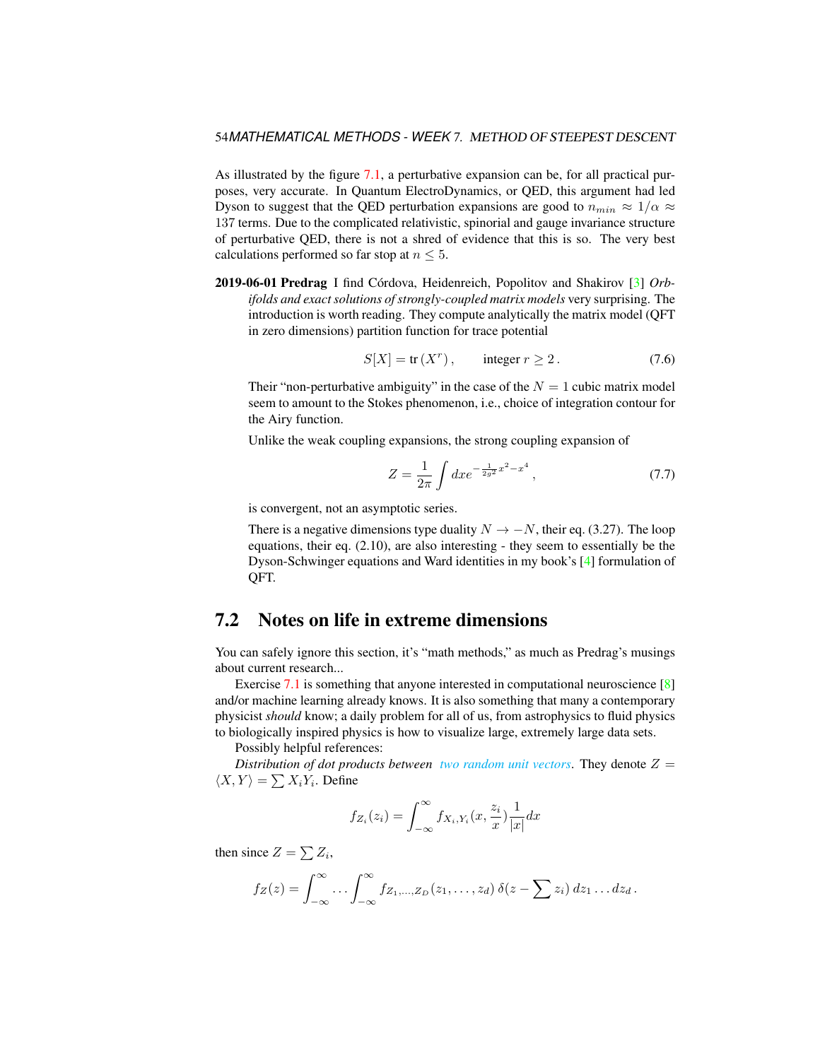As illustrated by the figure 7.1, a perturbative expansion can be, for all practical purposes, very accurate. In Quantum ElectroDynamics, or QED, this argument had led Dyson to suggest that the QED perturbation expansions are good to $n_{min} \approx 1/\alpha \approx 137$ terms. Due to the complicated relativistic, spinorial and gauge invariance structure of perturbative QED, there is not a shred of evidence that this is so. The very best calculations performed so far stop at $n \leq 5$.

**2019-06-01 Predrag** I find Córdova, Heidenreich, Popolitov and Shakirov [3] *Orbifolds and exact solutions of strongly-coupled matrix models* very surprising. The introduction is worth reading. They compute analytically the matrix model (QFT in zero dimensions) partition function for trace potential

$$S[X] = \text{tr}\,(X^r)\,, \qquad \text{integer } r \geq 2\,. \tag{7.6}$$

Their "non-perturbative ambiguity" in the case of the $N = 1$ cubic matrix model seem to amount to the Stokes phenomenon, i.e., choice of integration contour for the Airy function.

Unlike the weak coupling expansions, the strong coupling expansion of

$$Z = \frac{1}{2\pi} \int dx e^{-\frac{1}{2g^2}x^2 - x^4}\,, \tag{7.7}$$

is convergent, not an asymptotic series.

There is a negative dimensions type duality $N \to -N$, their eq. (3.27). The loop equations, their eq. (2.10), are also interesting - they seem to essentially be the Dyson-Schwinger equations and Ward identities in my book's [4] formulation of QFT.

## 7.2 Notes on life in extreme dimensions

You can safely ignore this section, it's "math methods," as much as Predrag's musings about current research...

Exercise 7.1 is something that anyone interested in computational neuroscience [8] and/or machine learning already knows. It is also something that many a contemporary physicist *should* know; a daily problem for all of us, from astrophysics to fluid physics to biologically inspired physics is how to visualize large, extremely large data sets.

Possibly helpful references:

*Distribution of dot products between* *two random unit vectors*. They denote $Z = \langle X, Y \rangle = \sum X_i Y_i$. Define

$$f_{Z_i}(z_i) = \int_{-\infty}^{\infty} f_{X_i,Y_i}(x, \frac{z_i}{x}) \frac{1}{|x|} dx$$

then since $Z = \sum Z_i$,

$$f_Z(z) = \int_{-\infty}^{\infty} \dots \int_{-\infty}^{\infty} f_{Z_1,\dots,Z_D}(z_1, \dots, z_d)\, \delta(z - \sum z_i)\, dz_1 \dots dz_d\,.$$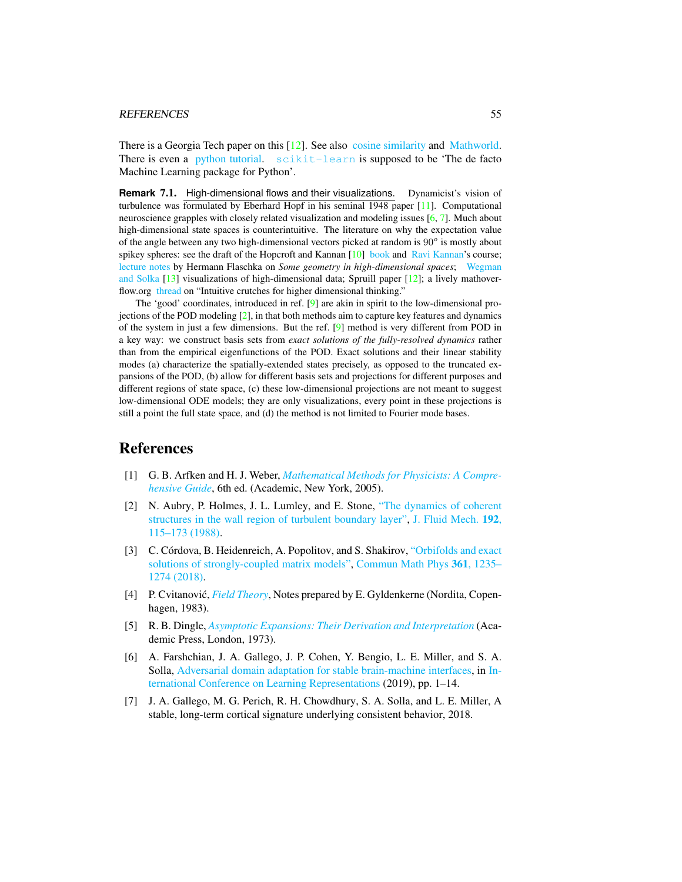There is a Georgia Tech paper on this [12]. See also cosine similarity and Mathworld. There is even a python tutorial. `scikit-learn` is supposed to be 'The de facto Machine Learning package for Python'.

**Remark 7.1.** High-dimensional flows and their visualizations. Dynamicist's vision of turbulence was formulated by Eberhard Hopf in his seminal 1948 paper [11]. Computational neuroscience grapples with closely related visualization and modeling issues [6, 7]. Much about high-dimensional state spaces is counterintuitive. The literature on why the expectation value of the angle between any two high-dimensional vectors picked at random is $90^o$ is mostly about spikey spheres: see the draft of the Hopcroft and Kannan [10] book and Ravi Kannan's course; lecture notes by Hermann Flaschka on *Some geometry in high-dimensional spaces*; Wegman and Solka [13] visualizations of high-dimensional data; Spruill paper [12]; a lively mathoverflow.org thread on "Intuitive crutches for higher dimensional thinking."

The 'good' coordinates, introduced in ref. [9] are akin in spirit to the low-dimensional projections of the POD modeling [2], in that both methods aim to capture key features and dynamics of the system in just a few dimensions. But the ref. [9] method is very different from POD in a key way: we construct basis sets from *exact solutions of the fully-resolved dynamics* rather than from the empirical eigenfunctions of the POD. Exact solutions and their linear stability modes (a) characterize the spatially-extended states precisely, as opposed to the truncated expansions of the POD, (b) allow for different basis sets and projections for different purposes and different regions of state space, (c) these low-dimensional projections are not meant to suggest low-dimensional ODE models; they are only visualizations, every point in these projections is still a point the full state space, and (d) the method is not limited to Fourier mode bases.

# References

[1] G. B. Arfken and H. J. Weber, *Mathematical Methods for Physicists: A Comprehensive Guide*, 6th ed. (Academic, New York, 2005).

[2] N. Aubry, P. Holmes, J. L. Lumley, and E. Stone, "The dynamics of coherent structures in the wall region of turbulent boundary layer", J. Fluid Mech. **192**, 115–173 (1988).

[3] C. Córdova, B. Heidenreich, A. Popolitov, and S. Shakirov, "Orbifolds and exact solutions of strongly-coupled matrix models", Commun Math Phys **361**, 1235–1274 (2018).

[4] P. Cvitanović, *Field Theory*, Notes prepared by E. Gyldenkerne (Nordita, Copenhagen, 1983).

[5] R. B. Dingle, *Asymptotic Expansions: Their Derivation and Interpretation* (Academic Press, London, 1973).

[6] A. Farshchian, J. A. Gallego, J. P. Cohen, Y. Bengio, L. E. Miller, and S. A. Solla, Adversarial domain adaptation for stable brain-machine interfaces, in International Conference on Learning Representations (2019), pp. 1–14.

[7] J. A. Gallego, M. G. Perich, R. H. Chowdhury, S. A. Solla, and L. E. Miller, A stable, long-term cortical signature underlying consistent behavior, 2018.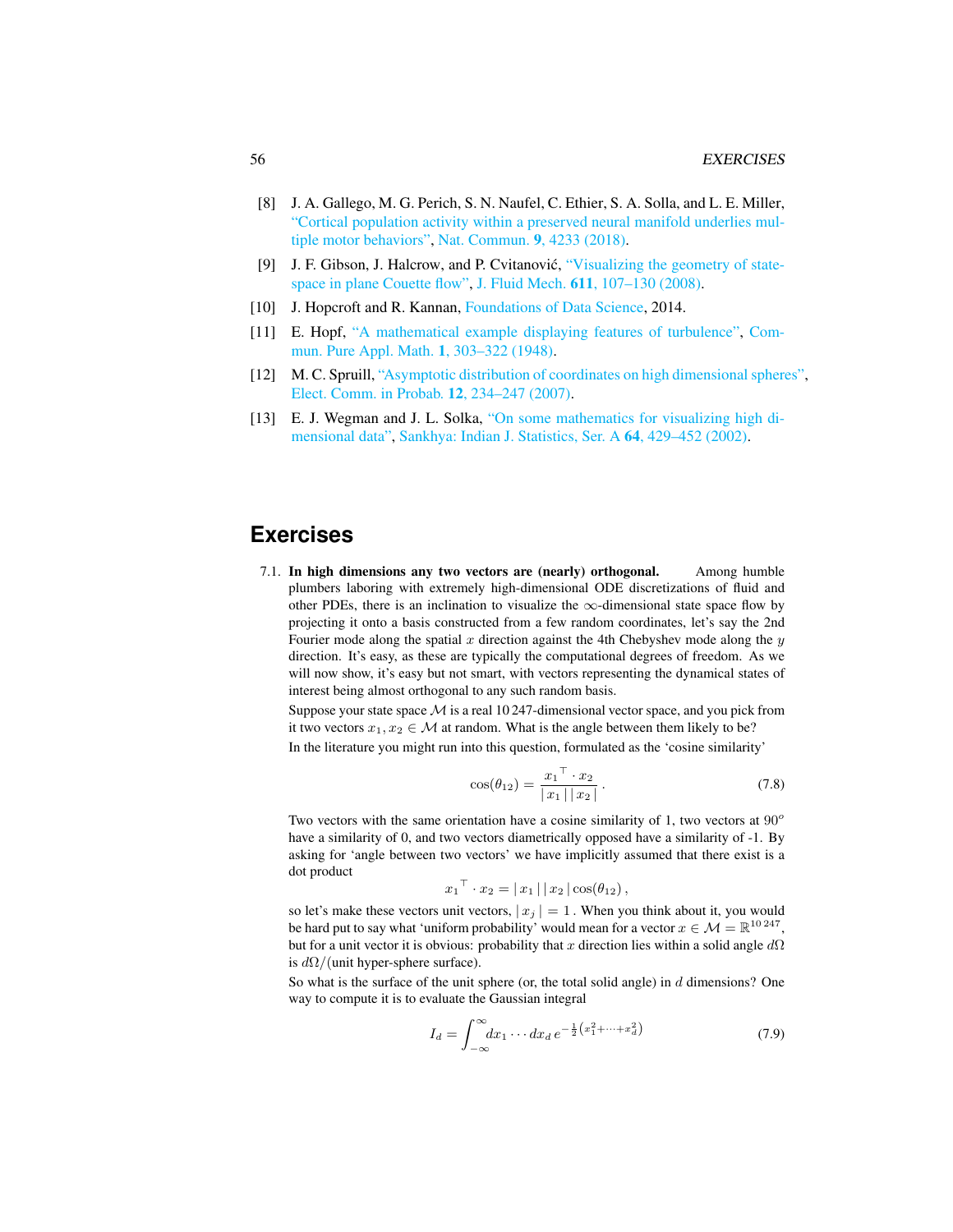[8] J. A. Gallego, M. G. Perich, S. N. Naufel, C. Ethier, S. A. Solla, and L. E. Miller, "Cortical population activity within a preserved neural manifold underlies multiple motor behaviors", Nat. Commun. **9**, 4233 (2018).

[9] J. F. Gibson, J. Halcrow, and P. Cvitanović, "Visualizing the geometry of state-space in plane Couette flow", J. Fluid Mech. **611**, 107–130 (2008).

[10] J. Hopcroft and R. Kannan, Foundations of Data Science, 2014.

[11] E. Hopf, "A mathematical example displaying features of turbulence", Commun. Pure Appl. Math. **1**, 303–322 (1948).

[12] M. C. Spruill, "Asymptotic distribution of coordinates on high dimensional spheres", Elect. Comm. in Probab. **12**, 234–247 (2007).

[13] E. J. Wegman and J. L. Solka, "On some mathematics for visualizing high dimensional data", Sankhya: Indian J. Statistics, Ser. A **64**, 429–452 (2002).

# Exercises

7.1. **In high dimensions any two vectors are (nearly) orthogonal.** Among humble plumbers laboring with extremely high-dimensional ODE discretizations of fluid and other PDEs, there is an inclination to visualize the $\infty$-dimensional state space flow by projecting it onto a basis constructed from a few random coordinates, let's say the 2nd Fourier mode along the spatial $x$ direction against the 4th Chebyshev mode along the $y$ direction. It's easy, as these are typically the computational degrees of freedom. As we will now show, it's easy but not smart, with vectors representing the dynamical states of interest being almost orthogonal to any such random basis.

Suppose your state space $\mathcal{M}$ is a real 10 247-dimensional vector space, and you pick from it two vectors $x_1, x_2 \in \mathcal{M}$ at random. What is the angle between them likely to be?

In the literature you might run into this question, formulated as the 'cosine similarity'

$$\cos(\theta_{12}) = \frac{{x_1}^\top \cdot x_2}{|\, x_1 \,|\, |\, x_2 \,|}\,. \tag{7.8}$$

Two vectors with the same orientation have a cosine similarity of 1, two vectors at $90^o$ have a similarity of 0, and two vectors diametrically opposed have a similarity of -1. By asking for 'angle between two vectors' we have implicitly assumed that there exist is a dot product

$${x_1}^\top \cdot x_2 = |\, x_1 \,|\, |\, x_2 \,| \cos(\theta_{12})\,,$$

so let's make these vectors unit vectors, $|\, x_j \,| = 1$. When you think about it, you would be hard put to say what 'uniform probability' would mean for a vector $x \in \mathcal{M} = \mathbb{R}^{10\,247}$, but for a unit vector it is obvious: probability that $x$ direction lies within a solid angle $d\Omega$ is $d\Omega/$(unit hyper-sphere surface).

So what is the surface of the unit sphere (or, the total solid angle) in $d$ dimensions? One way to compute it is to evaluate the Gaussian integral

$$I_d = \int_{-\infty}^{\infty} dx_1 \cdots dx_d \, e^{-\frac{1}{2}\left(x_1^2 + \cdots + x_d^2\right)} \tag{7.9}$$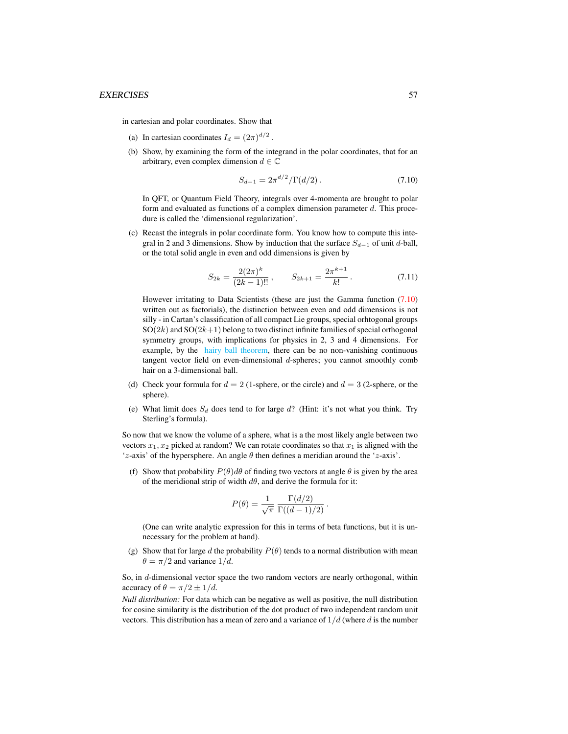in cartesian and polar coordinates. Show that

(a) In cartesian coordinates $I_d = (2\pi)^{d/2}$.

(b) Show, by examining the form of the integrand in the polar coordinates, that for an arbitrary, even complex dimension $d \in \mathbb{C}$

$$S_{d-1} = 2\pi^{d/2}/\Gamma(d/2)\,. \tag{7.10}$$

In QFT, or Quantum Field Theory, integrals over 4-momenta are brought to polar form and evaluated as functions of a complex dimension parameter $d$. This procedure is called the 'dimensional regularization'.

(c) Recast the integrals in polar coordinate form. You know how to compute this integral in 2 and 3 dimensions. Show by induction that the surface $S_{d-1}$ of unit $d$-ball, or the total solid angle in even and odd dimensions is given by

$$S_{2k} = \frac{2(2\pi)^k}{(2k-1)!!}\,, \qquad S_{2k+1} = \frac{2\pi^{k+1}}{k!}\,. \tag{7.11}$$

However irritating to Data Scientists (these are just the Gamma function (7.10) written out as factorials), the distinction between even and odd dimensions is not silly - in Cartan's classification of all compact Lie groups, special orhtogonal groups SO($2k$) and SO($2k+1$) belong to two distinct infinite families of special orthogonal symmetry groups, with implications for physics in 2, 3 and 4 dimensions. For example, by the hairy ball theorem, there can be no non-vanishing continuous tangent vector field on even-dimensional $d$-spheres; you cannot smoothly comb hair on a 3-dimensional ball.

(d) Check your formula for $d = 2$ (1-sphere, or the circle) and $d = 3$ (2-sphere, or the sphere).

(e) What limit does $S_d$ does tend to for large $d$? (Hint: it's not what you think. Try Sterling's formula).

So now that we know the volume of a sphere, what is a the most likely angle between two vectors $x_1, x_2$ picked at random? We can rotate coordinates so that $x_1$ is aligned with the '$z$-axis' of the hypersphere. An angle $\theta$ then defines a meridian around the '$z$-axis'.

(f) Show that probability $P(\theta)d\theta$ of finding two vectors at angle $\theta$ is given by the area of the meridional strip of width $d\theta$, and derive the formula for it:

$$P(\theta) = \frac{1}{\sqrt{\pi}}\,\frac{\Gamma(d/2)}{\Gamma((d-1)/2)}\,.$$

(One can write analytic expression for this in terms of beta functions, but it is unnecessary for the problem at hand).

(g) Show that for large $d$ the probability $P(\theta)$ tends to a normal distribution with mean $\theta = \pi/2$ and variance $1/d$.

So, in $d$-dimensional vector space the two random vectors are nearly orthogonal, within accuracy of $\theta = \pi/2 \pm 1/d$.

*Null distribution:* For data which can be negative as well as positive, the null distribution for cosine similarity is the distribution of the dot product of two independent random unit vectors. This distribution has a mean of zero and a variance of $1/d$ (where $d$ is the number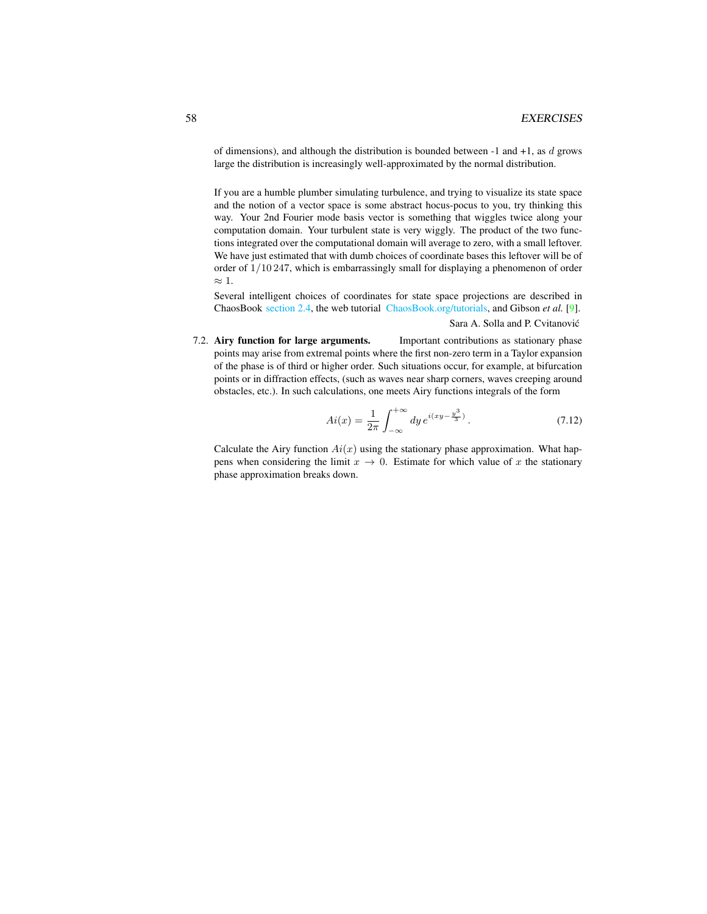of dimensions), and although the distribution is bounded between -1 and +1, as $d$ grows large the distribution is increasingly well-approximated by the normal distribution.

If you are a humble plumber simulating turbulence, and trying to visualize its state space and the notion of a vector space is some abstract hocus-pocus to you, try thinking this way. Your 2nd Fourier mode basis vector is something that wiggles twice along your computation domain. Your turbulent state is very wiggly. The product of the two functions integrated over the computational domain will average to zero, with a small leftover. We have just estimated that with dumb choices of coordinate bases this leftover will be of order of $1/10\,247$, which is embarrassingly small for displaying a phenomenon of order $\approx 1$.

Several intelligent choices of coordinates for state space projections are described in ChaosBook section 2.4, the web tutorial ChaosBook.org/tutorials, and Gibson *et al.* [9].

Sara A. Solla and P. Cvitanović

7.2. **Airy function for large arguments.** Important contributions as stationary phase points may arise from extremal points where the first non-zero term in a Taylor expansion of the phase is of third or higher order. Such situations occur, for example, at bifurcation points or in diffraction effects, (such as waves near sharp corners, waves creeping around obstacles, etc.). In such calculations, one meets Airy functions integrals of the form

$$Ai(x) = \frac{1}{2\pi} \int_{-\infty}^{+\infty} dy\, e^{i(xy - \frac{y^3}{3})} \,. \tag{7.12}$$

Calculate the Airy function $Ai(x)$ using the stationary phase approximation. What happens when considering the limit $x \to 0$. Estimate for which value of $x$ the stationary phase approximation breaks down.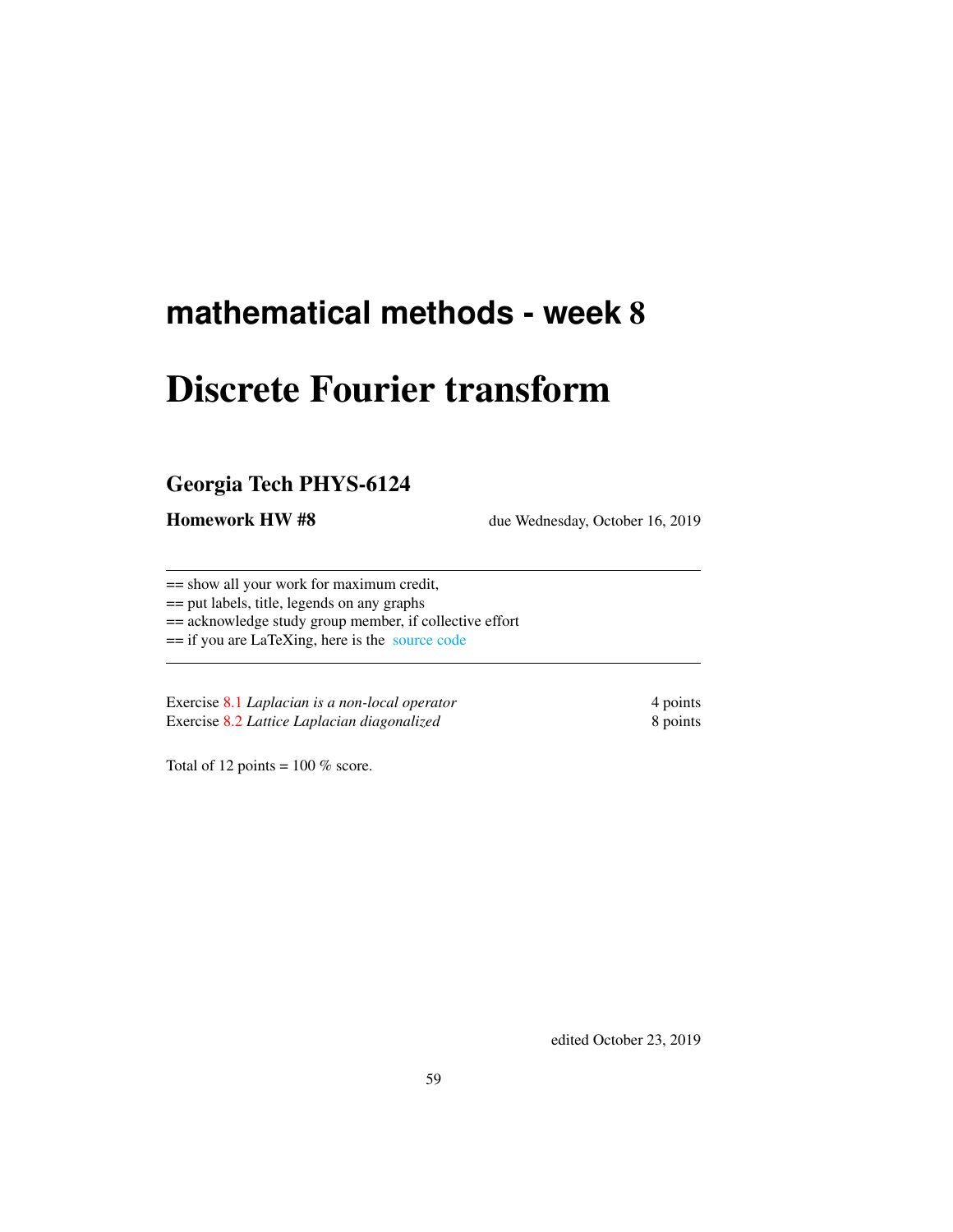## mathematical methods - week 8

# Discrete Fourier transform

### Georgia Tech PHYS-6124

**Homework HW #8** due Wednesday, October 16, 2019

---

== show all your work for maximum credit,
== put labels, title, legends on any graphs
== acknowledge study group member, if collective effort
== if you are LaTeXing, here is the source code

---

| | |
|---|---|
| Exercise 8.1 *Laplacian is a non-local operator* | 4 points |
| Exercise 8.2 *Lattice Laplacian diagonalized* | 8 points |

Total of 12 points = 100 % score.

edited October 23, 2019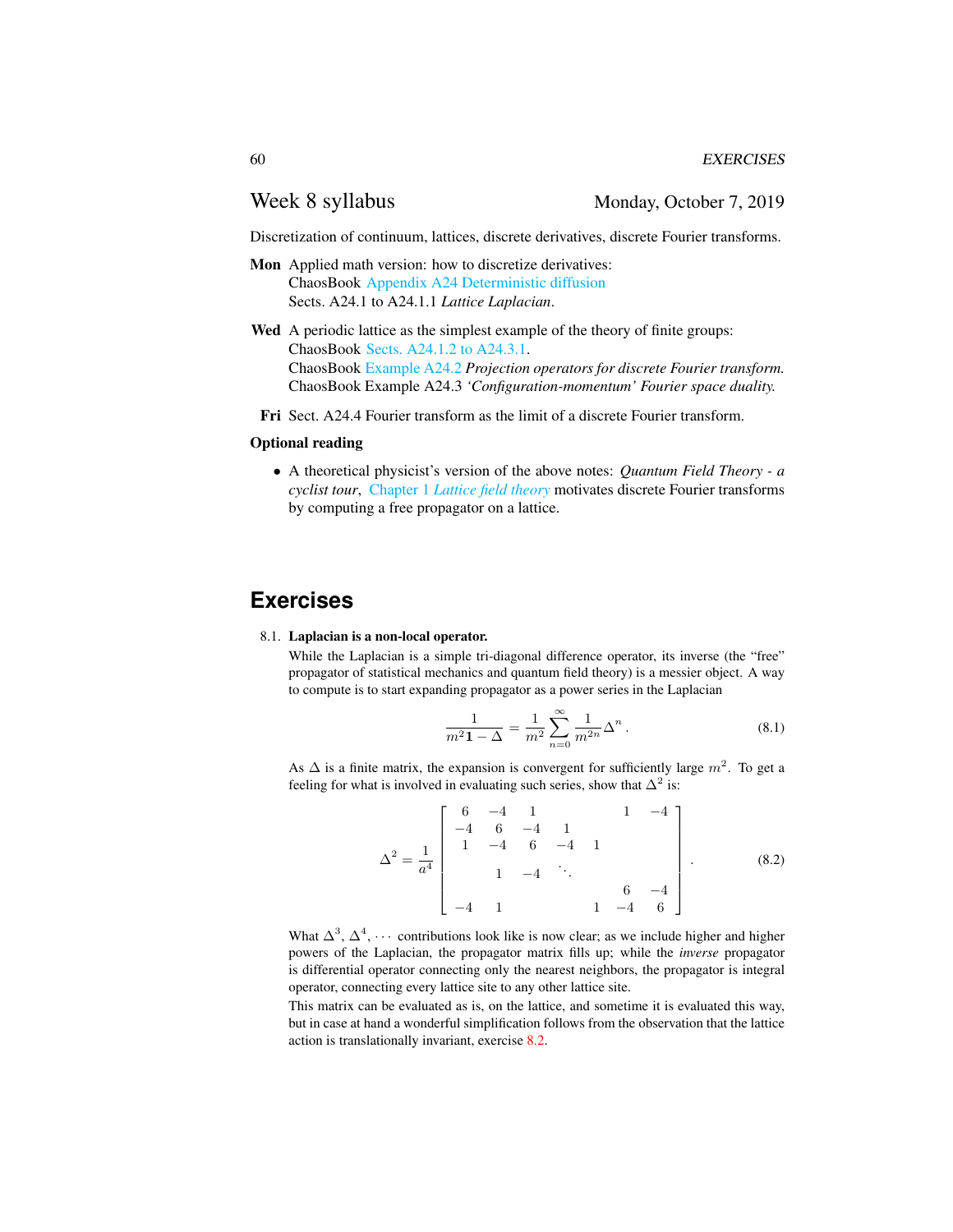## Week 8 syllabus

Monday, October 7, 2019

Discretization of continuum, lattices, discrete derivatives, discrete Fourier transforms.

**Mon** Applied math version: how to discretize derivatives:
ChaosBook Appendix A24 Deterministic diffusion
Sects. A24.1 to A24.1.1 *Lattice Laplacian*.

**Wed** A periodic lattice as the simplest example of the theory of finite groups:
ChaosBook Sects. A24.1.2 to A24.3.1.
ChaosBook Example A24.2 *Projection operators for discrete Fourier transform.*
ChaosBook Example A24.3 *'Configuration-momentum' Fourier space duality.*

**Fri** Sect. A24.4 Fourier transform as the limit of a discrete Fourier transform.

**Optional reading**

- A theoretical physicist's version of the above notes: *Quantum Field Theory - a cyclist tour*, Chapter 1 *Lattice field theory* motivates discrete Fourier transforms by computing a free propagator on a lattice.

# Exercises

8.1. **Laplacian is a non-local operator.**

While the Laplacian is a simple tri-diagonal difference operator, its inverse (the "free" propagator of statistical mechanics and quantum field theory) is a messier object. A way to compute is to start expanding propagator as a power series in the Laplacian

$$\frac{1}{m^2\mathbf{1}-\Delta} = \frac{1}{m^2}\sum_{n=0}^{\infty}\frac{1}{m^{2n}}\Delta^n\,. \tag{8.1}$$

As $\Delta$ is a finite matrix, the expansion is convergent for sufficiently large $m^2$. To get a feeling for what is involved in evaluating such series, show that $\Delta^2$ is:

$$\Delta^2 = \frac{1}{a^4}\begin{bmatrix} 6 & -4 & 1 & & & 1 & -4 \\ -4 & 6 & -4 & 1 & & & \\ 1 & -4 & 6 & -4 & 1 & & \\ & 1 & -4 & \ddots & & & \\ & & & & & 6 & -4 \\ -4 & 1 & & & 1 & -4 & 6 \end{bmatrix}. \tag{8.2}$$

What $\Delta^3$, $\Delta^4$, $\cdots$ contributions look like is now clear; as we include higher and higher powers of the Laplacian, the propagator matrix fills up; while the *inverse* propagator is differential operator connecting only the nearest neighbors, the propagator is integral operator, connecting every lattice site to any other lattice site.

This matrix can be evaluated as is, on the lattice, and sometime it is evaluated this way, but in case at hand a wonderful simplification follows from the observation that the lattice action is translationally invariant, exercise 8.2.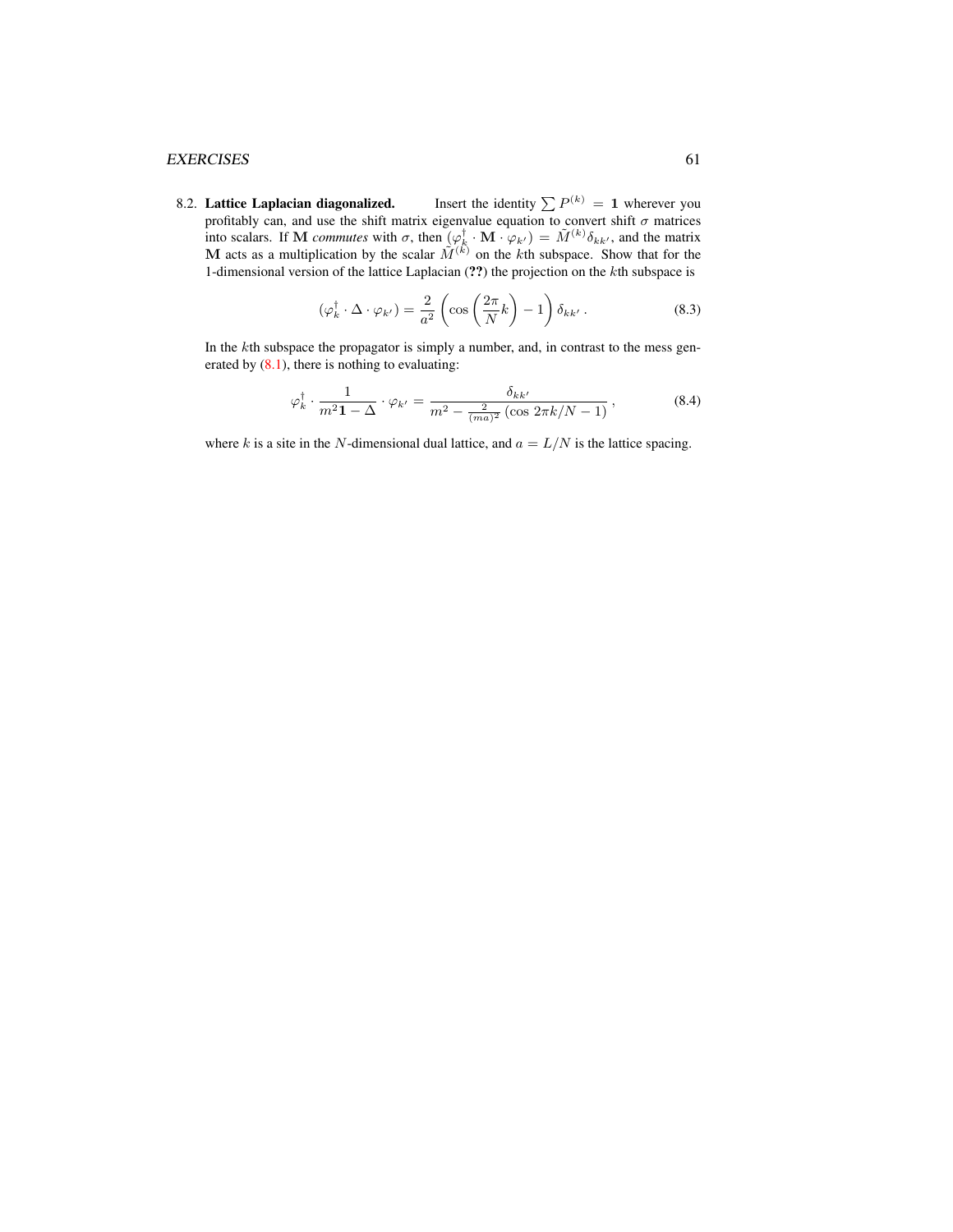8.2. **Lattice Laplacian diagonalized.** Insert the identity $\sum P^{(k)} = \mathbf{1}$ wherever you profitably can, and use the shift matrix eigenvalue equation to convert shift $\sigma$ matrices into scalars. If $\mathbf{M}$ *commutes* with $\sigma$, then $(\varphi_k^\dagger \cdot \mathbf{M} \cdot \varphi_{k'}) = \tilde{M}^{(k)} \delta_{kk'}$, and the matrix $\mathbf{M}$ acts as a multiplication by the scalar $\tilde{M}^{(k)}$ on the $k$th subspace. Show that for the 1-dimensional version of the lattice Laplacian (**??**) the projection on the $k$th subspace is

$$(\varphi_k^\dagger \cdot \Delta \cdot \varphi_{k'}) = \frac{2}{a^2}\left(\cos\left(\frac{2\pi}{N}k\right) - 1\right)\delta_{kk'} \,. \tag{8.3}$$

In the $k$th subspace the propagator is simply a number, and, in contrast to the mess generated by (8.1), there is nothing to evaluating:

$$\varphi_k^\dagger \cdot \frac{1}{m^2\mathbf{1} - \Delta} \cdot \varphi_{k'} = \frac{\delta_{kk'}}{m^2 - \frac{2}{(ma)^2}\left(\cos 2\pi k/N - 1\right)} \,, \tag{8.4}$$

where $k$ is a site in the $N$-dimensional dual lattice, and $a = L/N$ is the lattice spacing.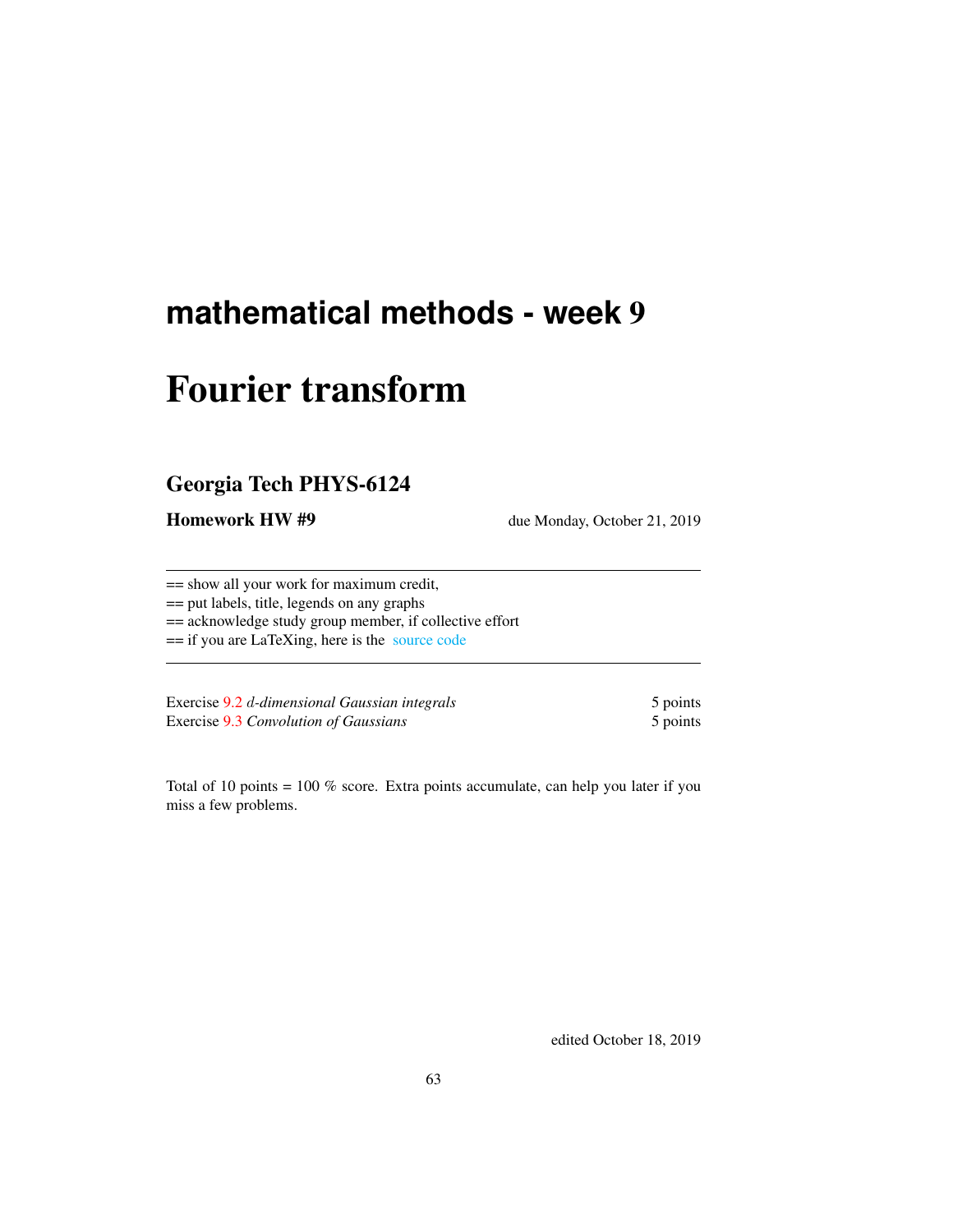# mathematical methods - week 9

# Fourier transform

## Georgia Tech PHYS-6124

**Homework HW #9** due Monday, October 21, 2019

---

== show all your work for maximum credit,

== put labels, title, legends on any graphs

== acknowledge study group member, if collective effort

== if you are LaTeXing, here is the source code

---

| | |
|---|---|
| Exercise 9.2 *$d$-dimensional Gaussian integrals* | 5 points |
| Exercise 9.3 *Convolution of Gaussians* | 5 points |

Total of 10 points = 100 % score. Extra points accumulate, can help you later if you miss a few problems.

edited October 18, 2019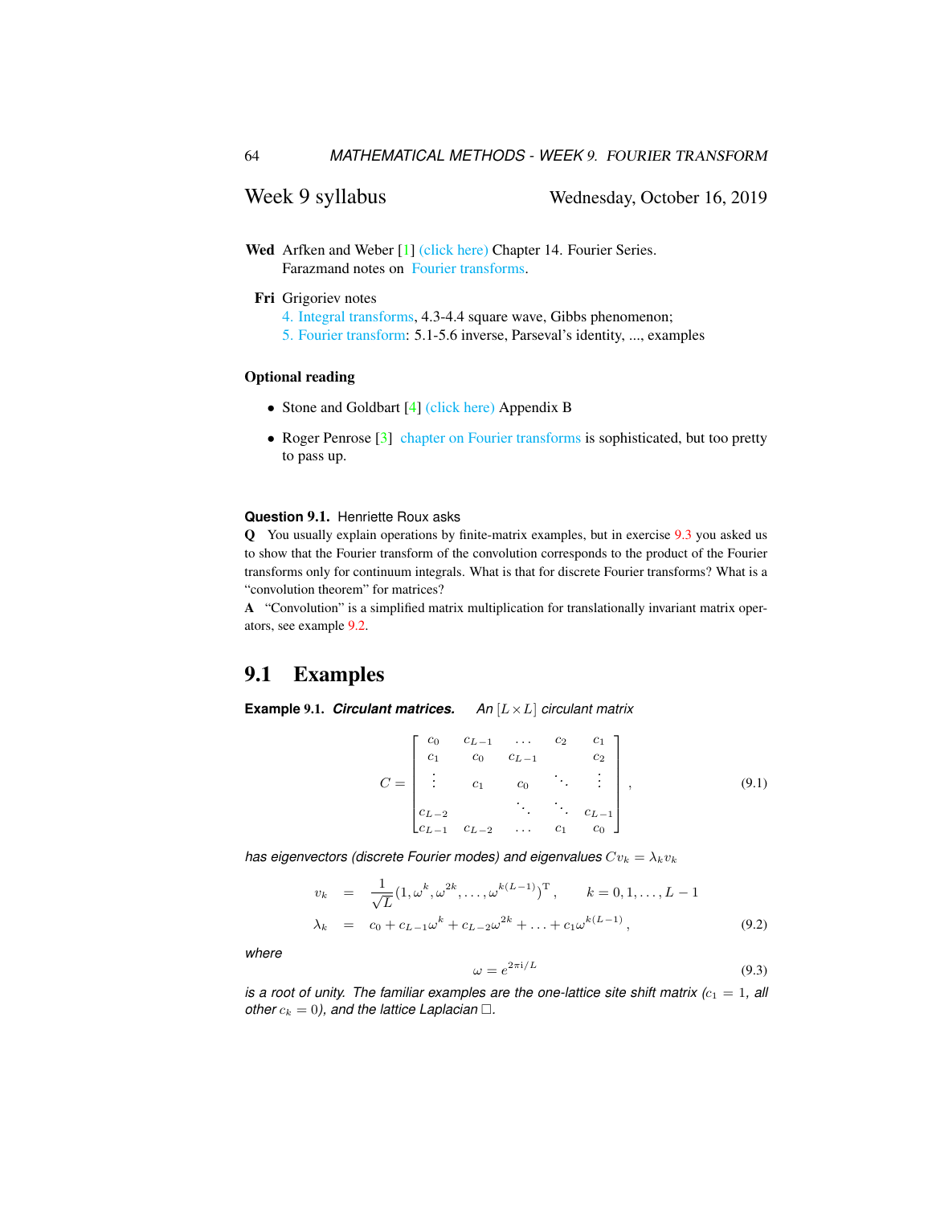## Week 9 syllabus

Wednesday, October 16, 2019

**Wed** Arfken and Weber [1] (click here) Chapter 14. Fourier Series.
Farazmand notes on Fourier transforms.

**Fri** Grigoriev notes
4. Integral transforms, 4.3-4.4 square wave, Gibbs phenomenon;
5. Fourier transform: 5.1-5.6 inverse, Parseval's identity, ..., examples

### Optional reading

- Stone and Goldbart [4] (click here) Appendix B
- Roger Penrose [3] chapter on Fourier transforms is sophisticated, but too pretty to pass up.

**Question 9.1.** Henriette Roux asks

**Q** You usually explain operations by finite-matrix examples, but in exercise 9.3 you asked us to show that the Fourier transform of the convolution corresponds to the product of the Fourier transforms only for continuum integrals. What is that for discrete Fourier transforms? What is a "convolution theorem" for matrices?

**A** "Convolution" is a simplified matrix multiplication for translationally invariant matrix operators, see example 9.2.

## 9.1 Examples

**Example 9.1.** ***Circulant matrices.*** *An $[L \times L]$ circulant matrix*

$$
C = \begin{bmatrix}
c_0 & c_{L-1} & \dots & c_2 & c_1 \\
c_1 & c_0 & c_{L-1} & & c_2 \\
\vdots & c_1 & c_0 & \ddots & \vdots \\
c_{L-2} & & \ddots & \ddots & c_{L-1} \\
c_{L-1} & c_{L-2} & \dots & c_1 & c_0
\end{bmatrix}, \tag{9.1}
$$

*has eigenvectors (discrete Fourier modes) and eigenvalues $Cv_k = \lambda_k v_k$*

$$
\begin{aligned}
v_k &= \frac{1}{\sqrt{L}}(1, \omega^k, \omega^{2k}, \dots, \omega^{k(L-1)})^{\mathrm{T}}, \qquad k = 0, 1, \dots, L-1 \\
\lambda_k &= c_0 + c_{L-1}\omega^k + c_{L-2}\omega^{2k} + \dots + c_1\omega^{k(L-1)},
\end{aligned} \tag{9.2}
$$

*where*

$$
\omega = e^{2\pi \mathrm{i}/L} \tag{9.3}
$$

*is a root of unity. The familiar examples are the one-lattice site shift matrix ($c_1 = 1$, all other $c_k = 0$), and the lattice Laplacian $\Box$.*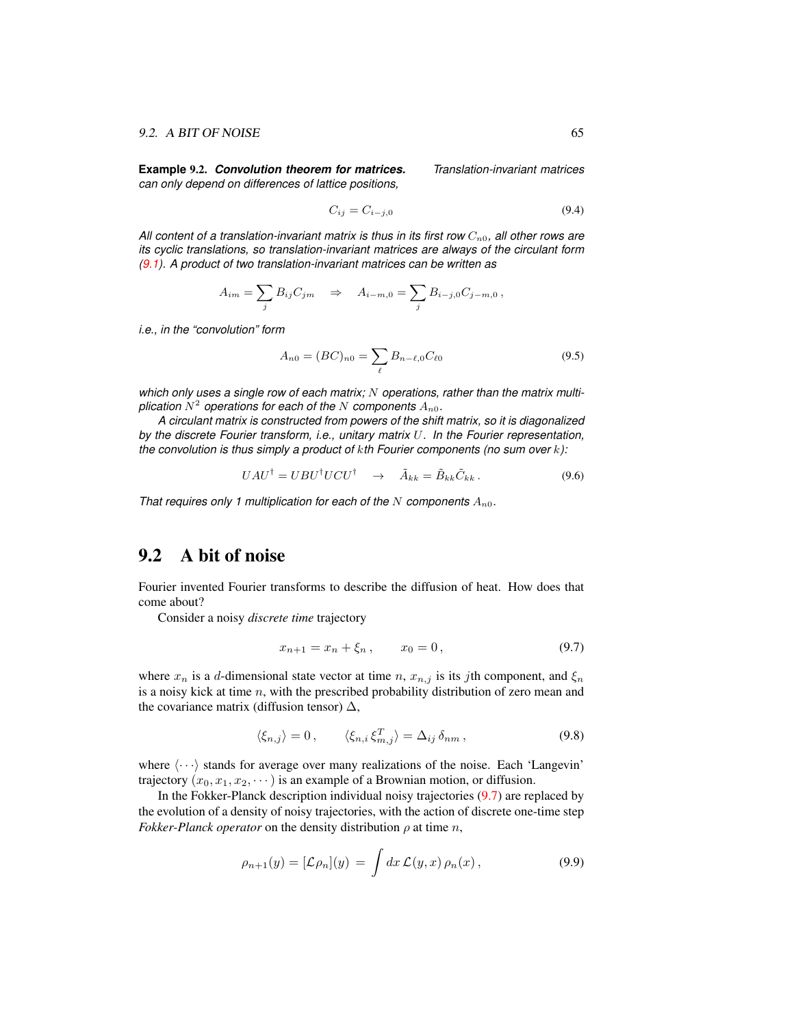**Example 9.2.** ***Convolution theorem for matrices.*** *Translation-invariant matrices can only depend on differences of lattice positions,*

$$C_{ij} = C_{i-j,0} \tag{9.4}$$

*All content of a translation-invariant matrix is thus in its first row $C_{n0}$, all other rows are its cyclic translations, so translation-invariant matrices are always of the circulant form (9.1). A product of two translation-invariant matrices can be written as*

$$A_{im} = \sum_j B_{ij} C_{jm} \quad \Rightarrow \quad A_{i-m,0} = \sum_j B_{i-j,0} C_{j-m,0} \,,$$

*i.e., in the "convolution" form*

$$A_{n0} = (BC)_{n0} = \sum_\ell B_{n-\ell,0} C_{\ell 0} \tag{9.5}$$

*which only uses a single row of each matrix; $N$ operations, rather than the matrix multiplication $N^2$ operations for each of the $N$ components $A_{n0}$.*

*A circulant matrix is constructed from powers of the shift matrix, so it is diagonalized by the discrete Fourier transform, i.e., unitary matrix $U$. In the Fourier representation, the convolution is thus simply a product of $k$th Fourier components (no sum over $k$):*

$$UAU^\dagger = UBU^\dagger UCU^\dagger \quad \to \quad \tilde{A}_{kk} = \tilde{B}_{kk} \tilde{C}_{kk} \,. \tag{9.6}$$

*That requires only 1 multiplication for each of the $N$ components $A_{n0}$.*

## 9.2 A bit of noise

Fourier invented Fourier transforms to describe the diffusion of heat. How does that come about?

Consider a noisy *discrete time* trajectory

$$x_{n+1} = x_n + \xi_n \,, \qquad x_0 = 0 \,, \tag{9.7}$$

where $x_n$ is a $d$-dimensional state vector at time $n$, $x_{n,j}$ is its $j$th component, and $\xi_n$ is a noisy kick at time $n$, with the prescribed probability distribution of zero mean and the covariance matrix (diffusion tensor) $\Delta$,

$$\langle \xi_{n,j} \rangle = 0 \,, \qquad \langle \xi_{n,i} \, \xi_{m,j}^T \rangle = \Delta_{ij} \, \delta_{nm} \,, \tag{9.8}$$

where $\langle \cdots \rangle$ stands for average over many realizations of the noise. Each 'Langevin' trajectory $(x_0, x_1, x_2, \cdots)$ is an example of a Brownian motion, or diffusion.

In the Fokker-Planck description individual noisy trajectories (9.7) are replaced by the evolution of a density of noisy trajectories, with the action of discrete one-time step *Fokker-Planck operator* on the density distribution $\rho$ at time $n$,

$$\rho_{n+1}(y) = [\mathcal{L}\rho_n](y) \,=\, \int dx \, \mathcal{L}(y,x) \, \rho_n(x) \,, \tag{9.9}$$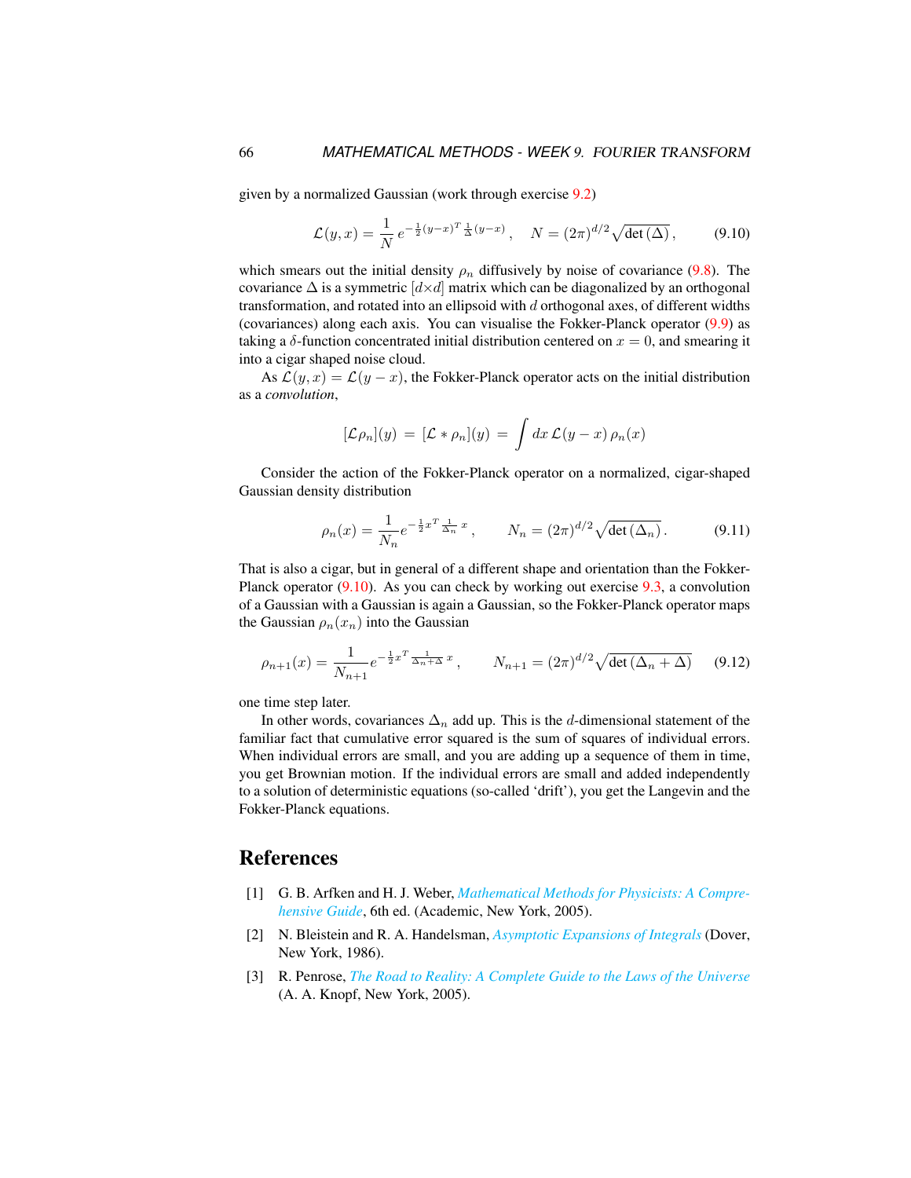given by a normalized Gaussian (work through exercise 9.2)

$$\mathcal{L}(y,x) = \frac{1}{N}\, e^{-\frac{1}{2}(y-x)^T \frac{1}{\Delta}(y-x)}\,, \quad N = (2\pi)^{d/2}\sqrt{\det{(\Delta)}}\,, \tag{9.10}$$

which smears out the initial density $\rho_n$ diffusively by noise of covariance (9.8). The covariance $\Delta$ is a symmetric $[d\times d]$ matrix which can be diagonalized by an orthogonal transformation, and rotated into an ellipsoid with $d$ orthogonal axes, of different widths (covariances) along each axis. You can visualise the Fokker-Planck operator (9.9) as taking a $\delta$-function concentrated initial distribution centered on $x = 0$, and smearing it into a cigar shaped noise cloud.

As $\mathcal{L}(y,x) = \mathcal{L}(y-x)$, the Fokker-Planck operator acts on the initial distribution as a *convolution*,

$$[\mathcal{L}\rho_n](y) \;=\; [\mathcal{L} * \rho_n](y) \;=\; \int dx\, \mathcal{L}(y-x)\,\rho_n(x)$$

Consider the action of the Fokker-Planck operator on a normalized, cigar-shaped Gaussian density distribution

$$\rho_n(x) = \frac{1}{N_n} e^{-\frac{1}{2}x^T \frac{1}{\Delta_n}\, x}\,, \qquad N_n = (2\pi)^{d/2}\sqrt{\det{(\Delta_n)}}\,. \tag{9.11}$$

That is also a cigar, but in general of a different shape and orientation than the Fokker-Planck operator (9.10). As you can check by working out exercise 9.3, a convolution of a Gaussian with a Gaussian is again a Gaussian, so the Fokker-Planck operator maps the Gaussian $\rho_n(x_n)$ into the Gaussian

$$\rho_{n+1}(x) = \frac{1}{N_{n+1}} e^{-\frac{1}{2}x^T \frac{1}{\Delta_n + \Delta}\, x}\,, \qquad N_{n+1} = (2\pi)^{d/2}\sqrt{\det{(\Delta_n + \Delta)}} \tag{9.12}$$

one time step later.

In other words, covariances $\Delta_n$ add up. This is the $d$-dimensional statement of the familiar fact that cumulative error squared is the sum of squares of individual errors. When individual errors are small, and you are adding up a sequence of them in time, you get Brownian motion. If the individual errors are small and added independently to a solution of deterministic equations (so-called 'drift'), you get the Langevin and the Fokker-Planck equations.

# References

[1] G. B. Arfken and H. J. Weber, *Mathematical Methods for Physicists: A Comprehensive Guide*, 6th ed. (Academic, New York, 2005).

[2] N. Bleistein and R. A. Handelsman, *Asymptotic Expansions of Integrals* (Dover, New York, 1986).

[3] R. Penrose, *The Road to Reality: A Complete Guide to the Laws of the Universe* (A. A. Knopf, New York, 2005).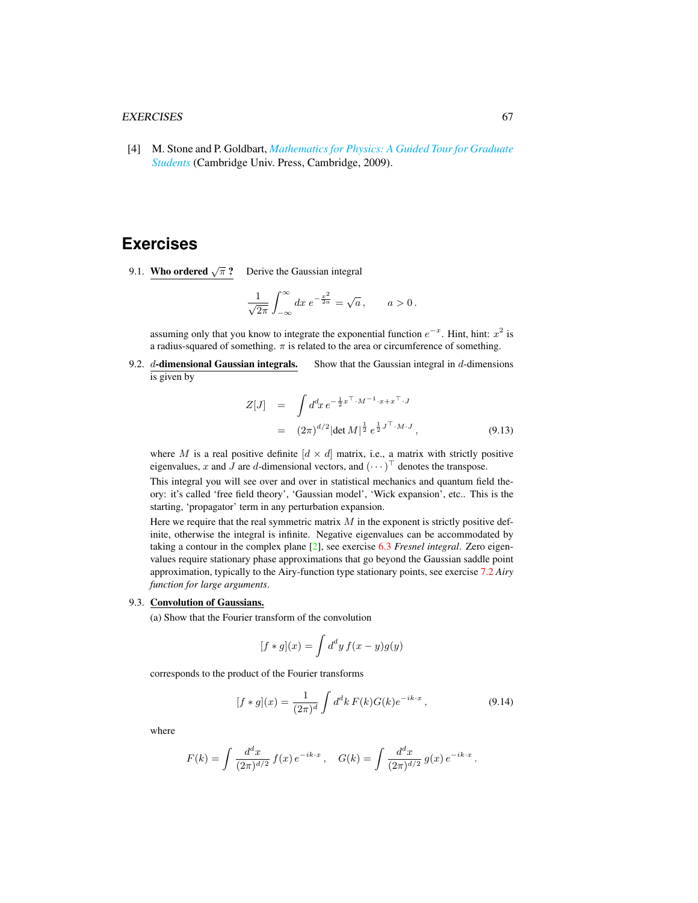[4] M. Stone and P. Goldbart, *Mathematics for Physics: A Guided Tour for Graduate Students* (Cambridge Univ. Press, Cambridge, 2009).

## Exercises

9.1. **Who ordered $\sqrt{\pi}$ ?** Derive the Gaussian integral

$$\frac{1}{\sqrt{2\pi}} \int_{-\infty}^{\infty} dx \, e^{-\frac{x^2}{2a}} = \sqrt{a} \,, \qquad a > 0 \,.$$

assuming only that you know to integrate the exponential function $e^{-x}$. Hint, hint: $x^2$ is a radius-squared of something. $\pi$ is related to the area or circumference of something.

9.2. **$d$-dimensional Gaussian integrals.** Show that the Gaussian integral in $d$-dimensions is given by

$$\begin{aligned} Z[J] &= \int d^d x \, e^{-\frac{1}{2} x^\top \cdot M^{-1} \cdot x + x^\top \cdot J} \\ &= (2\pi)^{d/2} |\det M|^{\frac{1}{2}} \, e^{\frac{1}{2} J^\top \cdot M \cdot J} \,, \end{aligned} \tag{9.13}$$

where $M$ is a real positive definite $[d \times d]$ matrix, i.e., a matrix with strictly positive eigenvalues, $x$ and $J$ are $d$-dimensional vectors, and $(\cdots)^\top$ denotes the transpose.

This integral you will see over and over in statistical mechanics and quantum field theory: it's called 'free field theory', 'Gaussian model', 'Wick expansion', etc.. This is the starting, 'propagator' term in any perturbation expansion.

Here we require that the real symmetric matrix $M$ in the exponent is strictly positive definite, otherwise the integral is infinite. Negative eigenvalues can be accommodated by taking a contour in the complex plane [2], see exercise 6.3 *Fresnel integral*. Zero eigenvalues require stationary phase approximations that go beyond the Gaussian saddle point approximation, typically to the Airy-function type stationary points, see exercise 7.2 *Airy function for large arguments*.

9.3. **Convolution of Gaussians.**

(a) Show that the Fourier transform of the convolution

$$[f * g](x) = \int d^d y \, f(x-y) g(y)$$

corresponds to the product of the Fourier transforms

$$[f * g](x) = \frac{1}{(2\pi)^d} \int d^d k \, F(k) G(k) e^{-ik \cdot x} \,, \tag{9.14}$$

where

$$F(k) = \int \frac{d^d x}{(2\pi)^{d/2}} \, f(x) \, e^{-ik \cdot x} \,, \quad G(k) = \int \frac{d^d x}{(2\pi)^{d/2}} \, g(x) \, e^{-ik \cdot x} \,.$$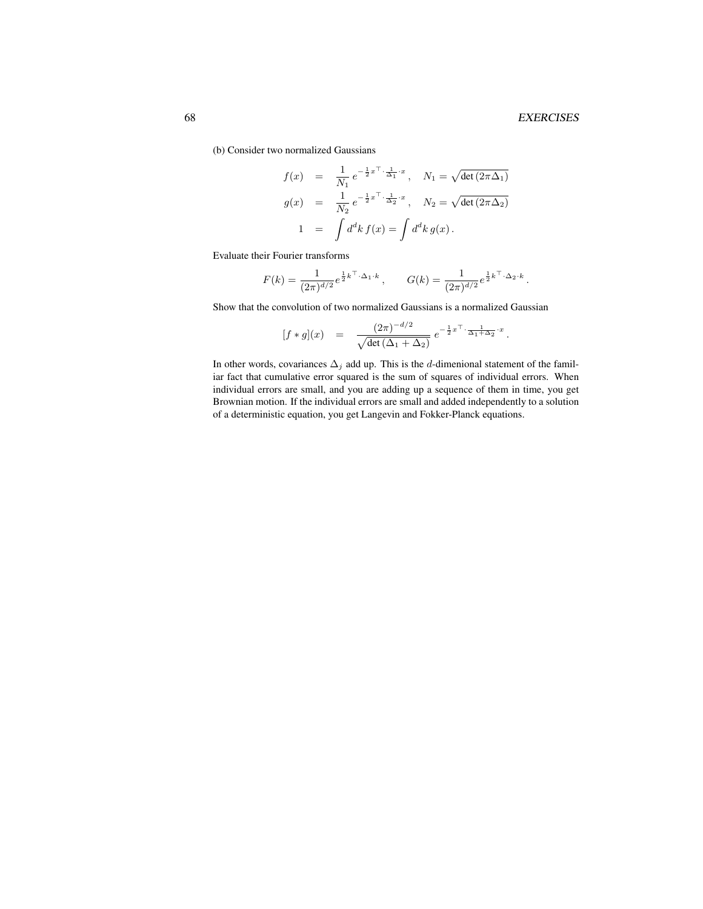(b) Consider two normalized Gaussians

$$
\begin{aligned}
f(x) &= \frac{1}{N_1}\, e^{-\frac{1}{2}x^\top \cdot \frac{1}{\Delta_1} \cdot x}\,, \quad N_1 = \sqrt{\det\left(2\pi\Delta_1\right)} \\
g(x) &= \frac{1}{N_2}\, e^{-\frac{1}{2}x^\top \cdot \frac{1}{\Delta_2} \cdot x}\,, \quad N_2 = \sqrt{\det\left(2\pi\Delta_2\right)} \\
1 &= \int d^d k\, f(x) = \int d^d k\, g(x)\,.
\end{aligned}
$$

Evaluate their Fourier transforms

$$
F(k) = \frac{1}{(2\pi)^{d/2}} e^{\frac{1}{2}k^\top \cdot \Delta_1 \cdot k}\,, \qquad G(k) = \frac{1}{(2\pi)^{d/2}} e^{\frac{1}{2}k^\top \cdot \Delta_2 \cdot k}\,.
$$

Show that the convolution of two normalized Gaussians is a normalized Gaussian

$$
[f * g](x) \quad = \quad \frac{(2\pi)^{-d/2}}{\sqrt{\det\left(\Delta_1 + \Delta_2\right)}}\, e^{-\frac{1}{2}x^\top \cdot \frac{1}{\Delta_1 + \Delta_2} \cdot x}\,.
$$

In other words, covariances $\Delta_j$ add up. This is the $d$-dimenional statement of the familiar fact that cumulative error squared is the sum of squares of individual errors. When individual errors are small, and you are adding up a sequence of them in time, you get Brownian motion. If the individual errors are small and added independently to a solution of a deterministic equation, you get Langevin and Fokker-Planck equations.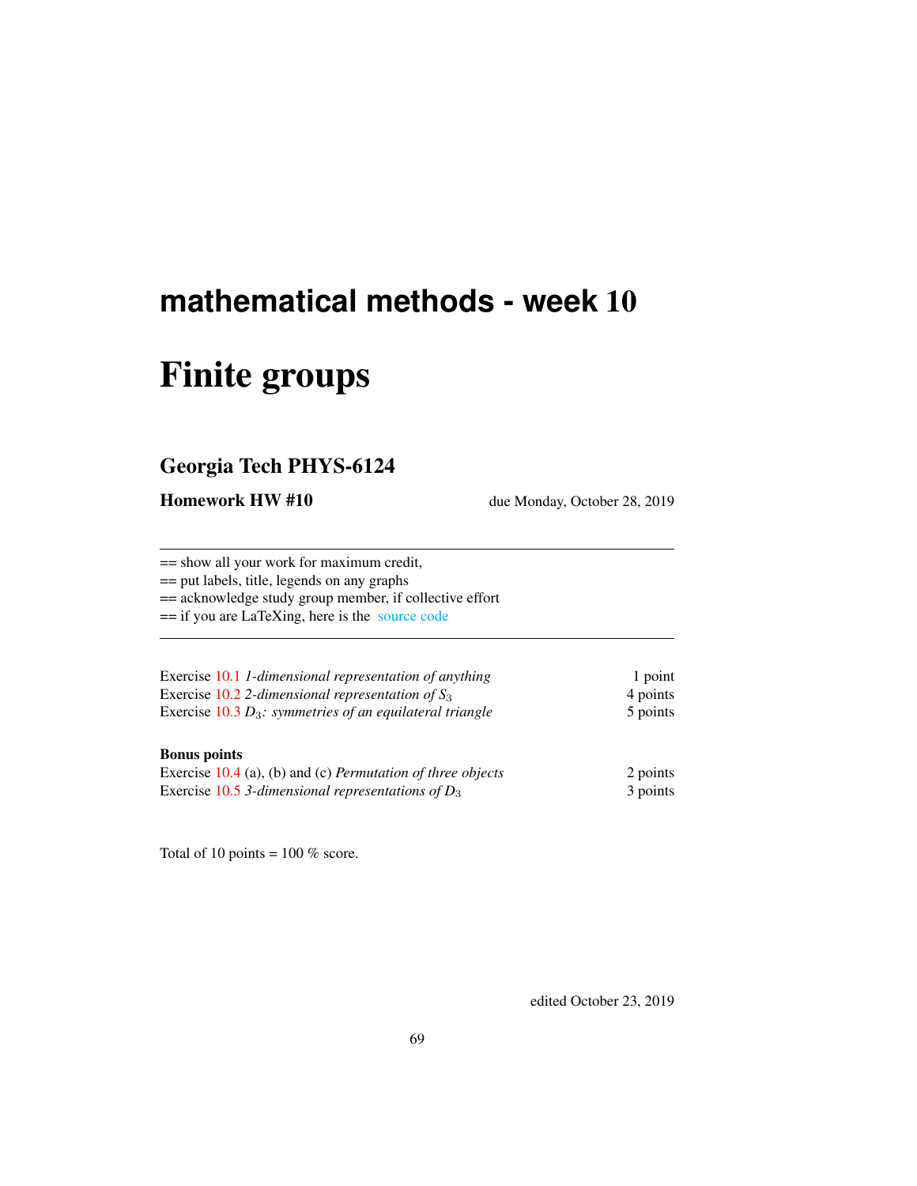# mathematical methods - week 10

# Finite groups

## Georgia Tech PHYS-6124

**Homework HW #10** due Monday, October 28, 2019

---

== show all your work for maximum credit,
== put labels, title, legends on any graphs
== acknowledge study group member, if collective effort
== if you are LaTeXing, here is the source code

---

| | |
|---|---|
| Exercise 10.1 *1-dimensional representation of anything* | 1 point |
| Exercise 10.2 *2-dimensional representation of* $S_3$ | 4 points |
| Exercise 10.3 $D_3$*: symmetries of an equilateral triangle* | 5 points |

**Bonus points**

| | |
|---|---|
| Exercise 10.4 (a), (b) and (c) *Permutation of three objects* | 2 points |
| Exercise 10.5 *3-dimensional representations of* $D_3$ | 3 points |

Total of 10 points = 100 % score.

edited October 23, 2019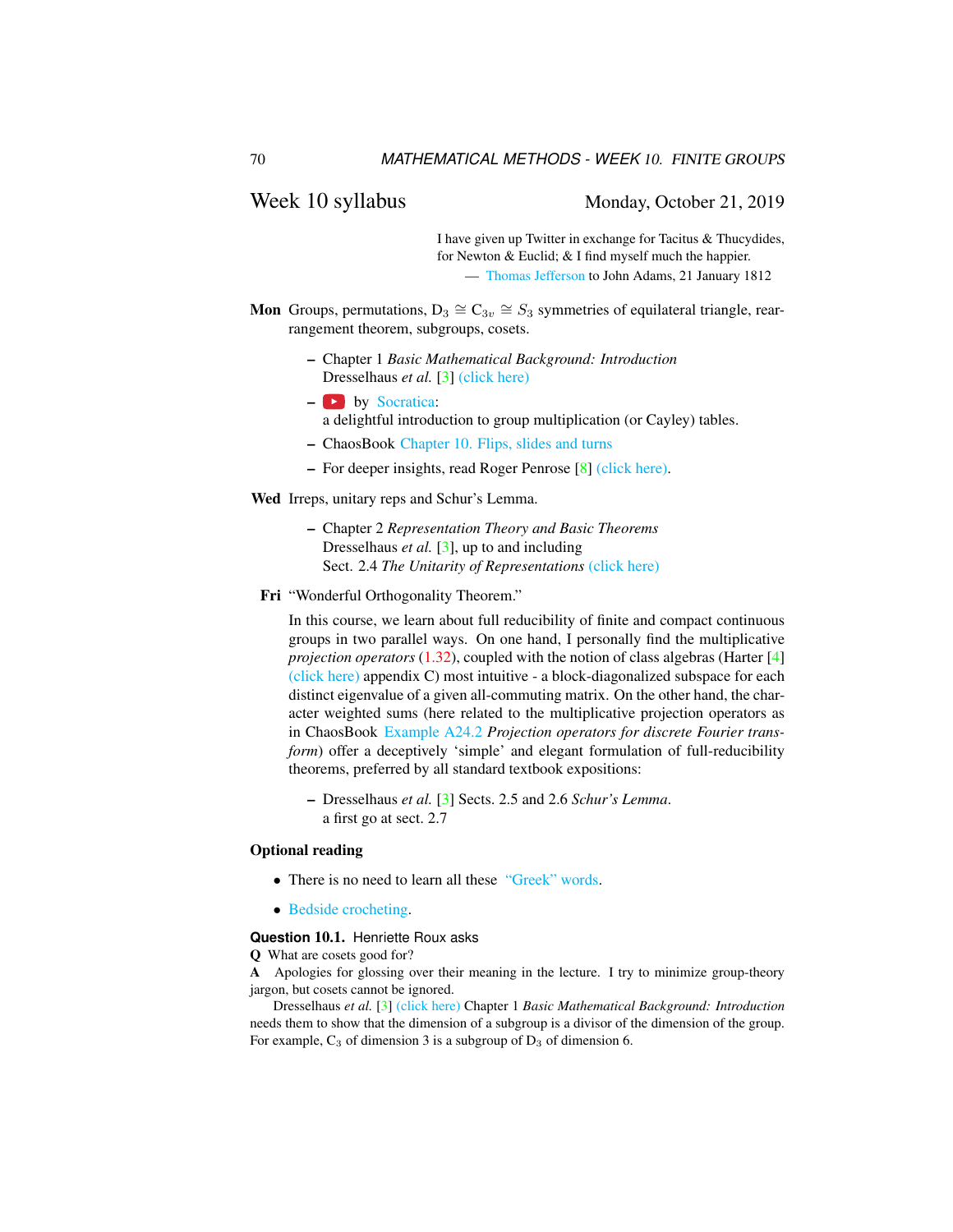## Week 10 syllabus

Monday, October 21, 2019

> I have given up Twitter in exchange for Tacitus & Thucydides, for Newton & Euclid; & I find myself much the happier.
> — Thomas Jefferson to John Adams, 21 January 1812

**Mon** Groups, permutations, $D_3 \cong C_{3v} \cong S_3$ symmetries of equilateral triangle, rearrangement theorem, subgroups, cosets.

- Chapter 1 *Basic Mathematical Background: Introduction*
  Dresselhaus *et al.* [3] (click here)
- by Socratica:
  a delightful introduction to group multiplication (or Cayley) tables.
- ChaosBook Chapter 10. Flips, slides and turns
- For deeper insights, read Roger Penrose [8] (click here).

**Wed** Irreps, unitary reps and Schur's Lemma.

- Chapter 2 *Representation Theory and Basic Theorems*
  Dresselhaus *et al.* [3], up to and including
  Sect. 2.4 *The Unitarity of Representations* (click here)

**Fri** "Wonderful Orthogonality Theorem."

In this course, we learn about full reducibility of finite and compact continuous groups in two parallel ways. On one hand, I personally find the multiplicative *projection operators* (1.32), coupled with the notion of class algebras (Harter [4] (click here) appendix C) most intuitive - a block-diagonalized subspace for each distinct eigenvalue of a given all-commuting matrix. On the other hand, the character weighted sums (here related to the multiplicative projection operators as in ChaosBook Example A24.2 *Projection operators for discrete Fourier transform*) offer a deceptively 'simple' and elegant formulation of full-reducibility theorems, preferred by all standard textbook expositions:

- Dresselhaus *et al.* [3] Sects. 2.5 and 2.6 *Schur's Lemma*.
  a first go at sect. 2.7

### Optional reading

- There is no need to learn all these "Greek" words.
- Bedside crocheting.

**Question 10.1.** Henriette Roux asks

**Q** What are cosets good for?

**A** Apologies for glossing over their meaning in the lecture. I try to minimize group-theory jargon, but cosets cannot be ignored.

Dresselhaus *et al.* [3] (click here) Chapter 1 *Basic Mathematical Background: Introduction* needs them to show that the dimension of a subgroup is a divisor of the dimension of the group. For example, $C_3$ of dimension 3 is a subgroup of $D_3$ of dimension 6.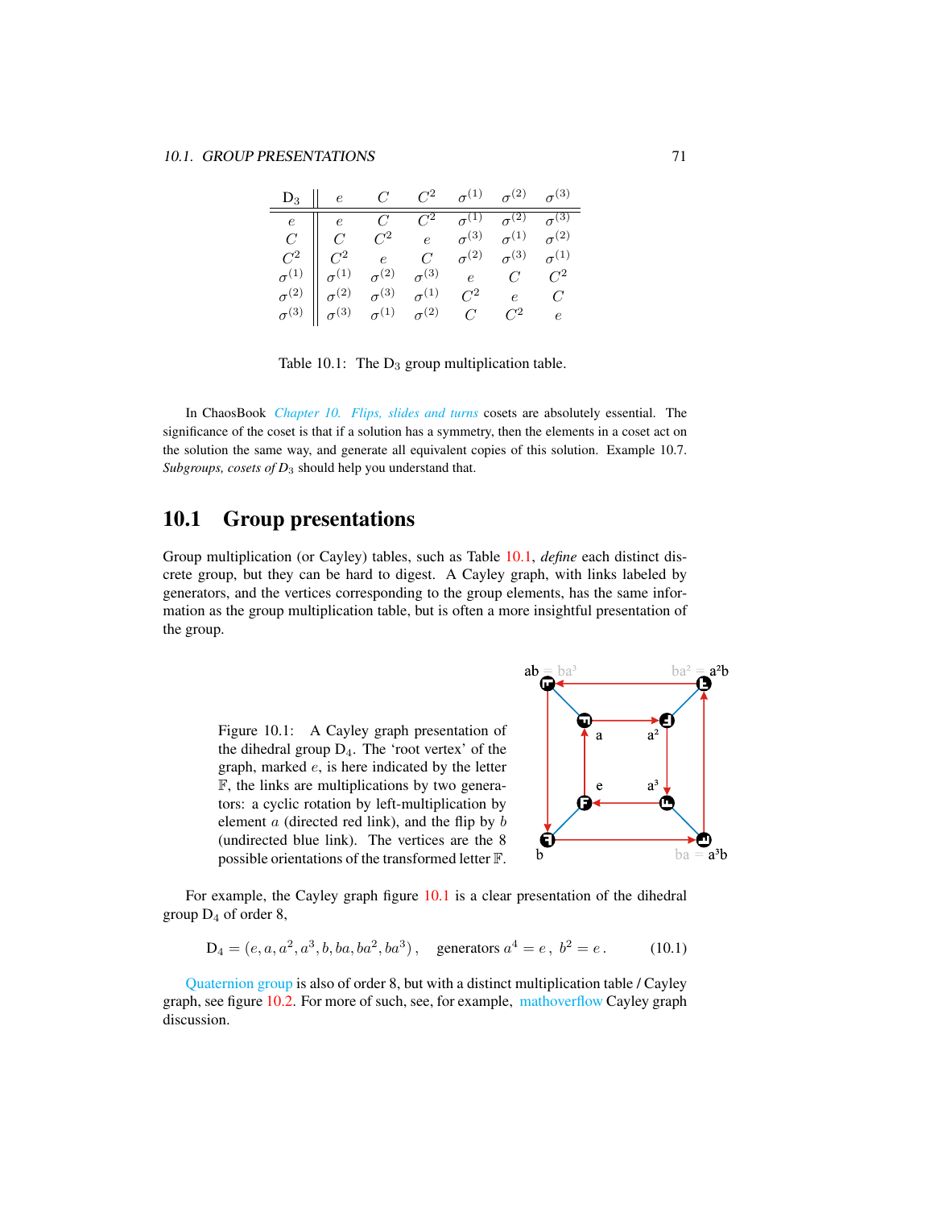| $D_3$ | $e$ | $C$ | $C^2$ | $\sigma^{(1)}$ | $\sigma^{(2)}$ | $\sigma^{(3)}$ |
|---|---|---|---|---|---|---|
| $e$ | $e$ | $C$ | $C^2$ | $\sigma^{(1)}$ | $\sigma^{(2)}$ | $\sigma^{(3)}$ |
| $C$ | $C$ | $C^2$ | $e$ | $\sigma^{(3)}$ | $\sigma^{(1)}$ | $\sigma^{(2)}$ |
| $C^2$ | $C^2$ | $e$ | $C$ | $\sigma^{(2)}$ | $\sigma^{(3)}$ | $\sigma^{(1)}$ |
| $\sigma^{(1)}$ | $\sigma^{(1)}$ | $\sigma^{(2)}$ | $\sigma^{(3)}$ | $e$ | $C$ | $C^2$ |
| $\sigma^{(2)}$ | $\sigma^{(2)}$ | $\sigma^{(3)}$ | $\sigma^{(1)}$ | $C^2$ | $e$ | $C$ |
| $\sigma^{(3)}$ | $\sigma^{(3)}$ | $\sigma^{(1)}$ | $\sigma^{(2)}$ | $C$ | $C^2$ | $e$ |

Table 10.1: The $D_3$ group multiplication table.

In ChaosBook *Chapter 10. Flips, slides and turns* cosets are absolutely essential. The significance of the coset is that if a solution has a symmetry, then the elements in a coset act on the solution the same way, and generate all equivalent copies of this solution. Example 10.7. *Subgroups, cosets of $D_3$* should help you understand that.

## 10.1 Group presentations

Group multiplication (or Cayley) tables, such as Table 10.1, *define* each distinct discrete group, but they can be hard to digest. A Cayley graph, with links labeled by generators, and the vertices corresponding to the group elements, has the same information as the group multiplication table, but is often a more insightful presentation of the group.

Figure 10.1: A Cayley graph presentation of the dihedral group $D_4$. The 'root vertex' of the graph, marked $e$, is here indicated by the letter $\mathbb{F}$, the links are multiplications by two generators: a cyclic rotation by left-multiplication by element $a$ (directed red link), and the flip by $b$ (undirected blue link). The vertices are the 8 possible orientations of the transformed letter $\mathbb{F}$.

For example, the Cayley graph figure 10.1 is a clear presentation of the dihedral group $D_4$ of order 8,

$$D_4 = (e, a, a^2, a^3, b, ba, ba^2, ba^3) , \quad \text{generators } a^4 = e\,,\ b^2 = e\,. \tag{10.1}$$

Quaternion group is also of order 8, but with a distinct multiplication table / Cayley graph, see figure 10.2. For more of such, see, for example, mathoverflow Cayley graph discussion.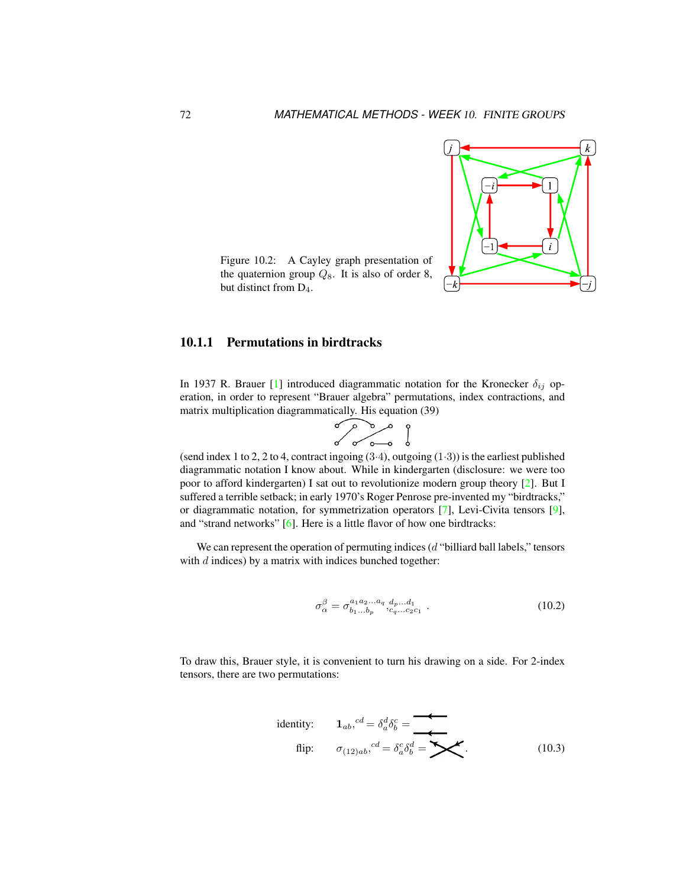Figure 10.2: A Cayley graph presentation of the quaternion group $Q_8$. It is also of order 8, but distinct from $D_4$.

### 10.1.1 Permutations in birdtracks

In 1937 R. Brauer [1] introduced diagrammatic notation for the Kronecker $\delta_{ij}$ operation, in order to represent "Brauer algebra" permutations, index contractions, and matrix multiplication diagrammatically. His equation (39)

(send index 1 to 2, 2 to 4, contract ingoing (3·4), outgoing (1·3)) is the earliest published diagrammatic notation I know about. While in kindergarten (disclosure: we were too poor to afford kindergarten) I sat out to revolutionize modern group theory [2]. But I suffered a terrible setback; in early 1970's Roger Penrose pre-invented my "birdtracks," or diagrammatic notation, for symmetrization operators [7], Levi-Civita tensors [9], and "strand networks" [6]. Here is a little flavor of how one birdtracks:

We can represent the operation of permuting indices ($d$ "billiard ball labels," tensors with $d$ indices) by a matrix with indices bunched together:

$$\sigma_\alpha^\beta = \sigma_{b_1 \ldots b_p}^{a_1 a_2 \ldots a_q}{}_{,c_q \ldots c_2 c_1}^{\;d_p \ldots d_1} \,. \tag{10.2}$$

To draw this, Brauer style, it is convenient to turn his drawing on a side. For 2-index tensors, there are two permutations:

$$\begin{aligned}
\text{identity:} \qquad & \mathbf{1}_{ab,}{}^{cd} = \delta_a^d \delta_b^c = \\
\text{flip:} \qquad & \sigma_{(12)ab,}{}^{cd} = \delta_a^c \delta_b^d = \,.
\end{aligned} \tag{10.3}$$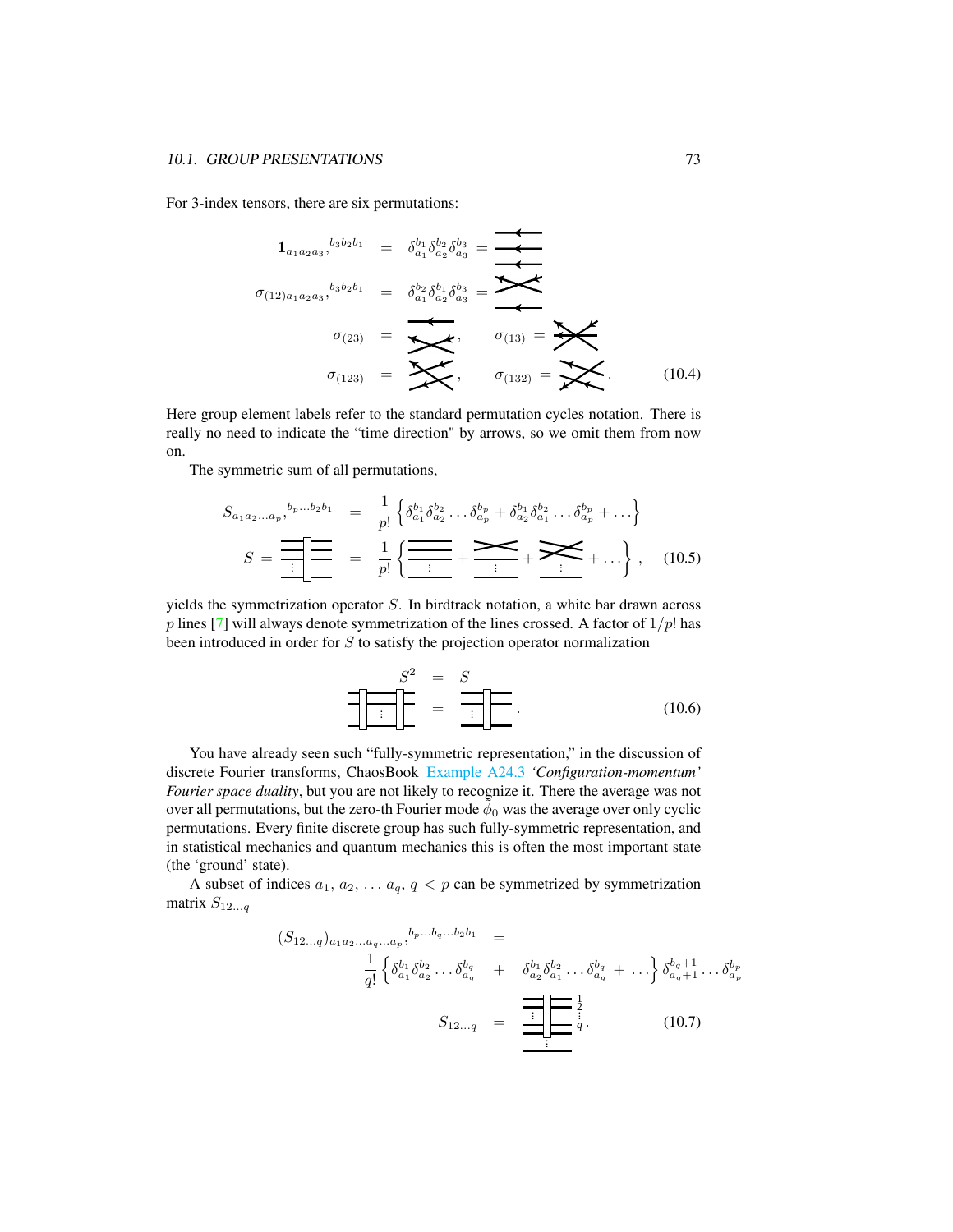For 3-index tensors, there are six permutations:

$$
\begin{aligned}
\mathbf{1}_{a_1 a_2 a_3},{}^{b_3 b_2 b_1} &= \delta_{a_1}^{b_1}\delta_{a_2}^{b_2}\delta_{a_3}^{b_3} = \\
\sigma_{(12)a_1 a_2 a_3},{}^{b_3 b_2 b_1} &= \delta_{a_1}^{b_2}\delta_{a_2}^{b_1}\delta_{a_3}^{b_3} = \\
\sigma_{(23)} &= \qquad , \qquad \sigma_{(13)} = \\
\sigma_{(123)} &= \qquad , \qquad \sigma_{(132)} = \quad . \qquad (10.4)
\end{aligned}
$$

Here group element labels refer to the standard permutation cycles notation. There is really no need to indicate the "time direction" by arrows, so we omit them from now on.

The symmetric sum of all permutations,

$$
\begin{aligned}
S_{a_1 a_2 \ldots a_p},{}^{b_p \ldots b_2 b_1} &= \frac{1}{p!}\left\{\delta_{a_1}^{b_1}\delta_{a_2}^{b_2}\ldots\delta_{a_p}^{b_p} + \delta_{a_2}^{b_1}\delta_{a_1}^{b_2}\ldots\delta_{a_p}^{b_p} + \ldots\right\} \\
S = \quad &= \frac{1}{p!}\left\{ \quad + \quad + \quad + \ldots \right\}, \qquad (10.5)
\end{aligned}
$$

yields the symmetrization operator $S$. In birdtrack notation, a white bar drawn across $p$ lines [7] will always denote symmetrization of the lines crossed. A factor of $1/p!$ has been introduced in order for $S$ to satisfy the projection operator normalization

$$
S^2 = S \qquad (10.6)
$$

You have already seen such "fully-symmetric representation," in the discussion of discrete Fourier transforms, ChaosBook Example A24.3 *'Configuration-momentum' Fourier space duality*, but you are not likely to recognize it. There the average was not over all permutations, but the zero-th Fourier mode $\tilde{\phi}_0$ was the average over only cyclic permutations. Every finite discrete group has such fully-symmetric representation, and in statistical mechanics and quantum mechanics this is often the most important state (the 'ground' state).

A subset of indices $a_1, a_2, \ldots a_q$, $q < p$ can be symmetrized by symmetrization matrix $S_{12\ldots q}$

$$
\begin{aligned}
(S_{12\ldots q})_{a_1 a_2 \ldots a_q \ldots a_p},{}^{b_p \ldots b_q \ldots b_2 b_1} &= \\
\frac{1}{q!}\left\{\delta_{a_1}^{b_1}\delta_{a_2}^{b_2}\ldots\delta_{a_q}^{b_q}\right. &+ \left.\delta_{a_2}^{b_1}\delta_{a_1}^{b_2}\ldots\delta_{a_q}^{b_q} + \ldots\right\}\delta_{a_q+1}^{b_q+1}\ldots\delta_{a_p}^{b_p} \\
S_{12\ldots q} &= \quad . \qquad (10.7)
\end{aligned}
$$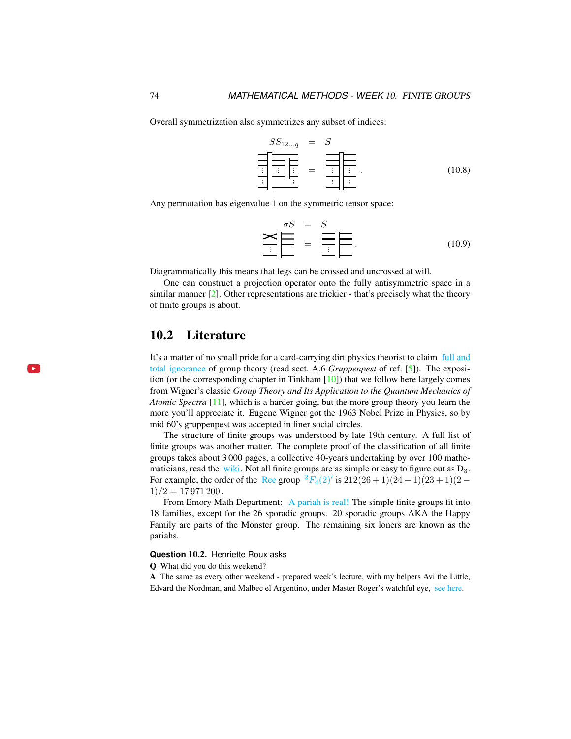Overall symmetrization also symmetrizes any subset of indices:

$$SS_{12\ldots q} \quad = \quad S \qquad\qquad (10.8)$$

Any permutation has eigenvalue 1 on the symmetric tensor space:

$$\sigma S \quad = \quad S \qquad\qquad (10.9)$$

Diagrammatically this means that legs can be crossed and uncrossed at will.

One can construct a projection operator onto the fully antisymmetric space in a similar manner [2]. Other representations are trickier - that's precisely what the theory of finite groups is about.

## 10.2 Literature

It's a matter of no small pride for a card-carrying dirt physics theorist to claim full and total ignorance of group theory (read sect. A.6 *Gruppenpest* of ref. [5]). The exposition (or the corresponding chapter in Tinkham [10]) that we follow here largely comes from Wigner's classic *Group Theory and Its Application to the Quantum Mechanics of Atomic Spectra* [11], which is a harder going, but the more group theory you learn the more you'll appreciate it. Eugene Wigner got the 1963 Nobel Prize in Physics, so by mid 60's gruppenpest was accepted in finer social circles.

The structure of finite groups was understood by late 19th century. A full list of finite groups was another matter. The complete proof of the classification of all finite groups takes about 3 000 pages, a collective 40-years undertaking by over 100 mathematicians, read the wiki. Not all finite groups are as simple or easy to figure out as $D_3$. For example, the order of the Ree group ${}^2F_4(2)'$ is $212(26+1)(24-1)(23+1)(2-1)/2 = 17\,971\,200$.

From Emory Math Department: A pariah is real! The simple finite groups fit into 18 families, except for the 26 sporadic groups. 20 sporadic groups AKA the Happy Family are parts of the Monster group. The remaining six loners are known as the pariahs.

**Question 10.2.** Henriette Roux asks

**Q** What did you do this weekend?

**A** The same as every other weekend - prepared week's lecture, with my helpers Avi the Little, Edvard the Nordman, and Malbec el Argentino, under Master Roger's watchful eye, see here.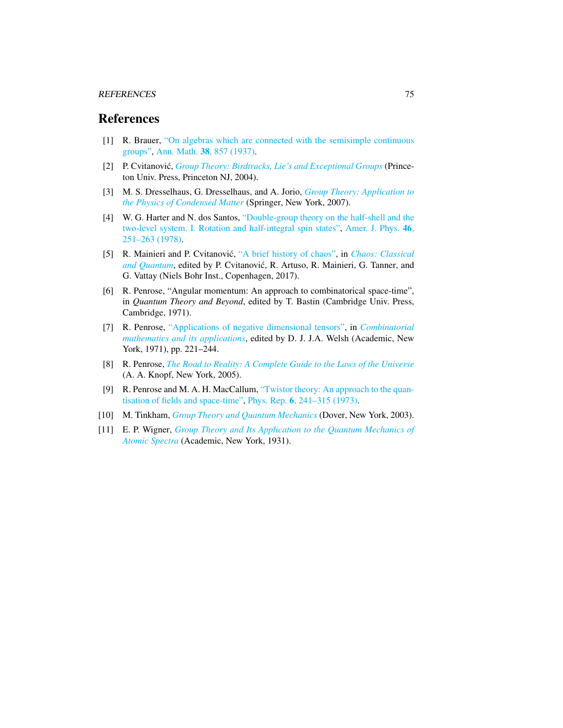# References

[1] R. Brauer, "On algebras which are connected with the semisimple continuous groups", Ann. Math. **38**, 857 (1937).

[2] P. Cvitanović, *Group Theory: Birdtracks, Lie's and Exceptional Groups* (Princeton Univ. Press, Princeton NJ, 2004).

[3] M. S. Dresselhaus, G. Dresselhaus, and A. Jorio, *Group Theory: Application to the Physics of Condensed Matter* (Springer, New York, 2007).

[4] W. G. Harter and N. dos Santos, "Double-group theory on the half-shell and the two-level system. I. Rotation and half-integral spin states", Amer. J. Phys. **46**, 251–263 (1978).

[5] R. Mainieri and P. Cvitanović, "A brief history of chaos", in *Chaos: Classical and Quantum*, edited by P. Cvitanović, R. Artuso, R. Mainieri, G. Tanner, and G. Vattay (Niels Bohr Inst., Copenhagen, 2017).

[6] R. Penrose, "Angular momentum: An approach to combinatorical space-time", in *Quantum Theory and Beyond*, edited by T. Bastin (Cambridge Univ. Press, Cambridge, 1971).

[7] R. Penrose, "Applications of negative dimensional tensors", in *Combinatorial mathematics and its applications*, edited by D. J. J.A. Welsh (Academic, New York, 1971), pp. 221–244.

[8] R. Penrose, *The Road to Reality: A Complete Guide to the Laws of the Universe* (A. A. Knopf, New York, 2005).

[9] R. Penrose and M. A. H. MacCallum, "Twistor theory: An approach to the quantisation of fields and space-time", Phys. Rep. **6**, 241–315 (1973).

[10] M. Tinkham, *Group Theory and Quantum Mechanics* (Dover, New York, 2003).

[11] E. P. Wigner, *Group Theory and Its Application to the Quantum Mechanics of Atomic Spectra* (Academic, New York, 1931).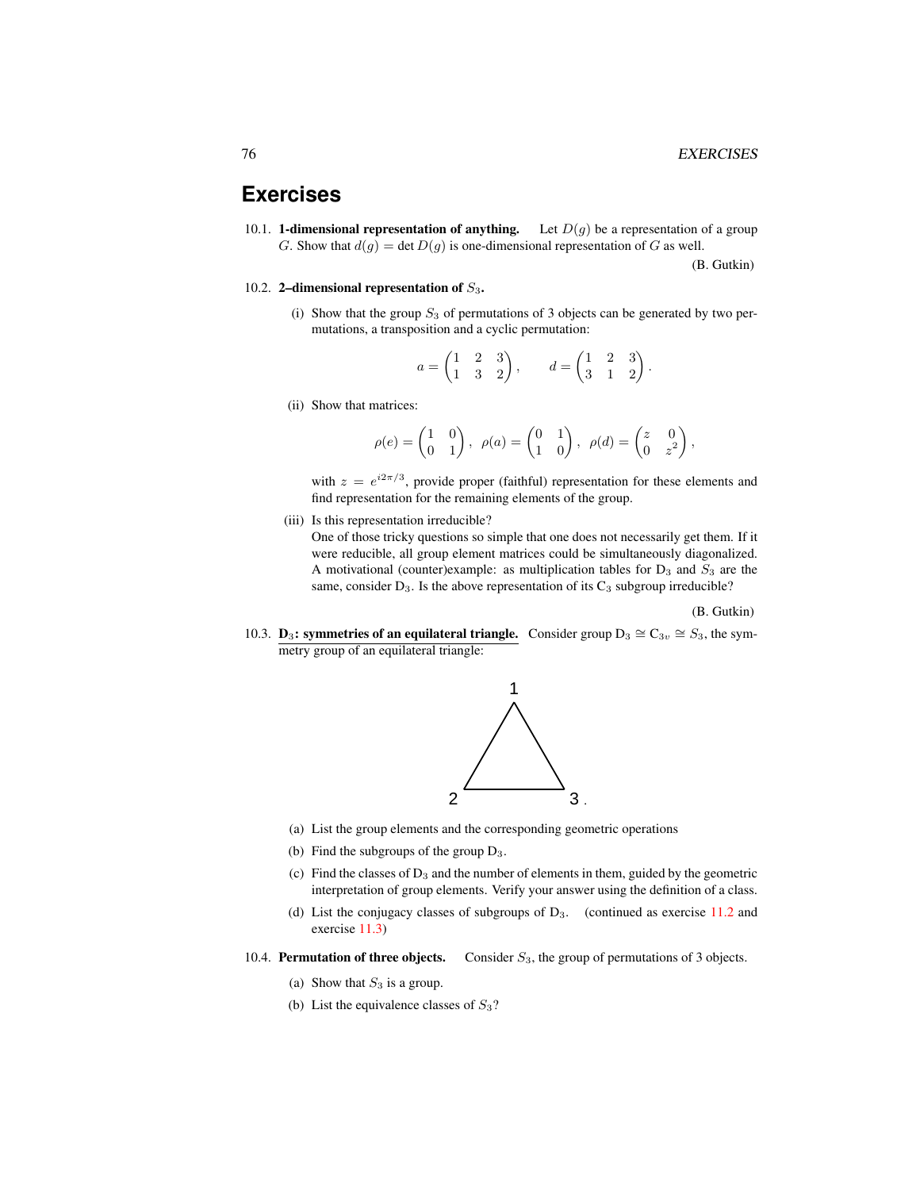# Exercises

10.1. **1-dimensional representation of anything.** Let $D(g)$ be a representation of a group $G$. Show that $d(g) = \det D(g)$ is one-dimensional representation of $G$ as well.

(B. Gutkin)

10.2. **2–dimensional representation of $S_3$.**

(i) Show that the group $S_3$ of permutations of 3 objects can be generated by two permutations, a transposition and a cyclic permutation:

$$a = \begin{pmatrix} 1 & 2 & 3 \\ 1 & 3 & 2 \end{pmatrix}, \qquad d = \begin{pmatrix} 1 & 2 & 3 \\ 3 & 1 & 2 \end{pmatrix}.$$

(ii) Show that matrices:

$$\rho(e) = \begin{pmatrix} 1 & 0 \\ 0 & 1 \end{pmatrix}, \quad \rho(a) = \begin{pmatrix} 0 & 1 \\ 1 & 0 \end{pmatrix}, \quad \rho(d) = \begin{pmatrix} z & 0 \\ 0 & z^2 \end{pmatrix},$$

with $z = e^{i2\pi/3}$, provide proper (faithful) representation for these elements and find representation for the remaining elements of the group.

(iii) Is this representation irreducible?
One of those tricky questions so simple that one does not necessarily get them. If it were reducible, all group element matrices could be simultaneously diagonalized. A motivational (counter)example: as multiplication tables for $D_3$ and $S_3$ are the same, consider $D_3$. Is the above representation of its $C_3$ subgroup irreducible?

(B. Gutkin)

10.3. **$D_3$: symmetries of an equilateral triangle.** Consider group $D_3 \cong C_{3v} \cong S_3$, the symmetry group of an equilateral triangle:

(a) List the group elements and the corresponding geometric operations

(b) Find the subgroups of the group $D_3$.

(c) Find the classes of $D_3$ and the number of elements in them, guided by the geometric interpretation of group elements. Verify your answer using the definition of a class.

(d) List the conjugacy classes of subgroups of $D_3$. (continued as exercise 11.2 and exercise 11.3)

10.4. **Permutation of three objects.** Consider $S_3$, the group of permutations of 3 objects.

(a) Show that $S_3$ is a group.

(b) List the equivalence classes of $S_3$?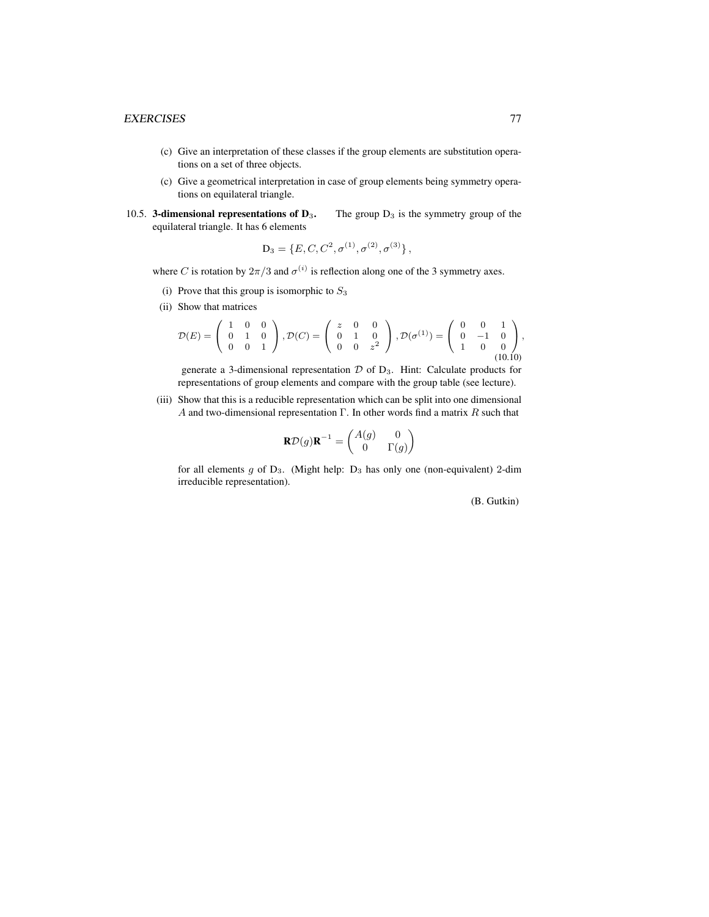(c) Give an interpretation of these classes if the group elements are substitution operations on a set of three objects.

(c) Give a geometrical interpretation in case of group elements being symmetry operations on equilateral triangle.

10.5. **3-dimensional representations of $D_3$.** The group $D_3$ is the symmetry group of the equilateral triangle. It has 6 elements

$$D_3 = \{E, C, C^2, \sigma^{(1)}, \sigma^{(2)}, \sigma^{(3)}\},$$

where $C$ is rotation by $2\pi/3$ and $\sigma^{(i)}$ is reflection along one of the 3 symmetry axes.

(i) Prove that this group is isomorphic to $S_3$

(ii) Show that matrices

$$\mathcal{D}(E) = \begin{pmatrix} 1 & 0 & 0 \\ 0 & 1 & 0 \\ 0 & 0 & 1 \end{pmatrix}, \mathcal{D}(C) = \begin{pmatrix} z & 0 & 0 \\ 0 & 1 & 0 \\ 0 & 0 & z^2 \end{pmatrix}, \mathcal{D}(\sigma^{(1)}) = \begin{pmatrix} 0 & 0 & 1 \\ 0 & -1 & 0 \\ 1 & 0 & 0 \end{pmatrix}, \tag{10.10}$$

generate a 3-dimensional representation $\mathcal{D}$ of $D_3$. Hint: Calculate products for representations of group elements and compare with the group table (see lecture).

(iii) Show that this is a reducible representation which can be split into one dimensional $A$ and two-dimensional representation $\Gamma$. In other words find a matrix $R$ such that

$$\mathbf{R}\mathcal{D}(g)\mathbf{R}^{-1} = \begin{pmatrix} A(g) & 0 \\ 0 & \Gamma(g) \end{pmatrix}$$

for all elements $g$ of $D_3$. (Might help: $D_3$ has only one (non-equivalent) 2-dim irreducible representation).

(B. Gutkin)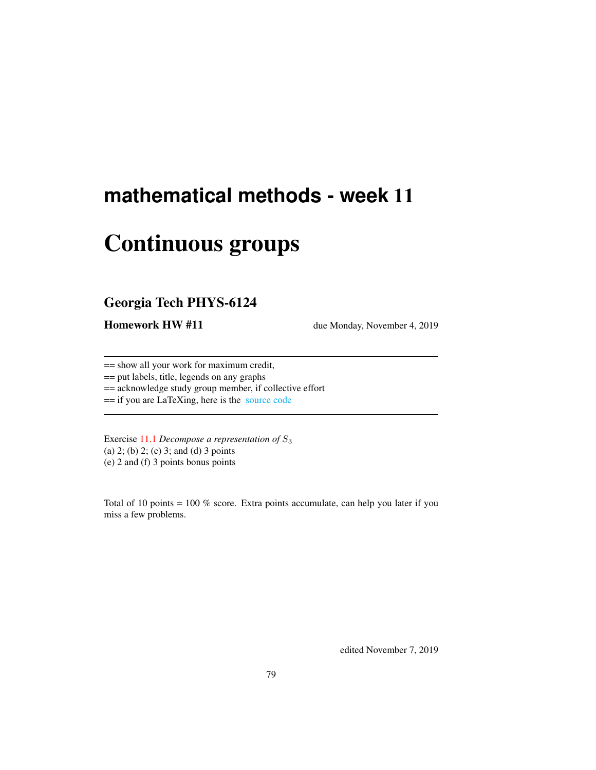# mathematical methods - week 11

# Continuous groups

## Georgia Tech PHYS-6124

**Homework HW #11** due Monday, November 4, 2019

---

== show all your work for maximum credit,
== put labels, title, legends on any graphs
== acknowledge study group member, if collective effort
== if you are LaTeXing, here is the source code

---

Exercise 11.1 *Decompose a representation of* $S_3$
(a) 2; (b) 2; (c) 3; and (d) 3 points
(e) 2 and (f) 3 points bonus points

Total of 10 points = 100 % score. Extra points accumulate, can help you later if you miss a few problems.

edited November 7, 2019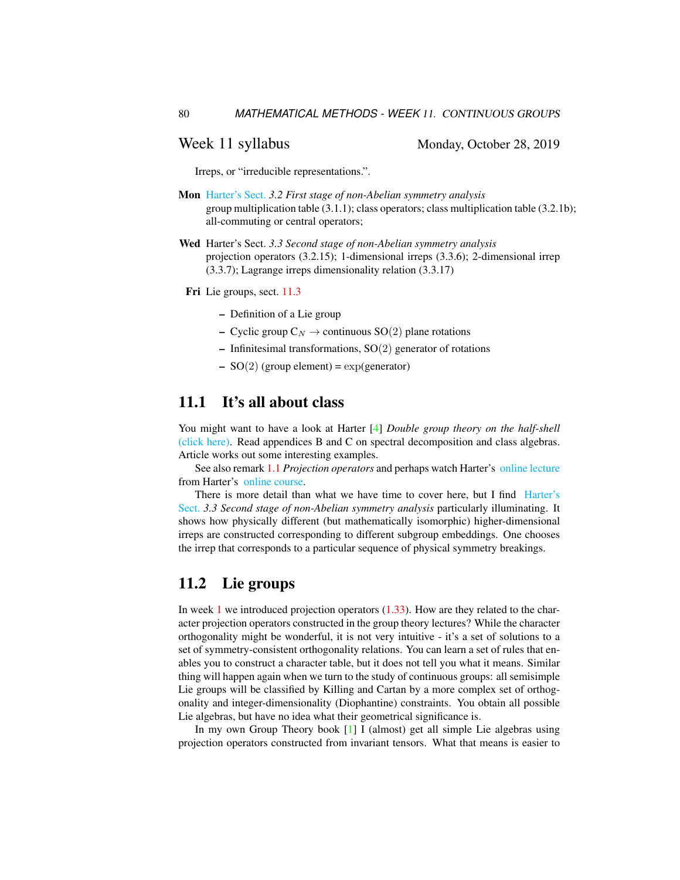## Week 11 syllabus

Monday, October 28, 2019

Irreps, or "irreducible representations.".

**Mon** Harter's Sect. *3.2 First stage of non-Abelian symmetry analysis*
group multiplication table (3.1.1); class operators; class multiplication table (3.2.1b); all-commuting or central operators;

**Wed** Harter's Sect. *3.3 Second stage of non-Abelian symmetry analysis*
projection operators (3.2.15); 1-dimensional irreps (3.3.6); 2-dimensional irrep (3.3.7); Lagrange irreps dimensionality relation (3.3.17)

**Fri** Lie groups, sect. 11.3

- Definition of a Lie group
- Cyclic group $C_N \to$ continuous $SO(2)$ plane rotations
- Infinitesimal transformations, $SO(2)$ generator of rotations
- $SO(2)$ (group element) = $\exp$(generator)

## 11.1 It's all about class

You might want to have a look at Harter [4] *Double group theory on the half-shell* (click here). Read appendices B and C on spectral decomposition and class algebras. Article works out some interesting examples.

See also remark 1.1 *Projection operators* and perhaps watch Harter's online lecture from Harter's online course.

There is more detail than what we have time to cover here, but I find Harter's Sect. *3.3 Second stage of non-Abelian symmetry analysis* particularly illuminating. It shows how physically different (but mathematically isomorphic) higher-dimensional irreps are constructed corresponding to different subgroup embeddings. One chooses the irrep that corresponds to a particular sequence of physical symmetry breakings.

## 11.2 Lie groups

In week 1 we introduced projection operators (1.33). How are they related to the character projection operators constructed in the group theory lectures? While the character orthogonality might be wonderful, it is not very intuitive - it's a set of solutions to a set of symmetry-consistent orthogonality relations. You can learn a set of rules that enables you to construct a character table, but it does not tell you what it means. Similar thing will happen again when we turn to the study of continuous groups: all semisimple Lie groups will be classified by Killing and Cartan by a more complex set of orthogonality and integer-dimensionality (Diophantine) constraints. You obtain all possible Lie algebras, but have no idea what their geometrical significance is.

In my own Group Theory book [1] I (almost) get all simple Lie algebras using projection operators constructed from invariant tensors. What that means is easier to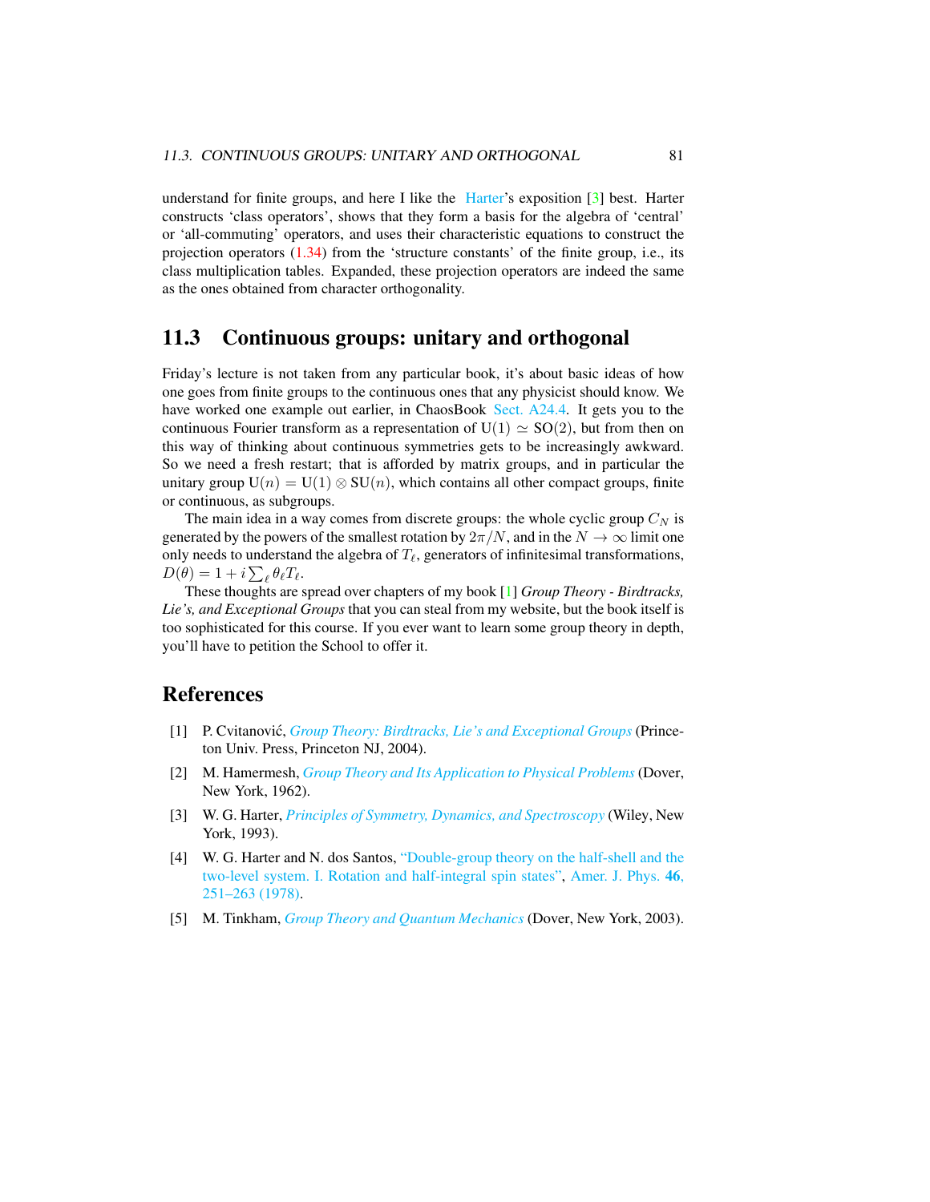understand for finite groups, and here I like the Harter's exposition [3] best. Harter constructs 'class operators', shows that they form a basis for the algebra of 'central' or 'all-commuting' operators, and uses their characteristic equations to construct the projection operators (1.34) from the 'structure constants' of the finite group, i.e., its class multiplication tables. Expanded, these projection operators are indeed the same as the ones obtained from character orthogonality.

## 11.3 Continuous groups: unitary and orthogonal

Friday's lecture is not taken from any particular book, it's about basic ideas of how one goes from finite groups to the continuous ones that any physicist should know. We have worked one example out earlier, in ChaosBook Sect. A24.4. It gets you to the continuous Fourier transform as a representation of $\mathrm{U}(1) \simeq \mathrm{SO}(2)$, but from then on this way of thinking about continuous symmetries gets to be increasingly awkward. So we need a fresh restart; that is afforded by matrix groups, and in particular the unitary group $\mathrm{U}(n) = \mathrm{U}(1) \otimes \mathrm{SU}(n)$, which contains all other compact groups, finite or continuous, as subgroups.

The main idea in a way comes from discrete groups: the whole cyclic group $C_N$ is generated by the powers of the smallest rotation by $2\pi/N$, and in the $N \to \infty$ limit one only needs to understand the algebra of $T_\ell$, generators of infinitesimal transformations, $D(\theta) = 1 + i \sum_\ell \theta_\ell T_\ell$.

These thoughts are spread over chapters of my book [1] *Group Theory - Birdtracks, Lie's, and Exceptional Groups* that you can steal from my website, but the book itself is too sophisticated for this course. If you ever want to learn some group theory in depth, you'll have to petition the School to offer it.

## References

[1] P. Cvitanović, *Group Theory: Birdtracks, Lie's and Exceptional Groups* (Princeton Univ. Press, Princeton NJ, 2004).

[2] M. Hamermesh, *Group Theory and Its Application to Physical Problems* (Dover, New York, 1962).

[3] W. G. Harter, *Principles of Symmetry, Dynamics, and Spectroscopy* (Wiley, New York, 1993).

[4] W. G. Harter and N. dos Santos, "Double-group theory on the half-shell and the two-level system. I. Rotation and half-integral spin states", Amer. J. Phys. **46**, 251–263 (1978).

[5] M. Tinkham, *Group Theory and Quantum Mechanics* (Dover, New York, 2003).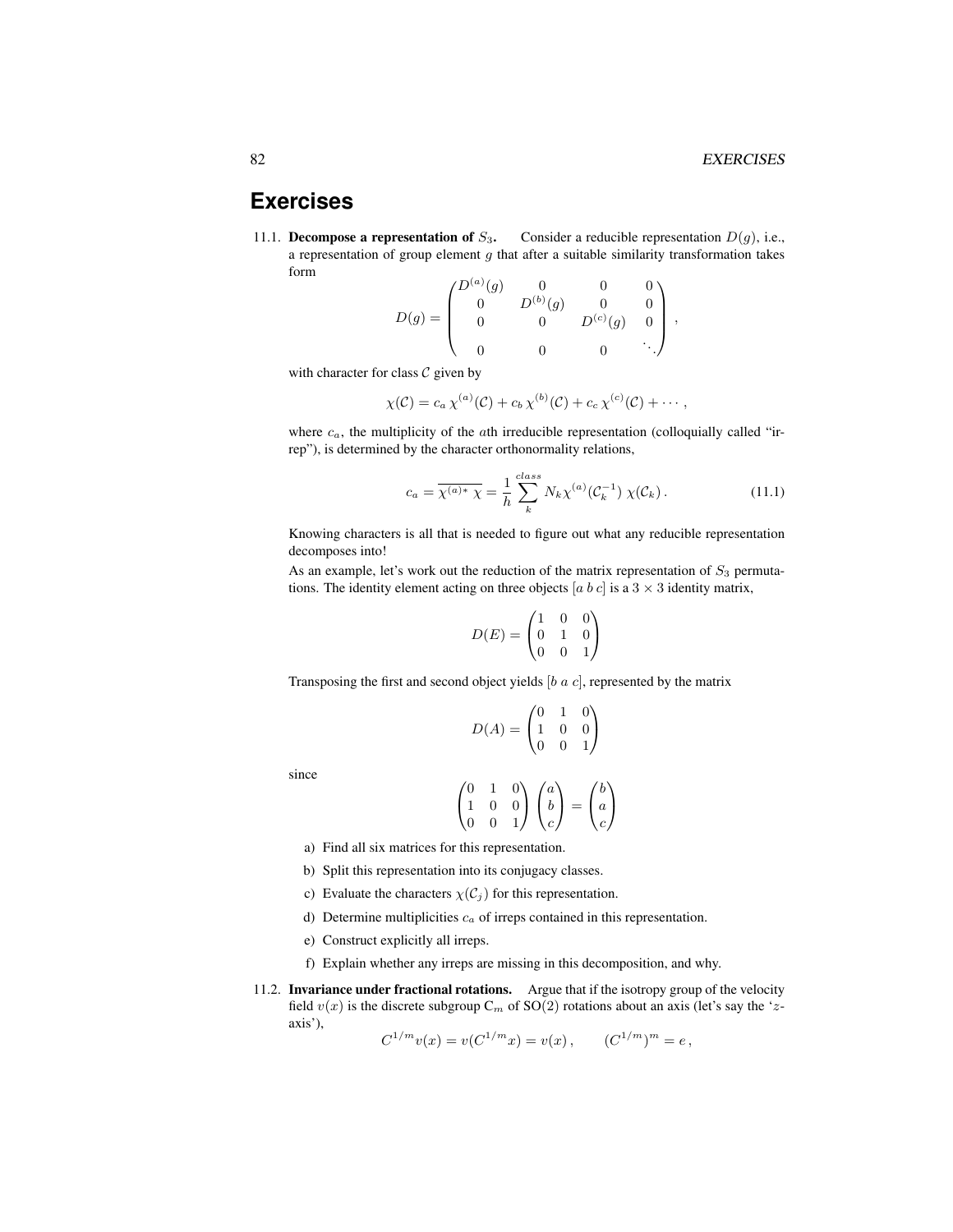# Exercises

11.1. **Decompose a representation of $S_3$.** Consider a reducible representation $D(g)$, i.e., a representation of group element $g$ that after a suitable similarity transformation takes form

$$D(g) = \begin{pmatrix} D^{(a)}(g) & 0 & 0 & 0 \\ 0 & D^{(b)}(g) & 0 & 0 \\ 0 & 0 & D^{(c)}(g) & 0 \\ 0 & 0 & 0 & \ddots \end{pmatrix},$$

with character for class $\mathcal{C}$ given by

$$\chi(\mathcal{C}) = c_a\, \chi^{(a)}(\mathcal{C}) + c_b\, \chi^{(b)}(\mathcal{C}) + c_c\, \chi^{(c)}(\mathcal{C}) + \cdots ,$$

where $c_a$, the multiplicity of the $a$th irreducible representation (colloquially called "irrep"), is determined by the character orthonormality relations,

$$c_a = \overline{\chi^{(a)*}\,\chi} = \frac{1}{h} \sum_k^{class} N_k \chi^{(a)}(\mathcal{C}_k^{-1})\, \chi(\mathcal{C}_k)\,. \tag{11.1}$$

Knowing characters is all that is needed to figure out what any reducible representation decomposes into!

As an example, let's work out the reduction of the matrix representation of $S_3$ permutations. The identity element acting on three objects $[a\ b\ c]$ is a $3 \times 3$ identity matrix,

$$D(E) = \begin{pmatrix} 1 & 0 & 0 \\ 0 & 1 & 0 \\ 0 & 0 & 1 \end{pmatrix}$$

Transposing the first and second object yields $[b\ a\ c]$, represented by the matrix

$$D(A) = \begin{pmatrix} 0 & 1 & 0 \\ 1 & 0 & 0 \\ 0 & 0 & 1 \end{pmatrix}$$

since

$$\begin{pmatrix} 0 & 1 & 0 \\ 1 & 0 & 0 \\ 0 & 0 & 1 \end{pmatrix} \begin{pmatrix} a \\ b \\ c \end{pmatrix} = \begin{pmatrix} b \\ a \\ c \end{pmatrix}$$

a) Find all six matrices for this representation.

b) Split this representation into its conjugacy classes.

c) Evaluate the characters $\chi(\mathcal{C}_j)$ for this representation.

d) Determine multiplicities $c_a$ of irreps contained in this representation.

e) Construct explicitly all irreps.

f) Explain whether any irreps are missing in this decomposition, and why.

11.2. **Invariance under fractional rotations.** Argue that if the isotropy group of the velocity field $v(x)$ is the discrete subgroup $\mathrm{C}_m$ of $\mathrm{SO}(2)$ rotations about an axis (let's say the '$z$-axis'),

$$C^{1/m} v(x) = v(C^{1/m} x) = v(x)\,, \qquad (C^{1/m})^m = e\,,$$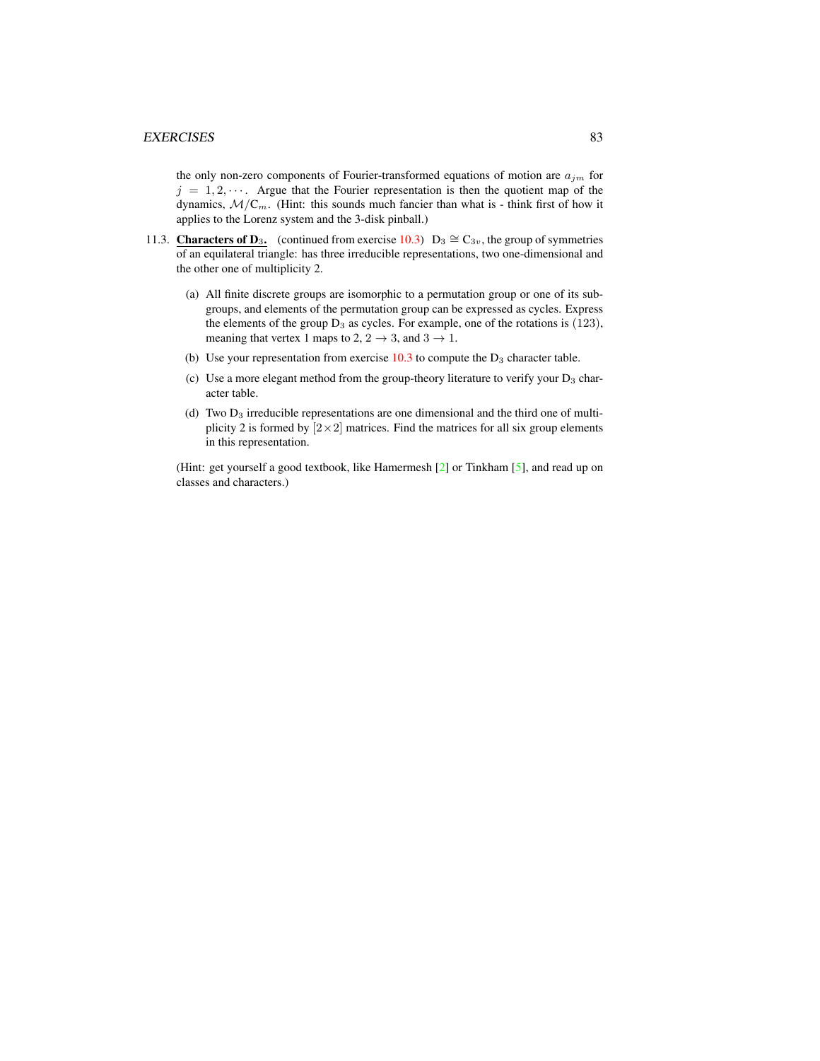the only non-zero components of Fourier-transformed equations of motion are $a_{jm}$ for $j = 1, 2, \cdots$. Argue that the Fourier representation is then the quotient map of the dynamics, $\mathcal{M}/C_m$. (Hint: this sounds much fancier than what is - think first of how it applies to the Lorenz system and the 3-disk pinball.)

11.3. **Characters of $D_3$.** (continued from exercise 10.3) $D_3 \cong C_{3v}$, the group of symmetries of an equilateral triangle: has three irreducible representations, two one-dimensional and the other one of multiplicity 2.

   (a) All finite discrete groups are isomorphic to a permutation group or one of its subgroups, and elements of the permutation group can be expressed as cycles. Express the elements of the group $D_3$ as cycles. For example, one of the rotations is $(123)$, meaning that vertex 1 maps to 2, $2 \to 3$, and $3 \to 1$.

   (b) Use your representation from exercise 10.3 to compute the $D_3$ character table.

   (c) Use a more elegant method from the group-theory literature to verify your $D_3$ character table.

   (d) Two $D_3$ irreducible representations are one dimensional and the third one of multiplicity 2 is formed by $[2\times2]$ matrices. Find the matrices for all six group elements in this representation.

   (Hint: get yourself a good textbook, like Hamermesh [2] or Tinkham [5], and read up on classes and characters.)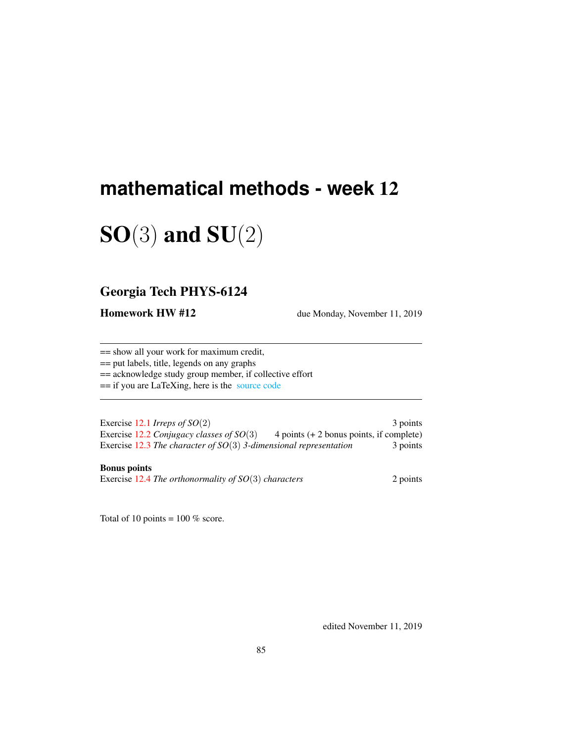# mathematical methods - week 12

# SO(3) and SU(2)

## Georgia Tech PHYS-6124

**Homework HW #12** due Monday, November 11, 2019

---

== show all your work for maximum credit,
== put labels, title, legends on any graphs
== acknowledge study group member, if collective effort
== if you are LaTeXing, here is the source code

---

Exercise 12.1 *Irreps of SO(2)* 3 points
Exercise 12.2 *Conjugacy classes of SO(3)* 4 points (+ 2 bonus points, if complete)
Exercise 12.3 *The character of SO(3) 3-dimensional representation* 3 points

**Bonus points**
Exercise 12.4 *The orthonormality of SO(3) characters* 2 points

Total of 10 points = 100 % score.

edited November 11, 2019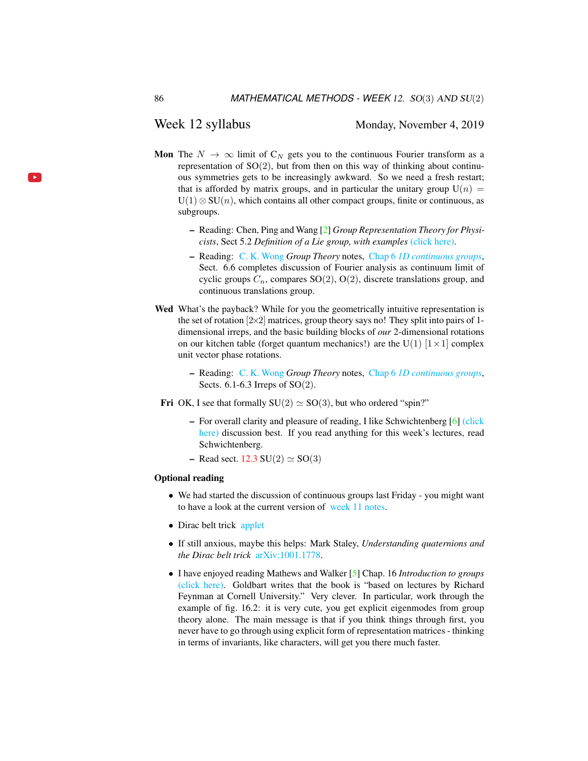## Week 12 syllabus

Monday, November 4, 2019

**Mon** The $N \to \infty$ limit of $C_N$ gets you to the continuous Fourier transform as a representation of SO(2), but from then on this way of thinking about continuous symmetries gets to be increasingly awkward. So we need a fresh restart; that is afforded by matrix groups, and in particular the unitary group $U(n) = U(1) \otimes SU(n)$, which contains all other compact groups, finite or continuous, as subgroups.

- Reading: Chen, Ping and Wang [2] *Group Representation Theory for Physicists*, Sect 5.2 *Definition of a Lie group, with examples* (click here).
- Reading: C. K. Wong *Group Theory* notes, Chap 6 *1D continuous groups*, Sect. 6.6 completes discussion of Fourier analysis as continuum limit of cyclic groups $C_n$, compares SO(2), O(2), discrete translations group, and continuous translations group.

**Wed** What's the payback? While for you the geometrically intuitive representation is the set of rotation [2×2] matrices, group theory says no! They split into pairs of 1-dimensional irreps, and the basic building blocks of *our* 2-dimensional rotations on our kitchen table (forget quantum mechanics!) are the U(1) $[1 \times 1]$ complex unit vector phase rotations.

- Reading: C. K. Wong *Group Theory* notes, Chap 6 *1D continuous groups*, Sects. 6.1-6.3 Irreps of SO(2).

**Fri** OK, I see that formally $SU(2) \simeq SO(3)$, but who ordered "spin?"

- For overall clarity and pleasure of reading, I like Schwichtenberg [6] (click here) discussion best. If you read anything for this week's lectures, read Schwichtenberg.
- Read sect. 12.3 $SU(2) \simeq SO(3)$

**Optional reading**

- We had started the discussion of continuous groups last Friday - you might want to have a look at the current version of week 11 notes.
- Dirac belt trick applet
- If still anxious, maybe this helps: Mark Staley, *Understanding quaternions and the Dirac belt trick* arXiv:1001.1778.
- I have enjoyed reading Mathews and Walker [5] Chap. 16 *Introduction to groups* (click here). Goldbart writes that the book is "based on lectures by Richard Feynman at Cornell University." Very clever. In particular, work through the example of fig. 16.2: it is very cute, you get explicit eigenmodes from group theory alone. The main message is that if you think things through first, you never have to go through using explicit form of representation matrices - thinking in terms of invariants, like characters, will get you there much faster.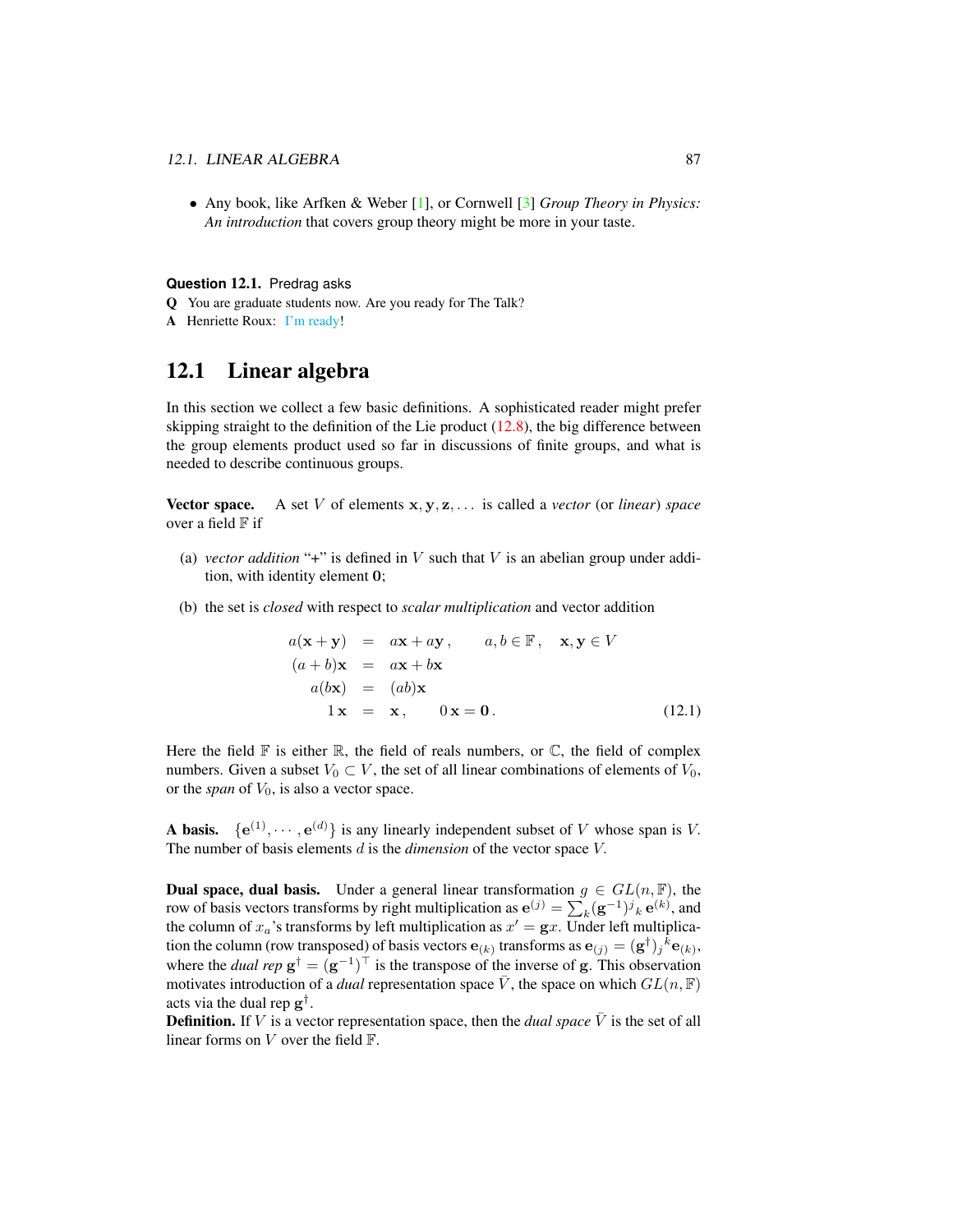- Any book, like Arfken & Weber [1], or Cornwell [3] *Group Theory in Physics: An introduction* that covers group theory might be more in your taste.

**Question 12.1.** Predrag asks

**Q** You are graduate students now. Are you ready for The Talk?

**A** Henriette Roux: I'm ready!

## 12.1 Linear algebra

In this section we collect a few basic definitions. A sophisticated reader might prefer skipping straight to the definition of the Lie product (12.8), the big difference between the group elements product used so far in discussions of finite groups, and what is needed to describe continuous groups.

**Vector space.** A set $V$ of elements $\mathbf{x}, \mathbf{y}, \mathbf{z}, \ldots$ is called a *vector* (or *linear*) *space* over a field $\mathbb{F}$ if

(a) *vector addition* "+" is defined in $V$ such that $V$ is an abelian group under addition, with identity element $\mathbf{0}$;

(b) the set is *closed* with respect to *scalar multiplication* and vector addition

$$
\begin{aligned}
a(\mathbf{x}+\mathbf{y}) &= a\mathbf{x}+a\mathbf{y}\,, \qquad a,b \in \mathbb{F}\,, \quad \mathbf{x},\mathbf{y} \in V \\
(a+b)\mathbf{x} &= a\mathbf{x}+b\mathbf{x} \\
a(b\mathbf{x}) &= (ab)\mathbf{x} \\
1\,\mathbf{x} &= \mathbf{x}\,, \qquad 0\,\mathbf{x} = \mathbf{0}\,.
\end{aligned}
\tag{12.1}
$$

Here the field $\mathbb{F}$ is either $\mathbb{R}$, the field of reals numbers, or $\mathbb{C}$, the field of complex numbers. Given a subset $V_0 \subset V$, the set of all linear combinations of elements of $V_0$, or the *span* of $V_0$, is also a vector space.

**A basis.** $\{\mathbf{e}^{(1)}, \cdots, \mathbf{e}^{(d)}\}$ is any linearly independent subset of $V$ whose span is $V$. The number of basis elements $d$ is the *dimension* of the vector space $V$.

**Dual space, dual basis.** Under a general linear transformation $g \in GL(n,\mathbb{F})$, the row of basis vectors transforms by right multiplication as $\mathbf{e}^{(j)} = \sum_k (\mathbf{g}^{-1})^j{}_k\, \mathbf{e}^{(k)}$, and the column of $x_a$'s transforms by left multiplication as $x' = \mathbf{g}x$. Under left multiplication the column (row transposed) of basis vectors $\mathbf{e}_{(k)}$ transforms as $\mathbf{e}_{(j)} = (\mathbf{g}^\dagger)_j{}^k \mathbf{e}_{(k)}$, where the *dual rep* $\mathbf{g}^\dagger = (\mathbf{g}^{-1})^\top$ is the transpose of the inverse of $\mathbf{g}$. This observation motivates introduction of a *dual* representation space $\bar{V}$, the space on which $GL(n,\mathbb{F})$ acts via the dual rep $\mathbf{g}^\dagger$.

**Definition.** If $V$ is a vector representation space, then the *dual space* $\bar{V}$ is the set of all linear forms on $V$ over the field $\mathbb{F}$.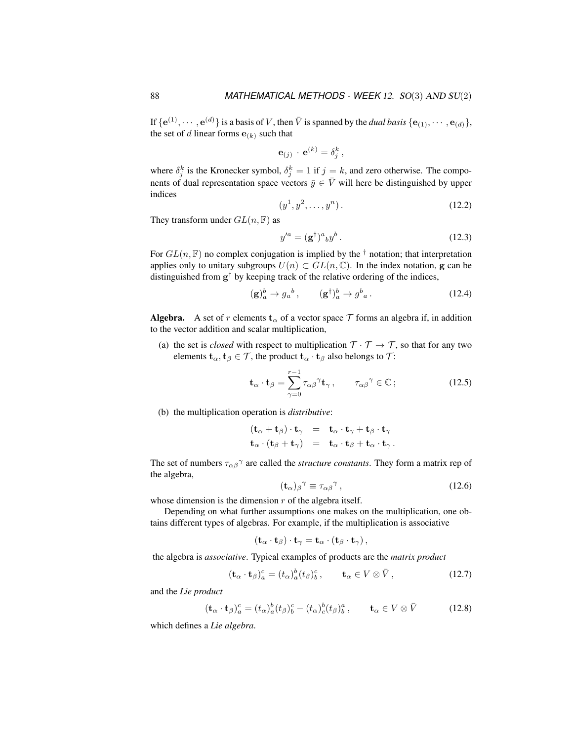If $\{\mathbf{e}^{(1)}, \cdots, \mathbf{e}^{(d)}\}$ is a basis of $V$, then $\bar{V}$ is spanned by the *dual basis* $\{\mathbf{e}_{(1)}, \cdots, \mathbf{e}_{(d)}\}$, the set of $d$ linear forms $\mathbf{e}_{(k)}$ such that

$$\mathbf{e}_{(j)} \cdot \mathbf{e}^{(k)} = \delta_j^k ,$$

where $\delta_j^k$ is the Kronecker symbol, $\delta_j^k = 1$ if $j = k$, and zero otherwise. The components of dual representation space vectors $\bar{y} \in \bar{V}$ will here be distinguished by upper indices

$$(y^1, y^2, \ldots, y^n) . \tag{12.2}$$

They transform under $GL(n, \mathbb{F})$ as

$$y'^a = (\mathbf{g}^\dagger)^a{}_b y^b . \tag{12.3}$$

For $GL(n, \mathbb{F})$ no complex conjugation is implied by the $^\dagger$ notation; that interpretation applies only to unitary subgroups $U(n) \subset GL(n, \mathbb{C})$. In the index notation, $\mathbf{g}$ can be distinguished from $\mathbf{g}^\dagger$ by keeping track of the relative ordering of the indices,

$$(\mathbf{g})_a^b \to g_a{}^b , \qquad (\mathbf{g}^\dagger)_a^b \to g^b{}_a . \tag{12.4}$$

**Algebra.** A set of $r$ elements $\mathbf{t}_\alpha$ of a vector space $\mathcal{T}$ forms an algebra if, in addition to the vector addition and scalar multiplication,

(a) the set is *closed* with respect to multiplication $\mathcal{T} \cdot \mathcal{T} \to \mathcal{T}$, so that for any two elements $\mathbf{t}_\alpha, \mathbf{t}_\beta \in \mathcal{T}$, the product $\mathbf{t}_\alpha \cdot \mathbf{t}_\beta$ also belongs to $\mathcal{T}$:

$$\mathbf{t}_\alpha \cdot \mathbf{t}_\beta = \sum_{\gamma=0}^{r-1} \tau_{\alpha\beta}{}^\gamma \mathbf{t}_\gamma , \qquad \tau_{\alpha\beta}{}^\gamma \in \mathbb{C} ; \tag{12.5}$$

(b) the multiplication operation is *distributive*:

$$\begin{aligned} (\mathbf{t}_\alpha + \mathbf{t}_\beta) \cdot \mathbf{t}_\gamma &= \mathbf{t}_\alpha \cdot \mathbf{t}_\gamma + \mathbf{t}_\beta \cdot \mathbf{t}_\gamma \\ \mathbf{t}_\alpha \cdot (\mathbf{t}_\beta + \mathbf{t}_\gamma) &= \mathbf{t}_\alpha \cdot \mathbf{t}_\beta + \mathbf{t}_\alpha \cdot \mathbf{t}_\gamma . \end{aligned}$$

The set of numbers $\tau_{\alpha\beta}{}^\gamma$ are called the *structure constants*. They form a matrix rep of the algebra,

$$(\mathbf{t}_\alpha)_\beta{}^\gamma \equiv \tau_{\alpha\beta}{}^\gamma , \tag{12.6}$$

whose dimension is the dimension $r$ of the algebra itself.

Depending on what further assumptions one makes on the multiplication, one obtains different types of algebras. For example, if the multiplication is associative

$$(\mathbf{t}_\alpha \cdot \mathbf{t}_\beta) \cdot \mathbf{t}_\gamma = \mathbf{t}_\alpha \cdot (\mathbf{t}_\beta \cdot \mathbf{t}_\gamma) ,$$

the algebra is *associative*. Typical examples of products are the *matrix product*

$$(\mathbf{t}_\alpha \cdot \mathbf{t}_\beta)_a^c = (t_\alpha)_a^b (t_\beta)_b^c , \qquad \mathbf{t}_\alpha \in V \otimes \bar{V} , \tag{12.7}$$

and the *Lie product*

$$(\mathbf{t}_\alpha \cdot \mathbf{t}_\beta)_a^c = (t_\alpha)_a^b (t_\beta)_b^c - (t_\alpha)_c^b (t_\beta)_b^a , \qquad \mathbf{t}_\alpha \in V \otimes \bar{V} \tag{12.8}$$

which defines a *Lie algebra*.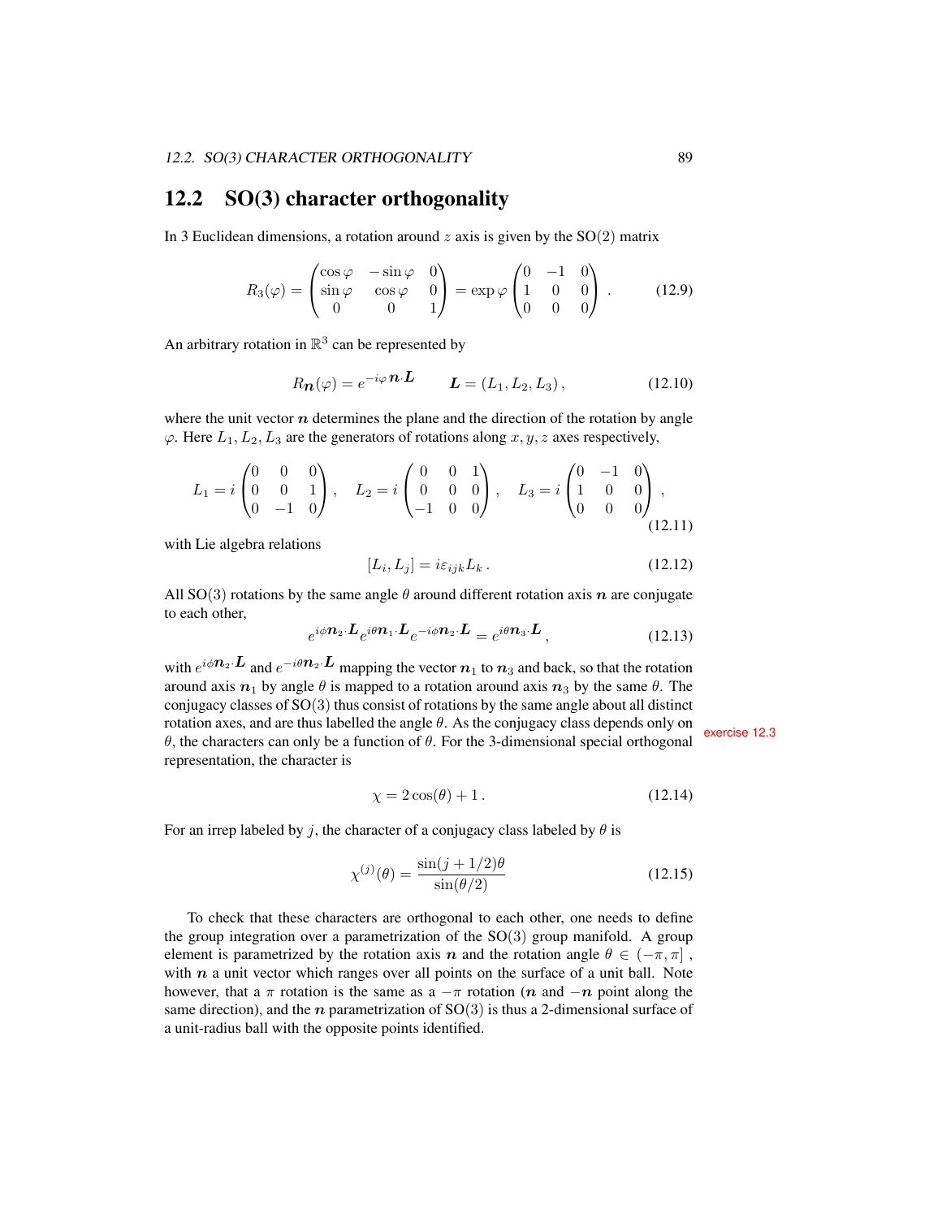## 12.2 SO(3) character orthogonality

In 3 Euclidean dimensions, a rotation around $z$ axis is given by the SO(2) matrix

$$R_3(\varphi) = \begin{pmatrix} \cos\varphi & -\sin\varphi & 0 \\ \sin\varphi & \cos\varphi & 0 \\ 0 & 0 & 1 \end{pmatrix} = \exp\varphi \begin{pmatrix} 0 & -1 & 0 \\ 1 & 0 & 0 \\ 0 & 0 & 0 \end{pmatrix} . \tag{12.9}$$

An arbitrary rotation in $\mathbb{R}^3$ can be represented by

$$R_{\boldsymbol{n}}(\varphi) = e^{-i\varphi\, \boldsymbol{n}\cdot\boldsymbol{L}} \qquad \boldsymbol{L} = (L_1, L_2, L_3)\,, \tag{12.10}$$

where the unit vector $\boldsymbol{n}$ determines the plane and the direction of the rotation by angle $\varphi$. Here $L_1, L_2, L_3$ are the generators of rotations along $x, y, z$ axes respectively,

$$L_1 = i\begin{pmatrix} 0 & 0 & 0 \\ 0 & 0 & 1 \\ 0 & -1 & 0 \end{pmatrix} , \quad L_2 = i\begin{pmatrix} 0 & 0 & 1 \\ 0 & 0 & 0 \\ -1 & 0 & 0 \end{pmatrix} , \quad L_3 = i\begin{pmatrix} 0 & -1 & 0 \\ 1 & 0 & 0 \\ 0 & 0 & 0 \end{pmatrix} , \tag{12.11}$$

with Lie algebra relations

$$[L_i, L_j] = i\varepsilon_{ijk} L_k\,. \tag{12.12}$$

All SO(3) rotations by the same angle $\theta$ around different rotation axis $\boldsymbol{n}$ are conjugate to each other,

$$e^{i\phi \boldsymbol{n}_2\cdot\boldsymbol{L}} e^{i\theta \boldsymbol{n}_1\cdot\boldsymbol{L}} e^{-i\phi \boldsymbol{n}_2\cdot\boldsymbol{L}} = e^{i\theta \boldsymbol{n}_3\cdot\boldsymbol{L}}\,, \tag{12.13}$$

with $e^{i\phi \boldsymbol{n}_2\cdot\boldsymbol{L}}$ and $e^{-i\theta \boldsymbol{n}_2\cdot\boldsymbol{L}}$ mapping the vector $\boldsymbol{n}_1$ to $\boldsymbol{n}_3$ and back, so that the rotation around axis $\boldsymbol{n}_1$ by angle $\theta$ is mapped to a rotation around axis $\boldsymbol{n}_3$ by the same $\theta$. The conjugacy classes of SO(3) thus consist of rotations by the same angle about all distinct rotation axes, and are thus labelled the angle $\theta$. As the conjugacy class depends only on $\theta$, the characters can only be a function of $\theta$. For the 3-dimensional special orthogonal representation, the character is

exercise 12.3

$$\chi = 2\cos(\theta) + 1\,. \tag{12.14}$$

For an irrep labeled by $j$, the character of a conjugacy class labeled by $\theta$ is

$$\chi^{(j)}(\theta) = \frac{\sin(j+1/2)\theta}{\sin(\theta/2)} \tag{12.15}$$

To check that these characters are orthogonal to each other, one needs to define the group integration over a parametrization of the SO(3) group manifold. A group element is parametrized by the rotation axis $\boldsymbol{n}$ and the rotation angle $\theta \in (-\pi, \pi]$ , with $\boldsymbol{n}$ a unit vector which ranges over all points on the surface of a unit ball. Note however, that a $\pi$ rotation is the same as a $-\pi$ rotation ($\boldsymbol{n}$ and $-\boldsymbol{n}$ point along the same direction), and the $\boldsymbol{n}$ parametrization of SO(3) is thus a 2-dimensional surface of a unit-radius ball with the opposite points identified.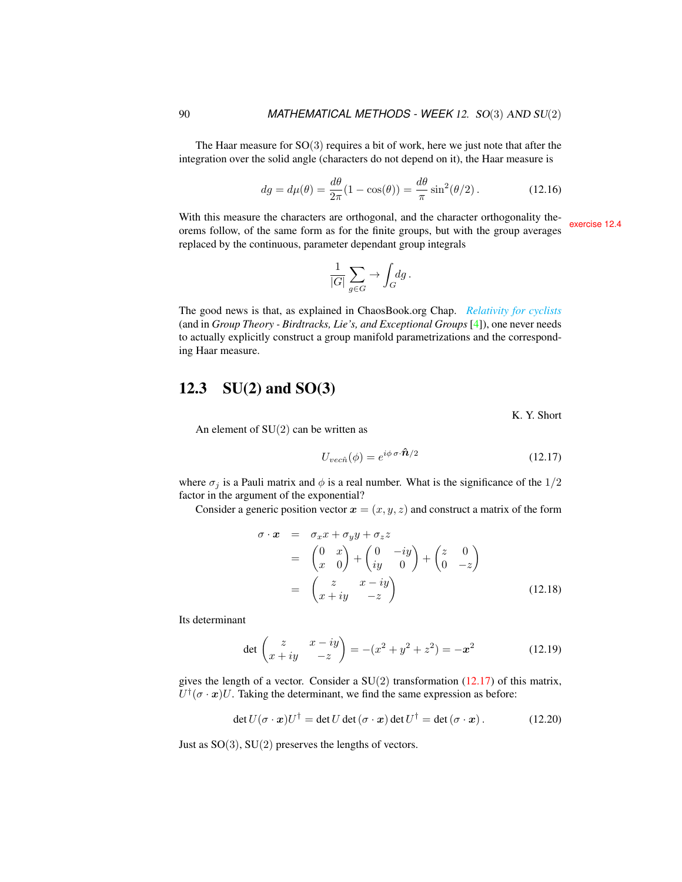The Haar measure for SO(3) requires a bit of work, here we just note that after the integration over the solid angle (characters do not depend on it), the Haar measure is

$$dg = d\mu(\theta) = \frac{d\theta}{2\pi}(1 - \cos(\theta)) = \frac{d\theta}{\pi}\sin^2(\theta/2)\,. \tag{12.16}$$

With this measure the characters are orthogonal, and the character orthogonality theorems follow, of the same form as for the finite groups, but with the group averages replaced by the continuous, parameter dependant group integrals

exercise 12.4

$$\frac{1}{|G|}\sum_{g\in G} \to \int_G dg\,.$$

The good news is that, as explained in ChaosBook.org Chap. *Relativity for cyclists* (and in *Group Theory - Birdtracks, Lie's, and Exceptional Groups* [4]), one never needs to actually explicitly construct a group manifold parametrizations and the corresponding Haar measure.

## 12.3 SU(2) and SO(3)

K. Y. Short

An element of SU(2) can be written as

$$U_{vec\hat{n}}(\phi) = e^{i\phi\,\sigma\cdot\hat{\boldsymbol{n}}/2} \tag{12.17}$$

where $\sigma_j$ is a Pauli matrix and $\phi$ is a real number. What is the significance of the $1/2$ factor in the argument of the exponential?

Consider a generic position vector $\boldsymbol{x} = (x, y, z)$ and construct a matrix of the form

$$\begin{aligned}
\sigma\cdot\boldsymbol{x} &= \sigma_x x + \sigma_y y + \sigma_z z \\
&= \begin{pmatrix} 0 & x \\ x & 0 \end{pmatrix} + \begin{pmatrix} 0 & -iy \\ iy & 0 \end{pmatrix} + \begin{pmatrix} z & 0 \\ 0 & -z \end{pmatrix} \\
&= \begin{pmatrix} z & x-iy \\ x+iy & -z \end{pmatrix}
\end{aligned} \tag{12.18}$$

Its determinant

$$\det\begin{pmatrix} z & x-iy \\ x+iy & -z \end{pmatrix} = -(x^2+y^2+z^2) = -\boldsymbol{x}^2 \tag{12.19}$$

gives the length of a vector. Consider a SU(2) transformation (12.17) of this matrix, $U^\dagger(\sigma\cdot\boldsymbol{x})U$. Taking the determinant, we find the same expression as before:

$$\det U(\sigma\cdot\boldsymbol{x})U^\dagger = \det U \,\det(\sigma\cdot\boldsymbol{x})\,\det U^\dagger = \det(\sigma\cdot\boldsymbol{x})\,. \tag{12.20}$$

Just as SO(3), SU(2) preserves the lengths of vectors.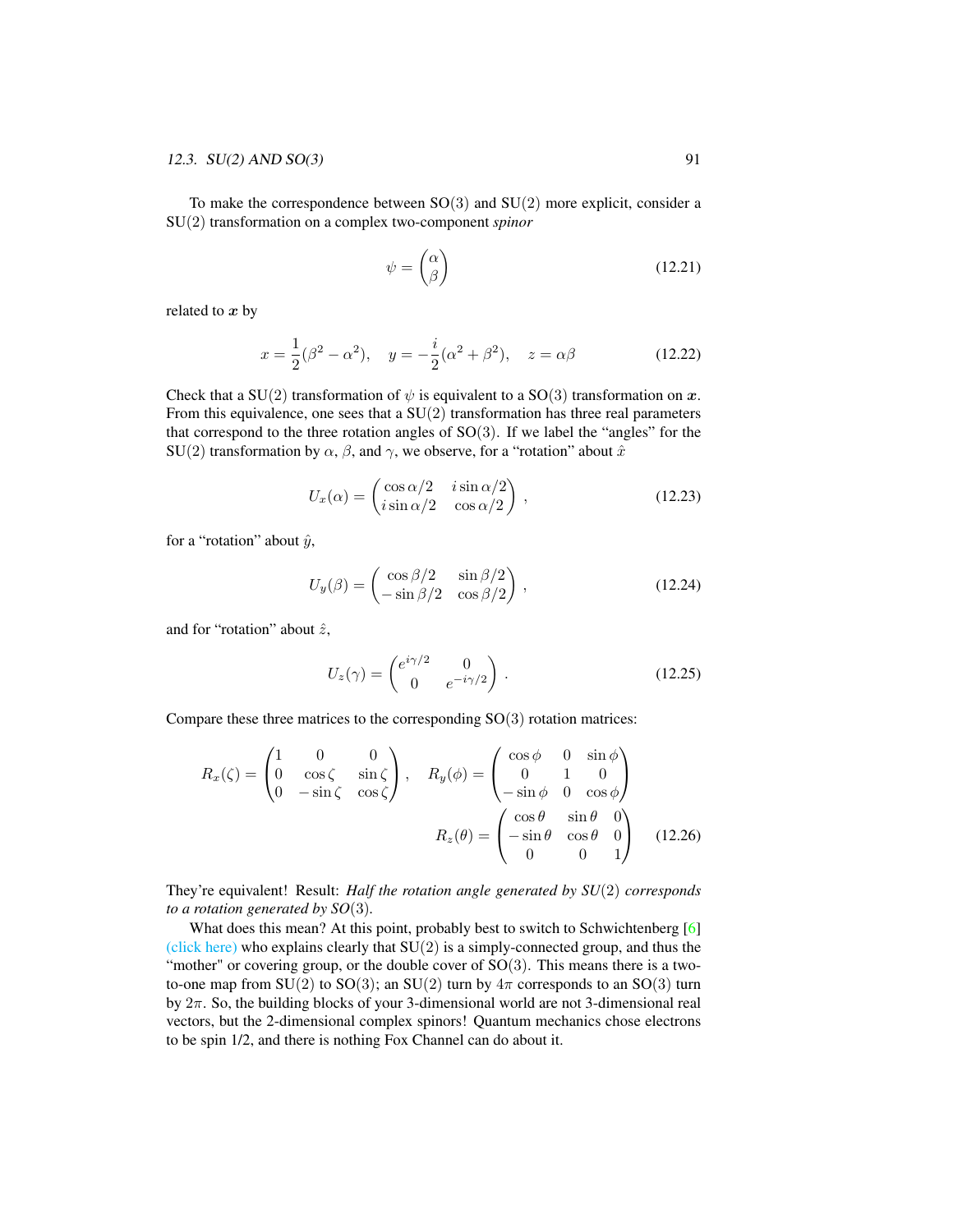To make the correspondence between SO(3) and SU(2) more explicit, consider a SU(2) transformation on a complex two-component *spinor*

$$\psi = \begin{pmatrix} \alpha \\ \beta \end{pmatrix} \tag{12.21}$$

related to $\boldsymbol{x}$ by

$$x = \frac{1}{2}(\beta^2 - \alpha^2), \quad y = -\frac{i}{2}(\alpha^2 + \beta^2), \quad z = \alpha\beta \tag{12.22}$$

Check that a SU(2) transformation of $\psi$ is equivalent to a SO(3) transformation on $\boldsymbol{x}$. From this equivalence, one sees that a SU(2) transformation has three real parameters that correspond to the three rotation angles of SO(3). If we label the "angles" for the SU(2) transformation by $\alpha$, $\beta$, and $\gamma$, we observe, for a "rotation" about $\hat{x}$

$$U_x(\alpha) = \begin{pmatrix} \cos\alpha/2 & i\sin\alpha/2 \\ i\sin\alpha/2 & \cos\alpha/2 \end{pmatrix}, \tag{12.23}$$

for a "rotation" about $\hat{y}$,

$$U_y(\beta) = \begin{pmatrix} \cos\beta/2 & \sin\beta/2 \\ -\sin\beta/2 & \cos\beta/2 \end{pmatrix}, \tag{12.24}$$

and for "rotation" about $\hat{z}$,

$$U_z(\gamma) = \begin{pmatrix} e^{i\gamma/2} & 0 \\ 0 & e^{-i\gamma/2} \end{pmatrix}. \tag{12.25}$$

Compare these three matrices to the corresponding SO(3) rotation matrices:

$$R_x(\zeta) = \begin{pmatrix} 1 & 0 & 0 \\ 0 & \cos\zeta & \sin\zeta \\ 0 & -\sin\zeta & \cos\zeta \end{pmatrix}, \quad R_y(\phi) = \begin{pmatrix} \cos\phi & 0 & \sin\phi \\ 0 & 1 & 0 \\ -\sin\phi & 0 & \cos\phi \end{pmatrix}$$

$$R_z(\theta) = \begin{pmatrix} \cos\theta & \sin\theta & 0 \\ -\sin\theta & \cos\theta & 0 \\ 0 & 0 & 1 \end{pmatrix} \tag{12.26}$$

They're equivalent! Result: *Half the rotation angle generated by SU(2) corresponds to a rotation generated by SO(3).*

What does this mean? At this point, probably best to switch to Schwichtenberg [6] (click here) who explains clearly that SU(2) is a simply-connected group, and thus the "mother" or covering group, or the double cover of SO(3). This means there is a two-to-one map from SU(2) to SO(3); an SU(2) turn by $4\pi$ corresponds to an SO(3) turn by $2\pi$. So, the building blocks of your 3-dimensional world are not 3-dimensional real vectors, but the 2-dimensional complex spinors! Quantum mechanics chose electrons to be spin 1/2, and there is nothing Fox Channel can do about it.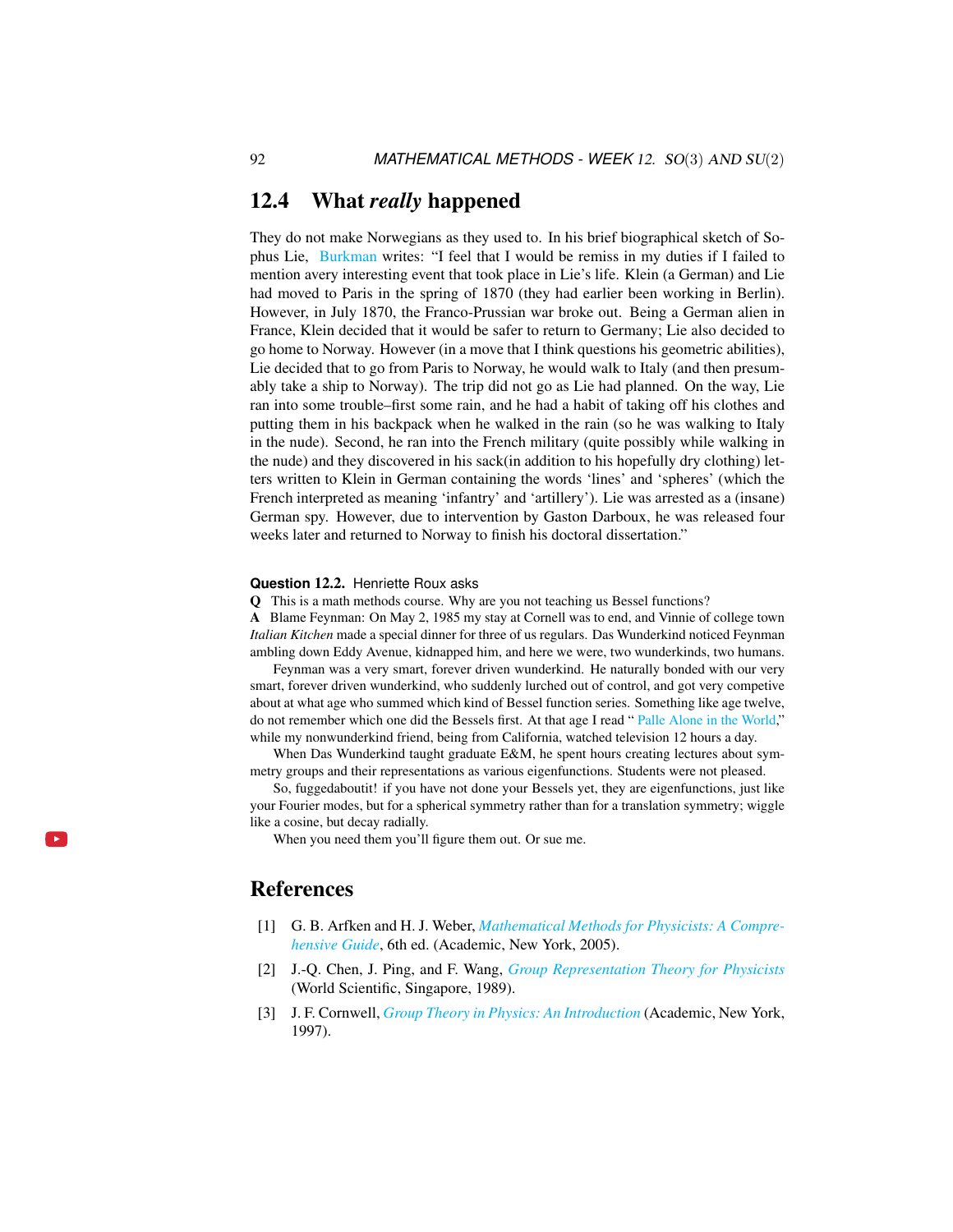## 12.4 What *really* happened

They do not make Norwegians as they used to. In his brief biographical sketch of Sophus Lie, Burkman writes: "I feel that I would be remiss in my duties if I failed to mention avery interesting event that took place in Lie's life. Klein (a German) and Lie had moved to Paris in the spring of 1870 (they had earlier been working in Berlin). However, in July 1870, the Franco-Prussian war broke out. Being a German alien in France, Klein decided that it would be safer to return to Germany; Lie also decided to go home to Norway. However (in a move that I think questions his geometric abilities), Lie decided that to go from Paris to Norway, he would walk to Italy (and then presumably take a ship to Norway). The trip did not go as Lie had planned. On the way, Lie ran into some trouble–first some rain, and he had a habit of taking off his clothes and putting them in his backpack when he walked in the rain (so he was walking to Italy in the nude). Second, he ran into the French military (quite possibly while walking in the nude) and they discovered in his sack(in addition to his hopefully dry clothing) letters written to Klein in German containing the words 'lines' and 'spheres' (which the French interpreted as meaning 'infantry' and 'artillery'). Lie was arrested as a (insane) German spy. However, due to intervention by Gaston Darboux, he was released four weeks later and returned to Norway to finish his doctoral dissertation."

**Question 12.2.** Henriette Roux asks

**Q** This is a math methods course. Why are you not teaching us Bessel functions?

**A** Blame Feynman: On May 2, 1985 my stay at Cornell was to end, and Vinnie of college town *Italian Kitchen* made a special dinner for three of us regulars. Das Wunderkind noticed Feynman ambling down Eddy Avenue, kidnapped him, and here we were, two wunderkinds, two humans.

Feynman was a very smart, forever driven wunderkind. He naturally bonded with our very smart, forever driven wunderkind, who suddenly lurched out of control, and got very competive about at what age who summed which kind of Bessel function series. Something like age twelve, do not remember which one did the Bessels first. At that age I read " Palle Alone in the World," while my nonwunderkind friend, being from California, watched television 12 hours a day.

When Das Wunderkind taught graduate E&M, he spent hours creating lectures about symmetry groups and their representations as various eigenfunctions. Students were not pleased.

So, fuggedaboutit! if you have not done your Bessels yet, they are eigenfunctions, just like your Fourier modes, but for a spherical symmetry rather than for a translation symmetry; wiggle like a cosine, but decay radially.

When you need them you'll figure them out. Or sue me.

## References

[1] G. B. Arfken and H. J. Weber, *Mathematical Methods for Physicists: A Comprehensive Guide*, 6th ed. (Academic, New York, 2005).

[2] J.-Q. Chen, J. Ping, and F. Wang, *Group Representation Theory for Physicists* (World Scientific, Singapore, 1989).

[3] J. F. Cornwell, *Group Theory in Physics: An Introduction* (Academic, New York, 1997).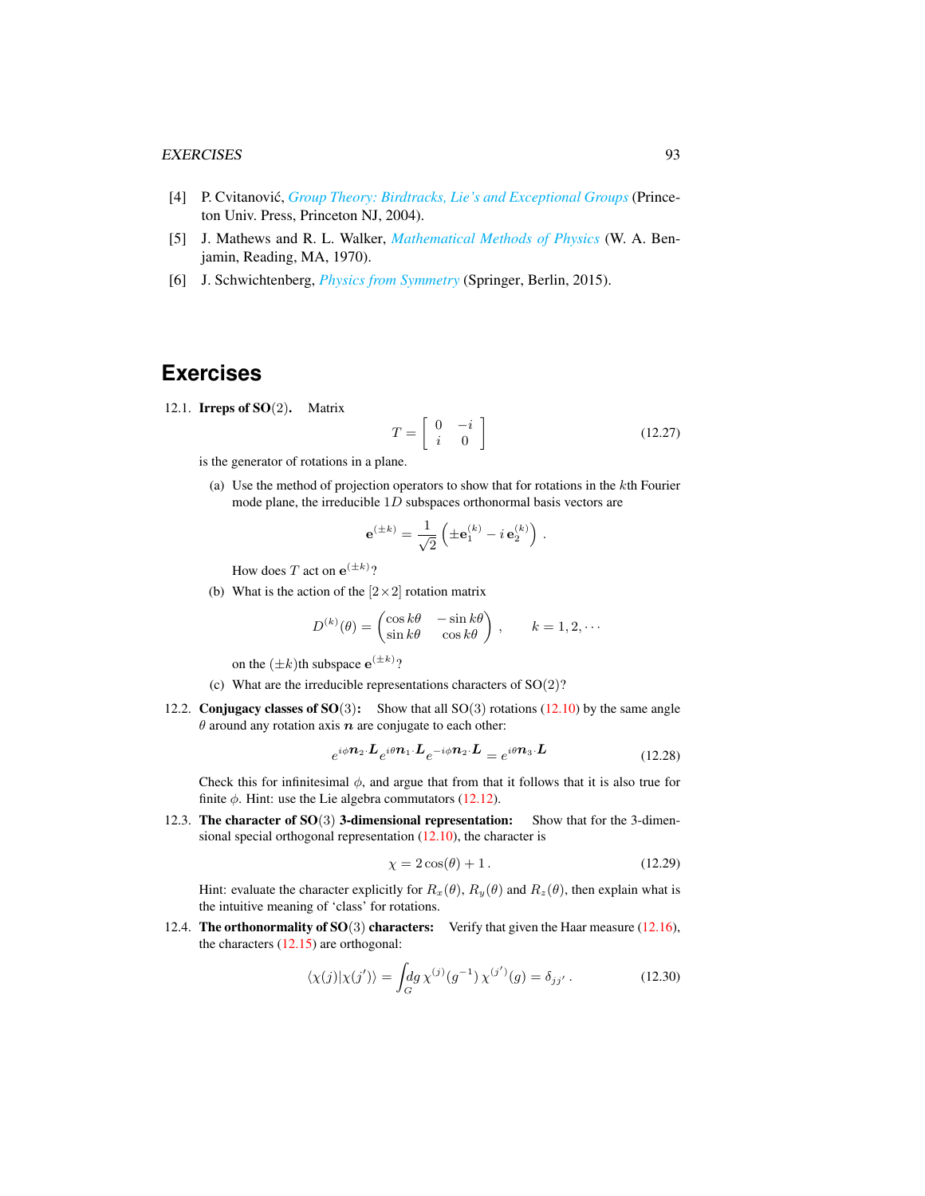[4] P. Cvitanović, *Group Theory: Birdtracks, Lie's and Exceptional Groups* (Princeton Univ. Press, Princeton NJ, 2004).

[5] J. Mathews and R. L. Walker, *Mathematical Methods of Physics* (W. A. Benjamin, Reading, MA, 1970).

[6] J. Schwichtenberg, *Physics from Symmetry* (Springer, Berlin, 2015).

## Exercises

12.1. **Irreps of SO(2).** Matrix

$$T = \begin{bmatrix} 0 & -i \\ i & 0 \end{bmatrix} \tag{12.27}$$

is the generator of rotations in a plane.

(a) Use the method of projection operators to show that for rotations in the $k$th Fourier mode plane, the irreducible $1D$ subspaces orthonormal basis vectors are

$$\mathbf{e}^{(\pm k)} = \frac{1}{\sqrt{2}}\left(\pm \mathbf{e}_1^{(k)} - i\,\mathbf{e}_2^{(k)}\right) .$$

How does $T$ act on $\mathbf{e}^{(\pm k)}$?

(b) What is the action of the $[2\times 2]$ rotation matrix

$$D^{(k)}(\theta) = \begin{pmatrix} \cos k\theta & -\sin k\theta \\ \sin k\theta & \cos k\theta \end{pmatrix} , \qquad k = 1, 2, \cdots$$

on the $(\pm k)$th subspace $\mathbf{e}^{(\pm k)}$?

(c) What are the irreducible representations characters of SO(2)?

12.2. **Conjugacy classes of SO(3):** Show that all SO(3) rotations (12.10) by the same angle $\theta$ around any rotation axis $\boldsymbol{n}$ are conjugate to each other:

$$e^{i\phi \boldsymbol{n}_2\cdot \boldsymbol{L}} e^{i\theta \boldsymbol{n}_1\cdot \boldsymbol{L}} e^{-i\phi \boldsymbol{n}_2\cdot \boldsymbol{L}} = e^{i\theta \boldsymbol{n}_3\cdot \boldsymbol{L}} \tag{12.28}$$

Check this for infinitesimal $\phi$, and argue that from that it follows that it is also true for finite $\phi$. Hint: use the Lie algebra commutators (12.12).

12.3. **The character of SO(3) 3-dimensional representation:** Show that for the 3-dimensional special orthogonal representation (12.10), the character is

$$\chi = 2\cos(\theta) + 1 . \tag{12.29}$$

Hint: evaluate the character explicitly for $R_x(\theta)$, $R_y(\theta)$ and $R_z(\theta)$, then explain what is the intuitive meaning of 'class' for rotations.

12.4. **The orthonormality of SO(3) characters:** Verify that given the Haar measure (12.16), the characters (12.15) are orthogonal:

$$\langle \chi(j) | \chi(j') \rangle = \int_G dg\, \chi^{(j)}(g^{-1})\, \chi^{(j')}(g) = \delta_{jj'} . \tag{12.30}$$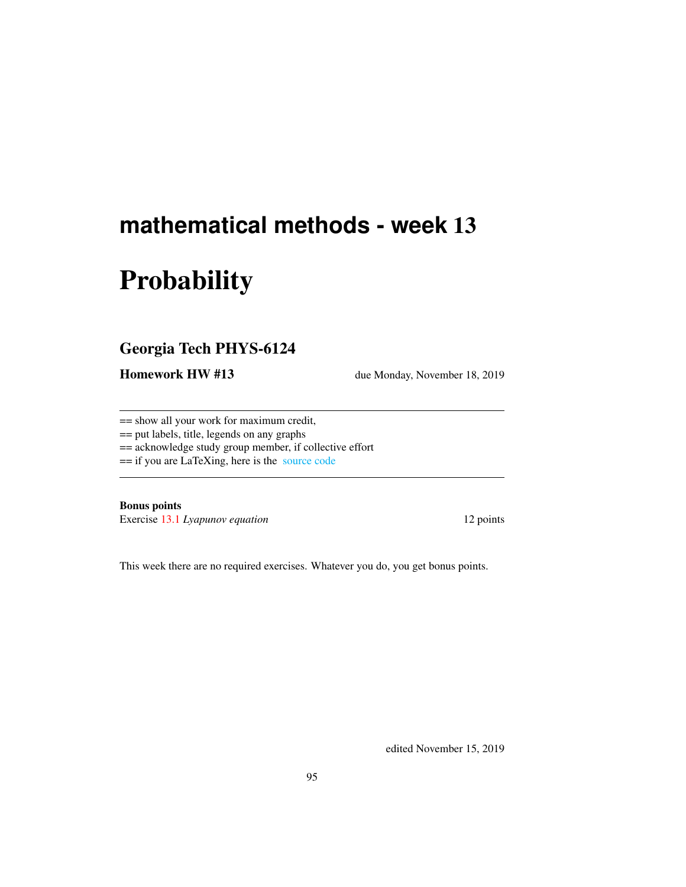## mathematical methods - week 13

# Probability

### Georgia Tech PHYS-6124

**Homework HW #13** due Monday, November 18, 2019

---

== show all your work for maximum credit,
== put labels, title, legends on any graphs
== acknowledge study group member, if collective effort
== if you are LaTeXing, here is the source code

---

**Bonus points**
Exercise 13.1 *Lyapunov equation* 12 points

This week there are no required exercises. Whatever you do, you get bonus points.

edited November 15, 2019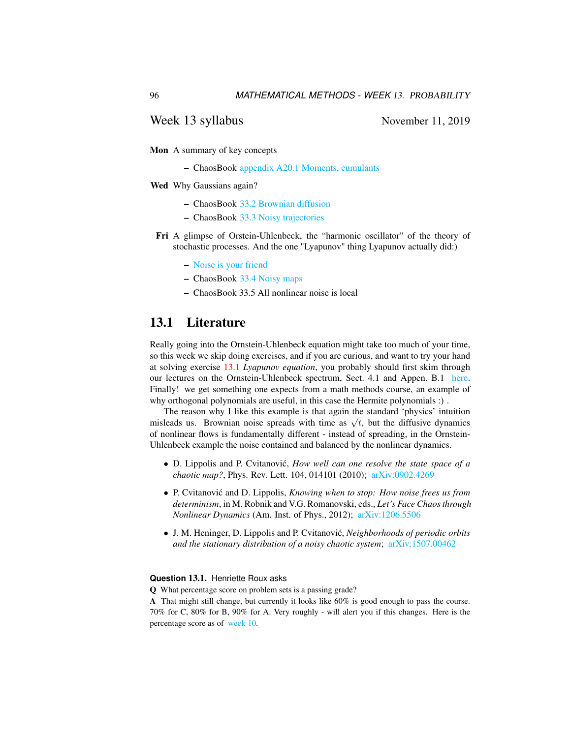## Week 13 syllabus

November 11, 2019

**Mon** A summary of key concepts

- ChaosBook appendix A20.1 Moments, cumulants

**Wed** Why Gaussians again?

- ChaosBook 33.2 Brownian diffusion
- ChaosBook 33.3 Noisy trajectories

**Fri** A glimpse of Orstein-Uhlenbeck, the "harmonic oscillator" of the theory of stochastic processes. And the one "Lyapunov" thing Lyapunov actually did:)

- Noise is your friend
- ChaosBook 33.4 Noisy maps
- ChaosBook 33.5 All nonlinear noise is local

## 13.1 Literature

Really going into the Ornstein-Uhlenbeck equation might take too much of your time, so this week we skip doing exercises, and if you are curious, and want to try your hand at solving exercise 13.1 *Lyapunov equation*, you probably should first skim through our lectures on the Ornstein-Uhlenbeck spectrum, Sect. 4.1 and Appen. B.1 here. Finally! we get something one expects from a math methods course, an example of why orthogonal polynomials are useful, in this case the Hermite polynomials :) .

The reason why I like this example is that again the standard 'physics' intuition misleads us. Brownian noise spreads with time as $\sqrt{t}$, but the diffusive dynamics of nonlinear flows is fundamentally different - instead of spreading, in the Ornstein-Uhlenbeck example the noise contained and balanced by the nonlinear dynamics.

- D. Lippolis and P. Cvitanović, *How well can one resolve the state space of a chaotic map?*, Phys. Rev. Lett. 104, 014101 (2010); arXiv:0902.4269
- P. Cvitanović and D. Lippolis, *Knowing when to stop: How noise frees us from determinism*, in M. Robnik and V.G. Romanovski, eds., *Let's Face Chaos through Nonlinear Dynamics* (Am. Inst. of Phys., 2012); arXiv:1206.5506
- J. M. Heninger, D. Lippolis and P. Cvitanović, *Neighborhoods of periodic orbits and the stationary distribution of a noisy chaotic system*; arXiv:1507.00462

**Question 13.1.** Henriette Roux asks

**Q** What percentage score on problem sets is a passing grade?

**A** That might still change, but currently it looks like 60% is good enough to pass the course. 70% for C, 80% for B, 90% for A. Very roughly - will alert you if this changes. Here is the percentage score as of week 10.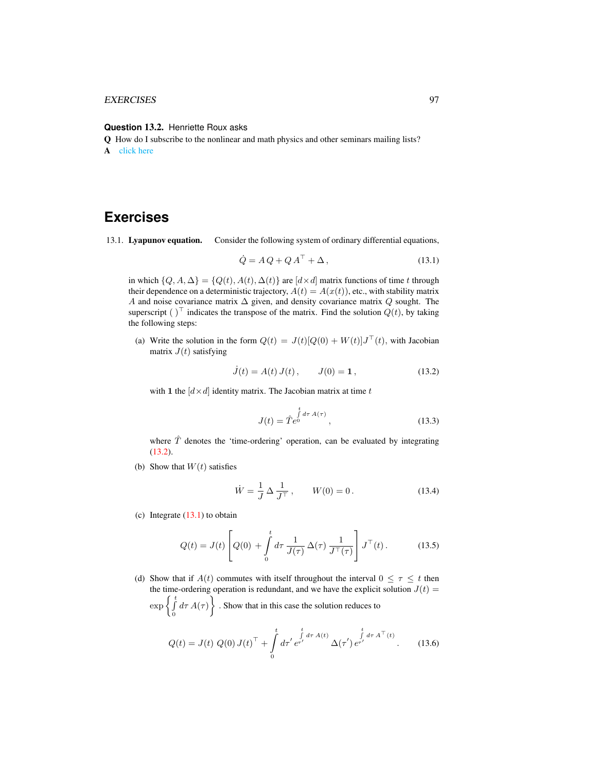**Question 13.2.** Henriette Roux asks

**Q** How do I subscribe to the nonlinear and math physics and other seminars mailing lists?

**A** click here

# Exercises

13.1. **Lyapunov equation.** Consider the following system of ordinary differential equations,

$$\dot{Q} = A\,Q + Q\,A^{\top} + \Delta\,, \tag{13.1}$$

in which $\{Q, A, \Delta\} = \{Q(t), A(t), \Delta(t)\}$ are $[d\times d]$ matrix functions of time $t$ through their dependence on a deterministic trajectory, $A(t) = A(x(t))$, etc., with stability matrix $A$ and noise covariance matrix $\Delta$ given, and density covariance matrix $Q$ sought. The superscript $(\,)^{\top}$ indicates the transpose of the matrix. Find the solution $Q(t)$, by taking the following steps:

(a) Write the solution in the form $Q(t) = J(t)[Q(0) + W(t)]J^{\top}(t)$, with Jacobian matrix $J(t)$ satisfying

$$\dot{J}(t) = A(t)\,J(t)\,, \qquad J(0) = \mathbf{1}\,, \tag{13.2}$$

with $\mathbf{1}$ the $[d\times d]$ identity matrix. The Jacobian matrix at time $t$

$$J(t) = \hat{T} e^{\int_0^t d\tau\, A(\tau)}\,, \tag{13.3}$$

where $\hat{T}$ denotes the 'time-ordering' operation, can be evaluated by integrating (13.2).

(b) Show that $W(t)$ satisfies

$$\dot{W} = \frac{1}{J}\,\Delta\,\frac{1}{J^{\top}}\,, \qquad W(0) = 0\,. \tag{13.4}$$

(c) Integrate (13.1) to obtain

$$Q(t) = J(t)\left[Q(0) + \int_0^t d\tau\,\frac{1}{J(\tau)}\,\Delta(\tau)\,\frac{1}{J^{\top}(\tau)}\right]J^{\top}(t)\,. \tag{13.5}$$

(d) Show that if $A(t)$ commutes with itself throughout the interval $0 \le \tau \le t$ then the time-ordering operation is redundant, and we have the explicit solution $J(t) = \exp\left\{\int_0^t d\tau\, A(\tau)\right\}$. Show that in this case the solution reduces to

$$Q(t) = J(t)\;Q(0)\,J(t)^{\top} + \int_0^t d\tau'\, e^{\int_{\tau'}^t d\tau\, A(t)}\,\Delta(\tau')\, e^{\int_{\tau'}^t d\tau\, A^{\top}(t)}\,. \tag{13.6}$$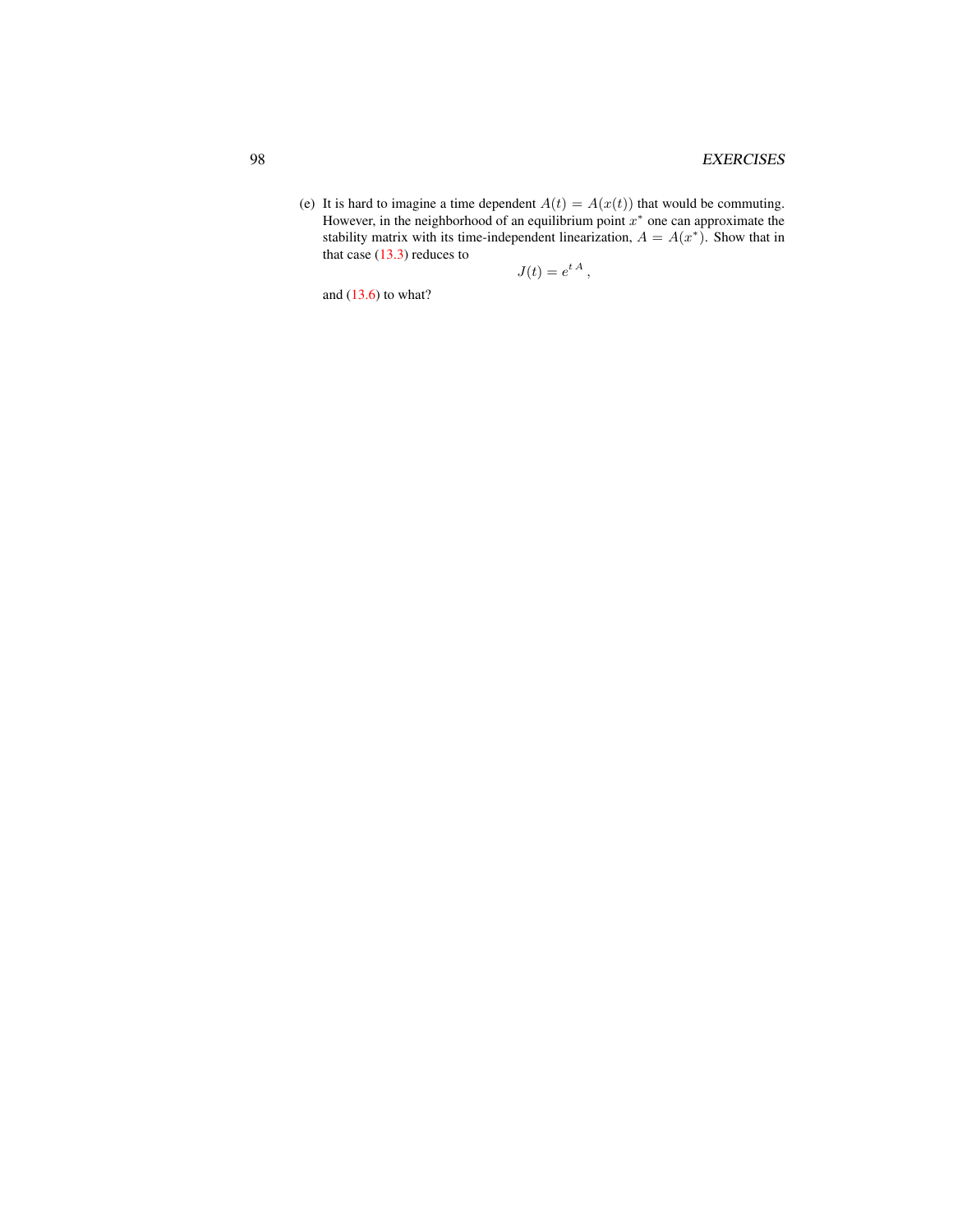(e) It is hard to imagine a time dependent $A(t) = A(x(t))$ that would be commuting. However, in the neighborhood of an equilibrium point $x^*$ one can approximate the stability matrix with its time-independent linearization, $A = A(x^*)$. Show that in that case (13.3) reduces to

$$J(t) = e^{t\,A}\,,$$

and (13.6) to what?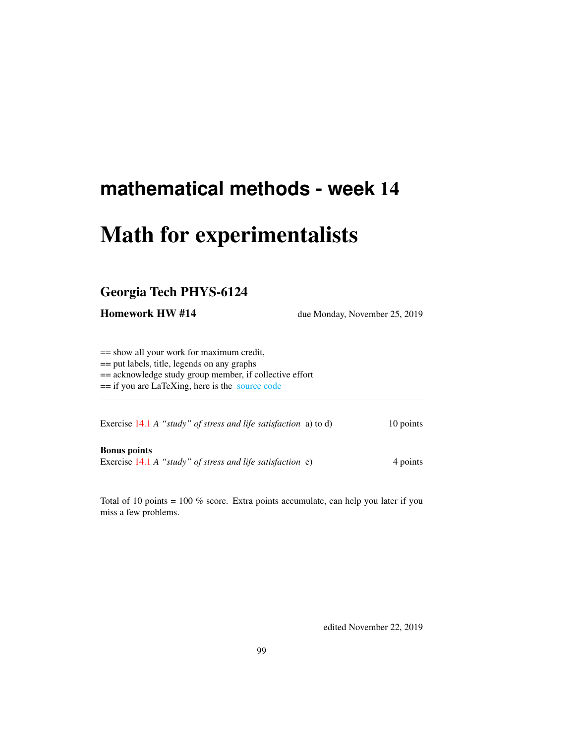# mathematical methods - week 14

# Math for experimentalists

## Georgia Tech PHYS-6124

**Homework HW #14** due Monday, November 25, 2019

---

== show all your work for maximum credit,
== put labels, title, legends on any graphs
== acknowledge study group member, if collective effort
== if you are LaTeXing, here is the source code

---

Exercise 14.1 *A "study" of stress and life satisfaction* a) to d) 10 points

**Bonus points**
Exercise 14.1 *A "study" of stress and life satisfaction* e) 4 points

Total of 10 points = 100 % score. Extra points accumulate, can help you later if you miss a few problems.

edited November 22, 2019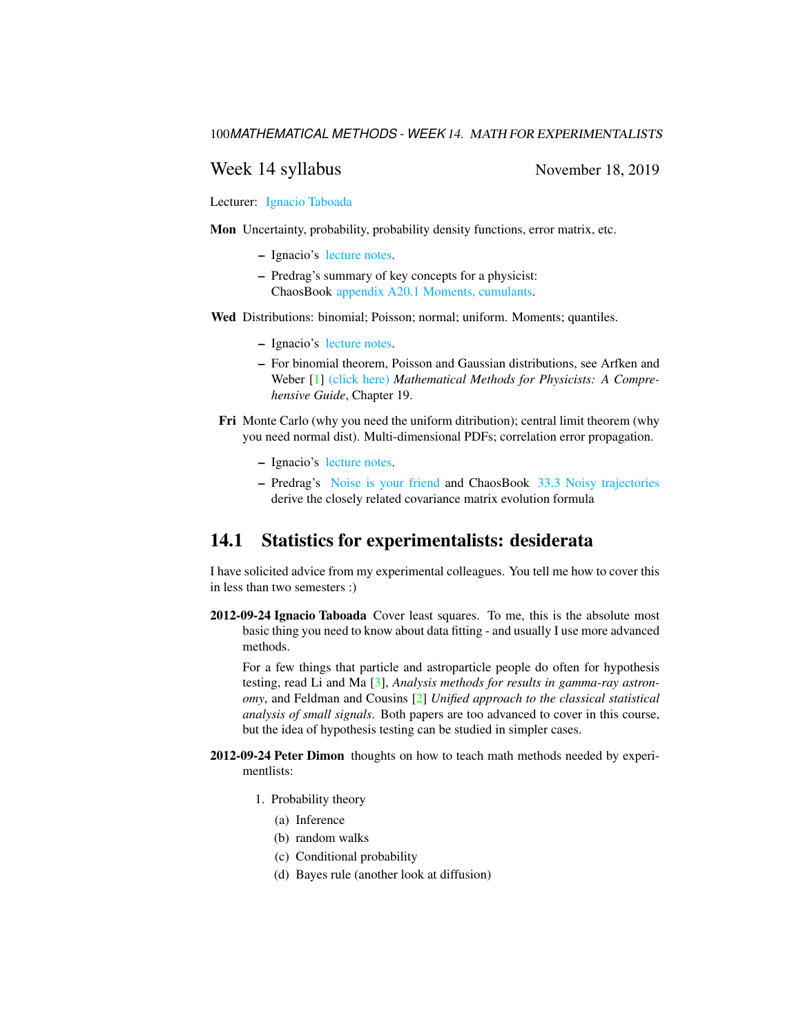## Week 14 syllabus

November 18, 2019

Lecturer: Ignacio Taboada

**Mon** Uncertainty, probability, probability density functions, error matrix, etc.

- Ignacio's lecture notes.
- Predrag's summary of key concepts for a physicist: ChaosBook appendix A20.1 Moments, cumulants.

**Wed** Distributions: binomial; Poisson; normal; uniform. Moments; quantiles.

- Ignacio's lecture notes.
- For binomial theorem, Poisson and Gaussian distributions, see Arfken and Weber [1] (click here) *Mathematical Methods for Physicists: A Comprehensive Guide*, Chapter 19.

**Fri** Monte Carlo (why you need the uniform ditribution); central limit theorem (why you need normal dist). Multi-dimensional PDFs; correlation error propagation.

- Ignacio's lecture notes.
- Predrag's Noise is your friend and ChaosBook 33.3 Noisy trajectories derive the closely related covariance matrix evolution formula

## 14.1 Statistics for experimentalists: desiderata

I have solicited advice from my experimental colleagues. You tell me how to cover this in less than two semesters :)

**2012-09-24 Ignacio Taboada** Cover least squares. To me, this is the absolute most basic thing you need to know about data fitting - and usually I use more advanced methods.

For a few things that particle and astroparticle people do often for hypothesis testing, read Li and Ma [3], *Analysis methods for results in gamma-ray astronomy*, and Feldman and Cousins [2] *Unified approach to the classical statistical analysis of small signals*. Both papers are too advanced to cover in this course, but the idea of hypothesis testing can be studied in simpler cases.

**2012-09-24 Peter Dimon** thoughts on how to teach math methods needed by experimentlists:

1. Probability theory
   (a) Inference
   (b) random walks
   (c) Conditional probability
   (d) Bayes rule (another look at diffusion)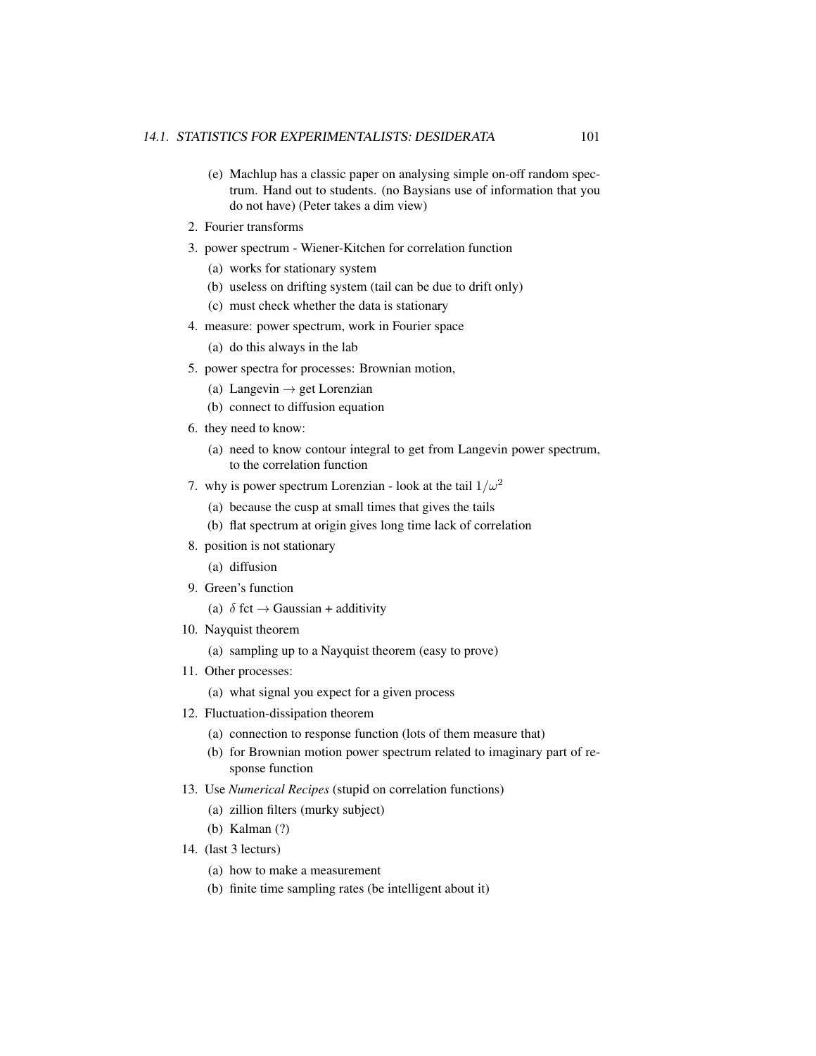(e) Machlup has a classic paper on analysing simple on-off random spectrum. Hand out to students. (no Baysians use of information that you do not have) (Peter takes a dim view)

2. Fourier transforms
3. power spectrum - Wiener-Kitchen for correlation function
   (a) works for stationary system
   (b) useless on drifting system (tail can be due to drift only)
   (c) must check whether the data is stationary
4. measure: power spectrum, work in Fourier space
   (a) do this always in the lab
5. power spectra for processes: Brownian motion,
   (a) Langevin $\rightarrow$ get Lorenzian
   (b) connect to diffusion equation
6. they need to know:
   (a) need to know contour integral to get from Langevin power spectrum, to the correlation function
7. why is power spectrum Lorenzian - look at the tail $1/\omega^2$
   (a) because the cusp at small times that gives the tails
   (b) flat spectrum at origin gives long time lack of correlation
8. position is not stationary
   (a) diffusion
9. Green's function
   (a) $\delta$ fct $\rightarrow$ Gaussian + additivity
10. Nayquist theorem
    (a) sampling up to a Nayquist theorem (easy to prove)
11. Other processes:
    (a) what signal you expect for a given process
12. Fluctuation-dissipation theorem
    (a) connection to response function (lots of them measure that)
    (b) for Brownian motion power spectrum related to imaginary part of response function
13. Use *Numerical Recipes* (stupid on correlation functions)
    (a) zillion filters (murky subject)
    (b) Kalman (?)
14. (last 3 lecturs)
    (a) how to make a measurement
    (b) finite time sampling rates (be intelligent about it)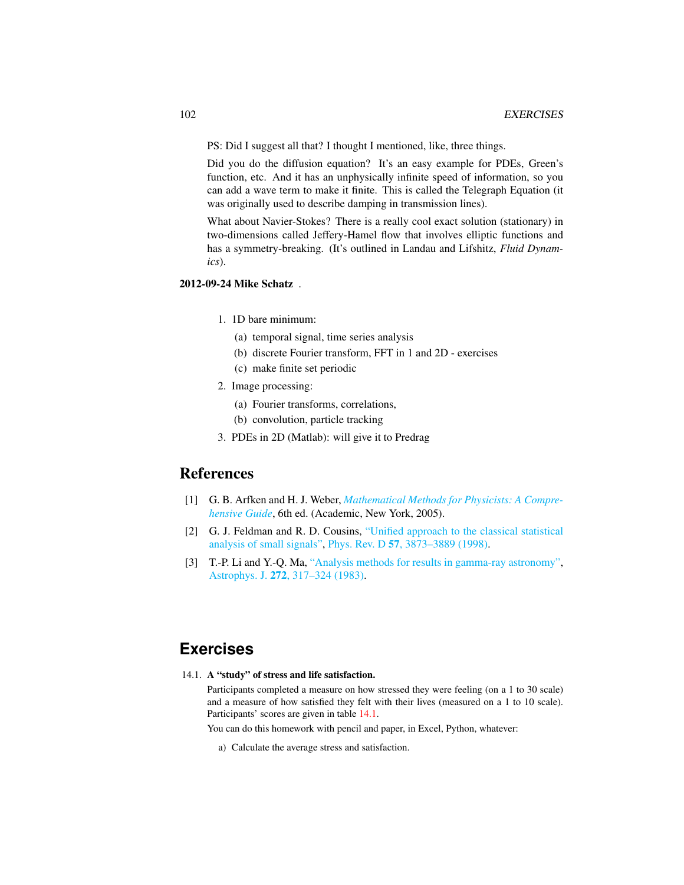PS: Did I suggest all that? I thought I mentioned, like, three things.

Did you do the diffusion equation? It's an easy example for PDEs, Green's function, etc. And it has an unphysically infinite speed of information, so you can add a wave term to make it finite. This is called the Telegraph Equation (it was originally used to describe damping in transmission lines).

What about Navier-Stokes? There is a really cool exact solution (stationary) in two-dimensions called Jeffery-Hamel flow that involves elliptic functions and has a symmetry-breaking. (It's outlined in Landau and Lifshitz, *Fluid Dynamics*).

**2012-09-24 Mike Schatz** .

1. 1D bare minimum:
   (a) temporal signal, time series analysis
   (b) discrete Fourier transform, FFT in 1 and 2D - exercises
   (c) make finite set periodic
2. Image processing:
   (a) Fourier transforms, correlations,
   (b) convolution, particle tracking
3. PDEs in 2D (Matlab): will give it to Predrag

## References

[1] G. B. Arfken and H. J. Weber, *Mathematical Methods for Physicists: A Comprehensive Guide*, 6th ed. (Academic, New York, 2005).

[2] G. J. Feldman and R. D. Cousins, "Unified approach to the classical statistical analysis of small signals", Phys. Rev. D **57**, 3873–3889 (1998).

[3] T.-P. Li and Y.-Q. Ma, "Analysis methods for results in gamma-ray astronomy", Astrophys. J. **272**, 317–324 (1983).

# Exercises

14.1. **A "study" of stress and life satisfaction.**

Participants completed a measure on how stressed they were feeling (on a 1 to 30 scale) and a measure of how satisfied they felt with their lives (measured on a 1 to 10 scale). Participants' scores are given in table 14.1.

You can do this homework with pencil and paper, in Excel, Python, whatever:

a) Calculate the average stress and satisfaction.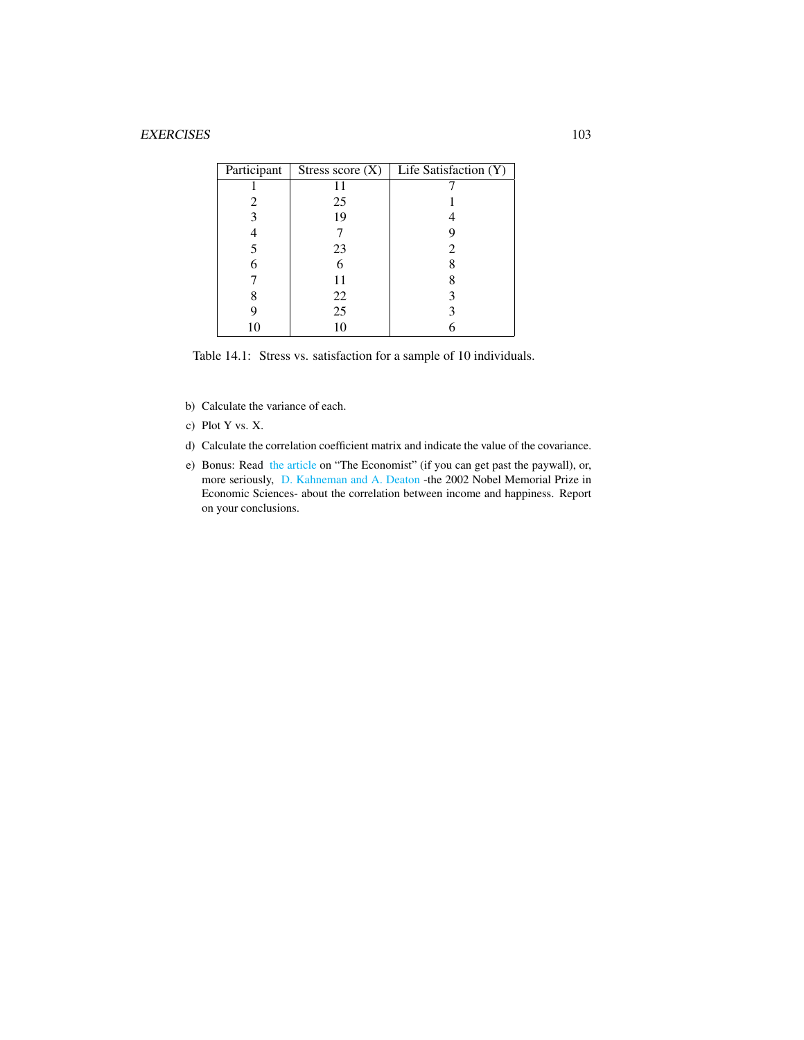| Participant | Stress score (X) | Life Satisfaction (Y) |
|---|---|---|
| 1 | 11 | 7 |
| 2 | 25 | 1 |
| 3 | 19 | 4 |
| 4 | 7 | 9 |
| 5 | 23 | 2 |
| 6 | 6 | 8 |
| 7 | 11 | 8 |
| 8 | 22 | 3 |
| 9 | 25 | 3 |
| 10 | 10 | 6 |

Table 14.1: Stress vs. satisfaction for a sample of 10 individuals.

b) Calculate the variance of each.

c) Plot Y vs. X.

d) Calculate the correlation coefficient matrix and indicate the value of the covariance.

e) Bonus: Read the article on "The Economist" (if you can get past the paywall), or, more seriously, D. Kahneman and A. Deaton -the 2002 Nobel Memorial Prize in Economic Sciences- about the correlation between income and happiness. Report on your conclusions.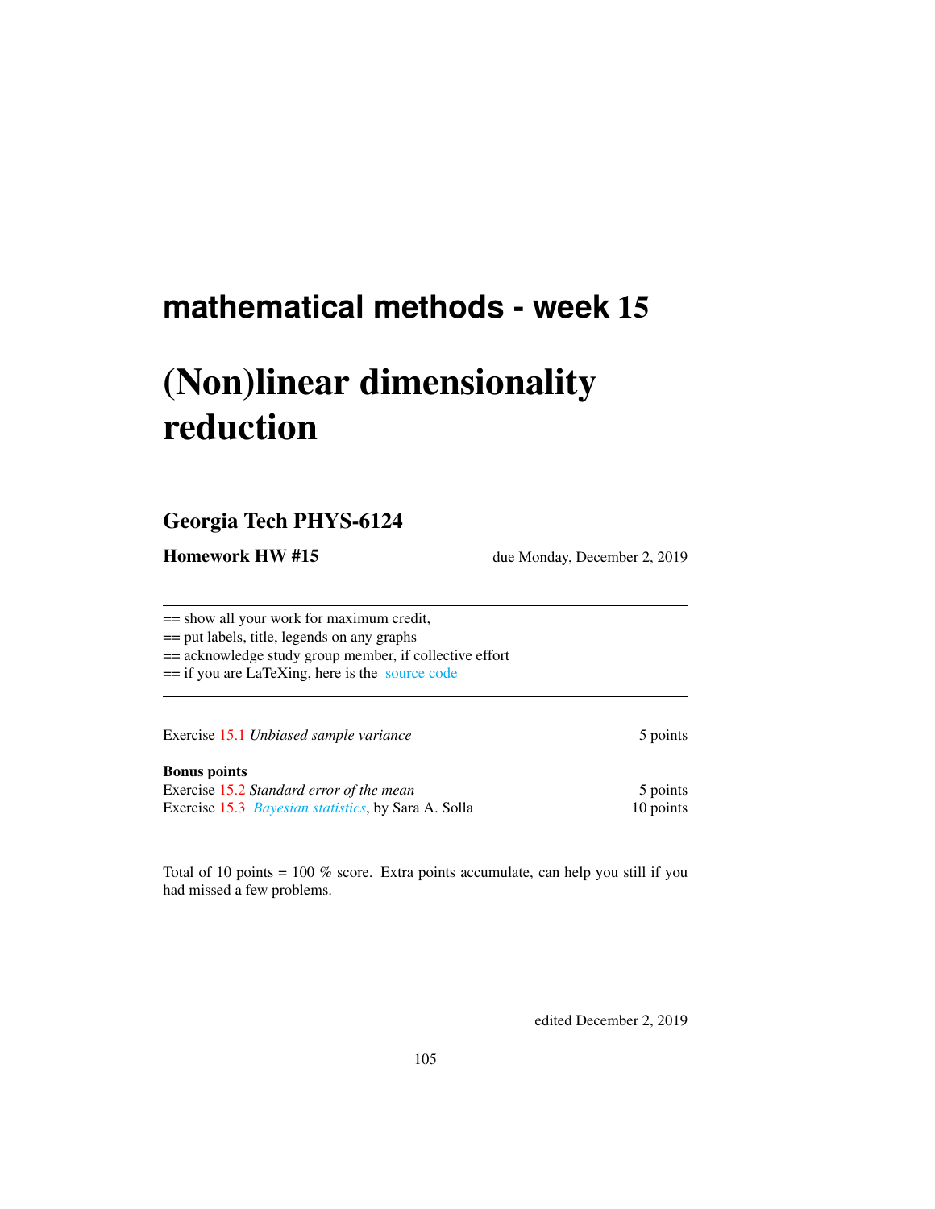## mathematical methods - week 15

# (Non)linear dimensionality reduction

## Georgia Tech PHYS-6124

**Homework HW #15** due Monday, December 2, 2019

---

== show all your work for maximum credit,
== put labels, title, legends on any graphs
== acknowledge study group member, if collective effort
== if you are LaTeXing, here is the source code

---

Exercise 15.1 *Unbiased sample variance* 5 points

**Bonus points**
Exercise 15.2 *Standard error of the mean* 5 points
Exercise 15.3 *Bayesian statistics*, by Sara A. Solla 10 points

Total of 10 points = 100 % score. Extra points accumulate, can help you still if you had missed a few problems.

edited December 2, 2019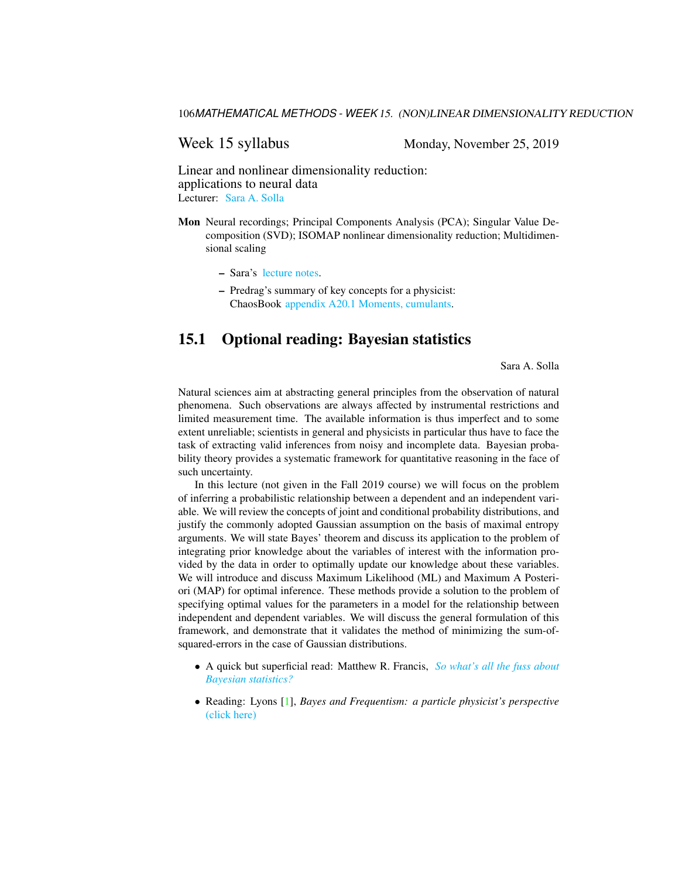## Week 15 syllabus

Monday, November 25, 2019

Linear and nonlinear dimensionality reduction:
applications to neural data
Lecturer: Sara A. Solla

**Mon** Neural recordings; Principal Components Analysis (PCA); Singular Value Decomposition (SVD); ISOMAP nonlinear dimensionality reduction; Multidimensional scaling

- Sara's lecture notes.
- Predrag's summary of key concepts for a physicist: ChaosBook appendix A20.1 Moments, cumulants.

## 15.1 Optional reading: Bayesian statistics

Sara A. Solla

Natural sciences aim at abstracting general principles from the observation of natural phenomena. Such observations are always affected by instrumental restrictions and limited measurement time. The available information is thus imperfect and to some extent unreliable; scientists in general and physicists in particular thus have to face the task of extracting valid inferences from noisy and incomplete data. Bayesian probability theory provides a systematic framework for quantitative reasoning in the face of such uncertainty.

In this lecture (not given in the Fall 2019 course) we will focus on the problem of inferring a probabilistic relationship between a dependent and an independent variable. We will review the concepts of joint and conditional probability distributions, and justify the commonly adopted Gaussian assumption on the basis of maximal entropy arguments. We will state Bayes' theorem and discuss its application to the problem of integrating prior knowledge about the variables of interest with the information provided by the data in order to optimally update our knowledge about these variables. We will introduce and discuss Maximum Likelihood (ML) and Maximum A Posteriori (MAP) for optimal inference. These methods provide a solution to the problem of specifying optimal values for the parameters in a model for the relationship between independent and dependent variables. We will discuss the general formulation of this framework, and demonstrate that it validates the method of minimizing the sum-of-squared-errors in the case of Gaussian distributions.

- A quick but superficial read: Matthew R. Francis, *So what's all the fuss about Bayesian statistics?*
- Reading: Lyons [1], *Bayes and Frequentism: a particle physicist's perspective* (click here)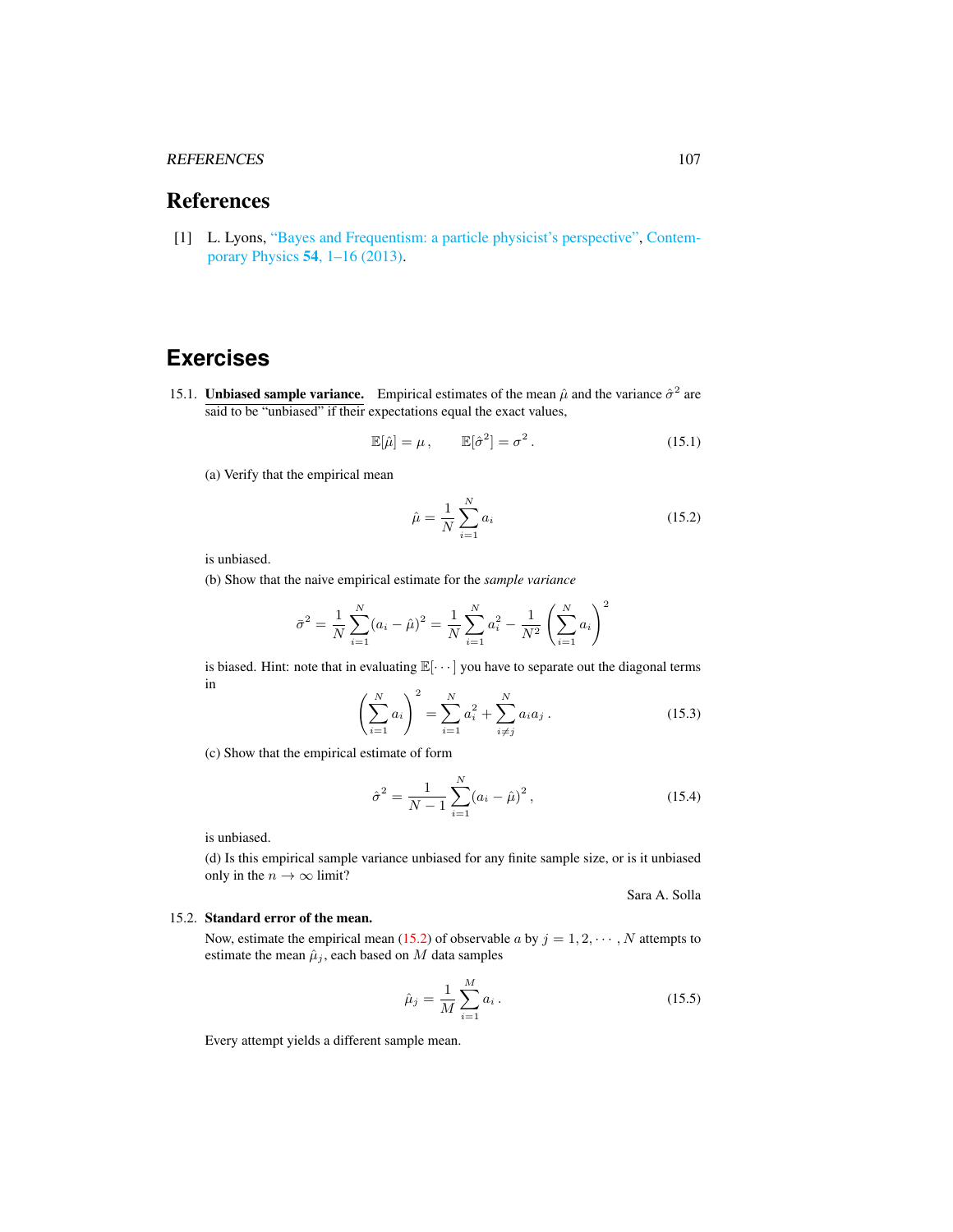# References

[1] L. Lyons, "Bayes and Frequentism: a particle physicist's perspective", Contemporary Physics **54**, 1–16 (2013).

# Exercises

15.1. **Unbiased sample variance.** Empirical estimates of the mean $\hat{\mu}$ and the variance $\hat{\sigma}^2$ are said to be "unbiased" if their expectations equal the exact values,

$$\mathbb{E}[\hat{\mu}] = \mu \,, \qquad \mathbb{E}[\hat{\sigma}^2] = \sigma^2 \,. \tag{15.1}$$

(a) Verify that the empirical mean

$$\hat{\mu} = \frac{1}{N} \sum_{i=1}^{N} a_i \tag{15.2}$$

is unbiased.

(b) Show that the naive empirical estimate for the *sample variance*

$$\bar{\sigma}^2 = \frac{1}{N} \sum_{i=1}^{N} (a_i - \hat{\mu})^2 = \frac{1}{N} \sum_{i=1}^{N} a_i^2 - \frac{1}{N^2} \left( \sum_{i=1}^{N} a_i \right)^2$$

is biased. Hint: note that in evaluating $\mathbb{E}[\cdots]$ you have to separate out the diagonal terms in

$$\left( \sum_{i=1}^{N} a_i \right)^2 = \sum_{i=1}^{N} a_i^2 + \sum_{i \neq j}^{N} a_i a_j \,. \tag{15.3}$$

(c) Show that the empirical estimate of form

$$\hat{\sigma}^2 = \frac{1}{N-1} \sum_{i=1}^{N} (a_i - \hat{\mu})^2 \,, \tag{15.4}$$

is unbiased.

(d) Is this empirical sample variance unbiased for any finite sample size, or is it unbiased only in the $n \to \infty$ limit?

Sara A. Solla

15.2. **Standard error of the mean.**

Now, estimate the empirical mean (15.2) of observable $a$ by $j = 1, 2, \cdots, N$ attempts to estimate the mean $\hat{\mu}_j$, each based on $M$ data samples

$$\hat{\mu}_j = \frac{1}{M} \sum_{i=1}^{M} a_i \,. \tag{15.5}$$

Every attempt yields a different sample mean.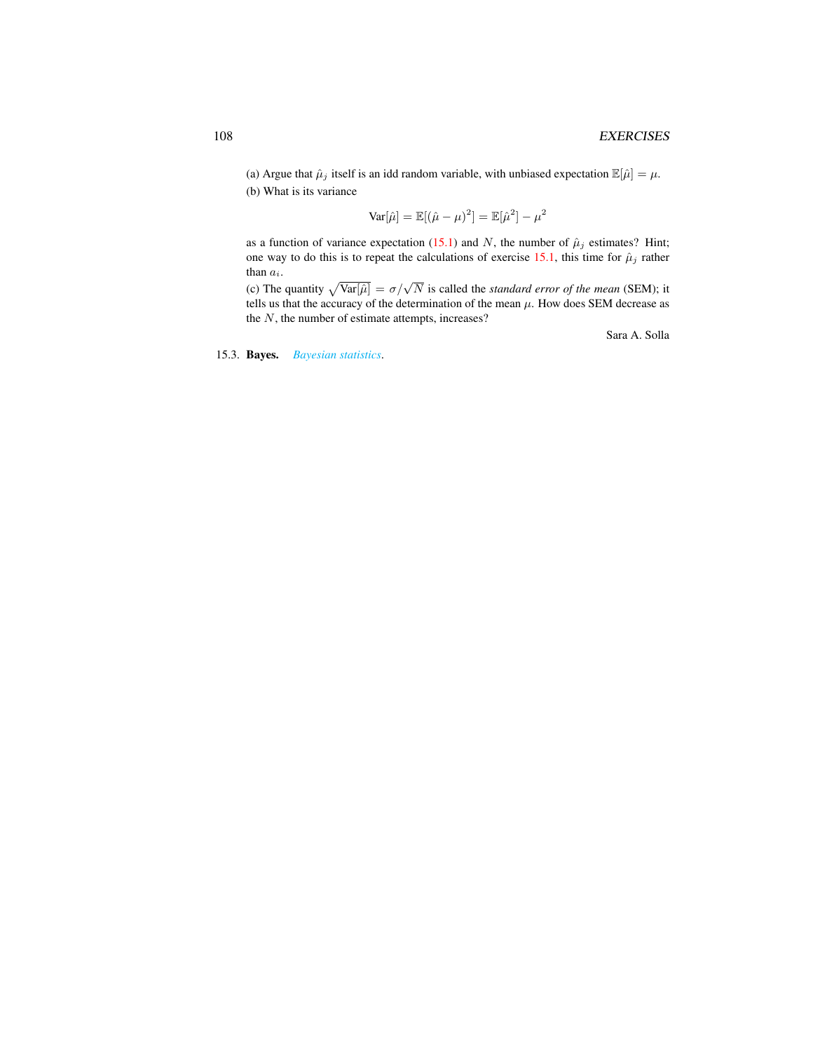(a) Argue that $\hat{\mu}_j$ itself is an idd random variable, with unbiased expectation $\mathbb{E}[\hat{\mu}] = \mu$.

(b) What is its variance

$$\text{Var}[\hat{\mu}] = \mathbb{E}[(\hat{\mu} - \mu)^2] = \mathbb{E}[\hat{\mu}^2] - \mu^2$$

as a function of variance expectation (15.1) and $N$, the number of $\hat{\mu}_j$ estimates? Hint; one way to do this is to repeat the calculations of exercise 15.1, this time for $\hat{\mu}_j$ rather than $a_i$.

(c) The quantity $\sqrt{\text{Var}[\hat{\mu}]} = \sigma/\sqrt{N}$ is called the *standard error of the mean* (SEM); it tells us that the accuracy of the determination of the mean $\mu$. How does SEM decrease as the $N$, the number of estimate attempts, increases?

Sara A. Solla

15.3. **Bayes.** *Bayesian statistics*.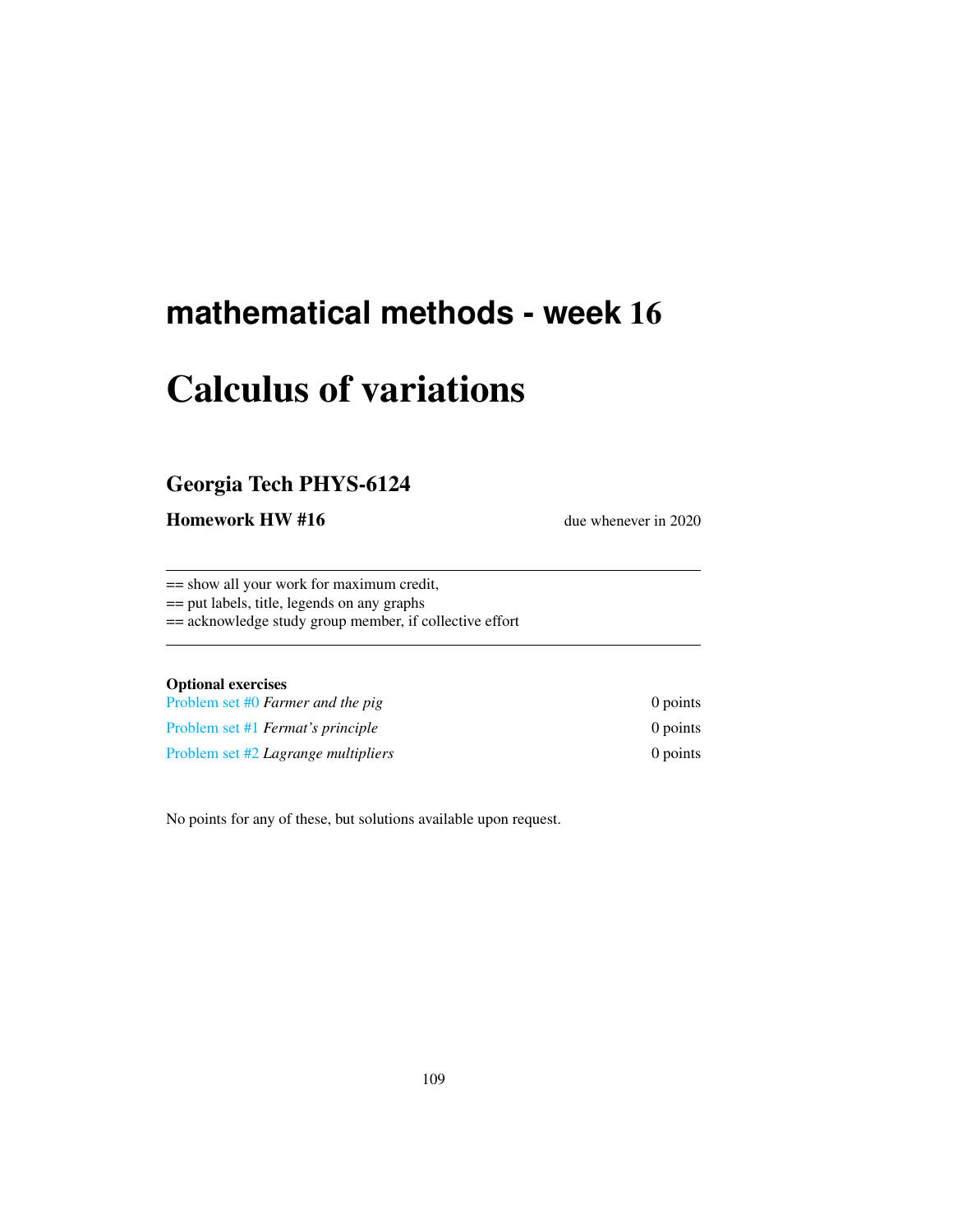## mathematical methods - week 16

# Calculus of variations

### Georgia Tech PHYS-6124

**Homework HW #16** due whenever in 2020

---

== show all your work for maximum credit,
== put labels, title, legends on any graphs
== acknowledge study group member, if collective effort

---

**Optional exercises**

| | |
|---|---|
| Problem set #0 *Farmer and the pig* | 0 points |
| Problem set #1 *Fermat's principle* | 0 points |
| Problem set #2 *Lagrange multipliers* | 0 points |

No points for any of these, but solutions available upon request.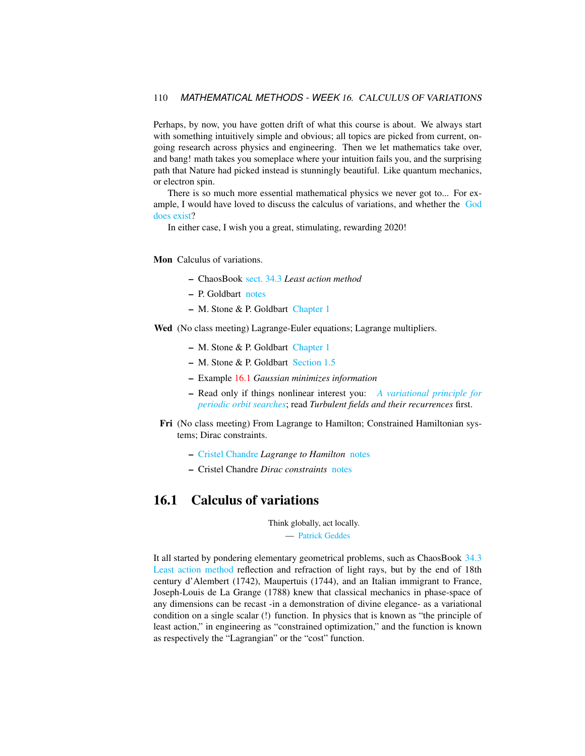Perhaps, by now, you have gotten drift of what this course is about. We always start with something intuitively simple and obvious; all topics are picked from current, ongoing research across physics and engineering. Then we let mathematics take over, and bang! math takes you someplace where your intuition fails you, and the surprising path that Nature had picked instead is stunningly beautiful. Like quantum mechanics, or electron spin.

There is so much more essential mathematical physics we never got to... For example, I would have loved to discuss the calculus of variations, and whether the God does exist?

In either case, I wish you a great, stimulating, rewarding 2020!

**Mon** Calculus of variations.

- ChaosBook sect. 34.3 *Least action method*
- P. Goldbart notes
- M. Stone & P. Goldbart Chapter 1

**Wed** (No class meeting) Lagrange-Euler equations; Lagrange multipliers.

- M. Stone & P. Goldbart Chapter 1
- M. Stone & P. Goldbart Section 1.5
- Example 16.1 *Gaussian minimizes information*
- Read only if things nonlinear interest you: *A variational principle for periodic orbit searches*; read *Turbulent fields and their recurrences* first.

**Fri** (No class meeting) From Lagrange to Hamilton; Constrained Hamiltonian systems; Dirac constraints.

- Cristel Chandre *Lagrange to Hamilton* notes
- Cristel Chandre *Dirac constraints* notes

## 16.1 Calculus of variations

Think globally, act locally.
— Patrick Geddes

It all started by pondering elementary geometrical problems, such as ChaosBook 34.3 Least action method reflection and refraction of light rays, but by the end of 18th century d'Alembert (1742), Maupertuis (1744), and an Italian immigrant to France, Joseph-Louis de La Grange (1788) knew that classical mechanics in phase-space of any dimensions can be recast -in a demonstration of divine elegance- as a variational condition on a single scalar (!) function. In physics that is known as "the principle of least action," in engineering as "constrained optimization," and the function is known as respectively the "Lagrangian" or the "cost" function.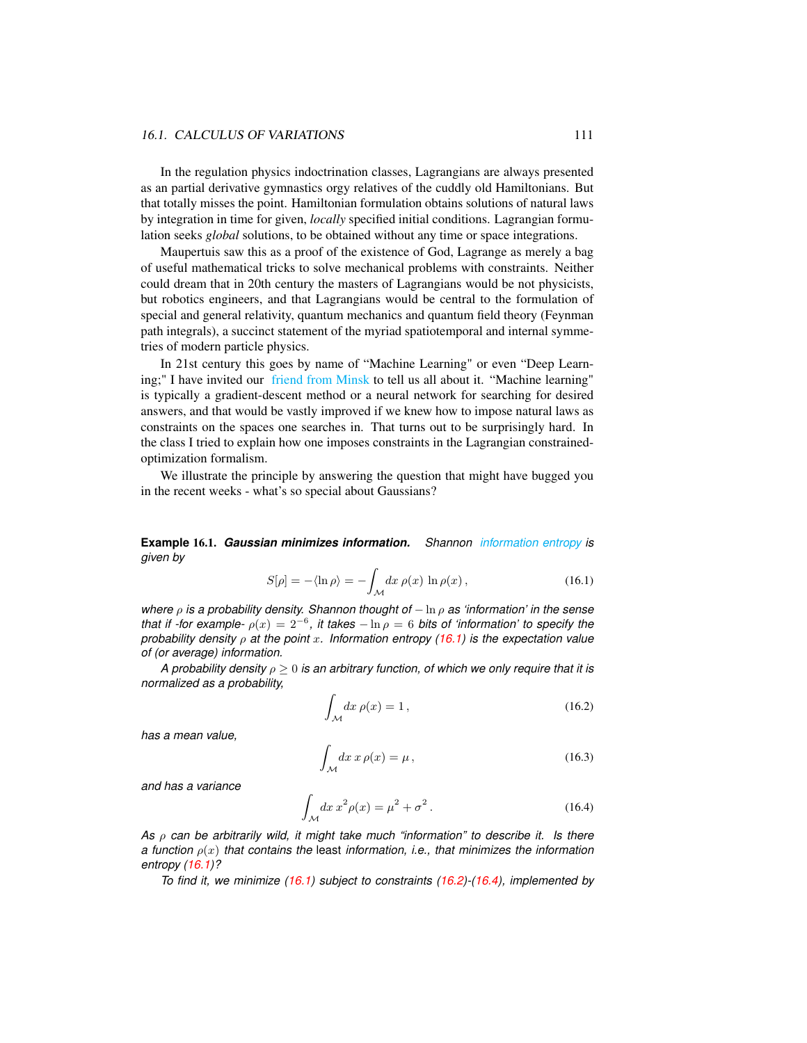In the regulation physics indoctrination classes, Lagrangians are always presented as an partial derivative gymnastics orgy relatives of the cuddly old Hamiltonians. But that totally misses the point. Hamiltonian formulation obtains solutions of natural laws by integration in time for given, *locally* specified initial conditions. Lagrangian formulation seeks *global* solutions, to be obtained without any time or space integrations.

Maupertuis saw this as a proof of the existence of God, Lagrange as merely a bag of useful mathematical tricks to solve mechanical problems with constraints. Neither could dream that in 20th century the masters of Lagrangians would be not physicists, but robotics engineers, and that Lagrangians would be central to the formulation of special and general relativity, quantum mechanics and quantum field theory (Feynman path integrals), a succinct statement of the myriad spatiotemporal and internal symmetries of modern particle physics.

In 21st century this goes by name of "Machine Learning" or even "Deep Learning;" I have invited our friend from Minsk to tell us all about it. "Machine learning" is typically a gradient-descent method or a neural network for searching for desired answers, and that would be vastly improved if we knew how to impose natural laws as constraints on the spaces one searches in. That turns out to be surprisingly hard. In the class I tried to explain how one imposes constraints in the Lagrangian constrained-optimization formalism.

We illustrate the principle by answering the question that might have bugged you in the recent weeks - what's so special about Gaussians?

**Example 16.1.** ***Gaussian minimizes information.*** *Shannon information entropy is given by*

$$S[\rho] = -\langle \ln \rho \rangle = -\int_{\mathcal{M}} dx\, \rho(x)\, \ln \rho(x)\,, \tag{16.1}$$

*where $\rho$ is a probability density. Shannon thought of $-\ln \rho$ as 'information' in the sense that if -for example- $\rho(x) = 2^{-6}$, it takes $-\ln \rho = 6$ bits of 'information' to specify the probability density $\rho$ at the point $x$. Information entropy (16.1) is the expectation value of (or average) information.*

*A probability density $\rho \geq 0$ is an arbitrary function, of which we only require that it is normalized as a probability,*

$$\int_{\mathcal{M}} dx\, \rho(x) = 1\,, \tag{16.2}$$

*has a mean value,*

$$\int_{\mathcal{M}} dx\, x\, \rho(x) = \mu\,, \tag{16.3}$$

*and has a variance*

$$\int_{\mathcal{M}} dx\, x^2 \rho(x) = \mu^2 + \sigma^2\,. \tag{16.4}$$

*As $\rho$ can be arbitrarily wild, it might take much "information" to describe it. Is there a function $\rho(x)$ that contains the* least *information, i.e., that minimizes the information entropy (16.1)?*

*To find it, we minimize (16.1) subject to constraints (16.2)-(16.4), implemented by*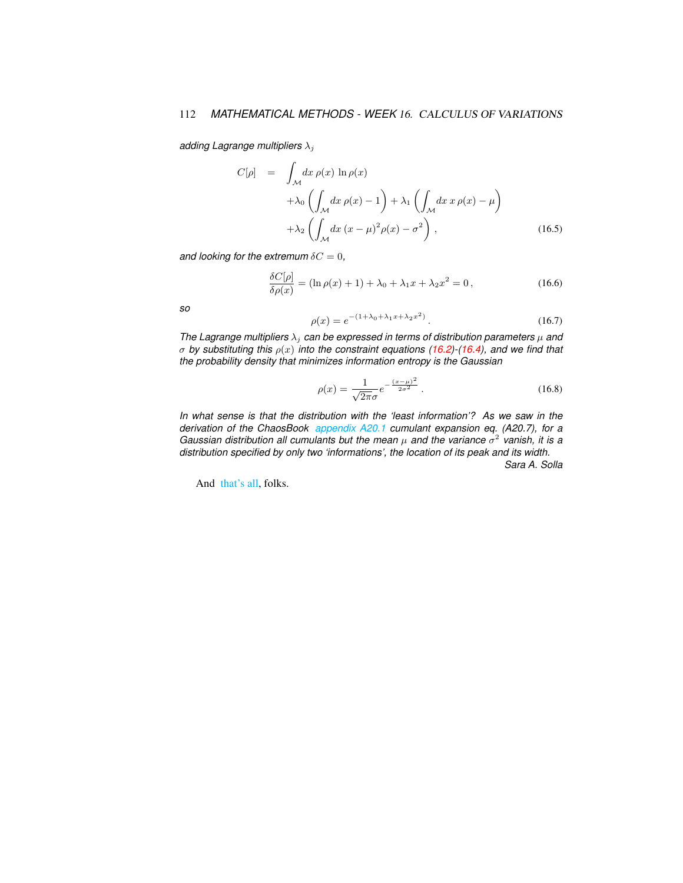*adding Lagrange multipliers $\lambda_j$*

$$
\begin{aligned}
C[\rho] \quad = \quad & \int_{\mathcal{M}} dx\, \rho(x)\, \ln \rho(x) \\
& + \lambda_0 \left( \int_{\mathcal{M}} dx\, \rho(x) - 1 \right) + \lambda_1 \left( \int_{\mathcal{M}} dx\, x\, \rho(x) - \mu \right) \\
& + \lambda_2 \left( \int_{\mathcal{M}} dx\, (x-\mu)^2 \rho(x) - \sigma^2 \right) ,
\end{aligned}
\tag{16.5}
$$

*and looking for the extremum $\delta C = 0$,*

$$
\frac{\delta C[\rho]}{\delta \rho(x)} = (\ln \rho(x) + 1) + \lambda_0 + \lambda_1 x + \lambda_2 x^2 = 0 \,,
\tag{16.6}
$$

*so*

$$
\rho(x) = e^{-(1+\lambda_0+\lambda_1 x+\lambda_2 x^2)} \,.
\tag{16.7}
$$

*The Lagrange multipliers $\lambda_j$ can be expressed in terms of distribution parameters $\mu$ and $\sigma$ by substituting this $\rho(x)$ into the constraint equations (16.2)-(16.4), and we find that the probability density that minimizes information entropy is the Gaussian*

$$
\rho(x) = \frac{1}{\sqrt{2\pi}\sigma} e^{-\frac{(x-\mu)^2}{2\sigma^2}} \,.
\tag{16.8}
$$

*In what sense is that the distribution with the 'least information'? As we saw in the derivation of the ChaosBook appendix A20.1 cumulant expansion eq. (A20.7), for a Gaussian distribution all cumulants but the mean $\mu$ and the variance $\sigma^2$ vanish, it is a distribution specified by only two 'informations', the location of its peak and its width.*

*Sara A. Solla*

And that's all, folks.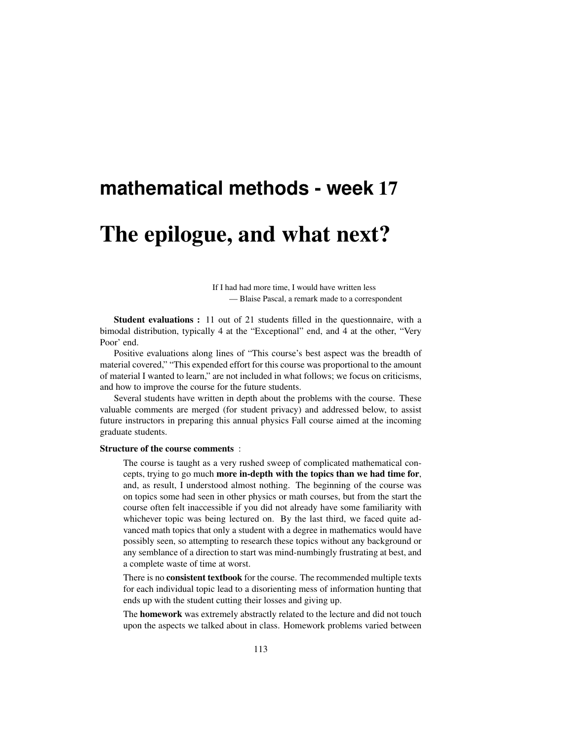## mathematical methods - week 17

# The epilogue, and what next?

> If I had had more time, I would have written less
> — Blaise Pascal, a remark made to a correspondent

**Student evaluations :** 11 out of 21 students filled in the questionnaire, with a bimodal distribution, typically 4 at the "Exceptional" end, and 4 at the other, "Very Poor' end.

Positive evaluations along lines of "This course's best aspect was the breadth of material covered," "This expended effort for this course was proportional to the amount of material I wanted to learn," are not included in what follows; we focus on criticisms, and how to improve the course for the future students.

Several students have written in depth about the problems with the course. These valuable comments are merged (for student privacy) and addressed below, to assist future instructors in preparing this annual physics Fall course aimed at the incoming graduate students.

**Structure of the course comments** :

> The course is taught as a very rushed sweep of complicated mathematical concepts, trying to go much **more in-depth with the topics than we had time for**, and, as result, I understood almost nothing. The beginning of the course was on topics some had seen in other physics or math courses, but from the start the course often felt inaccessible if you did not already have some familiarity with whichever topic was being lectured on. By the last third, we faced quite advanced math topics that only a student with a degree in mathematics would have possibly seen, so attempting to research these topics without any background or any semblance of a direction to start was mind-numbingly frustrating at best, and a complete waste of time at worst.
>
> There is no **consistent textbook** for the course. The recommended multiple texts for each individual topic lead to a disorienting mess of information hunting that ends up with the student cutting their losses and giving up.
>
> The **homework** was extremely abstractly related to the lecture and did not touch upon the aspects we talked about in class. Homework problems varied between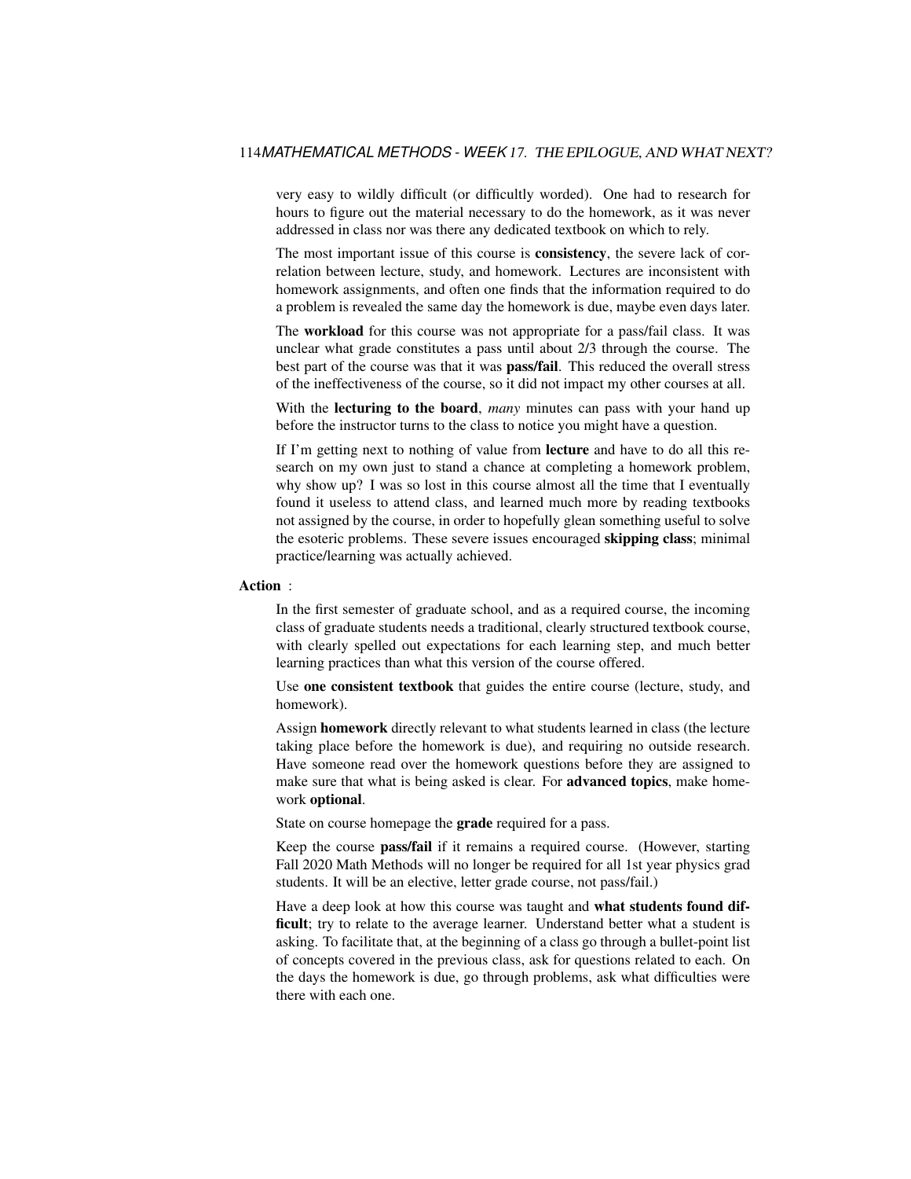very easy to wildly difficult (or difficultly worded). One had to research for hours to figure out the material necessary to do the homework, as it was never addressed in class nor was there any dedicated textbook on which to rely.

The most important issue of this course is **consistency**, the severe lack of correlation between lecture, study, and homework. Lectures are inconsistent with homework assignments, and often one finds that the information required to do a problem is revealed the same day the homework is due, maybe even days later.

The **workload** for this course was not appropriate for a pass/fail class. It was unclear what grade constitutes a pass until about 2/3 through the course. The best part of the course was that it was **pass/fail**. This reduced the overall stress of the ineffectiveness of the course, so it did not impact my other courses at all.

With the **lecturing to the board**, *many* minutes can pass with your hand up before the instructor turns to the class to notice you might have a question.

If I'm getting next to nothing of value from **lecture** and have to do all this research on my own just to stand a chance at completing a homework problem, why show up? I was so lost in this course almost all the time that I eventually found it useless to attend class, and learned much more by reading textbooks not assigned by the course, in order to hopefully glean something useful to solve the esoteric problems. These severe issues encouraged **skipping class**; minimal practice/learning was actually achieved.

**Action** :

In the first semester of graduate school, and as a required course, the incoming class of graduate students needs a traditional, clearly structured textbook course, with clearly spelled out expectations for each learning step, and much better learning practices than what this version of the course offered.

Use **one consistent textbook** that guides the entire course (lecture, study, and homework).

Assign **homework** directly relevant to what students learned in class (the lecture taking place before the homework is due), and requiring no outside research. Have someone read over the homework questions before they are assigned to make sure that what is being asked is clear. For **advanced topics**, make homework **optional**.

State on course homepage the **grade** required for a pass.

Keep the course **pass/fail** if it remains a required course. (However, starting Fall 2020 Math Methods will no longer be required for all 1st year physics grad students. It will be an elective, letter grade course, not pass/fail.)

Have a deep look at how this course was taught and **what students found difficult**; try to relate to the average learner. Understand better what a student is asking. To facilitate that, at the beginning of a class go through a bullet-point list of concepts covered in the previous class, ask for questions related to each. On the days the homework is due, go through problems, ask what difficulties were there with each one.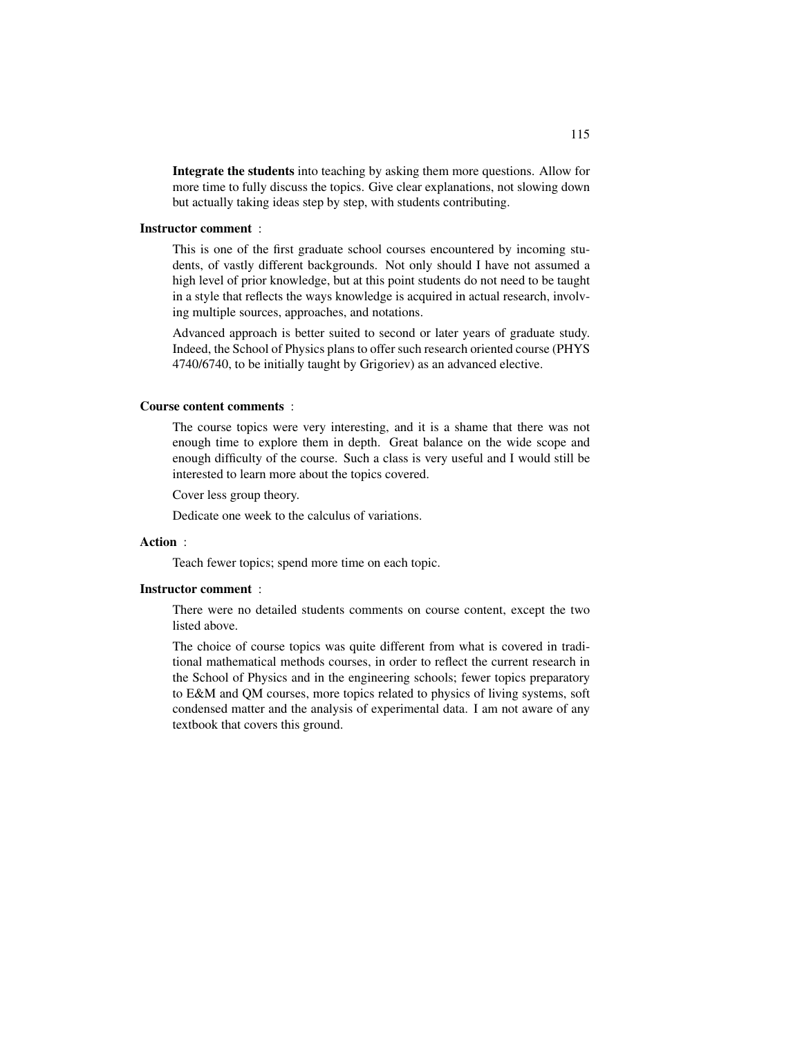**Integrate the students** into teaching by asking them more questions. Allow for more time to fully discuss the topics. Give clear explanations, not slowing down but actually taking ideas step by step, with students contributing.

**Instructor comment** :

This is one of the first graduate school courses encountered by incoming students, of vastly different backgrounds. Not only should I have not assumed a high level of prior knowledge, but at this point students do not need to be taught in a style that reflects the ways knowledge is acquired in actual research, involving multiple sources, approaches, and notations.

Advanced approach is better suited to second or later years of graduate study. Indeed, the School of Physics plans to offer such research oriented course (PHYS 4740/6740, to be initially taught by Grigoriev) as an advanced elective.

**Course content comments** :

The course topics were very interesting, and it is a shame that there was not enough time to explore them in depth. Great balance on the wide scope and enough difficulty of the course. Such a class is very useful and I would still be interested to learn more about the topics covered.

Cover less group theory.

Dedicate one week to the calculus of variations.

**Action** :

Teach fewer topics; spend more time on each topic.

**Instructor comment** :

There were no detailed students comments on course content, except the two listed above.

The choice of course topics was quite different from what is covered in traditional mathematical methods courses, in order to reflect the current research in the School of Physics and in the engineering schools; fewer topics preparatory to E&M and QM courses, more topics related to physics of living systems, soft condensed matter and the analysis of experimental data. I am not aware of any textbook that covers this ground.